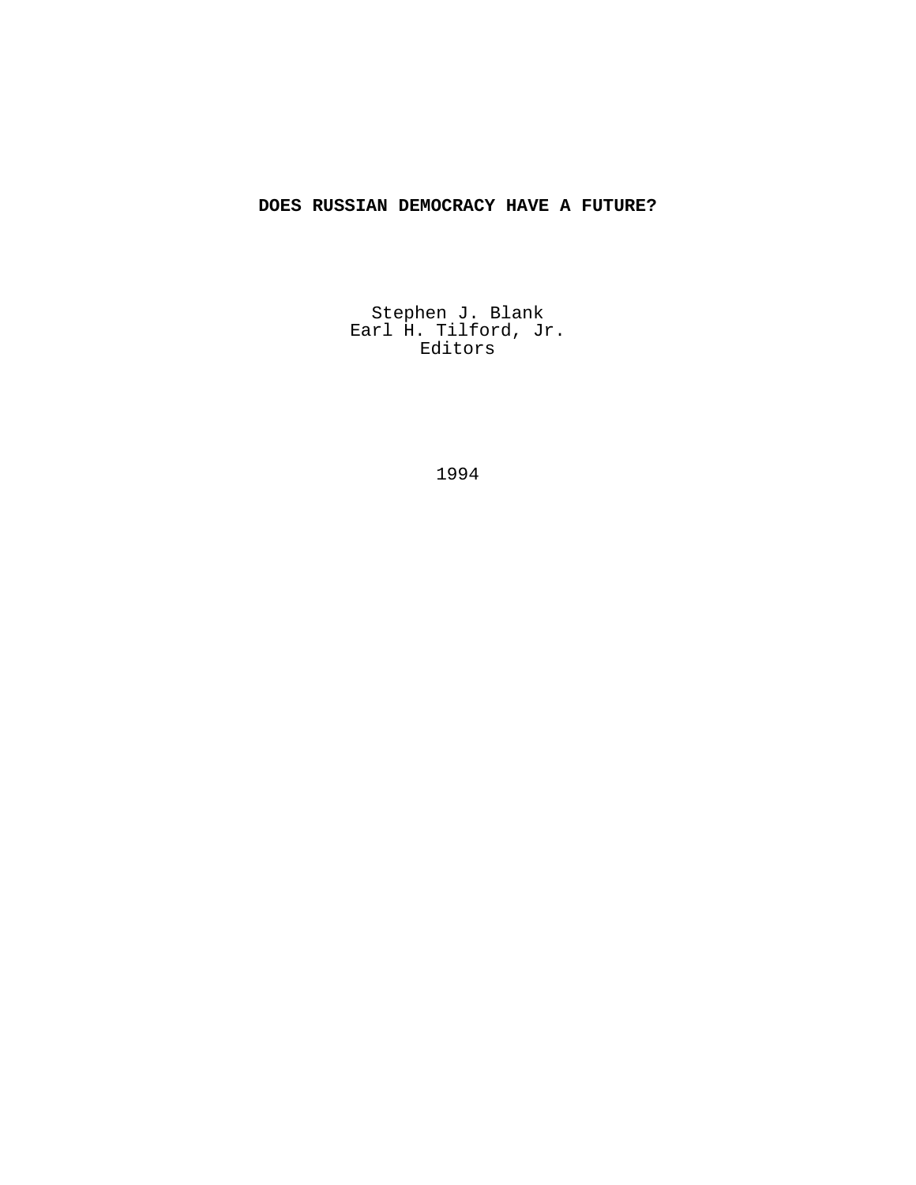# DOES RUSSIAN DEMOCRACY HAVE A FUTURE?

Stephen J. Blank
Earl H. Tilford, Jr.
Editors

1994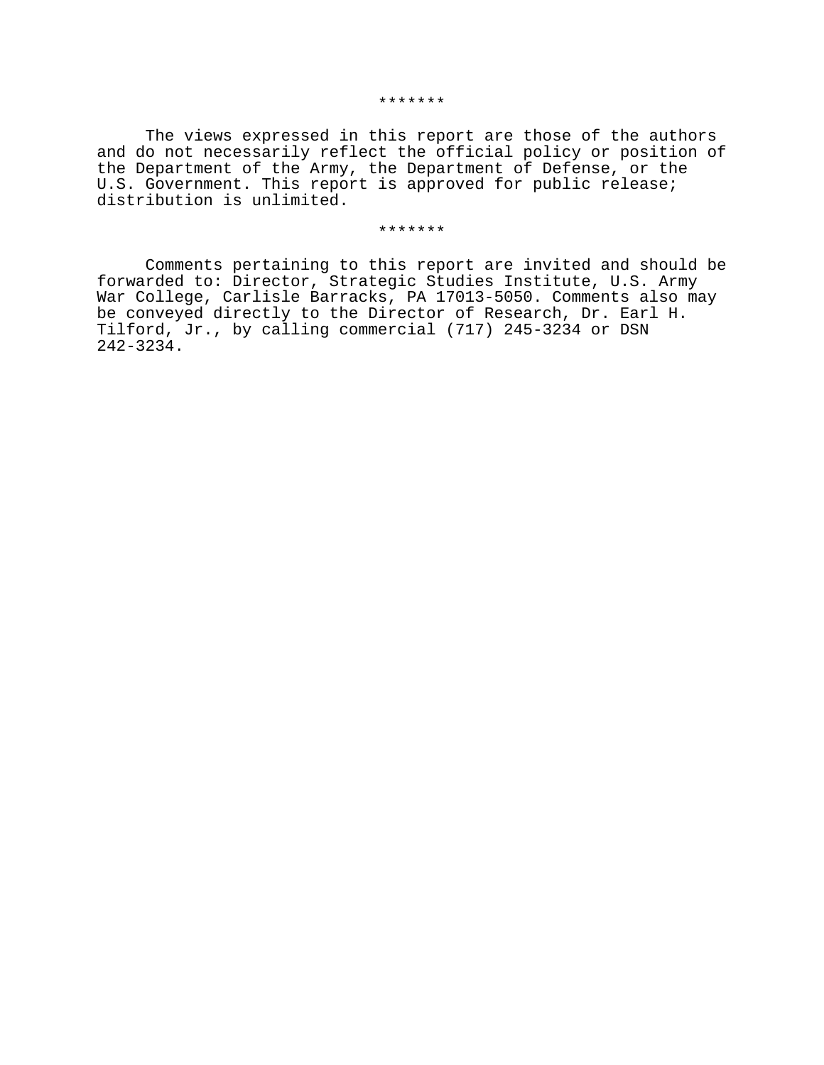*******

The views expressed in this report are those of the authors and do not necessarily reflect the official policy or position of the Department of the Army, the Department of Defense, or the U.S. Government. This report is approved for public release; distribution is unlimited.

*******

Comments pertaining to this report are invited and should be forwarded to: Director, Strategic Studies Institute, U.S. Army War College, Carlisle Barracks, PA 17013-5050. Comments also may be conveyed directly to the Director of Research, Dr. Earl H. Tilford, Jr., by calling commercial (717) 245-3234 or DSN 242-3234.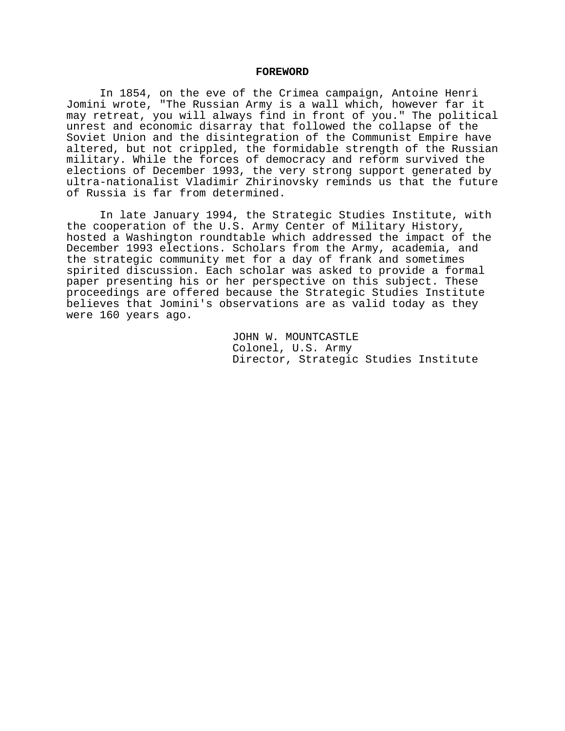## FOREWORD

In 1854, on the eve of the Crimea campaign, Antoine Henri Jomini wrote, "The Russian Army is a wall which, however far it may retreat, you will always find in front of you." The political unrest and economic disarray that followed the collapse of the Soviet Union and the disintegration of the Communist Empire have altered, but not crippled, the formidable strength of the Russian military. While the forces of democracy and reform survived the elections of December 1993, the very strong support generated by ultra-nationalist Vladimir Zhirinovsky reminds us that the future of Russia is far from determined.

In late January 1994, the Strategic Studies Institute, with the cooperation of the U.S. Army Center of Military History, hosted a Washington roundtable which addressed the impact of the December 1993 elections. Scholars from the Army, academia, and the strategic community met for a day of frank and sometimes spirited discussion. Each scholar was asked to provide a formal paper presenting his or her perspective on this subject. These proceedings are offered because the Strategic Studies Institute believes that Jomini's observations are as valid today as they were 160 years ago.

JOHN W. MOUNTCASTLE
Colonel, U.S. Army
Director, Strategic Studies Institute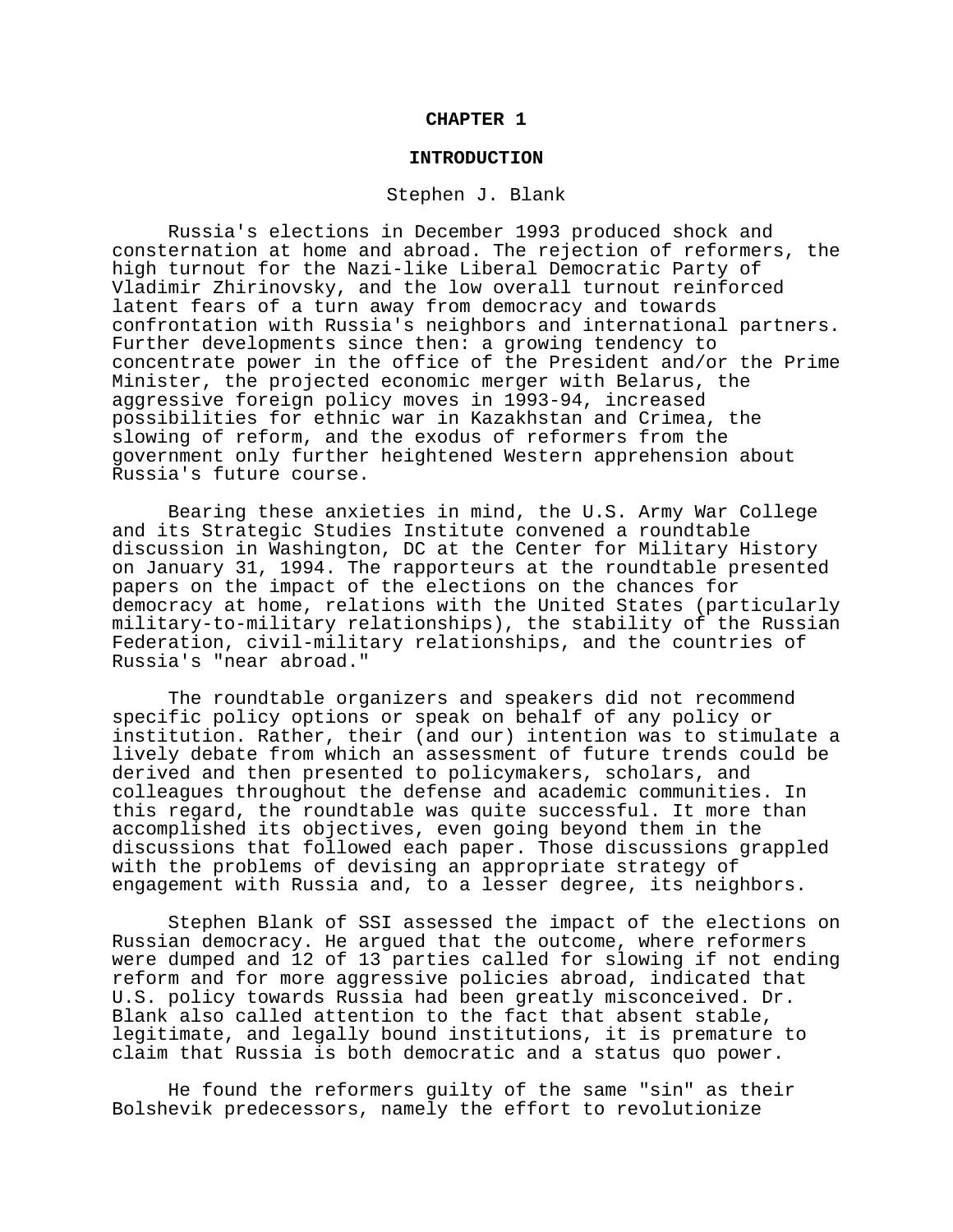# CHAPTER 1

## INTRODUCTION

Stephen J. Blank

Russia's elections in December 1993 produced shock and consternation at home and abroad. The rejection of reformers, the high turnout for the Nazi-like Liberal Democratic Party of Vladimir Zhirinovsky, and the low overall turnout reinforced latent fears of a turn away from democracy and towards confrontation with Russia's neighbors and international partners. Further developments since then: a growing tendency to concentrate power in the office of the President and/or the Prime Minister, the projected economic merger with Belarus, the aggressive foreign policy moves in 1993-94, increased possibilities for ethnic war in Kazakhstan and Crimea, the slowing of reform, and the exodus of reformers from the government only further heightened Western apprehension about Russia's future course.

Bearing these anxieties in mind, the U.S. Army War College and its Strategic Studies Institute convened a roundtable discussion in Washington, DC at the Center for Military History on January 31, 1994. The rapporteurs at the roundtable presented papers on the impact of the elections on the chances for democracy at home, relations with the United States (particularly military-to-military relationships), the stability of the Russian Federation, civil-military relationships, and the countries of Russia's "near abroad."

The roundtable organizers and speakers did not recommend specific policy options or speak on behalf of any policy or institution. Rather, their (and our) intention was to stimulate a lively debate from which an assessment of future trends could be derived and then presented to policymakers, scholars, and colleagues throughout the defense and academic communities. In this regard, the roundtable was quite successful. It more than accomplished its objectives, even going beyond them in the discussions that followed each paper. Those discussions grappled with the problems of devising an appropriate strategy of engagement with Russia and, to a lesser degree, its neighbors.

Stephen Blank of SSI assessed the impact of the elections on Russian democracy. He argued that the outcome, where reformers were dumped and 12 of 13 parties called for slowing if not ending reform and for more aggressive policies abroad, indicated that U.S. policy towards Russia had been greatly misconceived. Dr. Blank also called attention to the fact that absent stable, legitimate, and legally bound institutions, it is premature to claim that Russia is both democratic and a status quo power.

He found the reformers guilty of the same "sin" as their Bolshevik predecessors, namely the effort to revolutionize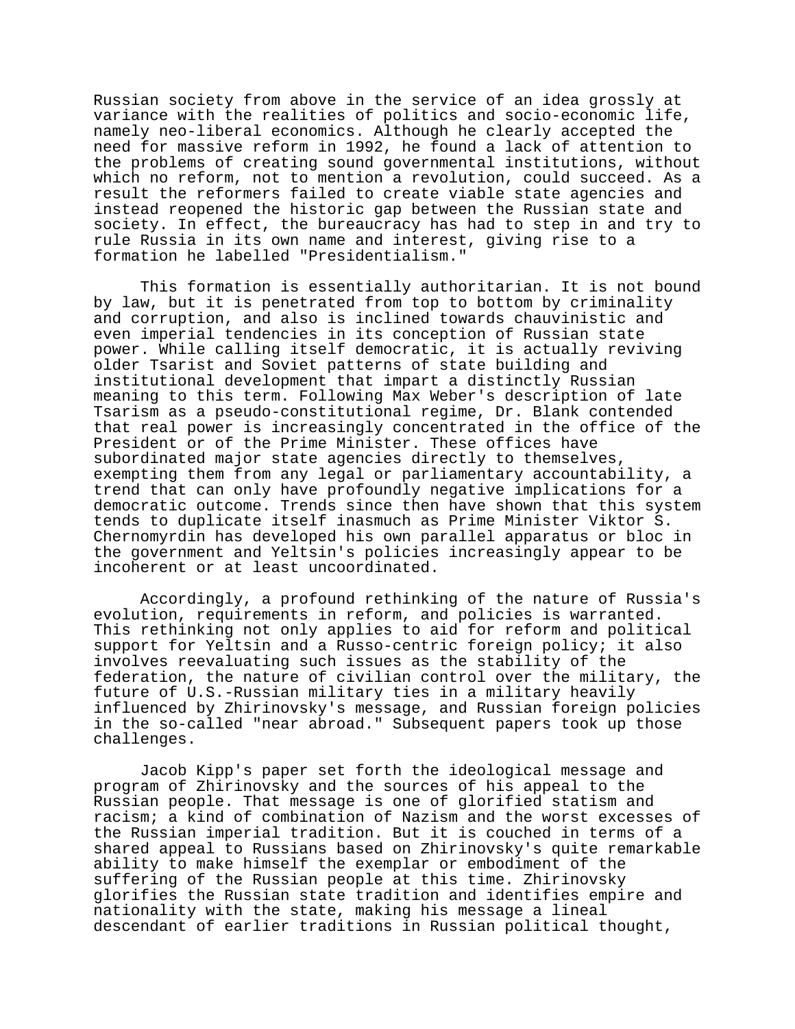Russian society from above in the service of an idea grossly at variance with the realities of politics and socio-economic life, namely neo-liberal economics. Although he clearly accepted the need for massive reform in 1992, he found a lack of attention to the problems of creating sound governmental institutions, without which no reform, not to mention a revolution, could succeed. As a result the reformers failed to create viable state agencies and instead reopened the historic gap between the Russian state and society. In effect, the bureaucracy has had to step in and try to rule Russia in its own name and interest, giving rise to a formation he labelled "Presidentialism."

This formation is essentially authoritarian. It is not bound by law, but it is penetrated from top to bottom by criminality and corruption, and also is inclined towards chauvinistic and even imperial tendencies in its conception of Russian state power. While calling itself democratic, it is actually reviving older Tsarist and Soviet patterns of state building and institutional development that impart a distinctly Russian meaning to this term. Following Max Weber's description of late Tsarism as a pseudo-constitutional regime, Dr. Blank contended that real power is increasingly concentrated in the office of the President or of the Prime Minister. These offices have subordinated major state agencies directly to themselves, exempting them from any legal or parliamentary accountability, a trend that can only have profoundly negative implications for a democratic outcome. Trends since then have shown that this system tends to duplicate itself inasmuch as Prime Minister Viktor S. Chernomyrdin has developed his own parallel apparatus or bloc in the government and Yeltsin's policies increasingly appear to be incoherent or at least uncoordinated.

Accordingly, a profound rethinking of the nature of Russia's evolution, requirements in reform, and policies is warranted. This rethinking not only applies to aid for reform and political support for Yeltsin and a Russo-centric foreign policy; it also involves reevaluating such issues as the stability of the federation, the nature of civilian control over the military, the future of U.S.-Russian military ties in a military heavily influenced by Zhirinovsky's message, and Russian foreign policies in the so-called "near abroad." Subsequent papers took up those challenges.

Jacob Kipp's paper set forth the ideological message and program of Zhirinovsky and the sources of his appeal to the Russian people. That message is one of glorified statism and racism; a kind of combination of Nazism and the worst excesses of the Russian imperial tradition. But it is couched in terms of a shared appeal to Russians based on Zhirinovsky's quite remarkable ability to make himself the exemplar or embodiment of the suffering of the Russian people at this time. Zhirinovsky glorifies the Russian state tradition and identifies empire and nationality with the state, making his message a lineal descendant of earlier traditions in Russian political thought,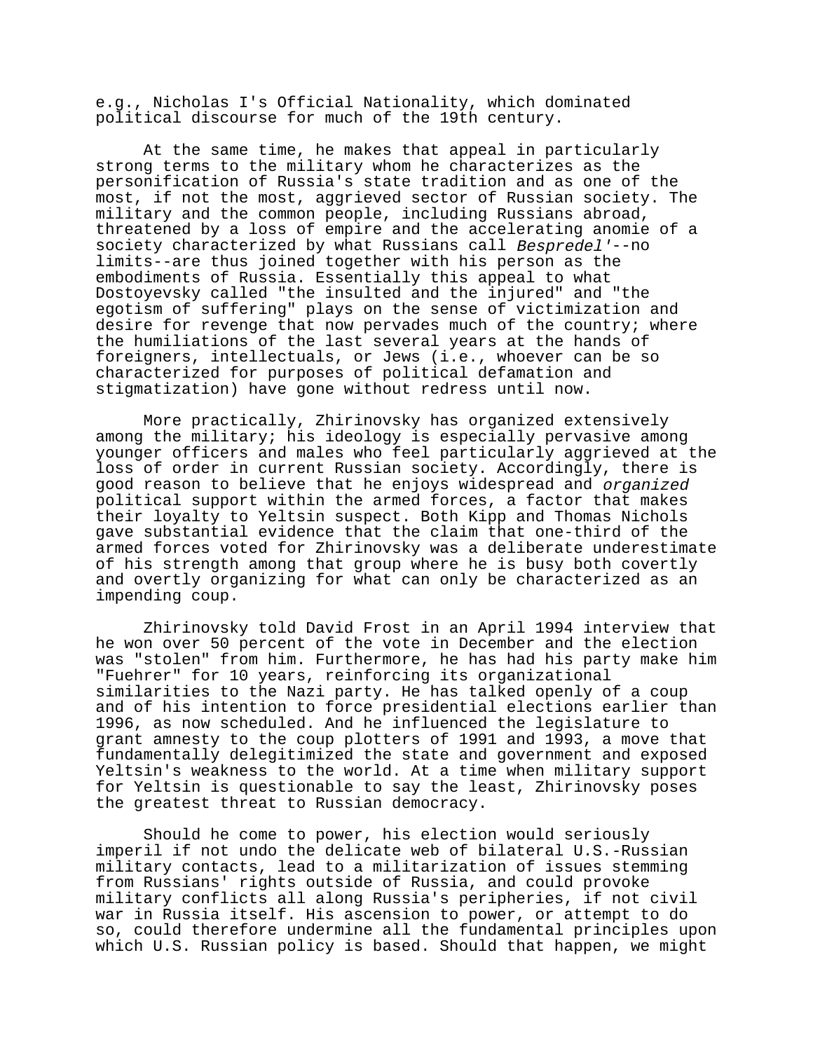e.g., Nicholas I's Official Nationality, which dominated political discourse for much of the 19th century.

At the same time, he makes that appeal in particularly strong terms to the military whom he characterizes as the personification of Russia's state tradition and as one of the most, if not the most, aggrieved sector of Russian society. The military and the common people, including Russians abroad, threatened by a loss of empire and the accelerating anomie of a society characterized by what Russians call *Bespredel'*--no limits--are thus joined together with his person as the embodiments of Russia. Essentially this appeal to what Dostoyevsky called "the insulted and the injured" and "the egotism of suffering" plays on the sense of victimization and desire for revenge that now pervades much of the country; where the humiliations of the last several years at the hands of foreigners, intellectuals, or Jews (i.e., whoever can be so characterized for purposes of political defamation and stigmatization) have gone without redress until now.

More practically, Zhirinovsky has organized extensively among the military; his ideology is especially pervasive among younger officers and males who feel particularly aggrieved at the loss of order in current Russian society. Accordingly, there is good reason to believe that he enjoys widespread and *organized* political support within the armed forces, a factor that makes their loyalty to Yeltsin suspect. Both Kipp and Thomas Nichols gave substantial evidence that the claim that one-third of the armed forces voted for Zhirinovsky was a deliberate underestimate of his strength among that group where he is busy both covertly and overtly organizing for what can only be characterized as an impending coup.

Zhirinovsky told David Frost in an April 1994 interview that he won over 50 percent of the vote in December and the election was "stolen" from him. Furthermore, he has had his party make him "Fuehrer" for 10 years, reinforcing its organizational similarities to the Nazi party. He has talked openly of a coup and of his intention to force presidential elections earlier than 1996, as now scheduled. And he influenced the legislature to grant amnesty to the coup plotters of 1991 and 1993, a move that fundamentally delegitimized the state and government and exposed Yeltsin's weakness to the world. At a time when military support for Yeltsin is questionable to say the least, Zhirinovsky poses the greatest threat to Russian democracy.

Should he come to power, his election would seriously imperil if not undo the delicate web of bilateral U.S.-Russian military contacts, lead to a militarization of issues stemming from Russians' rights outside of Russia, and could provoke military conflicts all along Russia's peripheries, if not civil war in Russia itself. His ascension to power, or attempt to do so, could therefore undermine all the fundamental principles upon which U.S. Russian policy is based. Should that happen, we might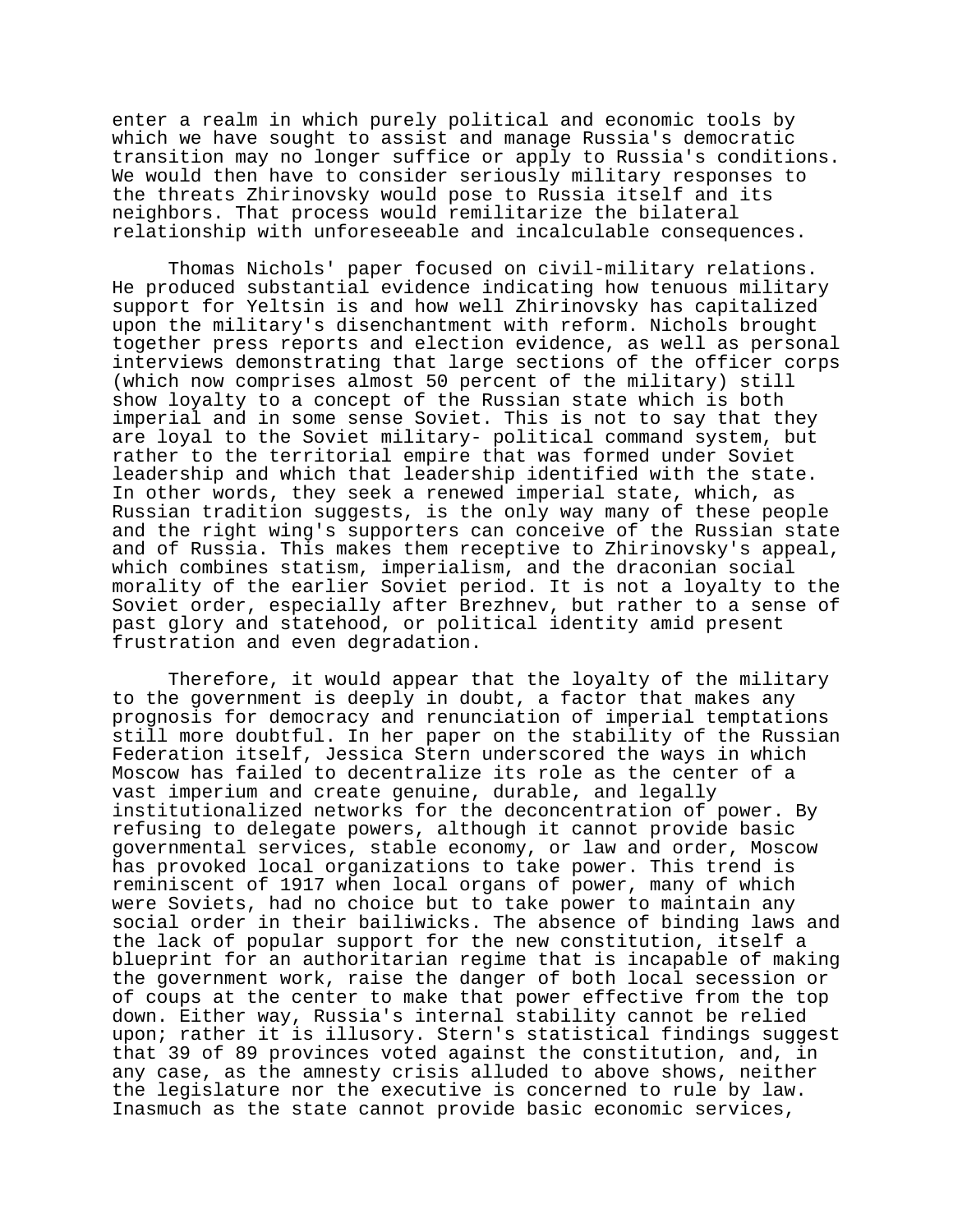enter a realm in which purely political and economic tools by which we have sought to assist and manage Russia's democratic transition may no longer suffice or apply to Russia's conditions. We would then have to consider seriously military responses to the threats Zhirinovsky would pose to Russia itself and its neighbors. That process would remilitarize the bilateral relationship with unforeseeable and incalculable consequences.

Thomas Nichols' paper focused on civil-military relations. He produced substantial evidence indicating how tenuous military support for Yeltsin is and how well Zhirinovsky has capitalized upon the military's disenchantment with reform. Nichols brought together press reports and election evidence, as well as personal interviews demonstrating that large sections of the officer corps (which now comprises almost 50 percent of the military) still show loyalty to a concept of the Russian state which is both imperial and in some sense Soviet. This is not to say that they are loyal to the Soviet military- political command system, but rather to the territorial empire that was formed under Soviet leadership and which that leadership identified with the state. In other words, they seek a renewed imperial state, which, as Russian tradition suggests, is the only way many of these people and the right wing's supporters can conceive of the Russian state and of Russia. This makes them receptive to Zhirinovsky's appeal, which combines statism, imperialism, and the draconian social morality of the earlier Soviet period. It is not a loyalty to the Soviet order, especially after Brezhnev, but rather to a sense of past glory and statehood, or political identity amid present frustration and even degradation.

Therefore, it would appear that the loyalty of the military to the government is deeply in doubt, a factor that makes any prognosis for democracy and renunciation of imperial temptations still more doubtful. In her paper on the stability of the Russian Federation itself, Jessica Stern underscored the ways in which Moscow has failed to decentralize its role as the center of a vast imperium and create genuine, durable, and legally institutionalized networks for the deconcentration of power. By refusing to delegate powers, although it cannot provide basic governmental services, stable economy, or law and order, Moscow has provoked local organizations to take power. This trend is reminiscent of 1917 when local organs of power, many of which were Soviets, had no choice but to take power to maintain any social order in their bailiwicks. The absence of binding laws and the lack of popular support for the new constitution, itself a blueprint for an authoritarian regime that is incapable of making the government work, raise the danger of both local secession or of coups at the center to make that power effective from the top down. Either way, Russia's internal stability cannot be relied upon; rather it is illusory. Stern's statistical findings suggest that 39 of 89 provinces voted against the constitution, and, in any case, as the amnesty crisis alluded to above shows, neither the legislature nor the executive is concerned to rule by law. Inasmuch as the state cannot provide basic economic services,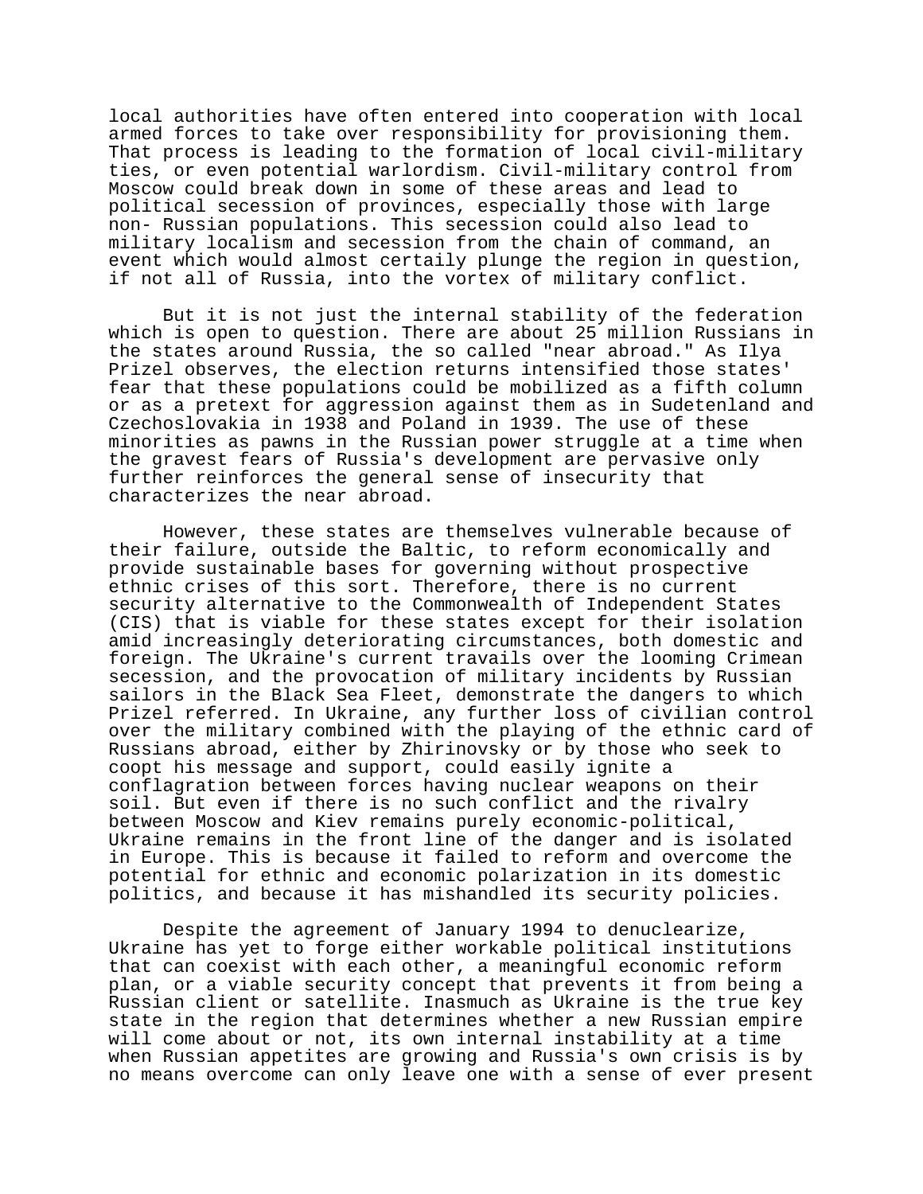local authorities have often entered into cooperation with local armed forces to take over responsibility for provisioning them. That process is leading to the formation of local civil-military ties, or even potential warlordism. Civil-military control from Moscow could break down in some of these areas and lead to political secession of provinces, especially those with large non- Russian populations. This secession could also lead to military localism and secession from the chain of command, an event which would almost certaily plunge the region in question, if not all of Russia, into the vortex of military conflict.

But it is not just the internal stability of the federation which is open to question. There are about 25 million Russians in the states around Russia, the so called "near abroad." As Ilya Prizel observes, the election returns intensified those states' fear that these populations could be mobilized as a fifth column or as a pretext for aggression against them as in Sudetenland and Czechoslovakia in 1938 and Poland in 1939. The use of these minorities as pawns in the Russian power struggle at a time when the gravest fears of Russia's development are pervasive only further reinforces the general sense of insecurity that characterizes the near abroad.

However, these states are themselves vulnerable because of their failure, outside the Baltic, to reform economically and provide sustainable bases for governing without prospective ethnic crises of this sort. Therefore, there is no current security alternative to the Commonwealth of Independent States (CIS) that is viable for these states except for their isolation amid increasingly deteriorating circumstances, both domestic and foreign. The Ukraine's current travails over the looming Crimean secession, and the provocation of military incidents by Russian sailors in the Black Sea Fleet, demonstrate the dangers to which Prizel referred. In Ukraine, any further loss of civilian control over the military combined with the playing of the ethnic card of Russians abroad, either by Zhirinovsky or by those who seek to coopt his message and support, could easily ignite a conflagration between forces having nuclear weapons on their soil. But even if there is no such conflict and the rivalry between Moscow and Kiev remains purely economic-political, Ukraine remains in the front line of the danger and is isolated in Europe. This is because it failed to reform and overcome the potential for ethnic and economic polarization in its domestic politics, and because it has mishandled its security policies.

Despite the agreement of January 1994 to denuclearize, Ukraine has yet to forge either workable political institutions that can coexist with each other, a meaningful economic reform plan, or a viable security concept that prevents it from being a Russian client or satellite. Inasmuch as Ukraine is the true key state in the region that determines whether a new Russian empire will come about or not, its own internal instability at a time when Russian appetites are growing and Russia's own crisis is by no means overcome can only leave one with a sense of ever present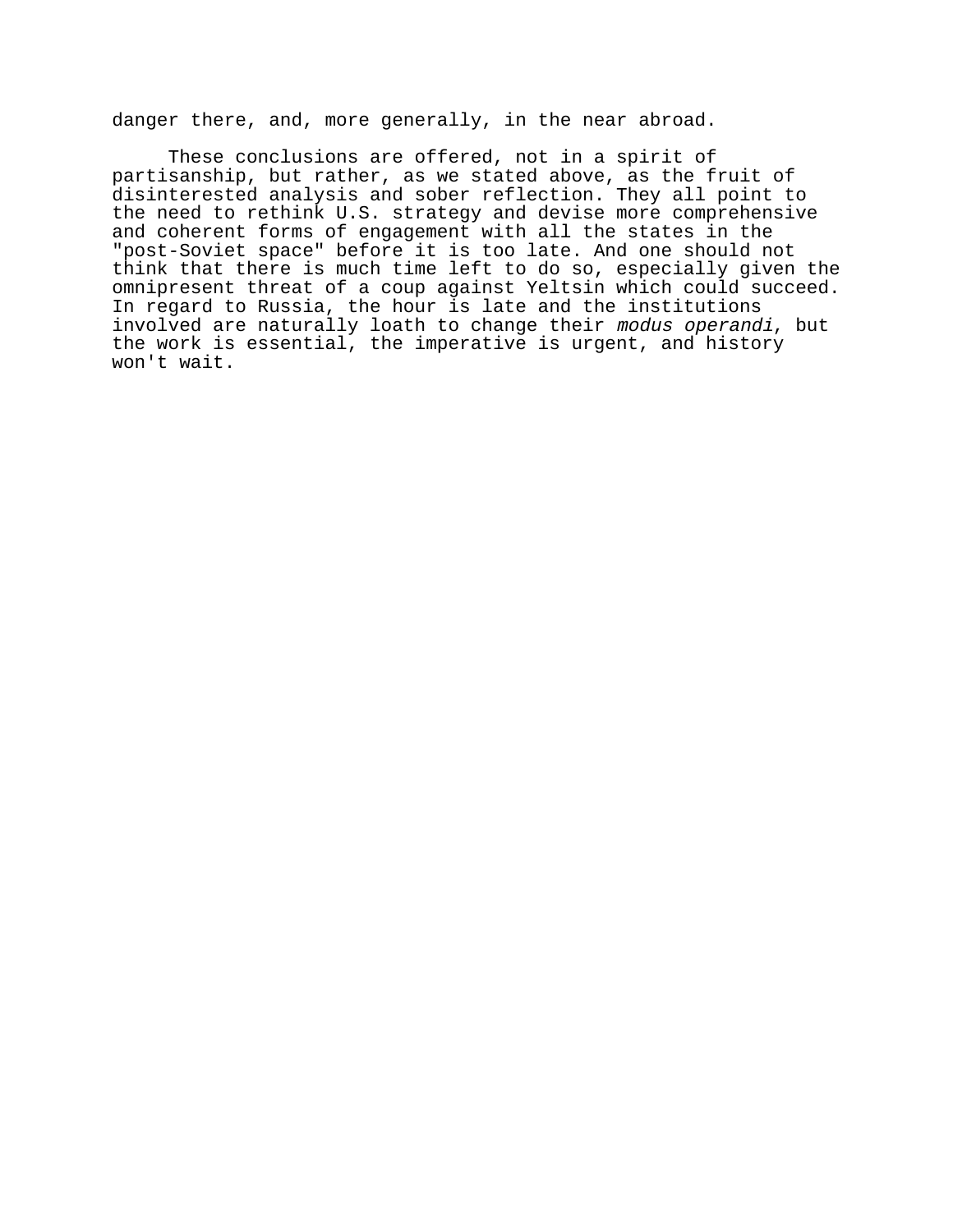danger there, and, more generally, in the near abroad.

These conclusions are offered, not in a spirit of partisanship, but rather, as we stated above, as the fruit of disinterested analysis and sober reflection. They all point to the need to rethink U.S. strategy and devise more comprehensive and coherent forms of engagement with all the states in the "post-Soviet space" before it is too late. And one should not think that there is much time left to do so, especially given the omnipresent threat of a coup against Yeltsin which could succeed. In regard to Russia, the hour is late and the institutions involved are naturally loath to change their *modus operandi*, but the work is essential, the imperative is urgent, and history won't wait.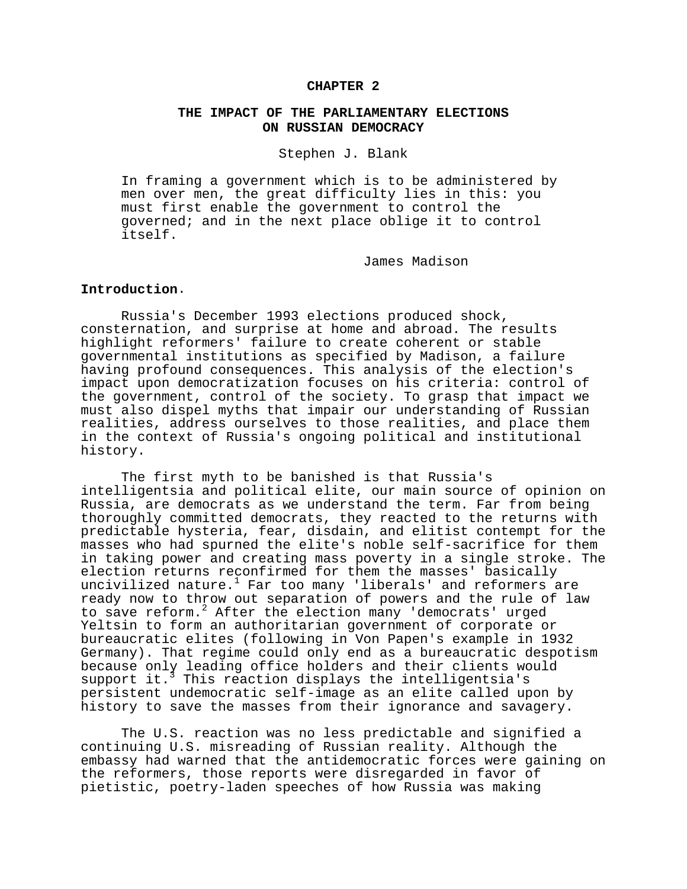# CHAPTER 2

## THE IMPACT OF THE PARLIAMENTARY ELECTIONS ON RUSSIAN DEMOCRACY

Stephen J. Blank

> In framing a government which is to be administered by men over men, the great difficulty lies in this: you must first enable the government to control the governed; and in the next place oblige it to control itself.
>
> James Madison

**Introduction**.

Russia's December 1993 elections produced shock, consternation, and surprise at home and abroad. The results highlight reformers' failure to create coherent or stable governmental institutions as specified by Madison, a failure having profound consequences. This analysis of the election's impact upon democratization focuses on his criteria: control of the government, control of the society. To grasp that impact we must also dispel myths that impair our understanding of Russian realities, address ourselves to those realities, and place them in the context of Russia's ongoing political and institutional history.

The first myth to be banished is that Russia's intelligentsia and political elite, our main source of opinion on Russia, are democrats as we understand the term. Far from being thoroughly committed democrats, they reacted to the returns with predictable hysteria, fear, disdain, and elitist contempt for the masses who had spurned the elite's noble self-sacrifice for them in taking power and creating mass poverty in a single stroke. The election returns reconfirmed for them the masses' basically uncivilized nature.[1] Far too many 'liberals' and reformers are ready now to throw out separation of powers and the rule of law to save reform.[2] After the election many 'democrats' urged Yeltsin to form an authoritarian government of corporate or bureaucratic elites (following in Von Papen's example in 1932 Germany). That regime could only end as a bureaucratic despotism because only leading office holders and their clients would support it.[3] This reaction displays the intelligentsia's persistent undemocratic self-image as an elite called upon by history to save the masses from their ignorance and savagery.

The U.S. reaction was no less predictable and signified a continuing U.S. misreading of Russian reality. Although the embassy had warned that the antidemocratic forces were gaining on the reformers, those reports were disregarded in favor of pietistic, poetry-laden speeches of how Russia was making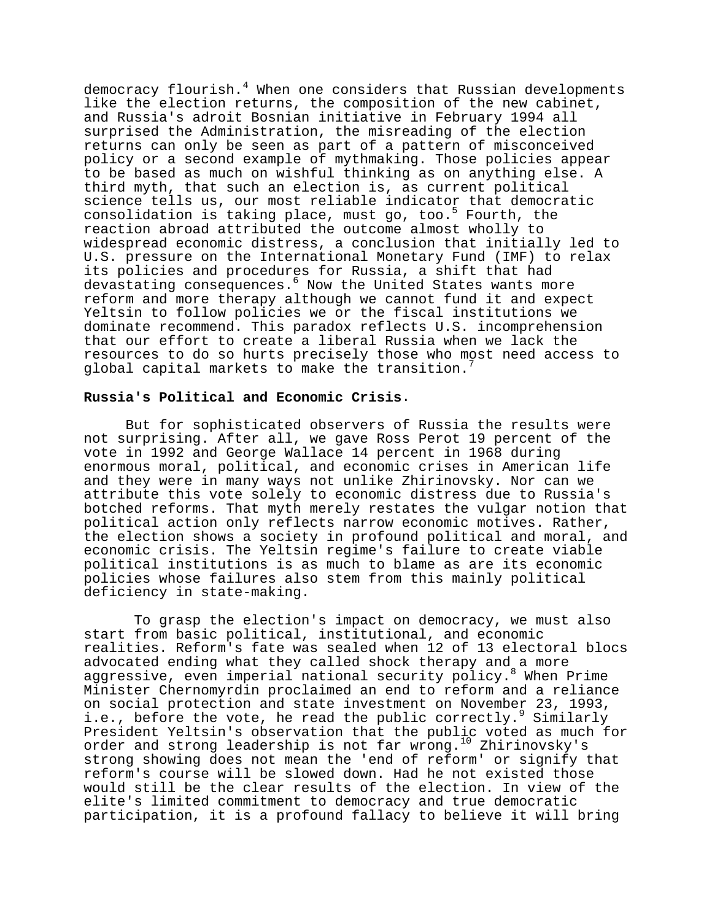democracy flourish.[4] When one considers that Russian developments like the election returns, the composition of the new cabinet, and Russia's adroit Bosnian initiative in February 1994 all surprised the Administration, the misreading of the election returns can only be seen as part of a pattern of misconceived policy or a second example of mythmaking. Those policies appear to be based as much on wishful thinking as on anything else. A third myth, that such an election is, as current political science tells us, our most reliable indicator that democratic consolidation is taking place, must go, too.[5] Fourth, the reaction abroad attributed the outcome almost wholly to widespread economic distress, a conclusion that initially led to U.S. pressure on the International Monetary Fund (IMF) to relax its policies and procedures for Russia, a shift that had devastating consequences.[6] Now the United States wants more reform and more therapy although we cannot fund it and expect Yeltsin to follow policies we or the fiscal institutions we dominate recommend. This paradox reflects U.S. incomprehension that our effort to create a liberal Russia when we lack the resources to do so hurts precisely those who most need access to global capital markets to make the transition.[7]

**Russia's Political and Economic Crisis**.

But for sophisticated observers of Russia the results were not surprising. After all, we gave Ross Perot 19 percent of the vote in 1992 and George Wallace 14 percent in 1968 during enormous moral, political, and economic crises in American life and they were in many ways not unlike Zhirinovsky. Nor can we attribute this vote solely to economic distress due to Russia's botched reforms. That myth merely restates the vulgar notion that political action only reflects narrow economic motives. Rather, the election shows a society in profound political and moral, and economic crisis. The Yeltsin regime's failure to create viable political institutions is as much to blame as are its economic policies whose failures also stem from this mainly political deficiency in state-making.

To grasp the election's impact on democracy, we must also start from basic political, institutional, and economic realities. Reform's fate was sealed when 12 of 13 electoral blocs advocated ending what they called shock therapy and a more aggressive, even imperial national security policy.[8] When Prime Minister Chernomyrdin proclaimed an end to reform and a reliance on social protection and state investment on November 23, 1993, i.e., before the vote, he read the public correctly.[9] Similarly President Yeltsin's observation that the public voted as much for order and strong leadership is not far wrong.[10] Zhirinovsky's strong showing does not mean the 'end of reform' or signify that reform's course will be slowed down. Had he not existed those would still be the clear results of the election. In view of the elite's limited commitment to democracy and true democratic participation, it is a profound fallacy to believe it will bring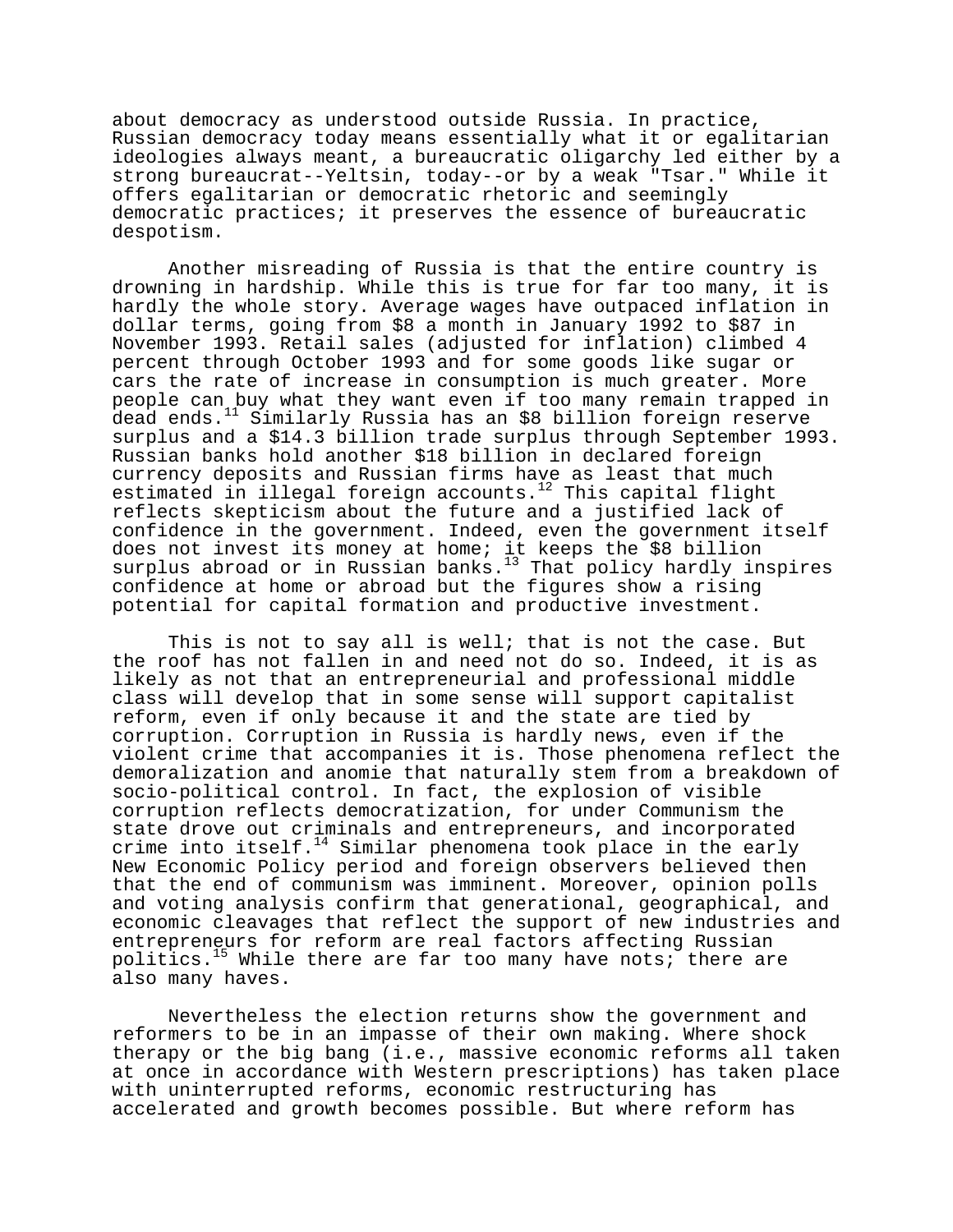about democracy as understood outside Russia. In practice, Russian democracy today means essentially what it or egalitarian ideologies always meant, a bureaucratic oligarchy led either by a strong bureaucrat--Yeltsin, today--or by a weak "Tsar." While it offers egalitarian or democratic rhetoric and seemingly democratic practices; it preserves the essence of bureaucratic despotism.

Another misreading of Russia is that the entire country is drowning in hardship. While this is true for far too many, it is hardly the whole story. Average wages have outpaced inflation in dollar terms, going from $8 a month in January 1992 to $87 in November 1993. Retail sales (adjusted for inflation) climbed 4 percent through October 1993 and for some goods like sugar or cars the rate of increase in consumption is much greater. More people can buy what they want even if too many remain trapped in dead ends.[11] Similarly Russia has an $8 billion foreign reserve surplus and a $14.3 billion trade surplus through September 1993. Russian banks hold another $18 billion in declared foreign currency deposits and Russian firms have as least that much estimated in illegal foreign accounts.[12] This capital flight reflects skepticism about the future and a justified lack of confidence in the government. Indeed, even the government itself does not invest its money at home; it keeps the $8 billion surplus abroad or in Russian banks.[13] That policy hardly inspires confidence at home or abroad but the figures show a rising potential for capital formation and productive investment.

This is not to say all is well; that is not the case. But the roof has not fallen in and need not do so. Indeed, it is as likely as not that an entrepreneurial and professional middle class will develop that in some sense will support capitalist reform, even if only because it and the state are tied by corruption. Corruption in Russia is hardly news, even if the violent crime that accompanies it is. Those phenomena reflect the demoralization and anomie that naturally stem from a breakdown of socio-political control. In fact, the explosion of visible corruption reflects democratization, for under Communism the state drove out criminals and entrepreneurs, and incorporated crime into itself.[14] Similar phenomena took place in the early New Economic Policy period and foreign observers believed then that the end of communism was imminent. Moreover, opinion polls and voting analysis confirm that generational, geographical, and economic cleavages that reflect the support of new industries and entrepreneurs for reform are real factors affecting Russian politics.[15] While there are far too many have nots; there are also many haves.

Nevertheless the election returns show the government and reformers to be in an impasse of their own making. Where shock therapy or the big bang (i.e., massive economic reforms all taken at once in accordance with Western prescriptions) has taken place with uninterrupted reforms, economic restructuring has accelerated and growth becomes possible. But where reform has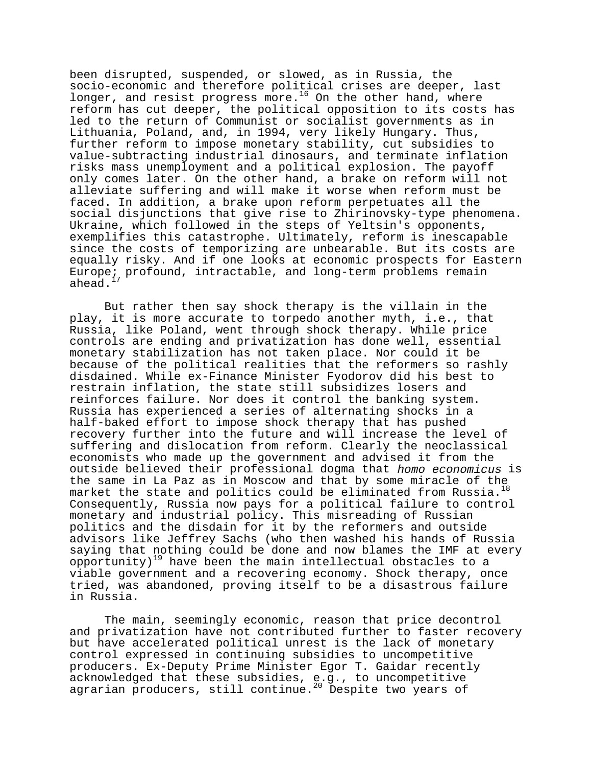been disrupted, suspended, or slowed, as in Russia, the socio-economic and therefore political crises are deeper, last longer, and resist progress more.[16] On the other hand, where reform has cut deeper, the political opposition to its costs has led to the return of Communist or socialist governments as in Lithuania, Poland, and, in 1994, very likely Hungary. Thus, further reform to impose monetary stability, cut subsidies to value-subtracting industrial dinosaurs, and terminate inflation risks mass unemployment and a political explosion. The payoff only comes later. On the other hand, a brake on reform will not alleviate suffering and will make it worse when reform must be faced. In addition, a brake upon reform perpetuates all the social disjunctions that give rise to Zhirinovsky-type phenomena. Ukraine, which followed in the steps of Yeltsin's opponents, exemplifies this catastrophe. Ultimately, reform is inescapable since the costs of temporizing are unbearable. But its costs are equally risky. And if one looks at economic prospects for Eastern Europe, profound, intractable, and long-term problems remain ahead.[17]

But rather then say shock therapy is the villain in the play, it is more accurate to torpedo another myth, i.e., that Russia, like Poland, went through shock therapy. While price controls are ending and privatization has done well, essential monetary stabilization has not taken place. Nor could it be because of the political realities that the reformers so rashly disdained. While ex-Finance Minister Fyodorov did his best to restrain inflation, the state still subsidizes losers and reinforces failure. Nor does it control the banking system. Russia has experienced a series of alternating shocks in a half-baked effort to impose shock therapy that has pushed recovery further into the future and will increase the level of suffering and dislocation from reform. Clearly the neoclassical economists who made up the government and advised it from the outside believed their professional dogma that *homo economicus* is the same in La Paz as in Moscow and that by some miracle of the market the state and politics could be eliminated from Russia.[18] Consequently, Russia now pays for a political failure to control monetary and industrial policy. This misreading of Russian politics and the disdain for it by the reformers and outside advisors like Jeffrey Sachs (who then washed his hands of Russia saying that nothing could be done and now blames the IMF at every opportunity)[19] have been the main intellectual obstacles to a viable government and a recovering economy. Shock therapy, once tried, was abandoned, proving itself to be a disastrous failure in Russia.

The main, seemingly economic, reason that price decontrol and privatization have not contributed further to faster recovery but have accelerated political unrest is the lack of monetary control expressed in continuing subsidies to uncompetitive producers. Ex-Deputy Prime Minister Egor T. Gaidar recently acknowledged that these subsidies, e.g., to uncompetitive agrarian producers, still continue.[20] Despite two years of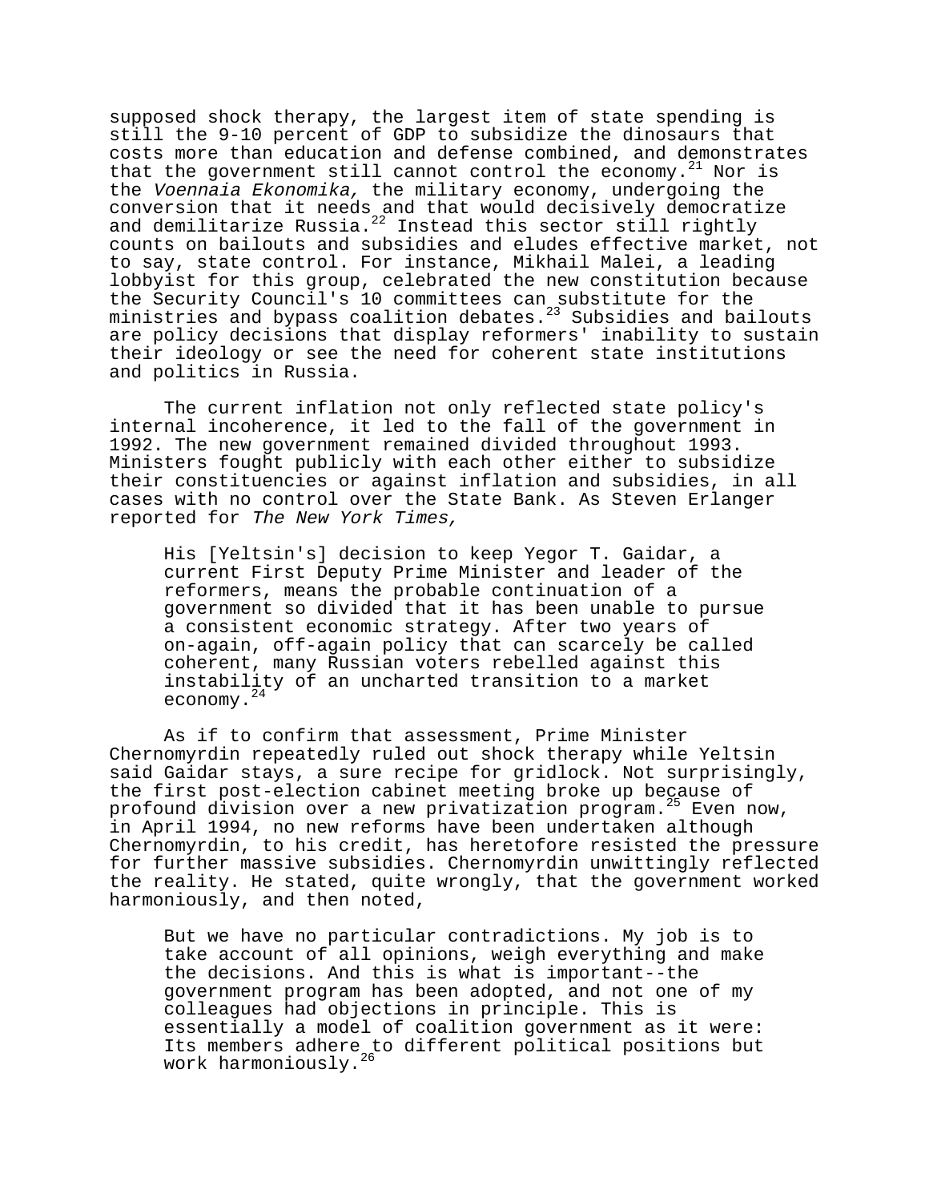supposed shock therapy, the largest item of state spending is still the 9-10 percent of GDP to subsidize the dinosaurs that costs more than education and defense combined, and demonstrates that the government still cannot control the economy.[21] Nor is the *Voennaia Ekonomika,* the military economy, undergoing the conversion that it needs and that would decisively democratize and demilitarize Russia.[22] Instead this sector still rightly counts on bailouts and subsidies and eludes effective market, not to say, state control. For instance, Mikhail Malei, a leading lobbyist for this group, celebrated the new constitution because the Security Council's 10 committees can substitute for the ministries and bypass coalition debates.[23] Subsidies and bailouts are policy decisions that display reformers' inability to sustain their ideology or see the need for coherent state institutions and politics in Russia.

The current inflation not only reflected state policy's internal incoherence, it led to the fall of the government in 1992. The new government remained divided throughout 1993. Ministers fought publicly with each other either to subsidize their constituencies or against inflation and subsidies, in all cases with no control over the State Bank. As Steven Erlanger reported for *The New York Times,*

> His [Yeltsin's] decision to keep Yegor T. Gaidar, a current First Deputy Prime Minister and leader of the reformers, means the probable continuation of a government so divided that it has been unable to pursue a consistent economic strategy. After two years of on-again, off-again policy that can scarcely be called coherent, many Russian voters rebelled against this instability of an uncharted transition to a market economy.[24]

As if to confirm that assessment, Prime Minister Chernomyrdin repeatedly ruled out shock therapy while Yeltsin said Gaidar stays, a sure recipe for gridlock. Not surprisingly, the first post-election cabinet meeting broke up because of profound division over a new privatization program.[25] Even now, in April 1994, no new reforms have been undertaken although Chernomyrdin, to his credit, has heretofore resisted the pressure for further massive subsidies. Chernomyrdin unwittingly reflected the reality. He stated, quite wrongly, that the government worked harmoniously, and then noted,

> But we have no particular contradictions. My job is to take account of all opinions, weigh everything and make the decisions. And this is what is important--the government program has been adopted, and not one of my colleagues had objections in principle. This is essentially a model of coalition government as it were: Its members adhere to different political positions but work harmoniously.[26]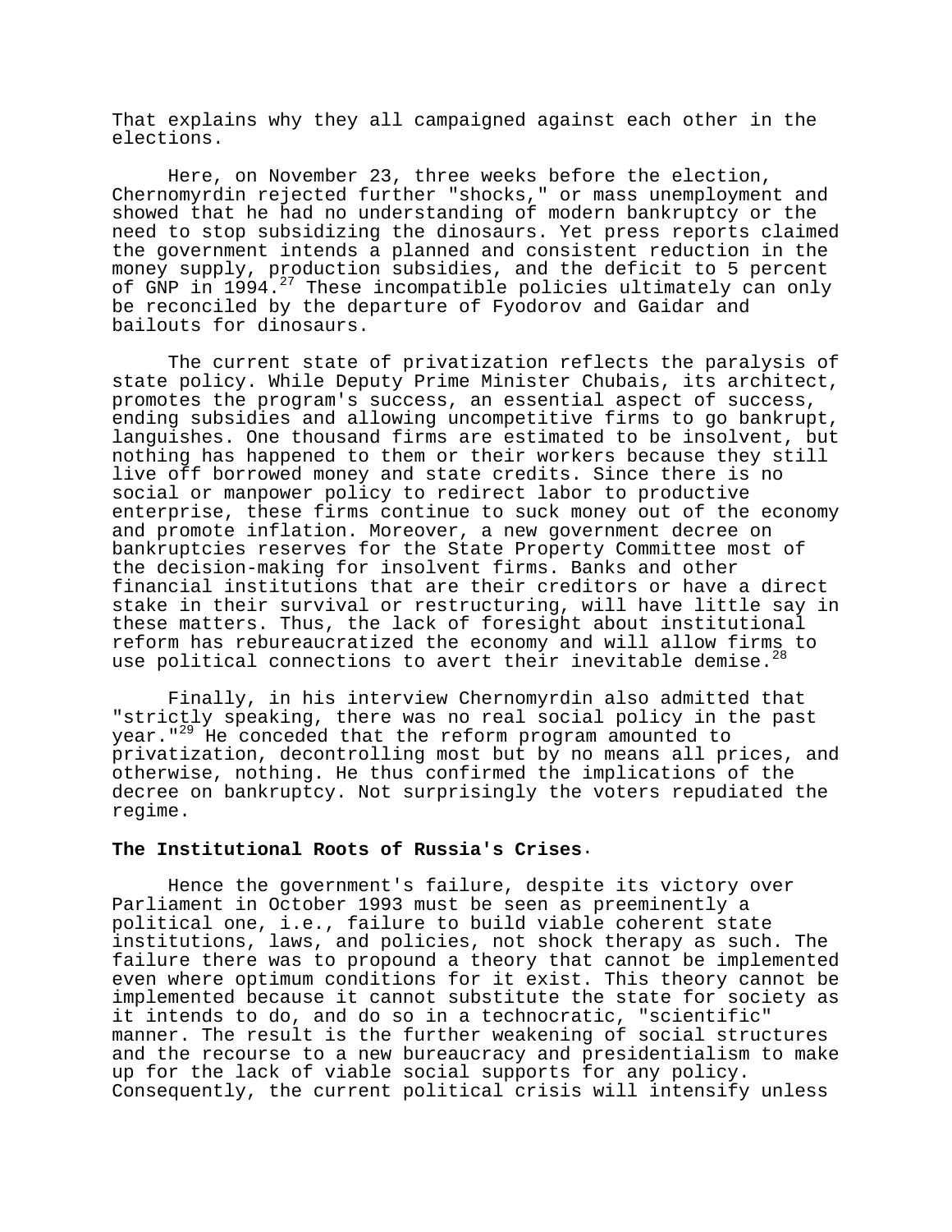That explains why they all campaigned against each other in the elections.

Here, on November 23, three weeks before the election, Chernomyrdin rejected further "shocks," or mass unemployment and showed that he had no understanding of modern bankruptcy or the need to stop subsidizing the dinosaurs. Yet press reports claimed the government intends a planned and consistent reduction in the money supply, production subsidies, and the deficit to 5 percent of GNP in 1994.[27] These incompatible policies ultimately can only be reconciled by the departure of Fyodorov and Gaidar and bailouts for dinosaurs.

The current state of privatization reflects the paralysis of state policy. While Deputy Prime Minister Chubais, its architect, promotes the program's success, an essential aspect of success, ending subsidies and allowing uncompetitive firms to go bankrupt, languishes. One thousand firms are estimated to be insolvent, but nothing has happened to them or their workers because they still live off borrowed money and state credits. Since there is no social or manpower policy to redirect labor to productive enterprise, these firms continue to suck money out of the economy and promote inflation. Moreover, a new government decree on bankruptcies reserves for the State Property Committee most of the decision-making for insolvent firms. Banks and other financial institutions that are their creditors or have a direct stake in their survival or restructuring, will have little say in these matters. Thus, the lack of foresight about institutional reform has rebureaucratized the economy and will allow firms to use political connections to avert their inevitable demise.[28]

Finally, in his interview Chernomyrdin also admitted that "strictly speaking, there was no real social policy in the past year."[29] He conceded that the reform program amounted to privatization, decontrolling most but by no means all prices, and otherwise, nothing. He thus confirmed the implications of the decree on bankruptcy. Not surprisingly the voters repudiated the regime.

**The Institutional Roots of Russia's Crises.**

Hence the government's failure, despite its victory over Parliament in October 1993 must be seen as preeminently a political one, i.e., failure to build viable coherent state institutions, laws, and policies, not shock therapy as such. The failure there was to propound a theory that cannot be implemented even where optimum conditions for it exist. This theory cannot be implemented because it cannot substitute the state for society as it intends to do, and do so in a technocratic, "scientific" manner. The result is the further weakening of social structures and the recourse to a new bureaucracy and presidentialism to make up for the lack of viable social supports for any policy. Consequently, the current political crisis will intensify unless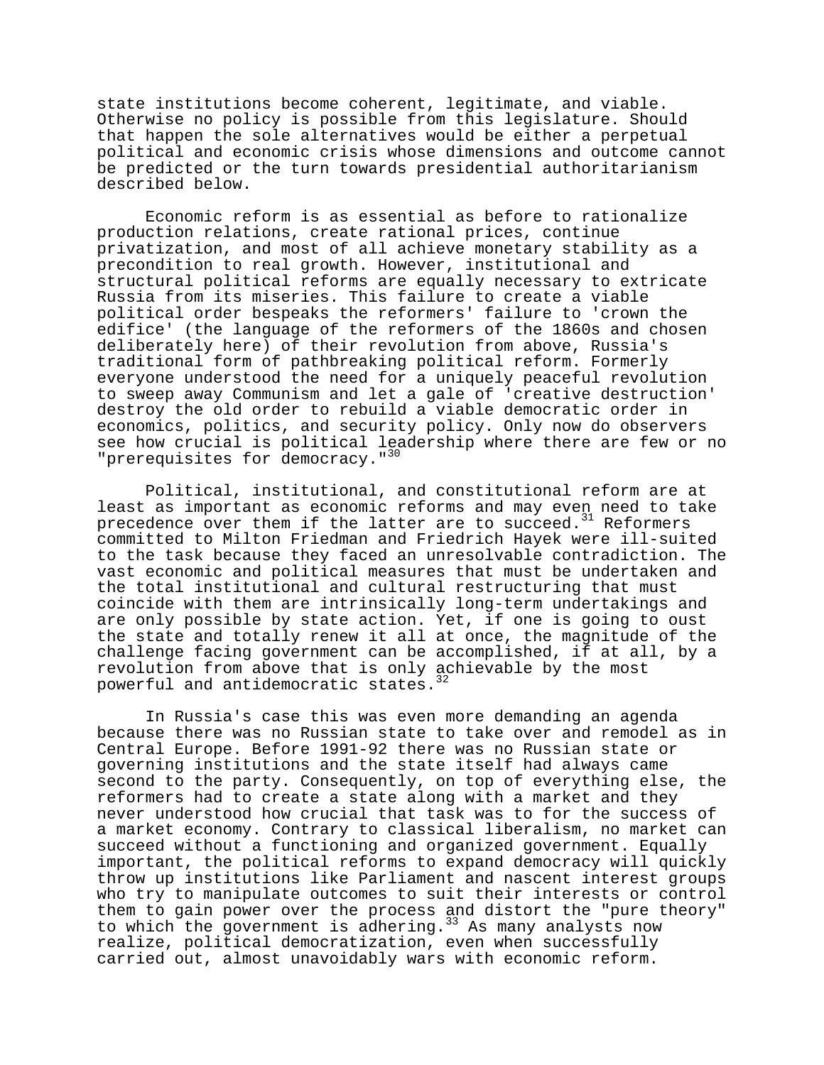state institutions become coherent, legitimate, and viable. Otherwise no policy is possible from this legislature. Should that happen the sole alternatives would be either a perpetual political and economic crisis whose dimensions and outcome cannot be predicted or the turn towards presidential authoritarianism described below.

Economic reform is as essential as before to rationalize production relations, create rational prices, continue privatization, and most of all achieve monetary stability as a precondition to real growth. However, institutional and structural political reforms are equally necessary to extricate Russia from its miseries. This failure to create a viable political order bespeaks the reformers' failure to 'crown the edifice' (the language of the reformers of the 1860s and chosen deliberately here) of their revolution from above, Russia's traditional form of pathbreaking political reform. Formerly everyone understood the need for a uniquely peaceful revolution to sweep away Communism and let a gale of 'creative destruction' destroy the old order to rebuild a viable democratic order in economics, politics, and security policy. Only now do observers see how crucial is political leadership where there are few or no "prerequisites for democracy."[30]

Political, institutional, and constitutional reform are at least as important as economic reforms and may even need to take precedence over them if the latter are to succeed.[31] Reformers committed to Milton Friedman and Friedrich Hayek were ill-suited to the task because they faced an unresolvable contradiction. The vast economic and political measures that must be undertaken and the total institutional and cultural restructuring that must coincide with them are intrinsically long-term undertakings and are only possible by state action. Yet, if one is going to oust the state and totally renew it all at once, the magnitude of the challenge facing government can be accomplished, if at all, by a revolution from above that is only achievable by the most powerful and antidemocratic states.[32]

In Russia's case this was even more demanding an agenda because there was no Russian state to take over and remodel as in Central Europe. Before 1991-92 there was no Russian state or governing institutions and the state itself had always came second to the party. Consequently, on top of everything else, the reformers had to create a state along with a market and they never understood how crucial that task was to for the success of a market economy. Contrary to classical liberalism, no market can succeed without a functioning and organized government. Equally important, the political reforms to expand democracy will quickly throw up institutions like Parliament and nascent interest groups who try to manipulate outcomes to suit their interests or control them to gain power over the process and distort the "pure theory" to which the government is adhering.[33] As many analysts now realize, political democratization, even when successfully carried out, almost unavoidably wars with economic reform.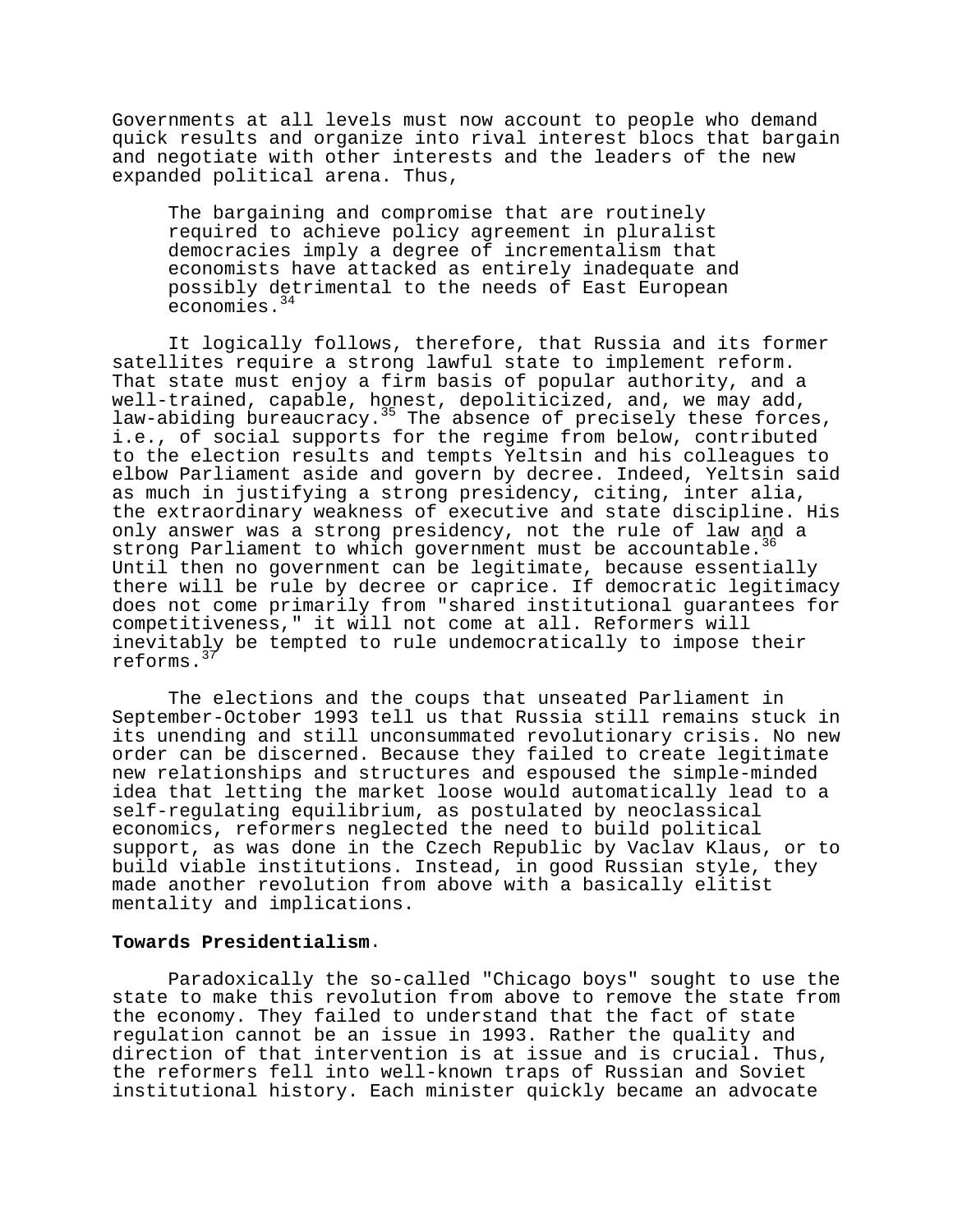Governments at all levels must now account to people who demand quick results and organize into rival interest blocs that bargain and negotiate with other interests and the leaders of the new expanded political arena. Thus,

> The bargaining and compromise that are routinely required to achieve policy agreement in pluralist democracies imply a degree of incrementalism that economists have attacked as entirely inadequate and possibly detrimental to the needs of East European economies.[34]

It logically follows, therefore, that Russia and its former satellites require a strong lawful state to implement reform. That state must enjoy a firm basis of popular authority, and a well-trained, capable, honest, depoliticized, and, we may add, law-abiding bureaucracy.[35] The absence of precisely these forces, i.e., of social supports for the regime from below, contributed to the election results and tempts Yeltsin and his colleagues to elbow Parliament aside and govern by decree. Indeed, Yeltsin said as much in justifying a strong presidency, citing, inter alia, the extraordinary weakness of executive and state discipline. His only answer was a strong presidency, not the rule of law and a strong Parliament to which government must be accountable.[36] Until then no government can be legitimate, because essentially there will be rule by decree or caprice. If democratic legitimacy does not come primarily from "shared institutional guarantees for competitiveness," it will not come at all. Reformers will inevitably be tempted to rule undemocratically to impose their reforms.[37]

The elections and the coups that unseated Parliament in September-October 1993 tell us that Russia still remains stuck in its unending and still unconsummated revolutionary crisis. No new order can be discerned. Because they failed to create legitimate new relationships and structures and espoused the simple-minded idea that letting the market loose would automatically lead to a self-regulating equilibrium, as postulated by neoclassical economics, reformers neglected the need to build political support, as was done in the Czech Republic by Vaclav Klaus, or to build viable institutions. Instead, in good Russian style, they made another revolution from above with a basically elitist mentality and implications.

**Towards Presidentialism.**

Paradoxically the so-called "Chicago boys" sought to use the state to make this revolution from above to remove the state from the economy. They failed to understand that the fact of state regulation cannot be an issue in 1993. Rather the quality and direction of that intervention is at issue and is crucial. Thus, the reformers fell into well-known traps of Russian and Soviet institutional history. Each minister quickly became an advocate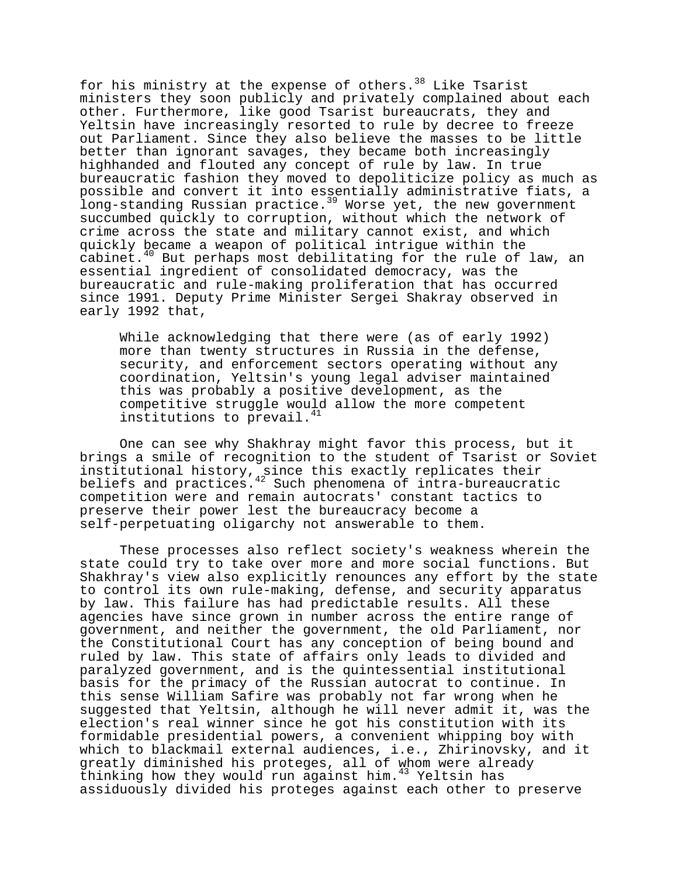for his ministry at the expense of others.[38] Like Tsarist ministers they soon publicly and privately complained about each other. Furthermore, like good Tsarist bureaucrats, they and Yeltsin have increasingly resorted to rule by decree to freeze out Parliament. Since they also believe the masses to be little better than ignorant savages, they became both increasingly highhanded and flouted any concept of rule by law. In true bureaucratic fashion they moved to depoliticize policy as much as possible and convert it into essentially administrative fiats, a long-standing Russian practice.[39] Worse yet, the new government succumbed quickly to corruption, without which the network of crime across the state and military cannot exist, and which quickly became a weapon of political intrigue within the cabinet.[40] But perhaps most debilitating for the rule of law, an essential ingredient of consolidated democracy, was the bureaucratic and rule-making proliferation that has occurred since 1991. Deputy Prime Minister Sergei Shakray observed in early 1992 that,

> While acknowledging that there were (as of early 1992) more than twenty structures in Russia in the defense, security, and enforcement sectors operating without any coordination, Yeltsin's young legal adviser maintained this was probably a positive development, as the competitive struggle would allow the more competent institutions to prevail.[41]

One can see why Shakhray might favor this process, but it brings a smile of recognition to the student of Tsarist or Soviet institutional history, since this exactly replicates their beliefs and practices.[42] Such phenomena of intra-bureaucratic competition were and remain autocrats' constant tactics to preserve their power lest the bureaucracy become a self-perpetuating oligarchy not answerable to them.

These processes also reflect society's weakness wherein the state could try to take over more and more social functions. But Shakhray's view also explicitly renounces any effort by the state to control its own rule-making, defense, and security apparatus by law. This failure has had predictable results. All these agencies have since grown in number across the entire range of government, and neither the government, the old Parliament, nor the Constitutional Court has any conception of being bound and ruled by law. This state of affairs only leads to divided and paralyzed government, and is the quintessential institutional basis for the primacy of the Russian autocrat to continue. In this sense William Safire was probably not far wrong when he suggested that Yeltsin, although he will never admit it, was the election's real winner since he got his constitution with its formidable presidential powers, a convenient whipping boy with which to blackmail external audiences, i.e., Zhirinovsky, and it greatly diminished his proteges, all of whom were already thinking how they would run against him.[43] Yeltsin has assiduously divided his proteges against each other to preserve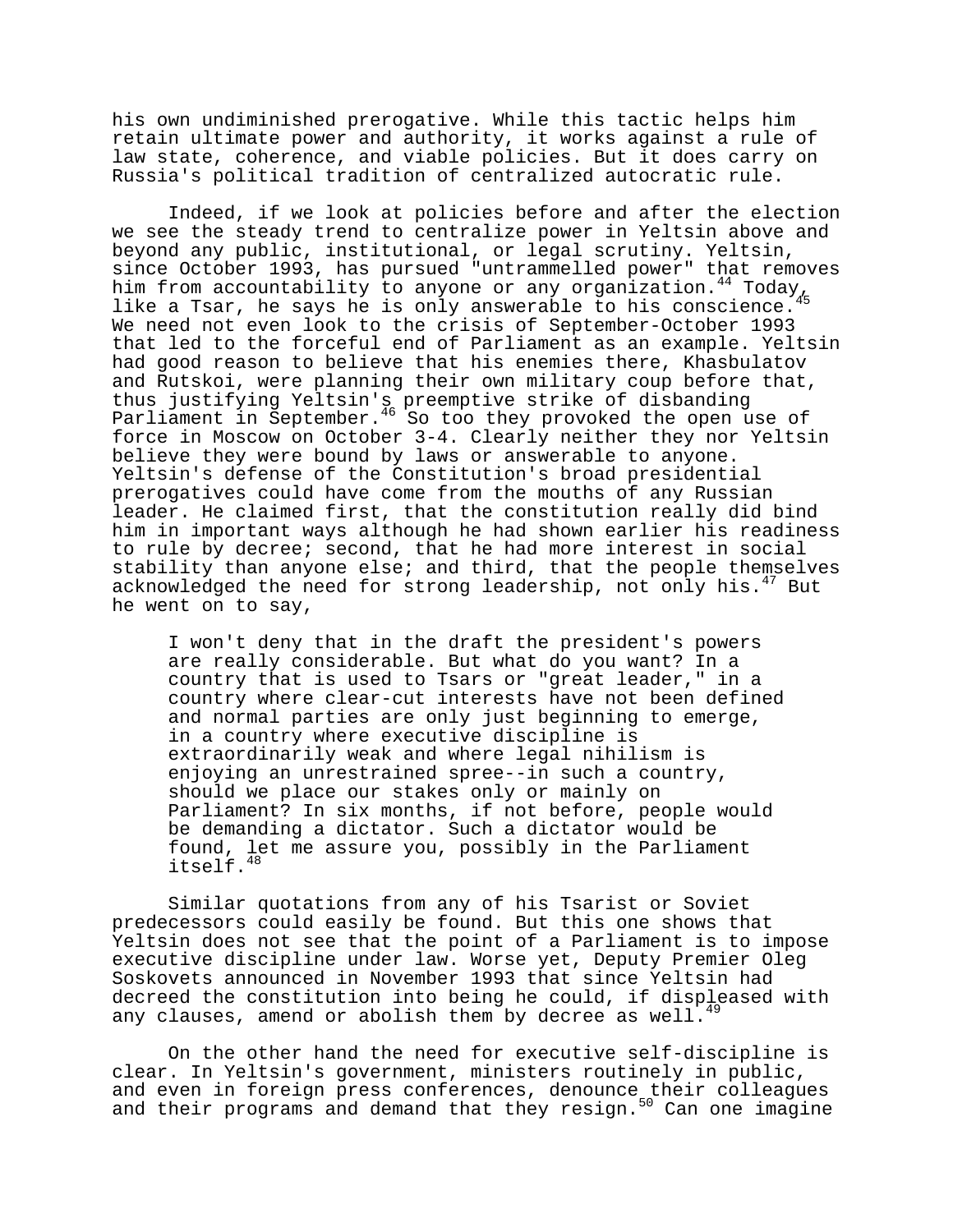his own undiminished prerogative. While this tactic helps him retain ultimate power and authority, it works against a rule of law state, coherence, and viable policies. But it does carry on Russia's political tradition of centralized autocratic rule.

Indeed, if we look at policies before and after the election we see the steady trend to centralize power in Yeltsin above and beyond any public, institutional, or legal scrutiny. Yeltsin, since October 1993, has pursued "untrammelled power" that removes him from accountability to anyone or any organization.[44] Today, like a Tsar, he says he is only answerable to his conscience.[45] We need not even look to the crisis of September-October 1993 that led to the forceful end of Parliament as an example. Yeltsin had good reason to believe that his enemies there, Khasbulatov and Rutskoi, were planning their own military coup before that, thus justifying Yeltsin's preemptive strike of disbanding Parliament in September.[46] So too they provoked the open use of force in Moscow on October 3-4. Clearly neither they nor Yeltsin believe they were bound by laws or answerable to anyone. Yeltsin's defense of the Constitution's broad presidential prerogatives could have come from the mouths of any Russian leader. He claimed first, that the constitution really did bind him in important ways although he had shown earlier his readiness to rule by decree; second, that he had more interest in social stability than anyone else; and third, that the people themselves acknowledged the need for strong leadership, not only his.[47] But he went on to say,

> I won't deny that in the draft the president's powers are really considerable. But what do you want? In a country that is used to Tsars or "great leader," in a country where clear-cut interests have not been defined and normal parties are only just beginning to emerge, in a country where executive discipline is extraordinarily weak and where legal nihilism is enjoying an unrestrained spree--in such a country, should we place our stakes only or mainly on Parliament? In six months, if not before, people would be demanding a dictator. Such a dictator would be found, let me assure you, possibly in the Parliament itself.[48]

Similar quotations from any of his Tsarist or Soviet predecessors could easily be found. But this one shows that Yeltsin does not see that the point of a Parliament is to impose executive discipline under law. Worse yet, Deputy Premier Oleg Soskovets announced in November 1993 that since Yeltsin had decreed the constitution into being he could, if displeased with any clauses, amend or abolish them by decree as well.[49]

On the other hand the need for executive self-discipline is clear. In Yeltsin's government, ministers routinely in public, and even in foreign press conferences, denounce their colleagues and their programs and demand that they resign.[50] Can one imagine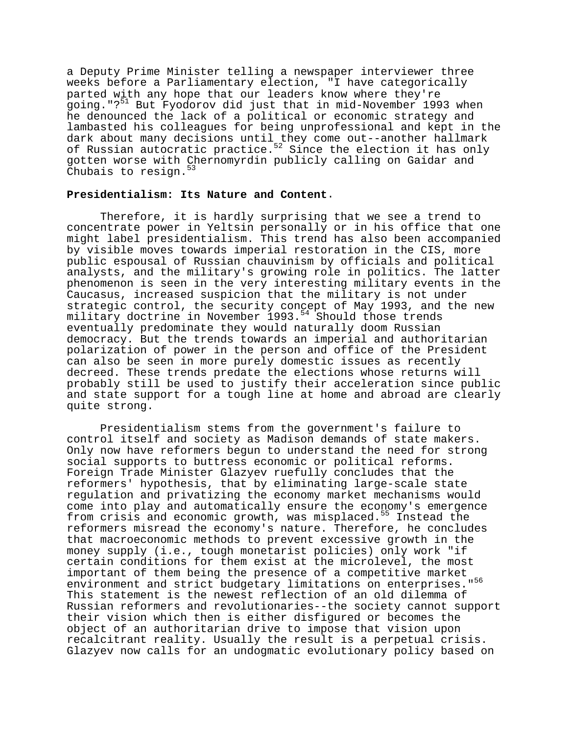a Deputy Prime Minister telling a newspaper interviewer three weeks before a Parliamentary election, "I have categorically parted with any hope that our leaders know where they're going."?[51] But Fyodorov did just that in mid-November 1993 when he denounced the lack of a political or economic strategy and lambasted his colleagues for being unprofessional and kept in the dark about many decisions until they come out--another hallmark of Russian autocratic practice.[52] Since the election it has only gotten worse with Chernomyrdin publicly calling on Gaidar and Chubais to resign.[53]

**Presidentialism: Its Nature and Content**.

Therefore, it is hardly surprising that we see a trend to concentrate power in Yeltsin personally or in his office that one might label presidentialism. This trend has also been accompanied by visible moves towards imperial restoration in the CIS, more public espousal of Russian chauvinism by officials and political analysts, and the military's growing role in politics. The latter phenomenon is seen in the very interesting military events in the Caucasus, increased suspicion that the military is not under strategic control, the security concept of May 1993, and the new military doctrine in November 1993.[54] Should those trends eventually predominate they would naturally doom Russian democracy. But the trends towards an imperial and authoritarian polarization of power in the person and office of the President can also be seen in more purely domestic issues as recently decreed. These trends predate the elections whose returns will probably still be used to justify their acceleration since public and state support for a tough line at home and abroad are clearly quite strong.

Presidentialism stems from the government's failure to control itself and society as Madison demands of state makers. Only now have reformers begun to understand the need for strong social supports to buttress economic or political reforms. Foreign Trade Minister Glazyev ruefully concludes that the reformers' hypothesis, that by eliminating large-scale state regulation and privatizing the economy market mechanisms would come into play and automatically ensure the economy's emergence from crisis and economic growth, was misplaced.[55] Instead the reformers misread the economy's nature. Therefore, he concludes that macroeconomic methods to prevent excessive growth in the money supply (i.e., tough monetarist policies) only work "if certain conditions for them exist at the microlevel, the most important of them being the presence of a competitive market environment and strict budgetary limitations on enterprises."[56] This statement is the newest reflection of an old dilemma of Russian reformers and revolutionaries--the society cannot support their vision which then is either disfigured or becomes the object of an authoritarian drive to impose that vision upon recalcitrant reality. Usually the result is a perpetual crisis. Glazyev now calls for an undogmatic evolutionary policy based on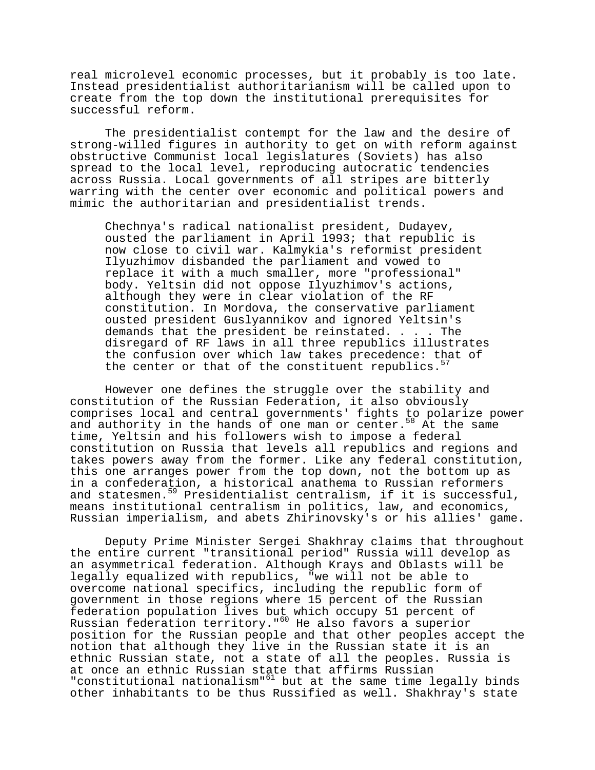real microlevel economic processes, but it probably is too late. Instead presidentialist authoritarianism will be called upon to create from the top down the institutional prerequisites for successful reform.

The presidentialist contempt for the law and the desire of strong-willed figures in authority to get on with reform against obstructive Communist local legislatures (Soviets) has also spread to the local level, reproducing autocratic tendencies across Russia. Local governments of all stripes are bitterly warring with the center over economic and political powers and mimic the authoritarian and presidentialist trends.

> Chechnya's radical nationalist president, Dudayev, ousted the parliament in April 1993; that republic is now close to civil war. Kalmykia's reformist president Ilyuzhimov disbanded the parliament and vowed to replace it with a much smaller, more "professional" body. Yeltsin did not oppose Ilyuzhimov's actions, although they were in clear violation of the RF constitution. In Mordova, the conservative parliament ousted president Guslyannikov and ignored Yeltsin's demands that the president be reinstated. . . . The disregard of RF laws in all three republics illustrates the confusion over which law takes precedence: that of the center or that of the constituent republics.[57]

However one defines the struggle over the stability and constitution of the Russian Federation, it also obviously comprises local and central governments' fights to polarize power and authority in the hands of one man or center.[58] At the same time, Yeltsin and his followers wish to impose a federal constitution on Russia that levels all republics and regions and takes powers away from the former. Like any federal constitution, this one arranges power from the top down, not the bottom up as in a confederation, a historical anathema to Russian reformers and statesmen.[59] Presidentialist centralism, if it is successful, means institutional centralism in politics, law, and economics, Russian imperialism, and abets Zhirinovsky's or his allies' game.

Deputy Prime Minister Sergei Shakhray claims that throughout the entire current "transitional period" Russia will develop as an asymmetrical federation. Although Krays and Oblasts will be legally equalized with republics, "we will not be able to overcome national specifics, including the republic form of government in those regions where 15 percent of the Russian federation population lives but which occupy 51 percent of Russian federation territory."[60] He also favors a superior position for the Russian people and that other peoples accept the notion that although they live in the Russian state it is an ethnic Russian state, not a state of all the peoples. Russia is at once an ethnic Russian state that affirms Russian "constitutional nationalism"[61] but at the same time legally binds other inhabitants to be thus Russified as well. Shakhray's state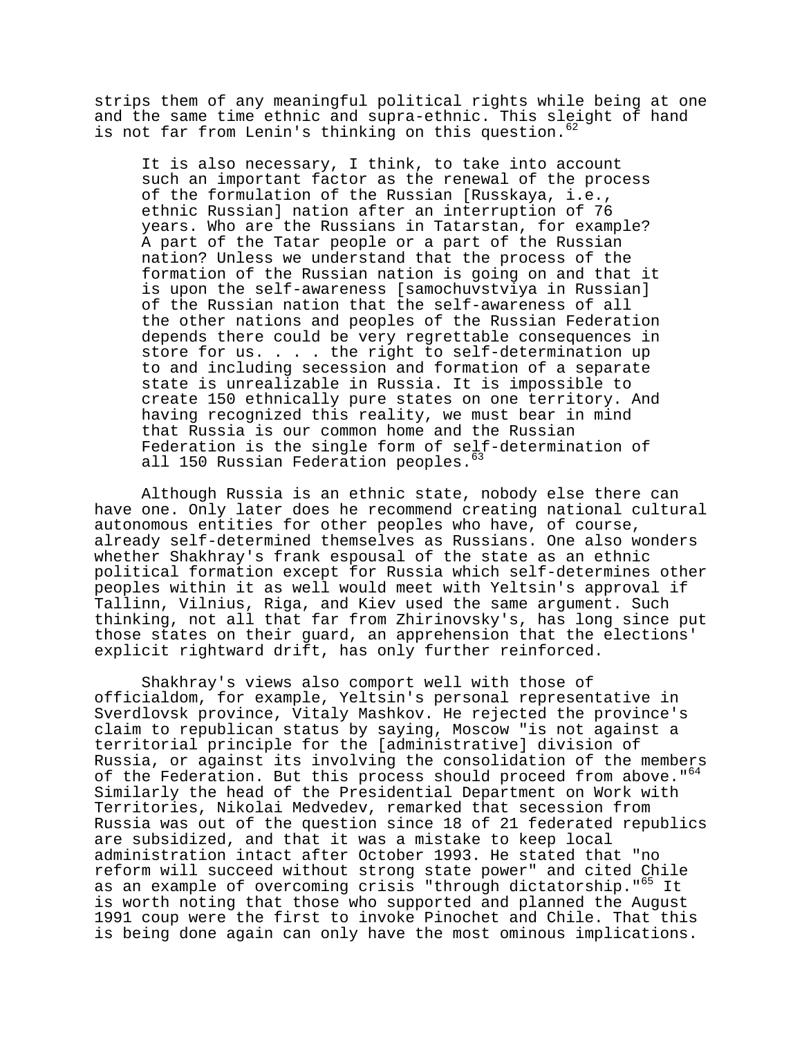strips them of any meaningful political rights while being at one and the same time ethnic and supra-ethnic. This sleight of hand is not far from Lenin's thinking on this question.[62]

> It is also necessary, I think, to take into account such an important factor as the renewal of the process of the formulation of the Russian [Russkaya, i.e., ethnic Russian] nation after an interruption of 76 years. Who are the Russians in Tatarstan, for example? A part of the Tatar people or a part of the Russian nation? Unless we understand that the process of the formation of the Russian nation is going on and that it is upon the self-awareness [samochuvstviya in Russian] of the Russian nation that the self-awareness of all the other nations and peoples of the Russian Federation depends there could be very regrettable consequences in store for us. . . . the right to self-determination up to and including secession and formation of a separate state is unrealizable in Russia. It is impossible to create 150 ethnically pure states on one territory. And having recognized this reality, we must bear in mind that Russia is our common home and the Russian Federation is the single form of self-determination of all 150 Russian Federation peoples.[63]

Although Russia is an ethnic state, nobody else there can have one. Only later does he recommend creating national cultural autonomous entities for other peoples who have, of course, already self-determined themselves as Russians. One also wonders whether Shakhray's frank espousal of the state as an ethnic political formation except for Russia which self-determines other peoples within it as well would meet with Yeltsin's approval if Tallinn, Vilnius, Riga, and Kiev used the same argument. Such thinking, not all that far from Zhirinovsky's, has long since put those states on their guard, an apprehension that the elections' explicit rightward drift, has only further reinforced.

Shakhray's views also comport well with those of officialdom, for example, Yeltsin's personal representative in Sverdlovsk province, Vitaly Mashkov. He rejected the province's claim to republican status by saying, Moscow "is not against a territorial principle for the [administrative] division of Russia, or against its involving the consolidation of the members of the Federation. But this process should proceed from above."[64] Similarly the head of the Presidential Department on Work with Territories, Nikolai Medvedev, remarked that secession from Russia was out of the question since 18 of 21 federated republics are subsidized, and that it was a mistake to keep local administration intact after October 1993. He stated that "no reform will succeed without strong state power" and cited Chile as an example of overcoming crisis "through dictatorship."[65] It is worth noting that those who supported and planned the August 1991 coup were the first to invoke Pinochet and Chile. That this is being done again can only have the most ominous implications.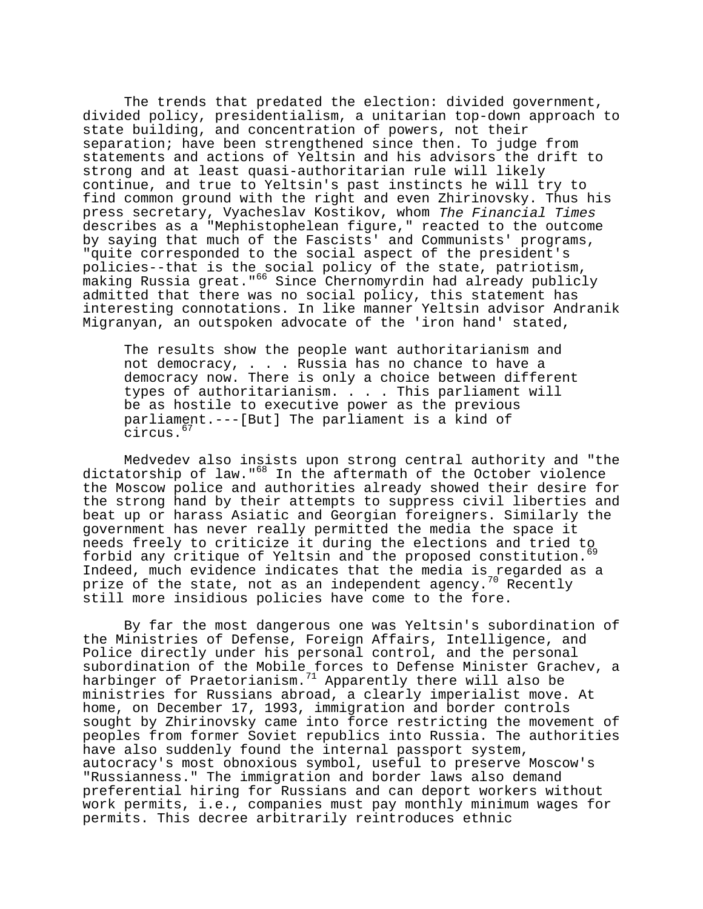The trends that predated the election: divided government, divided policy, presidentialism, a unitarian top-down approach to state building, and concentration of powers, not their separation; have been strengthened since then. To judge from statements and actions of Yeltsin and his advisors the drift to strong and at least quasi-authoritarian rule will likely continue, and true to Yeltsin's past instincts he will try to find common ground with the right and even Zhirinovsky. Thus his press secretary, Vyacheslav Kostikov, whom *The Financial Times* describes as a "Mephistophelean figure," reacted to the outcome by saying that much of the Fascists' and Communists' programs, "quite corresponded to the social aspect of the president's policies--that is the social policy of the state, patriotism, making Russia great."[66] Since Chernomyrdin had already publicly admitted that there was no social policy, this statement has interesting connotations. In like manner Yeltsin advisor Andranik Migranyan, an outspoken advocate of the 'iron hand' stated,

> The results show the people want authoritarianism and not democracy, . . . Russia has no chance to have a democracy now. There is only a choice between different types of authoritarianism. . . . This parliament will be as hostile to executive power as the previous parliament.---[But] The parliament is a kind of circus.[67]

Medvedev also insists upon strong central authority and "the dictatorship of law."[68] In the aftermath of the October violence the Moscow police and authorities already showed their desire for the strong hand by their attempts to suppress civil liberties and beat up or harass Asiatic and Georgian foreigners. Similarly the government has never really permitted the media the space it needs freely to criticize it during the elections and tried to forbid any critique of Yeltsin and the proposed constitution.[69] Indeed, much evidence indicates that the media is regarded as a prize of the state, not as an independent agency.[70] Recently still more insidious policies have come to the fore.

By far the most dangerous one was Yeltsin's subordination of the Ministries of Defense, Foreign Affairs, Intelligence, and Police directly under his personal control, and the personal subordination of the Mobile forces to Defense Minister Grachev, a harbinger of Praetorianism.[71] Apparently there will also be ministries for Russians abroad, a clearly imperialist move. At home, on December 17, 1993, immigration and border controls sought by Zhirinovsky came into force restricting the movement of peoples from former Soviet republics into Russia. The authorities have also suddenly found the internal passport system, autocracy's most obnoxious symbol, useful to preserve Moscow's "Russianness." The immigration and border laws also demand preferential hiring for Russians and can deport workers without work permits, i.e., companies must pay monthly minimum wages for permits. This decree arbitrarily reintroduces ethnic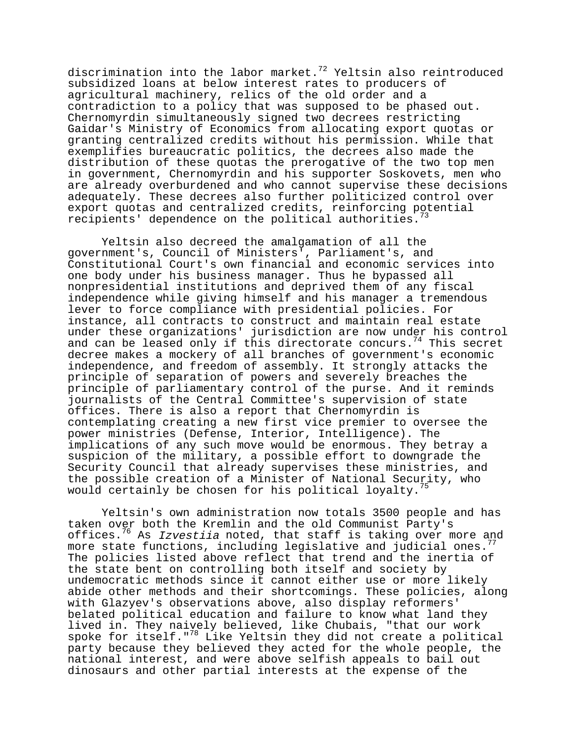discrimination into the labor market.[72] Yeltsin also reintroduced subsidized loans at below interest rates to producers of agricultural machinery, relics of the old order and a contradiction to a policy that was supposed to be phased out. Chernomyrdin simultaneously signed two decrees restricting Gaidar's Ministry of Economics from allocating export quotas or granting centralized credits without his permission. While that exemplifies bureaucratic politics, the decrees also made the distribution of these quotas the prerogative of the two top men in government, Chernomyrdin and his supporter Soskovets, men who are already overburdened and who cannot supervise these decisions adequately. These decrees also further politicized control over export quotas and centralized credits, reinforcing potential recipients' dependence on the political authorities.[73]

Yeltsin also decreed the amalgamation of all the government's, Council of Ministers', Parliament's, and Constitutional Court's own financial and economic services into one body under his business manager. Thus he bypassed all nonpresidential institutions and deprived them of any fiscal independence while giving himself and his manager a tremendous lever to force compliance with presidential policies. For instance, all contracts to construct and maintain real estate under these organizations' jurisdiction are now under his control and can be leased only if this directorate concurs.[74] This secret decree makes a mockery of all branches of government's economic independence, and freedom of assembly. It strongly attacks the principle of separation of powers and severely breaches the principle of parliamentary control of the purse. And it reminds journalists of the Central Committee's supervision of state offices. There is also a report that Chernomyrdin is contemplating creating a new first vice premier to oversee the power ministries (Defense, Interior, Intelligence). The implications of any such move would be enormous. They betray a suspicion of the military, a possible effort to downgrade the Security Council that already supervises these ministries, and the possible creation of a Minister of National Security, who would certainly be chosen for his political loyalty.[75]

Yeltsin's own administration now totals 3500 people and has taken over both the Kremlin and the old Communist Party's offices.[76] As *Izvestiia* noted, that staff is taking over more and more state functions, including legislative and judicial ones.[77] The policies listed above reflect that trend and the inertia of the state bent on controlling both itself and society by undemocratic methods since it cannot either use or more likely abide other methods and their shortcomings. These policies, along with Glazyev's observations above, also display reformers' belated political education and failure to know what land they lived in. They naively believed, like Chubais, "that our work spoke for itself."[78] Like Yeltsin they did not create a political party because they believed they acted for the whole people, the national interest, and were above selfish appeals to bail out dinosaurs and other partial interests at the expense of the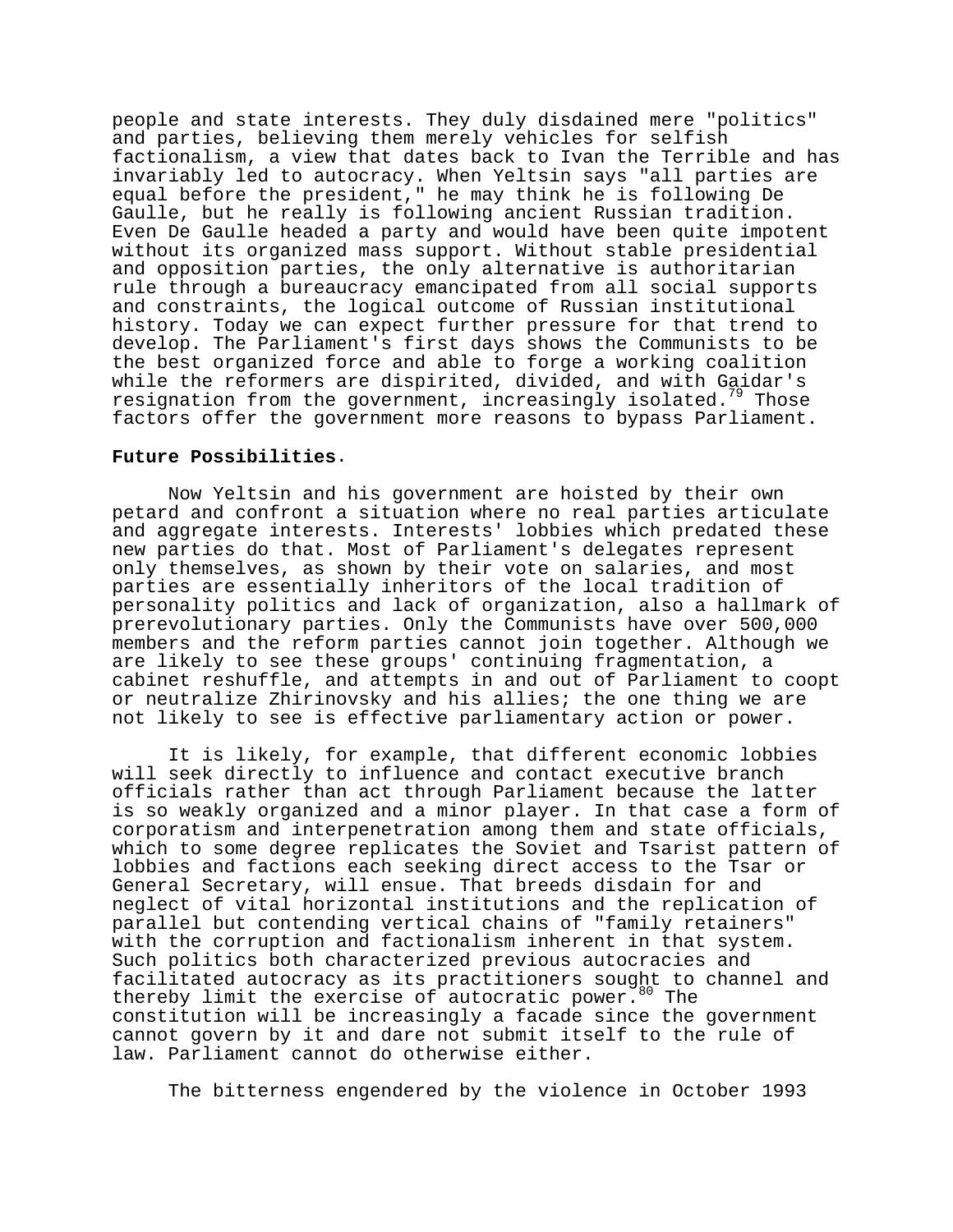people and state interests. They duly disdained mere "politics" and parties, believing them merely vehicles for selfish factionalism, a view that dates back to Ivan the Terrible and has invariably led to autocracy. When Yeltsin says "all parties are equal before the president," he may think he is following De Gaulle, but he really is following ancient Russian tradition. Even De Gaulle headed a party and would have been quite impotent without its organized mass support. Without stable presidential and opposition parties, the only alternative is authoritarian rule through a bureaucracy emancipated from all social supports and constraints, the logical outcome of Russian institutional history. Today we can expect further pressure for that trend to develop. The Parliament's first days shows the Communists to be the best organized force and able to forge a working coalition while the reformers are dispirited, divided, and with Gaidar's resignation from the government, increasingly isolated.[79] Those factors offer the government more reasons to bypass Parliament.

**Future Possibilities**.

Now Yeltsin and his government are hoisted by their own petard and confront a situation where no real parties articulate and aggregate interests. Interests' lobbies which predated these new parties do that. Most of Parliament's delegates represent only themselves, as shown by their vote on salaries, and most parties are essentially inheritors of the local tradition of personality politics and lack of organization, also a hallmark of prerevolutionary parties. Only the Communists have over 500,000 members and the reform parties cannot join together. Although we are likely to see these groups' continuing fragmentation, a cabinet reshuffle, and attempts in and out of Parliament to coopt or neutralize Zhirinovsky and his allies; the one thing we are not likely to see is effective parliamentary action or power.

It is likely, for example, that different economic lobbies will seek directly to influence and contact executive branch officials rather than act through Parliament because the latter is so weakly organized and a minor player. In that case a form of corporatism and interpenetration among them and state officials, which to some degree replicates the Soviet and Tsarist pattern of lobbies and factions each seeking direct access to the Tsar or General Secretary, will ensue. That breeds disdain for and neglect of vital horizontal institutions and the replication of parallel but contending vertical chains of "family retainers" with the corruption and factionalism inherent in that system. Such politics both characterized previous autocracies and facilitated autocracy as its practitioners sought to channel and thereby limit the exercise of autocratic power.[80] The constitution will be increasingly a facade since the government cannot govern by it and dare not submit itself to the rule of law. Parliament cannot do otherwise either.

The bitterness engendered by the violence in October 1993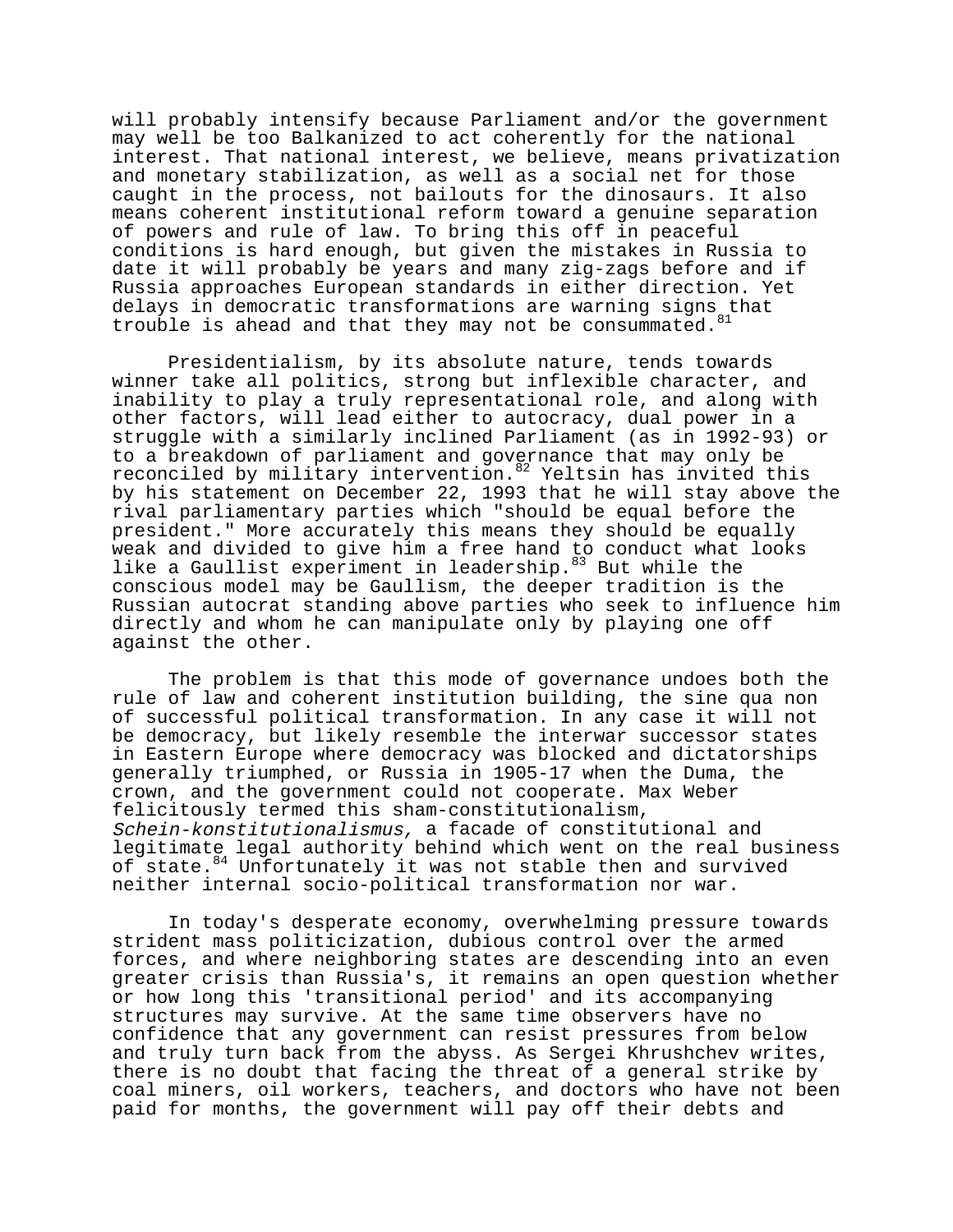will probably intensify because Parliament and/or the government may well be too Balkanized to act coherently for the national interest. That national interest, we believe, means privatization and monetary stabilization, as well as a social net for those caught in the process, not bailouts for the dinosaurs. It also means coherent institutional reform toward a genuine separation of powers and rule of law. To bring this off in peaceful conditions is hard enough, but given the mistakes in Russia to date it will probably be years and many zig-zags before and if Russia approaches European standards in either direction. Yet delays in democratic transformations are warning signs that trouble is ahead and that they may not be consummated.[81]

Presidentialism, by its absolute nature, tends towards winner take all politics, strong but inflexible character, and inability to play a truly representational role, and along with other factors, will lead either to autocracy, dual power in a struggle with a similarly inclined Parliament (as in 1992-93) or to a breakdown of parliament and governance that may only be reconciled by military intervention.[82] Yeltsin has invited this by his statement on December 22, 1993 that he will stay above the rival parliamentary parties which "should be equal before the president." More accurately this means they should be equally weak and divided to give him a free hand to conduct what looks like a Gaullist experiment in leadership.[83] But while the conscious model may be Gaullism, the deeper tradition is the Russian autocrat standing above parties who seek to influence him directly and whom he can manipulate only by playing one off against the other.

The problem is that this mode of governance undoes both the rule of law and coherent institution building, the sine qua non of successful political transformation. In any case it will not be democracy, but likely resemble the interwar successor states in Eastern Europe where democracy was blocked and dictatorships generally triumphed, or Russia in 1905-17 when the Duma, the crown, and the government could not cooperate. Max Weber felicitously termed this sham-constitutionalism, *Schein-konstitutionalismus,* a facade of constitutional and legitimate legal authority behind which went on the real business of state.[84] Unfortunately it was not stable then and survived neither internal socio-political transformation nor war.

In today's desperate economy, overwhelming pressure towards strident mass politicization, dubious control over the armed forces, and where neighboring states are descending into an even greater crisis than Russia's, it remains an open question whether or how long this 'transitional period' and its accompanying structures may survive. At the same time observers have no confidence that any government can resist pressures from below and truly turn back from the abyss. As Sergei Khrushchev writes, there is no doubt that facing the threat of a general strike by coal miners, oil workers, teachers, and doctors who have not been paid for months, the government will pay off their debts and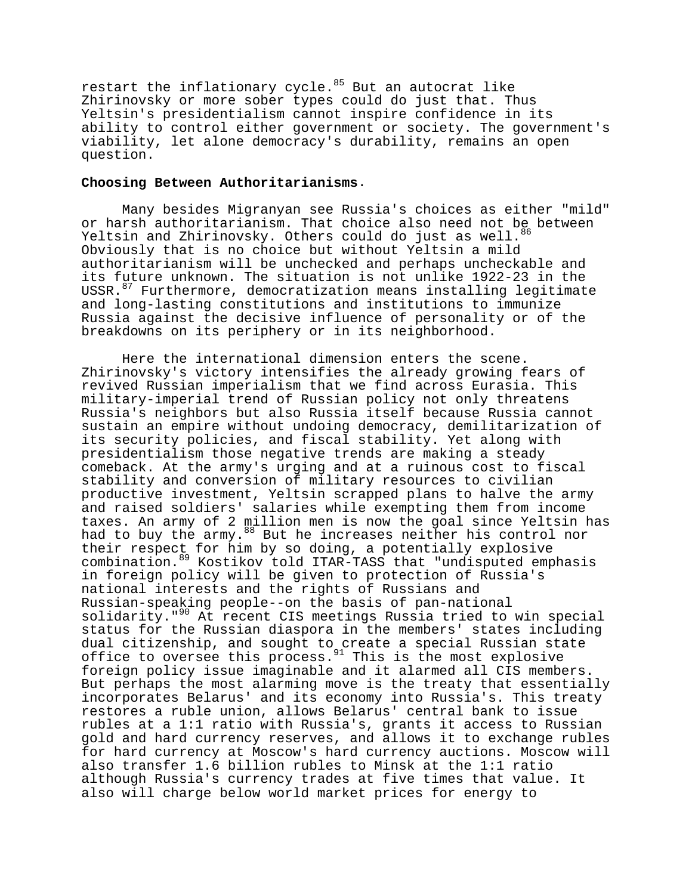restart the inflationary cycle.[85] But an autocrat like Zhirinovsky or more sober types could do just that. Thus Yeltsin's presidentialism cannot inspire confidence in its ability to control either government or society. The government's viability, let alone democracy's durability, remains an open question.

**Choosing Between Authoritarianisms.**

Many besides Migranyan see Russia's choices as either "mild" or harsh authoritarianism. That choice also need not be between Yeltsin and Zhirinovsky. Others could do just as well.[86] Obviously that is no choice but without Yeltsin a mild authoritarianism will be unchecked and perhaps uncheckable and its future unknown. The situation is not unlike 1922-23 in the USSR.[87] Furthermore, democratization means installing legitimate and long-lasting constitutions and institutions to immunize Russia against the decisive influence of personality or of the breakdowns on its periphery or in its neighborhood.

Here the international dimension enters the scene. Zhirinovsky's victory intensifies the already growing fears of revived Russian imperialism that we find across Eurasia. This military-imperial trend of Russian policy not only threatens Russia's neighbors but also Russia itself because Russia cannot sustain an empire without undoing democracy, demilitarization of its security policies, and fiscal stability. Yet along with presidentialism those negative trends are making a steady comeback. At the army's urging and at a ruinous cost to fiscal stability and conversion of military resources to civilian productive investment, Yeltsin scrapped plans to halve the army and raised soldiers' salaries while exempting them from income taxes. An army of 2 million men is now the goal since Yeltsin has had to buy the army.[88] But he increases neither his control nor their respect for him by so doing, a potentially explosive combination.[89] Kostikov told ITAR-TASS that "undisputed emphasis in foreign policy will be given to protection of Russia's national interests and the rights of Russians and Russian-speaking people--on the basis of pan-national solidarity."[90] At recent CIS meetings Russia tried to win special status for the Russian diaspora in the members' states including dual citizenship, and sought to create a special Russian state office to oversee this process.[91] This is the most explosive foreign policy issue imaginable and it alarmed all CIS members. But perhaps the most alarming move is the treaty that essentially incorporates Belarus' and its economy into Russia's. This treaty restores a ruble union, allows Belarus' central bank to issue rubles at a 1:1 ratio with Russia's, grants it access to Russian gold and hard currency reserves, and allows it to exchange rubles for hard currency at Moscow's hard currency auctions. Moscow will also transfer 1.6 billion rubles to Minsk at the 1:1 ratio although Russia's currency trades at five times that value. It also will charge below world market prices for energy to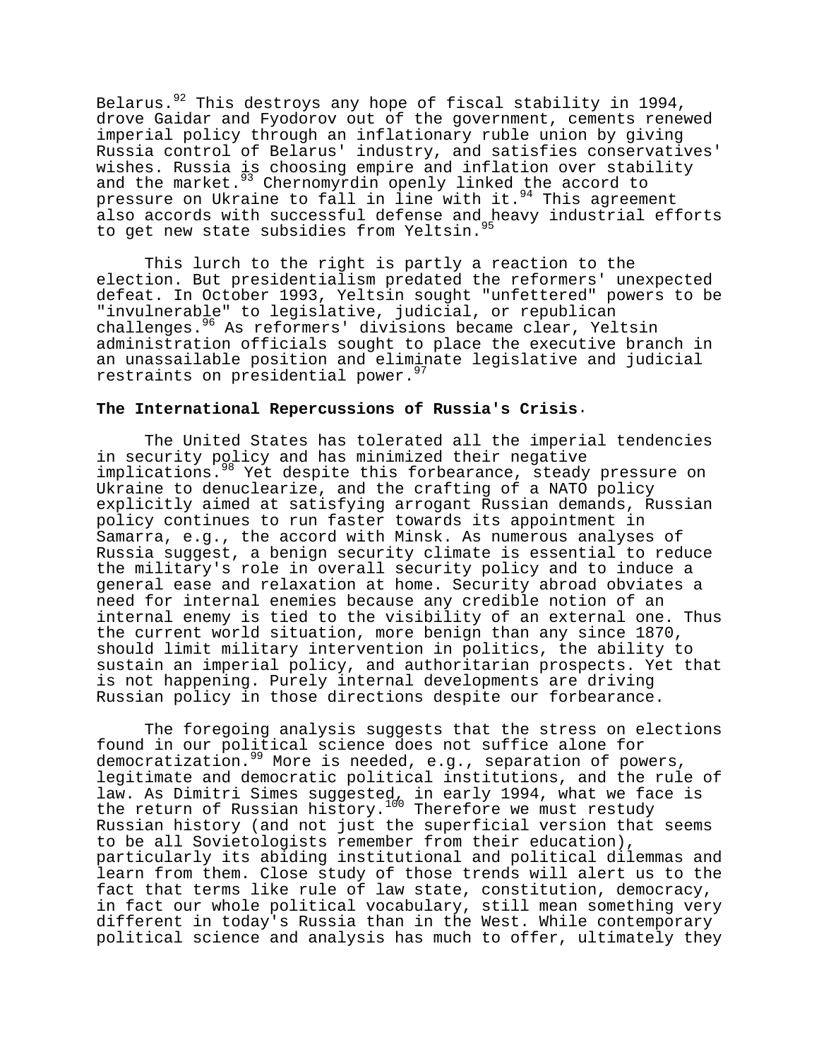Belarus.[92] This destroys any hope of fiscal stability in 1994, drove Gaidar and Fyodorov out of the government, cements renewed imperial policy through an inflationary ruble union by giving Russia control of Belarus' industry, and satisfies conservatives' wishes. Russia is choosing empire and inflation over stability and the market.[93] Chernomyrdin openly linked the accord to pressure on Ukraine to fall in line with it.[94] This agreement also accords with successful defense and heavy industrial efforts to get new state subsidies from Yeltsin.[95]

This lurch to the right is partly a reaction to the election. But presidentialism predated the reformers' unexpected defeat. In October 1993, Yeltsin sought "unfettered" powers to be "invulnerable" to legislative, judicial, or republican challenges.[96] As reformers' divisions became clear, Yeltsin administration officials sought to place the executive branch in an unassailable position and eliminate legislative and judicial restraints on presidential power.[97]

**The International Repercussions of Russia's Crisis.**

The United States has tolerated all the imperial tendencies in security policy and has minimized their negative implications.[98] Yet despite this forbearance, steady pressure on Ukraine to denuclearize, and the crafting of a NATO policy explicitly aimed at satisfying arrogant Russian demands, Russian policy continues to run faster towards its appointment in Samarra, e.g., the accord with Minsk. As numerous analyses of Russia suggest, a benign security climate is essential to reduce the military's role in overall security policy and to induce a general ease and relaxation at home. Security abroad obviates a need for internal enemies because any credible notion of an internal enemy is tied to the visibility of an external one. Thus the current world situation, more benign than any since 1870, should limit military intervention in politics, the ability to sustain an imperial policy, and authoritarian prospects. Yet that is not happening. Purely internal developments are driving Russian policy in those directions despite our forbearance.

The foregoing analysis suggests that the stress on elections found in our political science does not suffice alone for democratization.[99] More is needed, e.g., separation of powers, legitimate and democratic political institutions, and the rule of law. As Dimitri Simes suggested, in early 1994, what we face is the return of Russian history.[100] Therefore we must restudy Russian history (and not just the superficial version that seems to be all Sovietologists remember from their education), particularly its abiding institutional and political dilemmas and learn from them. Close study of those trends will alert us to the fact that terms like rule of law state, constitution, democracy, in fact our whole political vocabulary, still mean something very different in today's Russia than in the West. While contemporary political science and analysis has much to offer, ultimately they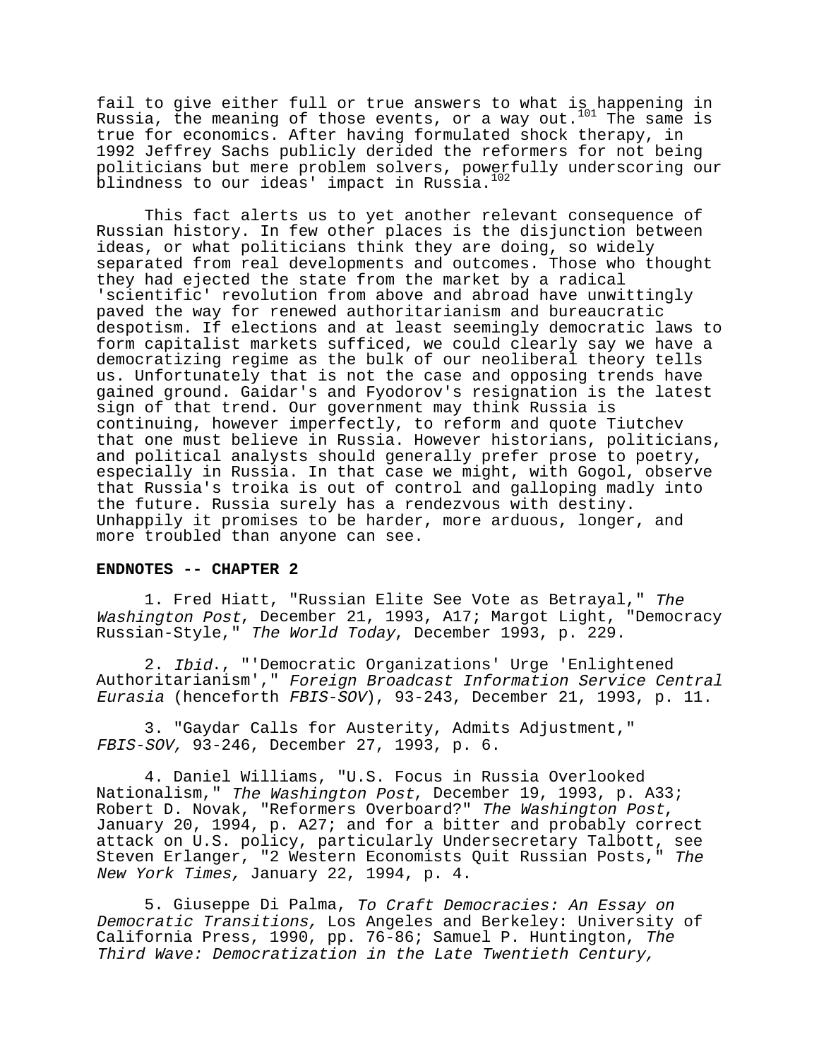fail to give either full or true answers to what is happening in Russia, the meaning of those events, or a way out.[101] The same is true for economics. After having formulated shock therapy, in 1992 Jeffrey Sachs publicly derided the reformers for not being politicians but mere problem solvers, powerfully underscoring our blindness to our ideas' impact in Russia.[102]

This fact alerts us to yet another relevant consequence of Russian history. In few other places is the disjunction between ideas, or what politicians think they are doing, so widely separated from real developments and outcomes. Those who thought they had ejected the state from the market by a radical 'scientific' revolution from above and abroad have unwittingly paved the way for renewed authoritarianism and bureaucratic despotism. If elections and at least seemingly democratic laws to form capitalist markets sufficed, we could clearly say we have a democratizing regime as the bulk of our neoliberal theory tells us. Unfortunately that is not the case and opposing trends have gained ground. Gaidar's and Fyodorov's resignation is the latest sign of that trend. Our government may think Russia is continuing, however imperfectly, to reform and quote Tiutchev that one must believe in Russia. However historians, politicians, and political analysts should generally prefer prose to poetry, especially in Russia. In that case we might, with Gogol, observe that Russia's troika is out of control and galloping madly into the future. Russia surely has a rendezvous with destiny. Unhappily it promises to be harder, more arduous, longer, and more troubled than anyone can see.

**ENDNOTES -- CHAPTER 2**

1. Fred Hiatt, "Russian Elite See Vote as Betrayal," *The Washington Post*, December 21, 1993, A17; Margot Light, "Democracy Russian-Style," *The World Today*, December 1993, p. 229.

2. *Ibid*., "'Democratic Organizations' Urge 'Enlightened Authoritarianism'," *Foreign Broadcast Information Service Central Eurasia* (henceforth *FBIS-SOV*), 93-243, December 21, 1993, p. 11.

3. "Gaydar Calls for Austerity, Admits Adjustment," *FBIS-SOV,* 93-246, December 27, 1993, p. 6.

4. Daniel Williams, "U.S. Focus in Russia Overlooked Nationalism," *The Washington Post*, December 19, 1993, p. A33; Robert D. Novak, "Reformers Overboard?" *The Washington Post*, January 20, 1994, p. A27; and for a bitter and probably correct attack on U.S. policy, particularly Undersecretary Talbott, see Steven Erlanger, "2 Western Economists Quit Russian Posts," *The New York Times,* January 22, 1994, p. 4.

5. Giuseppe Di Palma, *To Craft Democracies: An Essay on Democratic Transitions,* Los Angeles and Berkeley: University of California Press, 1990, pp. 76-86; Samuel P. Huntington, *The Third Wave: Democratization in the Late Twentieth Century,*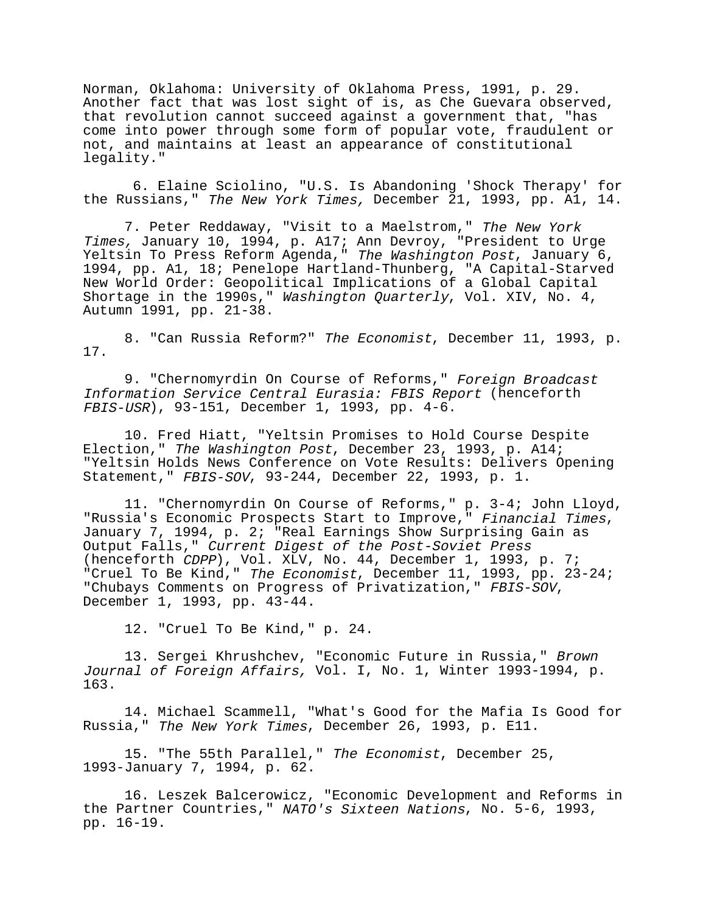Norman, Oklahoma: University of Oklahoma Press, 1991, p. 29. Another fact that was lost sight of is, as Che Guevara observed, that revolution cannot succeed against a government that, "has come into power through some form of popular vote, fraudulent or not, and maintains at least an appearance of constitutional legality."

6. Elaine Sciolino, "U.S. Is Abandoning 'Shock Therapy' for the Russians," *The New York Times,* December 21, 1993, pp. A1, 14.

7. Peter Reddaway, "Visit to a Maelstrom," *The New York Times,* January 10, 1994, p. A17; Ann Devroy, "President to Urge Yeltsin To Press Reform Agenda," *The Washington Post*, January 6, 1994, pp. A1, 18; Penelope Hartland-Thunberg, "A Capital-Starved New World Order: Geopolitical Implications of a Global Capital Shortage in the 1990s," *Washington Quarterly*, Vol. XIV, No. 4, Autumn 1991, pp. 21-38.

8. "Can Russia Reform?" *The Economist*, December 11, 1993, p. 17.

9. "Chernomyrdin On Course of Reforms," *Foreign Broadcast Information Service Central Eurasia: FBIS Report* (henceforth *FBIS-USR*), 93-151, December 1, 1993, pp. 4-6.

10. Fred Hiatt, "Yeltsin Promises to Hold Course Despite Election," *The Washington Post*, December 23, 1993, p. A14; "Yeltsin Holds News Conference on Vote Results: Delivers Opening Statement," *FBIS-SOV*, 93-244, December 22, 1993, p. 1.

11. "Chernomyrdin On Course of Reforms," p. 3-4; John Lloyd, "Russia's Economic Prospects Start to Improve," *Financial Times*, January 7, 1994, p. 2; "Real Earnings Show Surprising Gain as Output Falls," *Current Digest of the Post-Soviet Press* (henceforth *CDPP*), Vol. XLV, No. 44, December 1, 1993, p. 7; "Cruel To Be Kind," *The Economist*, December 11, 1993, pp. 23-24; "Chubays Comments on Progress of Privatization," *FBIS-SOV*, December 1, 1993, pp. 43-44.

12. "Cruel To Be Kind," p. 24.

13. Sergei Khrushchev, "Economic Future in Russia," *Brown Journal of Foreign Affairs,* Vol. I, No. 1, Winter 1993-1994, p. 163.

14. Michael Scammell, "What's Good for the Mafia Is Good for Russia," *The New York Times*, December 26, 1993, p. E11.

15. "The 55th Parallel," *The Economist*, December 25, 1993-January 7, 1994, p. 62.

16. Leszek Balcerowicz, "Economic Development and Reforms in the Partner Countries," *NATO's Sixteen Nations*, No. 5-6, 1993, pp. 16-19.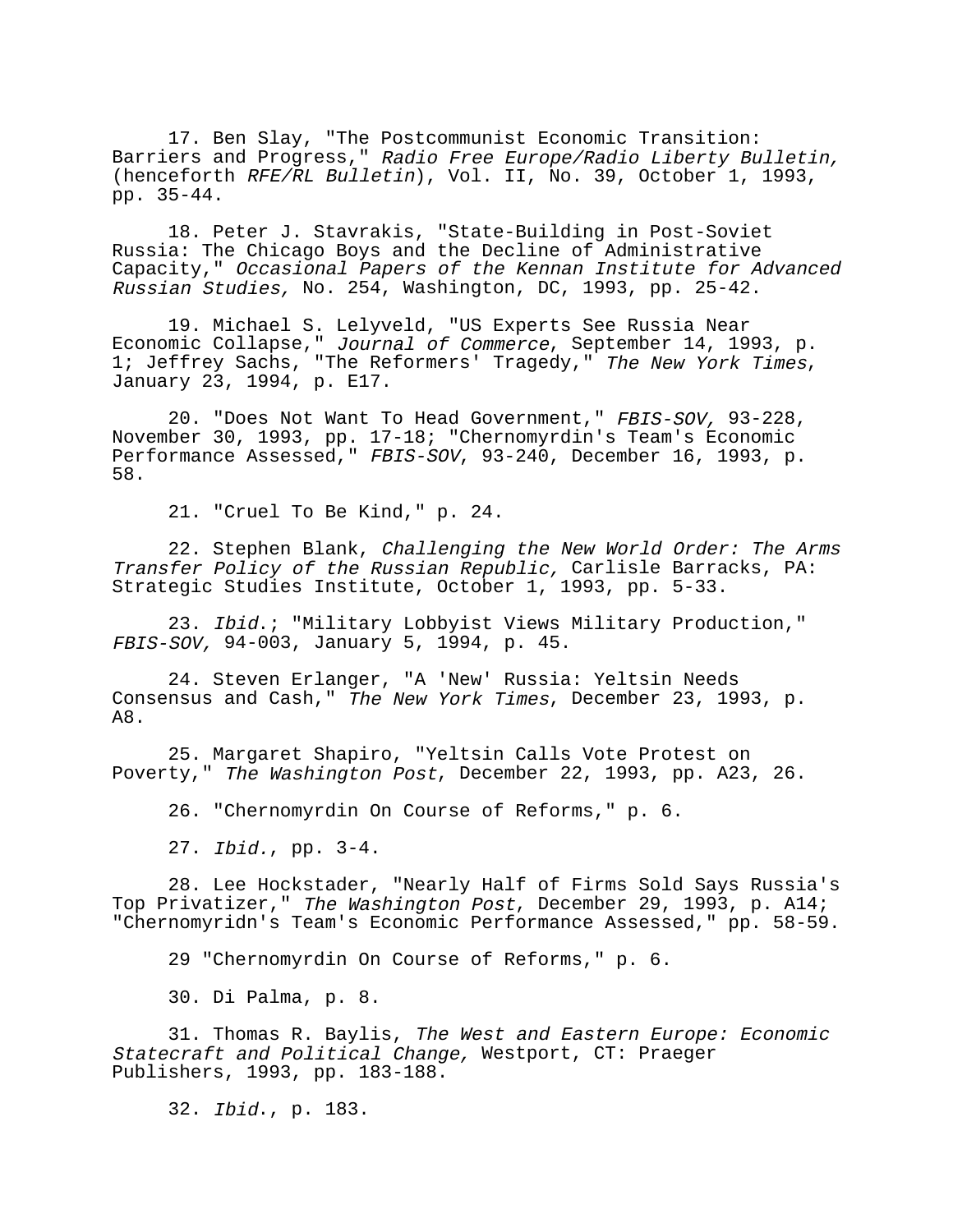17. Ben Slay, "The Postcommunist Economic Transition: Barriers and Progress," *Radio Free Europe/Radio Liberty Bulletin,* (henceforth *RFE/RL Bulletin*), Vol. II, No. 39, October 1, 1993, pp. 35-44.

18. Peter J. Stavrakis, "State-Building in Post-Soviet Russia: The Chicago Boys and the Decline of Administrative Capacity," *Occasional Papers of the Kennan Institute for Advanced Russian Studies,* No. 254, Washington, DC, 1993, pp. 25-42.

19. Michael S. Lelyveld, "US Experts See Russia Near Economic Collapse," *Journal of Commerce*, September 14, 1993, p. 1; Jeffrey Sachs, "The Reformers' Tragedy," *The New York Times*, January 23, 1994, p. E17.

20. "Does Not Want To Head Government," *FBIS-SOV,* 93-228, November 30, 1993, pp. 17-18; "Chernomyrdin's Team's Economic Performance Assessed," *FBIS-SOV*, 93-240, December 16, 1993, p. 58.

21. "Cruel To Be Kind," p. 24.

22. Stephen Blank, *Challenging the New World Order: The Arms Transfer Policy of the Russian Republic,* Carlisle Barracks, PA: Strategic Studies Institute, October 1, 1993, pp. 5-33.

23. *Ibid.*; "Military Lobbyist Views Military Production," *FBIS-SOV,* 94-003, January 5, 1994, p. 45.

24. Steven Erlanger, "A 'New' Russia: Yeltsin Needs Consensus and Cash," *The New York Times*, December 23, 1993, p. A8.

25. Margaret Shapiro, "Yeltsin Calls Vote Protest on Poverty," *The Washington Post*, December 22, 1993, pp. A23, 26.

26. "Chernomyrdin On Course of Reforms," p. 6.

27. *Ibid.*, pp. 3-4.

28. Lee Hockstader, "Nearly Half of Firms Sold Says Russia's Top Privatizer," *The Washington Post*, December 29, 1993, p. A14; "Chernomyridn's Team's Economic Performance Assessed," pp. 58-59.

29 "Chernomyrdin On Course of Reforms," p. 6.

30. Di Palma, p. 8.

31. Thomas R. Baylis, *The West and Eastern Europe: Economic Statecraft and Political Change,* Westport, CT: Praeger Publishers, 1993, pp. 183-188.

32. *Ibid.*, p. 183.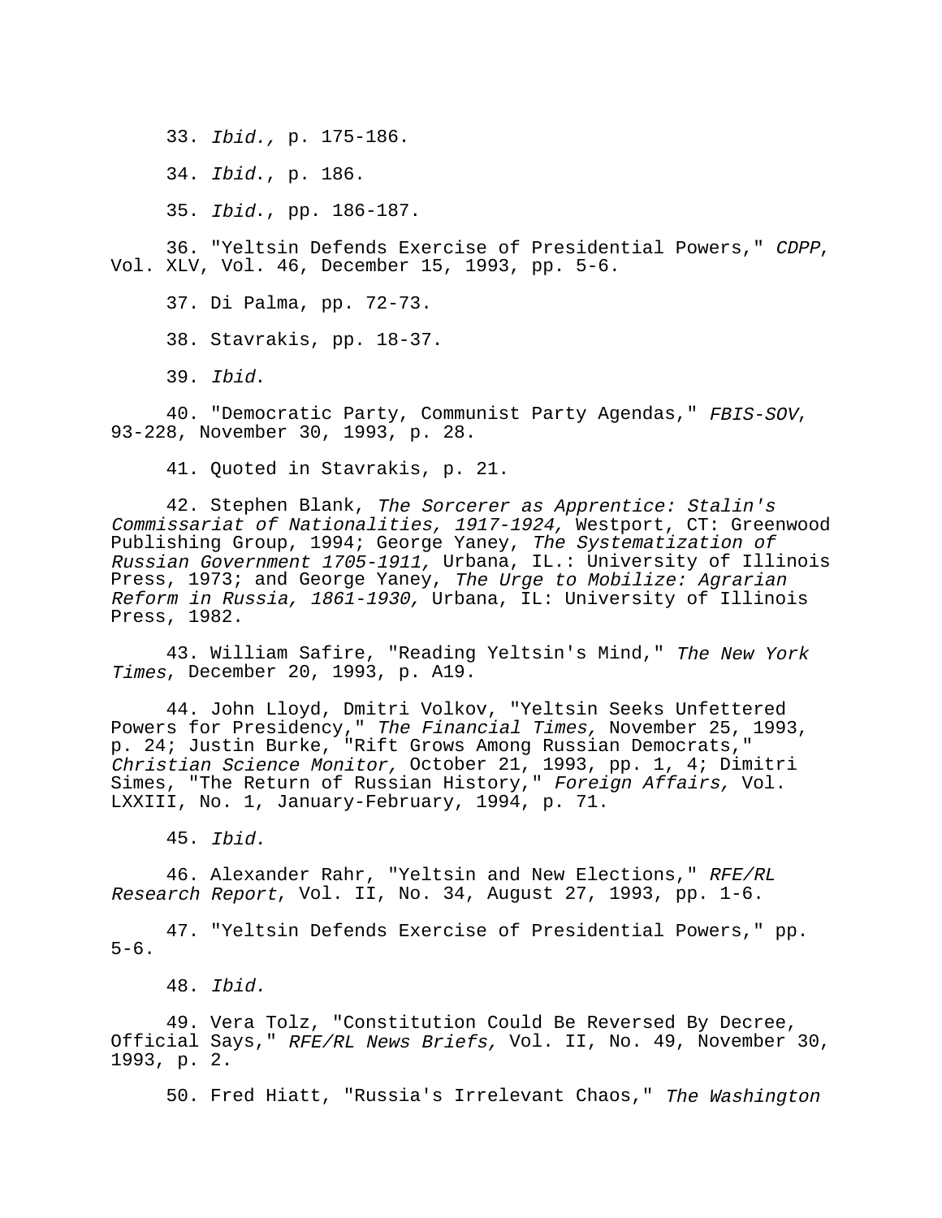33. *Ibid.,* p. 175-186.

34. *Ibid*., p. 186.

35. *Ibid*., pp. 186-187.

36. "Yeltsin Defends Exercise of Presidential Powers," *CDPP*, Vol. XLV, Vol. 46, December 15, 1993, pp. 5-6.

37. Di Palma, pp. 72-73.

38. Stavrakis, pp. 18-37.

39. *Ibid*.

40. "Democratic Party, Communist Party Agendas," *FBIS-SOV*, 93-228, November 30, 1993, p. 28.

41. Quoted in Stavrakis, p. 21.

42. Stephen Blank, *The Sorcerer as Apprentice: Stalin's Commissariat of Nationalities, 1917-1924,* Westport, CT: Greenwood Publishing Group, 1994; George Yaney, *The Systematization of Russian Government 1705-1911,* Urbana, IL.: University of Illinois Press, 1973; and George Yaney, *The Urge to Mobilize: Agrarian Reform in Russia, 1861-1930,* Urbana, IL: University of Illinois Press, 1982.

43. William Safire, "Reading Yeltsin's Mind," *The New York Times*, December 20, 1993, p. A19.

44. John Lloyd, Dmitri Volkov, "Yeltsin Seeks Unfettered Powers for Presidency," *The Financial Times,* November 25, 1993, p. 24; Justin Burke, "Rift Grows Among Russian Democrats," *Christian Science Monitor,* October 21, 1993, pp. 1, 4; Dimitri Simes, "The Return of Russian History," *Foreign Affairs,* Vol. LXXIII, No. 1, January-February, 1994, p. 71.

45. *Ibid.*

46. Alexander Rahr, "Yeltsin and New Elections," *RFE/RL Research Report*, Vol. II, No. 34, August 27, 1993, pp. 1-6.

47. "Yeltsin Defends Exercise of Presidential Powers," pp. 5-6.

48. *Ibid.*

49. Vera Tolz, "Constitution Could Be Reversed By Decree, Official Says," *RFE/RL News Briefs,* Vol. II, No. 49, November 30, 1993, p. 2.

50. Fred Hiatt, "Russia's Irrelevant Chaos," *The Washington*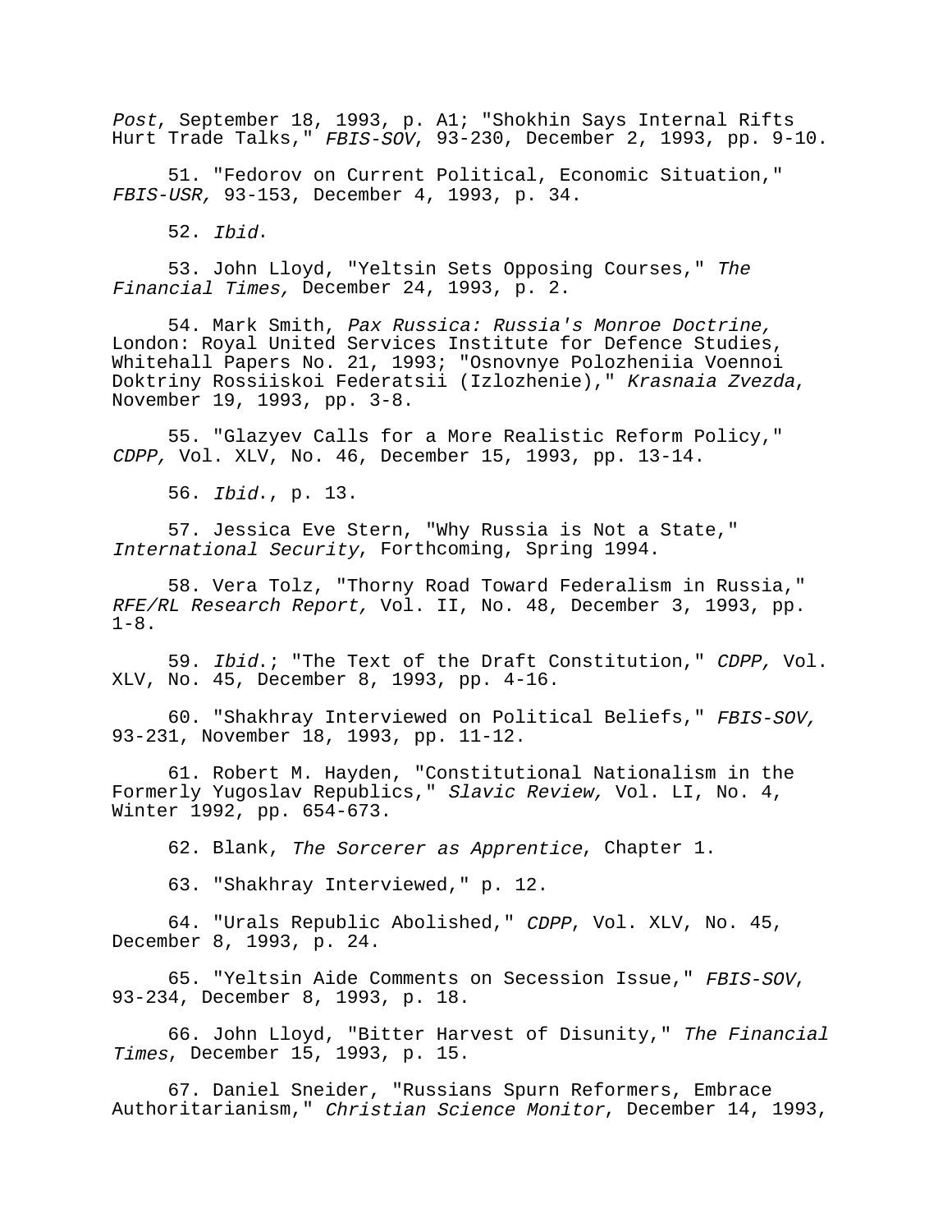*Post*, September 18, 1993, p. A1; "Shokhin Says Internal Rifts Hurt Trade Talks," *FBIS-SOV*, 93-230, December 2, 1993, pp. 9-10.

51. "Fedorov on Current Political, Economic Situation," *FBIS-USR,* 93-153, December 4, 1993, p. 34.

52. *Ibid*.

53. John Lloyd, "Yeltsin Sets Opposing Courses," *The Financial Times,* December 24, 1993, p. 2.

54. Mark Smith, *Pax Russica: Russia's Monroe Doctrine,* London: Royal United Services Institute for Defence Studies, Whitehall Papers No. 21, 1993; "Osnovnye Polozheniia Voennoi Doktriny Rossiiskoi Federatsii (Izlozhenie)," *Krasnaia Zvezda*, November 19, 1993, pp. 3-8.

55. "Glazyev Calls for a More Realistic Reform Policy," *CDPP,* Vol. XLV, No. 46, December 15, 1993, pp. 13-14.

56. *Ibid*., p. 13.

57. Jessica Eve Stern, "Why Russia is Not a State," *International Security*, Forthcoming, Spring 1994.

58. Vera Tolz, "Thorny Road Toward Federalism in Russia," *RFE/RL Research Report,* Vol. II, No. 48, December 3, 1993, pp. 1-8.

59. *Ibid*.; "The Text of the Draft Constitution," *CDPP,* Vol. XLV, No. 45, December 8, 1993, pp. 4-16.

60. "Shakhray Interviewed on Political Beliefs," *FBIS-SOV,* 93-231, November 18, 1993, pp. 11-12.

61. Robert M. Hayden, "Constitutional Nationalism in the Formerly Yugoslav Republics," *Slavic Review,* Vol. LI, No. 4, Winter 1992, pp. 654-673.

62. Blank, *The Sorcerer as Apprentice*, Chapter 1.

63. "Shakhray Interviewed," p. 12.

64. "Urals Republic Abolished," *CDPP*, Vol. XLV, No. 45, December 8, 1993, p. 24.

65. "Yeltsin Aide Comments on Secession Issue," *FBIS-SOV*, 93-234, December 8, 1993, p. 18.

66. John Lloyd, "Bitter Harvest of Disunity," *The Financial Times*, December 15, 1993, p. 15.

67. Daniel Sneider, "Russians Spurn Reformers, Embrace Authoritarianism," *Christian Science Monitor*, December 14, 1993,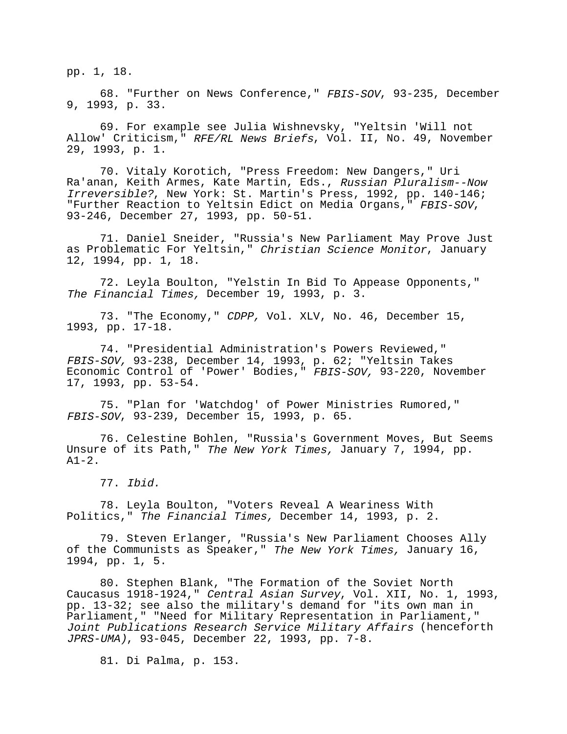pp. 1, 18.

68. "Further on News Conference," *FBIS-SOV*, 93-235, December 9, 1993, p. 33.

69. For example see Julia Wishnevsky, "Yeltsin 'Will not Allow' Criticism," *RFE/RL News Briefs*, Vol. II, No. 49, November 29, 1993, p. 1.

70. Vitaly Korotich, "Press Freedom: New Dangers," Uri Ra'anan, Keith Armes, Kate Martin, Eds., *Russian Pluralism--Now Irreversible?*, New York: St. Martin's Press, 1992, pp. 140-146; "Further Reaction to Yeltsin Edict on Media Organs," *FBIS-SOV*, 93-246, December 27, 1993, pp. 50-51.

71. Daniel Sneider, "Russia's New Parliament May Prove Just as Problematic For Yeltsin," *Christian Science Monitor*, January 12, 1994, pp. 1, 18.

72. Leyla Boulton, "Yelstin In Bid To Appease Opponents," *The Financial Times,* December 19, 1993, p. 3.

73. "The Economy," *CDPP,* Vol. XLV, No. 46, December 15, 1993, pp. 17-18.

74. "Presidential Administration's Powers Reviewed," *FBIS-SOV,* 93-238, December 14, 1993, p. 62; "Yeltsin Takes Economic Control of 'Power' Bodies," *FBIS-SOV,* 93-220, November 17, 1993, pp. 53-54.

75. "Plan for 'Watchdog' of Power Ministries Rumored," *FBIS-SOV*, 93-239, December 15, 1993, p. 65.

76. Celestine Bohlen, "Russia's Government Moves, But Seems Unsure of its Path," *The New York Times,* January 7, 1994, pp. A1-2.

77. *Ibid.*

78. Leyla Boulton, "Voters Reveal A Weariness With Politics," *The Financial Times,* December 14, 1993, p. 2.

79. Steven Erlanger, "Russia's New Parliament Chooses Ally of the Communists as Speaker," *The New York Times,* January 16, 1994, pp. 1, 5.

80. Stephen Blank, "The Formation of the Soviet North Caucasus 1918-1924," *Central Asian Survey*, Vol. XII, No. 1, 1993, pp. 13-32; see also the military's demand for "its own man in Parliament," "Need for Military Representation in Parliament," *Joint Publications Research Service Military Affairs* (henceforth *JPRS-UMA)*, 93-045, December 22, 1993, pp. 7-8.

81. Di Palma, p. 153.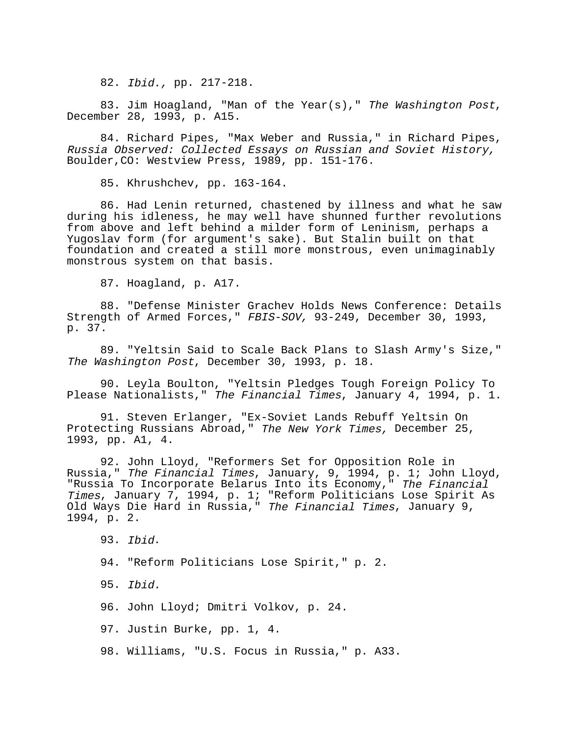82. *Ibid.,* pp. 217-218.

83. Jim Hoagland, "Man of the Year(s)," *The Washington Post*, December 28, 1993, p. A15.

84. Richard Pipes, "Max Weber and Russia," in Richard Pipes, *Russia Observed: Collected Essays on Russian and Soviet History,* Boulder,CO: Westview Press, 1989, pp. 151-176.

85. Khrushchev, pp. 163-164.

86. Had Lenin returned, chastened by illness and what he saw during his idleness, he may well have shunned further revolutions from above and left behind a milder form of Leninism, perhaps a Yugoslav form (for argument's sake). But Stalin built on that foundation and created a still more monstrous, even unimaginably monstrous system on that basis.

87. Hoagland, p. A17.

88. "Defense Minister Grachev Holds News Conference: Details Strength of Armed Forces," *FBIS-SOV,* 93-249, December 30, 1993, p. 37.

89. "Yeltsin Said to Scale Back Plans to Slash Army's Size," *The Washington Post*, December 30, 1993, p. 18.

90. Leyla Boulton, "Yeltsin Pledges Tough Foreign Policy To Please Nationalists," *The Financial Times*, January 4, 1994, p. 1.

91. Steven Erlanger, "Ex-Soviet Lands Rebuff Yeltsin On Protecting Russians Abroad," *The New York Times,* December 25, 1993, pp. A1, 4.

92. John Lloyd, "Reformers Set for Opposition Role in Russia," *The Financial Times*, January, 9, 1994, p. 1; John Lloyd, "Russia To Incorporate Belarus Into its Economy," *The Financial Times*, January 7, 1994, p. 1; "Reform Politicians Lose Spirit As Old Ways Die Hard in Russia," *The Financial Times*, January 9, 1994, p. 2.

93. *Ibid*.

94. "Reform Politicians Lose Spirit," p. 2.

95. *Ibid.*

96. John Lloyd; Dmitri Volkov, p. 24.

97. Justin Burke, pp. 1, 4.

98. Williams, "U.S. Focus in Russia," p. A33.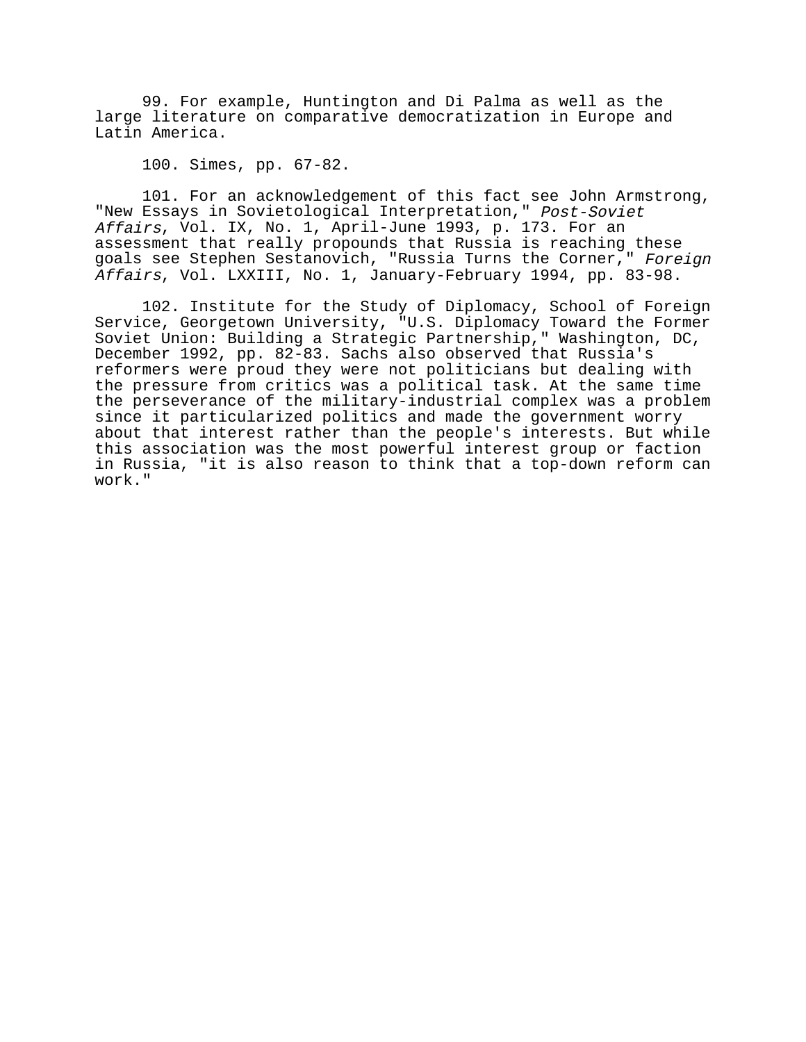99. For example, Huntington and Di Palma as well as the large literature on comparative democratization in Europe and Latin America.

100. Simes, pp. 67-82.

101. For an acknowledgement of this fact see John Armstrong, "New Essays in Sovietological Interpretation," *Post-Soviet Affairs*, Vol. IX, No. 1, April-June 1993, p. 173. For an assessment that really propounds that Russia is reaching these goals see Stephen Sestanovich, "Russia Turns the Corner," *Foreign Affairs*, Vol. LXXIII, No. 1, January-February 1994, pp. 83-98.

102. Institute for the Study of Diplomacy, School of Foreign Service, Georgetown University, "U.S. Diplomacy Toward the Former Soviet Union: Building a Strategic Partnership," Washington, DC, December 1992, pp. 82-83. Sachs also observed that Russia's reformers were proud they were not politicians but dealing with the pressure from critics was a political task. At the same time the perseverance of the military-industrial complex was a problem since it particularized politics and made the government worry about that interest rather than the people's interests. But while this association was the most powerful interest group or faction in Russia, "it is also reason to think that a top-down reform can work."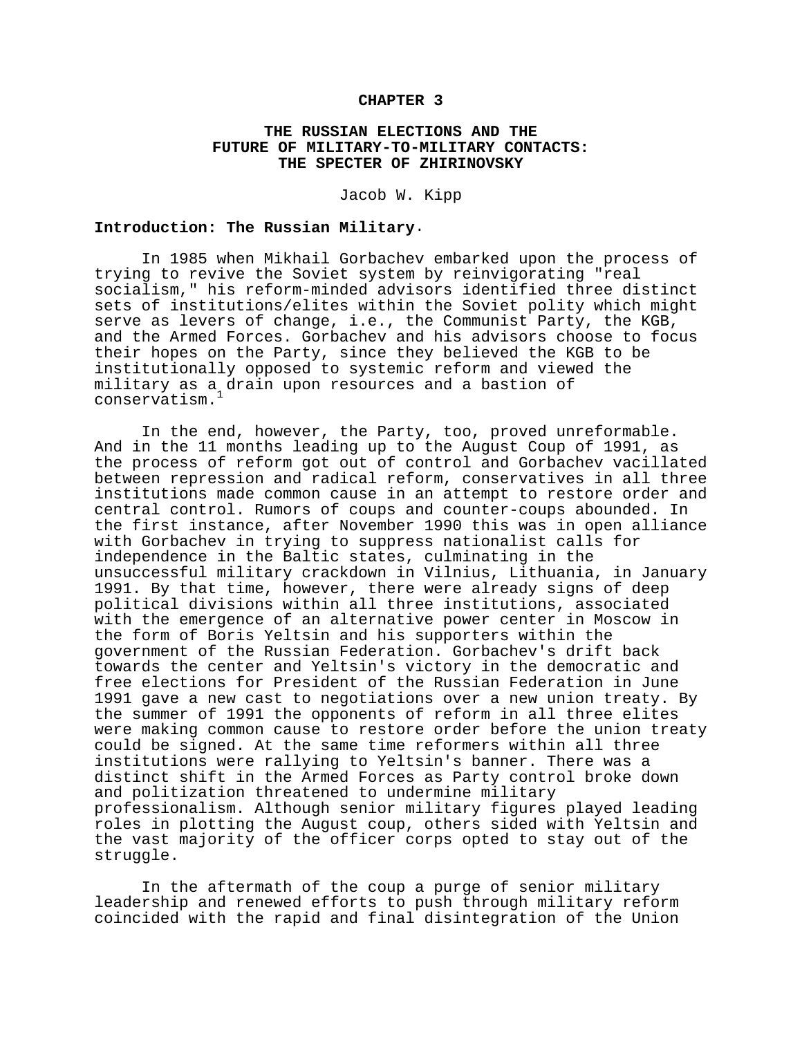# CHAPTER 3

## THE RUSSIAN ELECTIONS AND THE FUTURE OF MILITARY-TO-MILITARY CONTACTS: THE SPECTER OF ZHIRINOVSKY

Jacob W. Kipp

### Introduction: The Russian Military.

In 1985 when Mikhail Gorbachev embarked upon the process of trying to revive the Soviet system by reinvigorating "real socialism," his reform-minded advisors identified three distinct sets of institutions/elites within the Soviet polity which might serve as levers of change, i.e., the Communist Party, the KGB, and the Armed Forces. Gorbachev and his advisors choose to focus their hopes on the Party, since they believed the KGB to be institutionally opposed to systemic reform and viewed the military as a drain upon resources and a bastion of conservatism.[1]

In the end, however, the Party, too, proved unreformable. And in the 11 months leading up to the August Coup of 1991, as the process of reform got out of control and Gorbachev vacillated between repression and radical reform, conservatives in all three institutions made common cause in an attempt to restore order and central control. Rumors of coups and counter-coups abounded. In the first instance, after November 1990 this was in open alliance with Gorbachev in trying to suppress nationalist calls for independence in the Baltic states, culminating in the unsuccessful military crackdown in Vilnius, Lithuania, in January 1991. By that time, however, there were already signs of deep political divisions within all three institutions, associated with the emergence of an alternative power center in Moscow in the form of Boris Yeltsin and his supporters within the government of the Russian Federation. Gorbachev's drift back towards the center and Yeltsin's victory in the democratic and free elections for President of the Russian Federation in June 1991 gave a new cast to negotiations over a new union treaty. By the summer of 1991 the opponents of reform in all three elites were making common cause to restore order before the union treaty could be signed. At the same time reformers within all three institutions were rallying to Yeltsin's banner. There was a distinct shift in the Armed Forces as Party control broke down and politization threatened to undermine military professionalism. Although senior military figures played leading roles in plotting the August coup, others sided with Yeltsin and the vast majority of the officer corps opted to stay out of the struggle.

In the aftermath of the coup a purge of senior military leadership and renewed efforts to push through military reform coincided with the rapid and final disintegration of the Union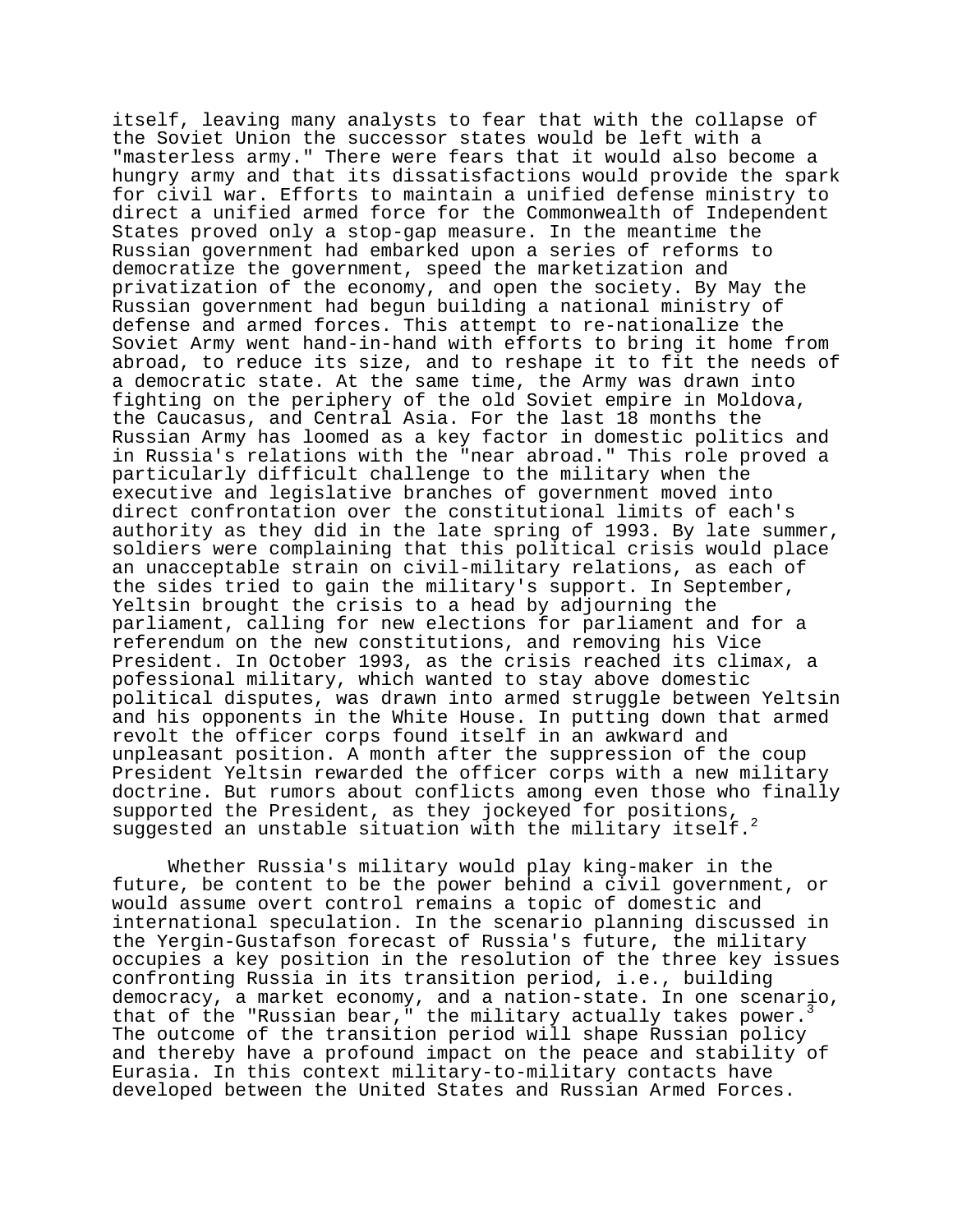itself, leaving many analysts to fear that with the collapse of the Soviet Union the successor states would be left with a "masterless army." There were fears that it would also become a hungry army and that its dissatisfactions would provide the spark for civil war. Efforts to maintain a unified defense ministry to direct a unified armed force for the Commonwealth of Independent States proved only a stop-gap measure. In the meantime the Russian government had embarked upon a series of reforms to democratize the government, speed the marketization and privatization of the economy, and open the society. By May the Russian government had begun building a national ministry of defense and armed forces. This attempt to re-nationalize the Soviet Army went hand-in-hand with efforts to bring it home from abroad, to reduce its size, and to reshape it to fit the needs of a democratic state. At the same time, the Army was drawn into fighting on the periphery of the old Soviet empire in Moldova, the Caucasus, and Central Asia. For the last 18 months the Russian Army has loomed as a key factor in domestic politics and in Russia's relations with the "near abroad." This role proved a particularly difficult challenge to the military when the executive and legislative branches of government moved into direct confrontation over the constitutional limits of each's authority as they did in the late spring of 1993. By late summer, soldiers were complaining that this political crisis would place an unacceptable strain on civil-military relations, as each of the sides tried to gain the military's support. In September, Yeltsin brought the crisis to a head by adjourning the parliament, calling for new elections for parliament and for a referendum on the new constitutions, and removing his Vice President. In October 1993, as the crisis reached its climax, a pofessional military, which wanted to stay above domestic political disputes, was drawn into armed struggle between Yeltsin and his opponents in the White House. In putting down that armed revolt the officer corps found itself in an awkward and unpleasant position. A month after the suppression of the coup President Yeltsin rewarded the officer corps with a new military doctrine. But rumors about conflicts among even those who finally supported the President, as they jockeyed for positions, suggested an unstable situation with the military itself.[2]

Whether Russia's military would play king-maker in the future, be content to be the power behind a civil government, or would assume overt control remains a topic of domestic and international speculation. In the scenario planning discussed in the Yergin-Gustafson forecast of Russia's future, the military occupies a key position in the resolution of the three key issues confronting Russia in its transition period, i.e., building democracy, a market economy, and a nation-state. In one scenario, that of the "Russian bear," the military actually takes power.[3] The outcome of the transition period will shape Russian policy and thereby have a profound impact on the peace and stability of Eurasia. In this context military-to-military contacts have developed between the United States and Russian Armed Forces.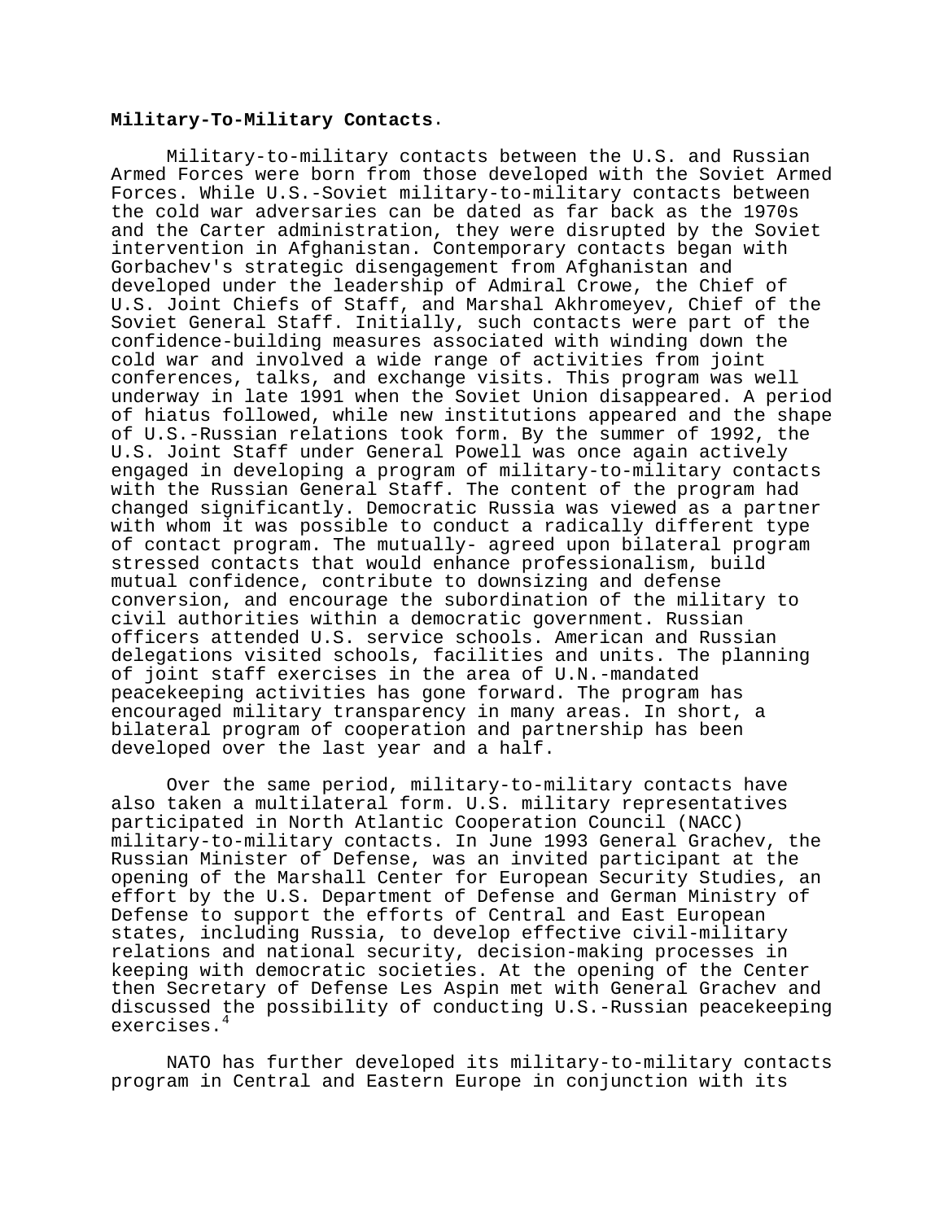**Military-To-Military Contacts.**

Military-to-military contacts between the U.S. and Russian Armed Forces were born from those developed with the Soviet Armed Forces. While U.S.-Soviet military-to-military contacts between the cold war adversaries can be dated as far back as the 1970s and the Carter administration, they were disrupted by the Soviet intervention in Afghanistan. Contemporary contacts began with Gorbachev's strategic disengagement from Afghanistan and developed under the leadership of Admiral Crowe, the Chief of U.S. Joint Chiefs of Staff, and Marshal Akhromeyev, Chief of the Soviet General Staff. Initially, such contacts were part of the confidence-building measures associated with winding down the cold war and involved a wide range of activities from joint conferences, talks, and exchange visits. This program was well underway in late 1991 when the Soviet Union disappeared. A period of hiatus followed, while new institutions appeared and the shape of U.S.-Russian relations took form. By the summer of 1992, the U.S. Joint Staff under General Powell was once again actively engaged in developing a program of military-to-military contacts with the Russian General Staff. The content of the program had changed significantly. Democratic Russia was viewed as a partner with whom it was possible to conduct a radically different type of contact program. The mutually- agreed upon bilateral program stressed contacts that would enhance professionalism, build mutual confidence, contribute to downsizing and defense conversion, and encourage the subordination of the military to civil authorities within a democratic government. Russian officers attended U.S. service schools. American and Russian delegations visited schools, facilities and units. The planning of joint staff exercises in the area of U.N.-mandated peacekeeping activities has gone forward. The program has encouraged military transparency in many areas. In short, a bilateral program of cooperation and partnership has been developed over the last year and a half.

Over the same period, military-to-military contacts have also taken a multilateral form. U.S. military representatives participated in North Atlantic Cooperation Council (NACC) military-to-military contacts. In June 1993 General Grachev, the Russian Minister of Defense, was an invited participant at the opening of the Marshall Center for European Security Studies, an effort by the U.S. Department of Defense and German Ministry of Defense to support the efforts of Central and East European states, including Russia, to develop effective civil-military relations and national security, decision-making processes in keeping with democratic societies. At the opening of the Center then Secretary of Defense Les Aspin met with General Grachev and discussed the possibility of conducting U.S.-Russian peacekeeping exercises.[4]

NATO has further developed its military-to-military contacts program in Central and Eastern Europe in conjunction with its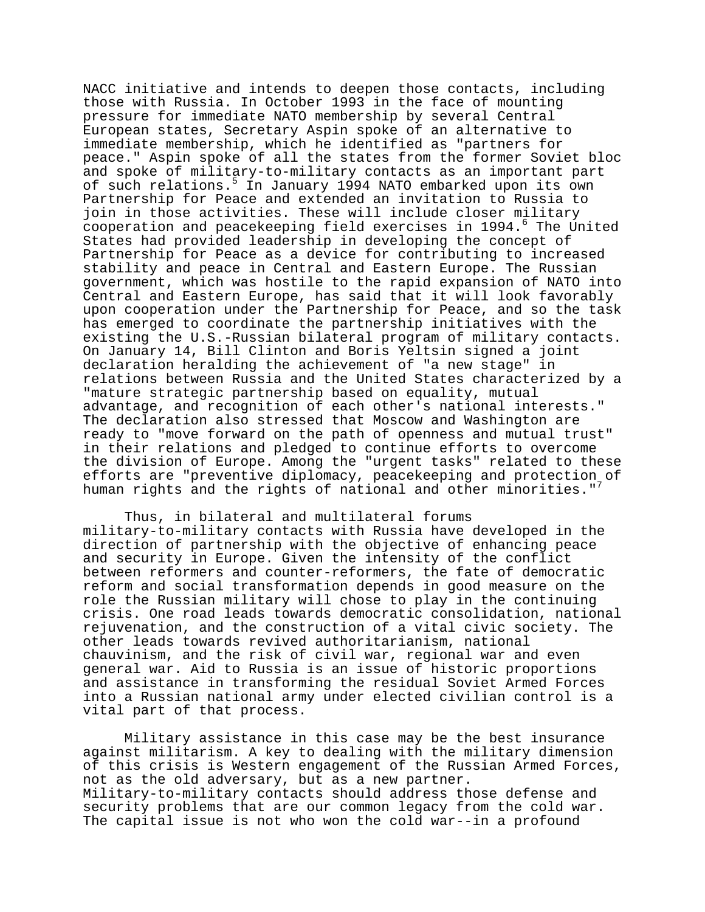NACC initiative and intends to deepen those contacts, including those with Russia. In October 1993 in the face of mounting pressure for immediate NATO membership by several Central European states, Secretary Aspin spoke of an alternative to immediate membership, which he identified as "partners for peace." Aspin spoke of all the states from the former Soviet bloc and spoke of military-to-military contacts as an important part of such relations.[5] In January 1994 NATO embarked upon its own Partnership for Peace and extended an invitation to Russia to join in those activities. These will include closer military cooperation and peacekeeping field exercises in 1994.[6] The United States had provided leadership in developing the concept of Partnership for Peace as a device for contributing to increased stability and peace in Central and Eastern Europe. The Russian government, which was hostile to the rapid expansion of NATO into Central and Eastern Europe, has said that it will look favorably upon cooperation under the Partnership for Peace, and so the task has emerged to coordinate the partnership initiatives with the existing the U.S.-Russian bilateral program of military contacts. On January 14, Bill Clinton and Boris Yeltsin signed a joint declaration heralding the achievement of "a new stage" in relations between Russia and the United States characterized by a "mature strategic partnership based on equality, mutual advantage, and recognition of each other's national interests." The declaration also stressed that Moscow and Washington are ready to "move forward on the path of openness and mutual trust" in their relations and pledged to continue efforts to overcome the division of Europe. Among the "urgent tasks" related to these efforts are "preventive diplomacy, peacekeeping and protection of human rights and the rights of national and other minorities."[7]

Thus, in bilateral and multilateral forums military-to-military contacts with Russia have developed in the direction of partnership with the objective of enhancing peace and security in Europe. Given the intensity of the conflict between reformers and counter-reformers, the fate of democratic reform and social transformation depends in good measure on the role the Russian military will chose to play in the continuing crisis. One road leads towards democratic consolidation, national rejuvenation, and the construction of a vital civic society. The other leads towards revived authoritarianism, national chauvinism, and the risk of civil war, regional war and even general war. Aid to Russia is an issue of historic proportions and assistance in transforming the residual Soviet Armed Forces into a Russian national army under elected civilian control is a vital part of that process.

Military assistance in this case may be the best insurance against militarism. A key to dealing with the military dimension of this crisis is Western engagement of the Russian Armed Forces, not as the old adversary, but as a new partner. Military-to-military contacts should address those defense and security problems that are our common legacy from the cold war. The capital issue is not who won the cold war--in a profound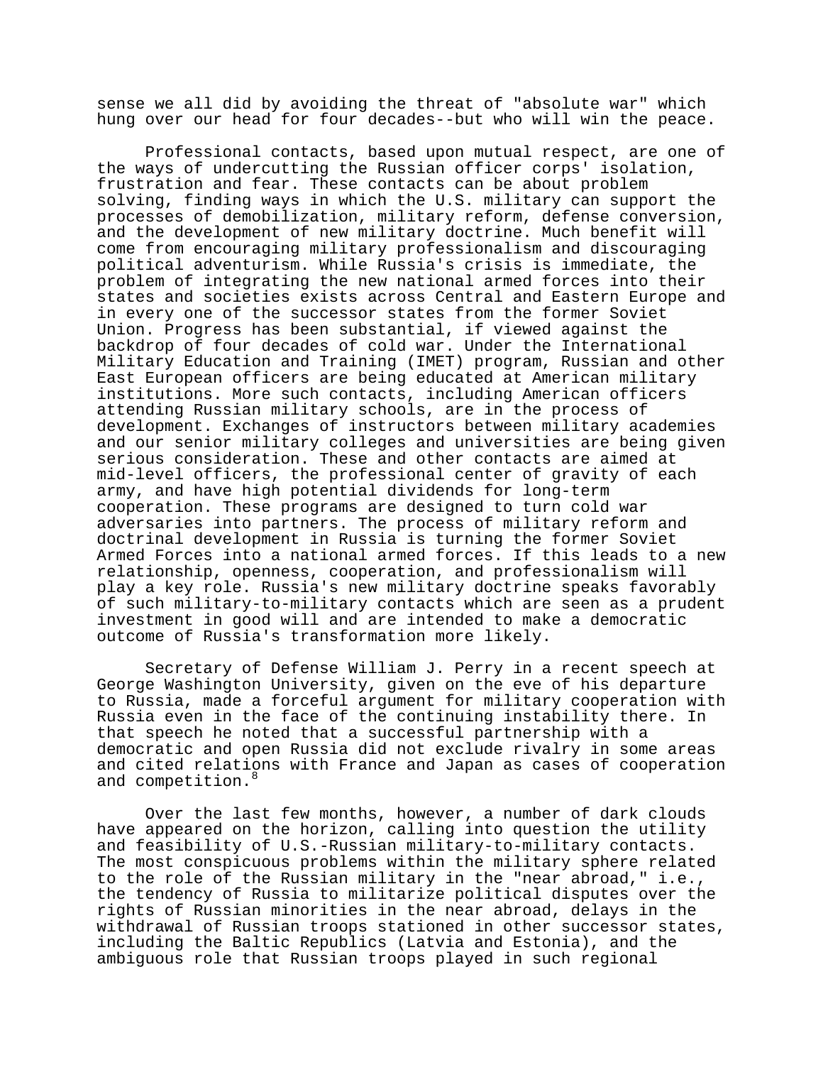sense we all did by avoiding the threat of "absolute war" which hung over our head for four decades--but who will win the peace.

Professional contacts, based upon mutual respect, are one of the ways of undercutting the Russian officer corps' isolation, frustration and fear. These contacts can be about problem solving, finding ways in which the U.S. military can support the processes of demobilization, military reform, defense conversion, and the development of new military doctrine. Much benefit will come from encouraging military professionalism and discouraging political adventurism. While Russia's crisis is immediate, the problem of integrating the new national armed forces into their states and societies exists across Central and Eastern Europe and in every one of the successor states from the former Soviet Union. Progress has been substantial, if viewed against the backdrop of four decades of cold war. Under the International Military Education and Training (IMET) program, Russian and other East European officers are being educated at American military institutions. More such contacts, including American officers attending Russian military schools, are in the process of development. Exchanges of instructors between military academies and our senior military colleges and universities are being given serious consideration. These and other contacts are aimed at mid-level officers, the professional center of gravity of each army, and have high potential dividends for long-term cooperation. These programs are designed to turn cold war adversaries into partners. The process of military reform and doctrinal development in Russia is turning the former Soviet Armed Forces into a national armed forces. If this leads to a new relationship, openness, cooperation, and professionalism will play a key role. Russia's new military doctrine speaks favorably of such military-to-military contacts which are seen as a prudent investment in good will and are intended to make a democratic outcome of Russia's transformation more likely.

Secretary of Defense William J. Perry in a recent speech at George Washington University, given on the eve of his departure to Russia, made a forceful argument for military cooperation with Russia even in the face of the continuing instability there. In that speech he noted that a successful partnership with a democratic and open Russia did not exclude rivalry in some areas and cited relations with France and Japan as cases of cooperation and competition.[8]

Over the last few months, however, a number of dark clouds have appeared on the horizon, calling into question the utility and feasibility of U.S.-Russian military-to-military contacts. The most conspicuous problems within the military sphere related to the role of the Russian military in the "near abroad," i.e., the tendency of Russia to militarize political disputes over the rights of Russian minorities in the near abroad, delays in the withdrawal of Russian troops stationed in other successor states, including the Baltic Republics (Latvia and Estonia), and the ambiguous role that Russian troops played in such regional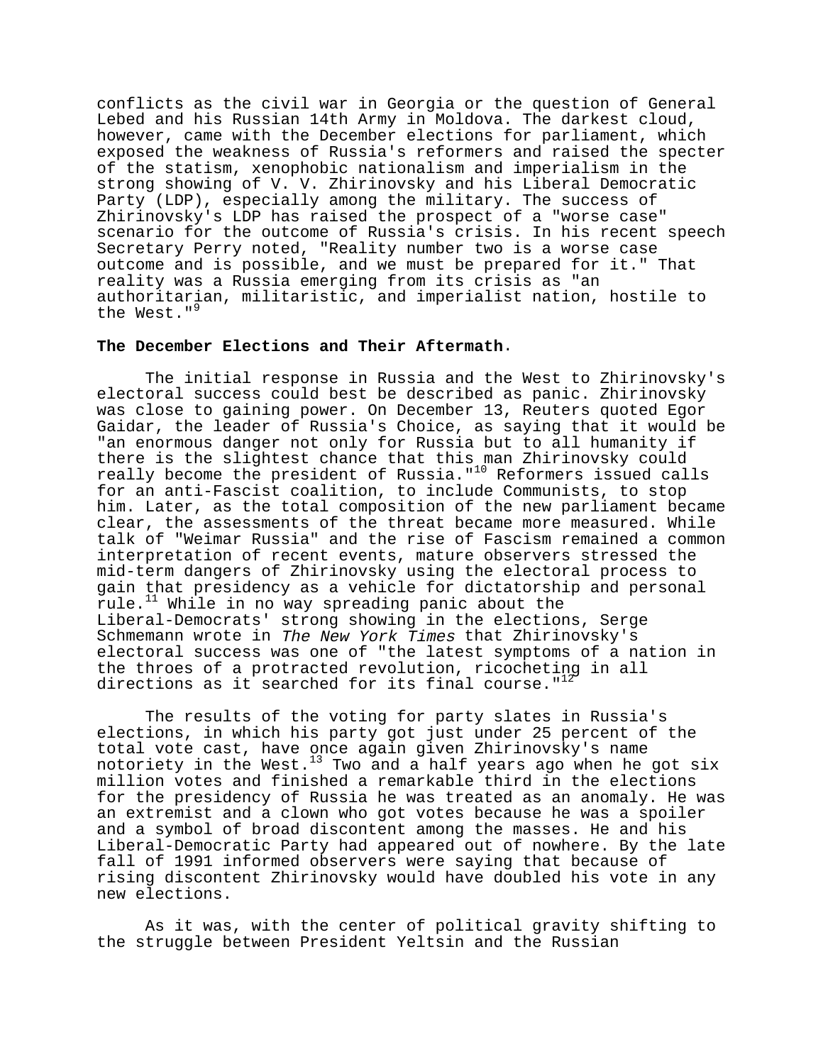conflicts as the civil war in Georgia or the question of General Lebed and his Russian 14th Army in Moldova. The darkest cloud, however, came with the December elections for parliament, which exposed the weakness of Russia's reformers and raised the specter of the statism, xenophobic nationalism and imperialism in the strong showing of V. V. Zhirinovsky and his Liberal Democratic Party (LDP), especially among the military. The success of Zhirinovsky's LDP has raised the prospect of a "worse case" scenario for the outcome of Russia's crisis. In his recent speech Secretary Perry noted, "Reality number two is a worse case outcome and is possible, and we must be prepared for it." That reality was a Russia emerging from its crisis as "an authoritarian, militaristic, and imperialist nation, hostile to the West."[9]

**The December Elections and Their Aftermath**.

The initial response in Russia and the West to Zhirinovsky's electoral success could best be described as panic. Zhirinovsky was close to gaining power. On December 13, Reuters quoted Egor Gaidar, the leader of Russia's Choice, as saying that it would be "an enormous danger not only for Russia but to all humanity if there is the slightest chance that this man Zhirinovsky could really become the president of Russia."[10] Reformers issued calls for an anti-Fascist coalition, to include Communists, to stop him. Later, as the total composition of the new parliament became clear, the assessments of the threat became more measured. While talk of "Weimar Russia" and the rise of Fascism remained a common interpretation of recent events, mature observers stressed the mid-term dangers of Zhirinovsky using the electoral process to gain that presidency as a vehicle for dictatorship and personal rule.[11] While in no way spreading panic about the Liberal-Democrats' strong showing in the elections, Serge Schmemann wrote in *The New York Times* that Zhirinovsky's electoral success was one of "the latest symptoms of a nation in the throes of a protracted revolution, ricocheting in all directions as it searched for its final course."[12]

The results of the voting for party slates in Russia's elections, in which his party got just under 25 percent of the total vote cast, have once again given Zhirinovsky's name notoriety in the West.[13] Two and a half years ago when he got six million votes and finished a remarkable third in the elections for the presidency of Russia he was treated as an anomaly. He was an extremist and a clown who got votes because he was a spoiler and a symbol of broad discontent among the masses. He and his Liberal-Democratic Party had appeared out of nowhere. By the late fall of 1991 informed observers were saying that because of rising discontent Zhirinovsky would have doubled his vote in any new elections.

As it was, with the center of political gravity shifting to the struggle between President Yeltsin and the Russian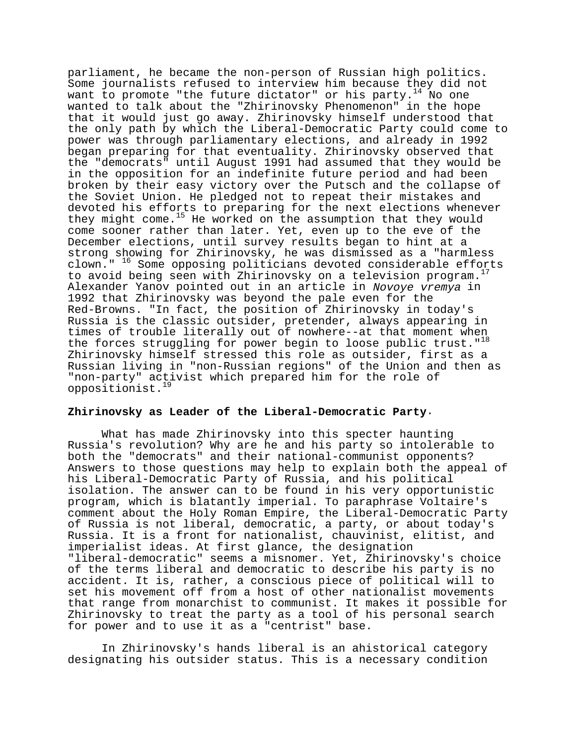parliament, he became the non-person of Russian high politics. Some journalists refused to interview him because they did not want to promote "the future dictator" or his party.[14] No one wanted to talk about the "Zhirinovsky Phenomenon" in the hope that it would just go away. Zhirinovsky himself understood that the only path by which the Liberal-Democratic Party could come to power was through parliamentary elections, and already in 1992 began preparing for that eventuality. Zhirinovsky observed that the "democrats" until August 1991 had assumed that they would be in the opposition for an indefinite future period and had been broken by their easy victory over the Putsch and the collapse of the Soviet Union. He pledged not to repeat their mistakes and devoted his efforts to preparing for the next elections whenever they might come.[15] He worked on the assumption that they would come sooner rather than later. Yet, even up to the eve of the December elections, until survey results began to hint at a strong showing for Zhirinovsky, he was dismissed as a "harmless clown." [16] Some opposing politicians devoted considerable efforts to avoid being seen with Zhirinovsky on a television program.[17] Alexander Yanov pointed out in an article in *Novoye vremya* in 1992 that Zhirinovsky was beyond the pale even for the Red-Browns. "In fact, the position of Zhirinovsky in today's Russia is the classic outsider, pretender, always appearing in times of trouble literally out of nowhere--at that moment when the forces struggling for power begin to loose public trust."[18] Zhirinovsky himself stressed this role as outsider, first as a Russian living in "non-Russian regions" of the Union and then as "non-party" activist which prepared him for the role of oppositionist.[19]

**Zhirinovsky as Leader of the Liberal-Democratic Party.**

What has made Zhirinovsky into this specter haunting Russia's revolution? Why are he and his party so intolerable to both the "democrats" and their national-communist opponents? Answers to those questions may help to explain both the appeal of his Liberal-Democratic Party of Russia, and his political isolation. The answer can to be found in his very opportunistic program, which is blatantly imperial. To paraphrase Voltaire's comment about the Holy Roman Empire, the Liberal-Democratic Party of Russia is not liberal, democratic, a party, or about today's Russia. It is a front for nationalist, chauvinist, elitist, and imperialist ideas. At first glance, the designation "liberal-democratic" seems a misnomer. Yet, Zhirinovsky's choice of the terms liberal and democratic to describe his party is no accident. It is, rather, a conscious piece of political will to set his movement off from a host of other nationalist movements that range from monarchist to communist. It makes it possible for Zhirinovsky to treat the party as a tool of his personal search for power and to use it as a "centrist" base.

In Zhirinovsky's hands liberal is an ahistorical category designating his outsider status. This is a necessary condition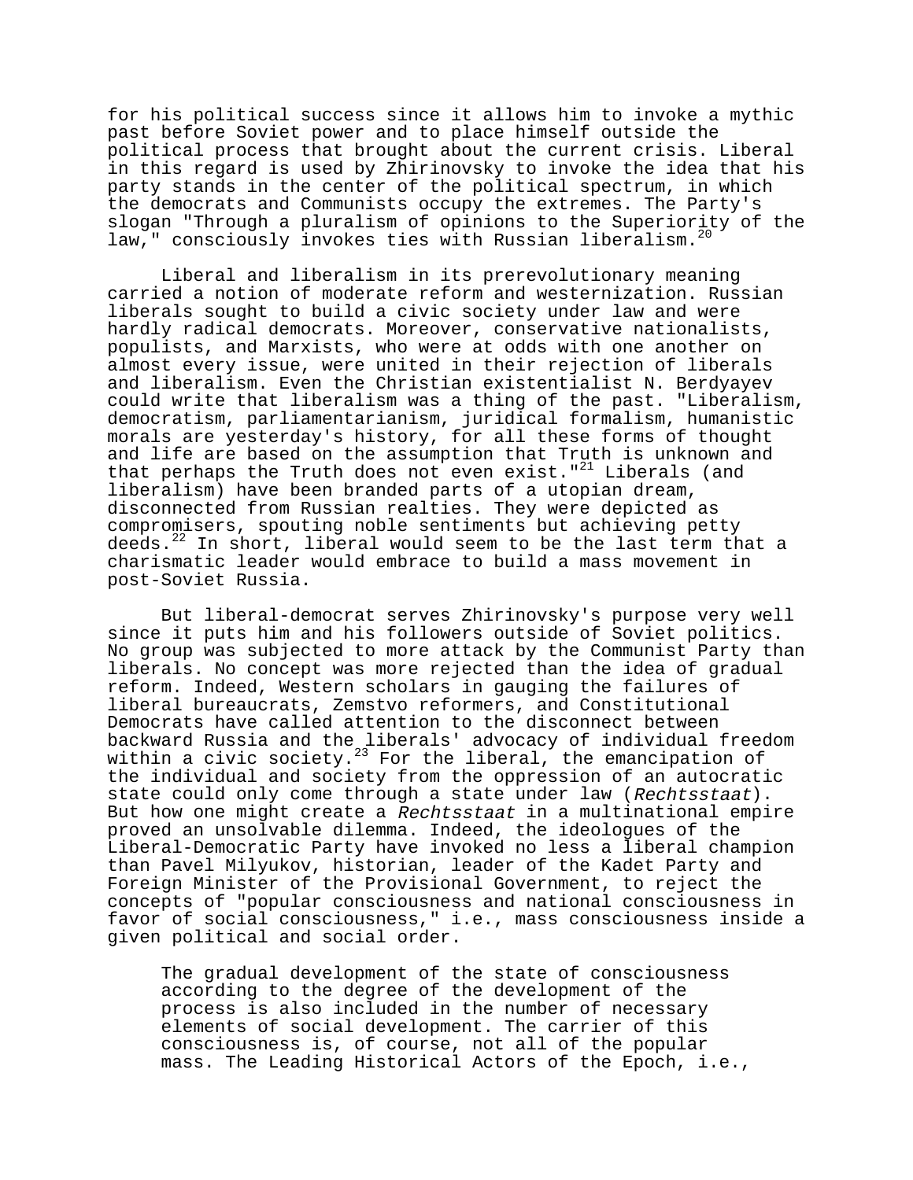for his political success since it allows him to invoke a mythic past before Soviet power and to place himself outside the political process that brought about the current crisis. Liberal in this regard is used by Zhirinovsky to invoke the idea that his party stands in the center of the political spectrum, in which the democrats and Communists occupy the extremes. The Party's slogan "Through a pluralism of opinions to the Superiority of the law," consciously invokes ties with Russian liberalism.[20]

Liberal and liberalism in its prerevolutionary meaning carried a notion of moderate reform and westernization. Russian liberals sought to build a civic society under law and were hardly radical democrats. Moreover, conservative nationalists, populists, and Marxists, who were at odds with one another on almost every issue, were united in their rejection of liberals and liberalism. Even the Christian existentialist N. Berdyayev could write that liberalism was a thing of the past. "Liberalism, democratism, parliamentarianism, juridical formalism, humanistic morals are yesterday's history, for all these forms of thought and life are based on the assumption that Truth is unknown and that perhaps the Truth does not even exist."[21] Liberals (and liberalism) have been branded parts of a utopian dream, disconnected from Russian realties. They were depicted as compromisers, spouting noble sentiments but achieving petty deeds.[22] In short, liberal would seem to be the last term that a charismatic leader would embrace to build a mass movement in post-Soviet Russia.

But liberal-democrat serves Zhirinovsky's purpose very well since it puts him and his followers outside of Soviet politics. No group was subjected to more attack by the Communist Party than liberals. No concept was more rejected than the idea of gradual reform. Indeed, Western scholars in gauging the failures of liberal bureaucrats, Zemstvo reformers, and Constitutional Democrats have called attention to the disconnect between backward Russia and the liberals' advocacy of individual freedom within a civic society.[23] For the liberal, the emancipation of the individual and society from the oppression of an autocratic state could only come through a state under law (*Rechtsstaat*). But how one might create a *Rechtsstaat* in a multinational empire proved an unsolvable dilemma. Indeed, the ideologues of the Liberal-Democratic Party have invoked no less a liberal champion than Pavel Milyukov, historian, leader of the Kadet Party and Foreign Minister of the Provisional Government, to reject the concepts of "popular consciousness and national consciousness in favor of social consciousness," i.e., mass consciousness inside a given political and social order.

> The gradual development of the state of consciousness according to the degree of the development of the process is also included in the number of necessary elements of social development. The carrier of this consciousness is, of course, not all of the popular mass. The Leading Historical Actors of the Epoch, i.e.,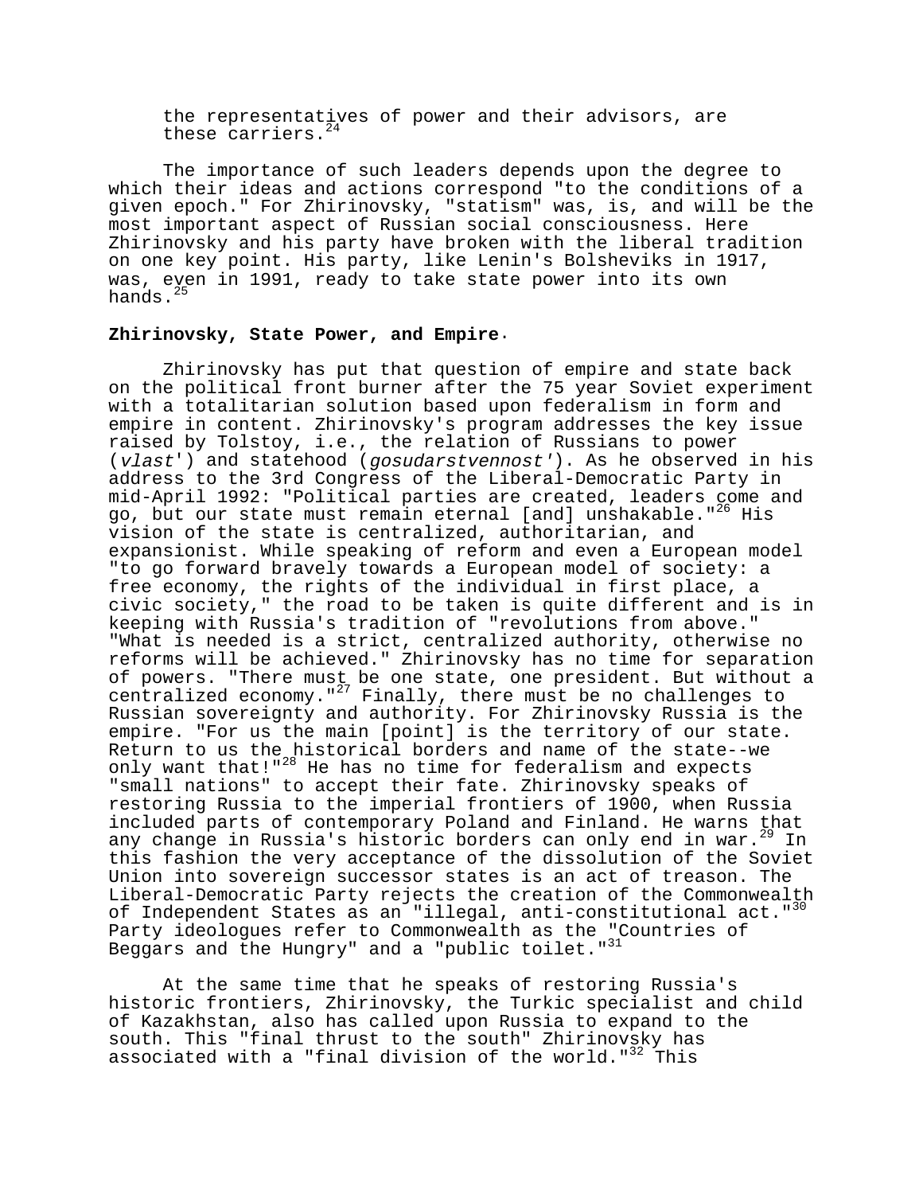the representatives of power and their advisors, are these carriers.[24]

The importance of such leaders depends upon the degree to which their ideas and actions correspond "to the conditions of a given epoch." For Zhirinovsky, "statism" was, is, and will be the most important aspect of Russian social consciousness. Here Zhirinovsky and his party have broken with the liberal tradition on one key point. His party, like Lenin's Bolsheviks in 1917, was, even in 1991, ready to take state power into its own hands.[25]

**Zhirinovsky, State Power, and Empire**.

Zhirinovsky has put that question of empire and state back on the political front burner after the 75 year Soviet experiment with a totalitarian solution based upon federalism in form and empire in content. Zhirinovsky's program addresses the key issue raised by Tolstoy, i.e., the relation of Russians to power (*vlast'*) and statehood (*gosudarstvennost'*). As he observed in his address to the 3rd Congress of the Liberal-Democratic Party in mid-April 1992: "Political parties are created, leaders come and go, but our state must remain eternal [and] unshakable."[26] His vision of the state is centralized, authoritarian, and expansionist. While speaking of reform and even a European model "to go forward bravely towards a European model of society: a free economy, the rights of the individual in first place, a civic society," the road to be taken is quite different and is in keeping with Russia's tradition of "revolutions from above." "What is needed is a strict, centralized authority, otherwise no reforms will be achieved." Zhirinovsky has no time for separation of powers. "There must be one state, one president. But without a centralized economy."[27] Finally, there must be no challenges to Russian sovereignty and authority. For Zhirinovsky Russia is the empire. "For us the main [point] is the territory of our state. Return to us the historical borders and name of the state--we only want that!"[28] He has no time for federalism and expects "small nations" to accept their fate. Zhirinovsky speaks of restoring Russia to the imperial frontiers of 1900, when Russia included parts of contemporary Poland and Finland. He warns that any change in Russia's historic borders can only end in war.[29] In this fashion the very acceptance of the dissolution of the Soviet Union into sovereign successor states is an act of treason. The Liberal-Democratic Party rejects the creation of the Commonwealth of Independent States as an "illegal, anti-constitutional act."[30] Party ideologues refer to Commonwealth as the "Countries of Beggars and the Hungry" and a "public toilet."[31]

At the same time that he speaks of restoring Russia's historic frontiers, Zhirinovsky, the Turkic specialist and child of Kazakhstan, also has called upon Russia to expand to the south. This "final thrust to the south" Zhirinovsky has associated with a "final division of the world."[32] This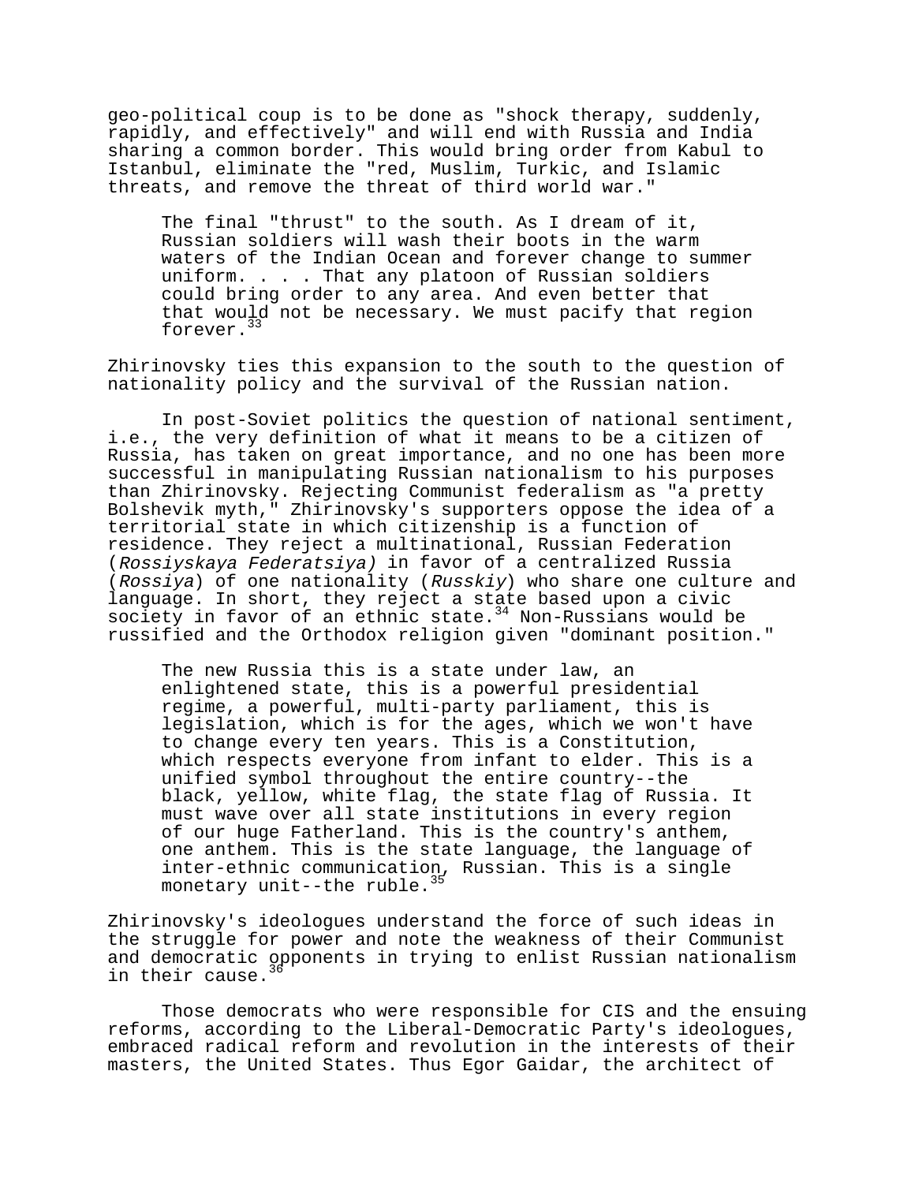geo-political coup is to be done as "shock therapy, suddenly, rapidly, and effectively" and will end with Russia and India sharing a common border. This would bring order from Kabul to Istanbul, eliminate the "red, Muslim, Turkic, and Islamic threats, and remove the threat of third world war."

> The final "thrust" to the south. As I dream of it, Russian soldiers will wash their boots in the warm waters of the Indian Ocean and forever change to summer uniform. . . . That any platoon of Russian soldiers could bring order to any area. And even better that that would not be necessary. We must pacify that region forever.[33]

Zhirinovsky ties this expansion to the south to the question of nationality policy and the survival of the Russian nation.

In post-Soviet politics the question of national sentiment, i.e., the very definition of what it means to be a citizen of Russia, has taken on great importance, and no one has been more successful in manipulating Russian nationalism to his purposes than Zhirinovsky. Rejecting Communist federalism as "a pretty Bolshevik myth," Zhirinovsky's supporters oppose the idea of a territorial state in which citizenship is a function of residence. They reject a multinational, Russian Federation (*Rossiyskaya Federatsiya)* in favor of a centralized Russia (*Rossiya*) of one nationality (*Russkiy*) who share one culture and language. In short, they reject a state based upon a civic society in favor of an ethnic state.[34] Non-Russians would be russified and the Orthodox religion given "dominant position."

> The new Russia this is a state under law, an enlightened state, this is a powerful presidential regime, a powerful, multi-party parliament, this is legislation, which is for the ages, which we won't have to change every ten years. This is a Constitution, which respects everyone from infant to elder. This is a unified symbol throughout the entire country--the black, yellow, white flag, the state flag of Russia. It must wave over all state institutions in every region of our huge Fatherland. This is the country's anthem, one anthem. This is the state language, the language of inter-ethnic communication, Russian. This is a single monetary unit--the ruble.[35]

Zhirinovsky's ideologues understand the force of such ideas in the struggle for power and note the weakness of their Communist and democratic opponents in trying to enlist Russian nationalism in their cause.[36]

Those democrats who were responsible for CIS and the ensuing reforms, according to the Liberal-Democratic Party's ideologues, embraced radical reform and revolution in the interests of their masters, the United States. Thus Egor Gaidar, the architect of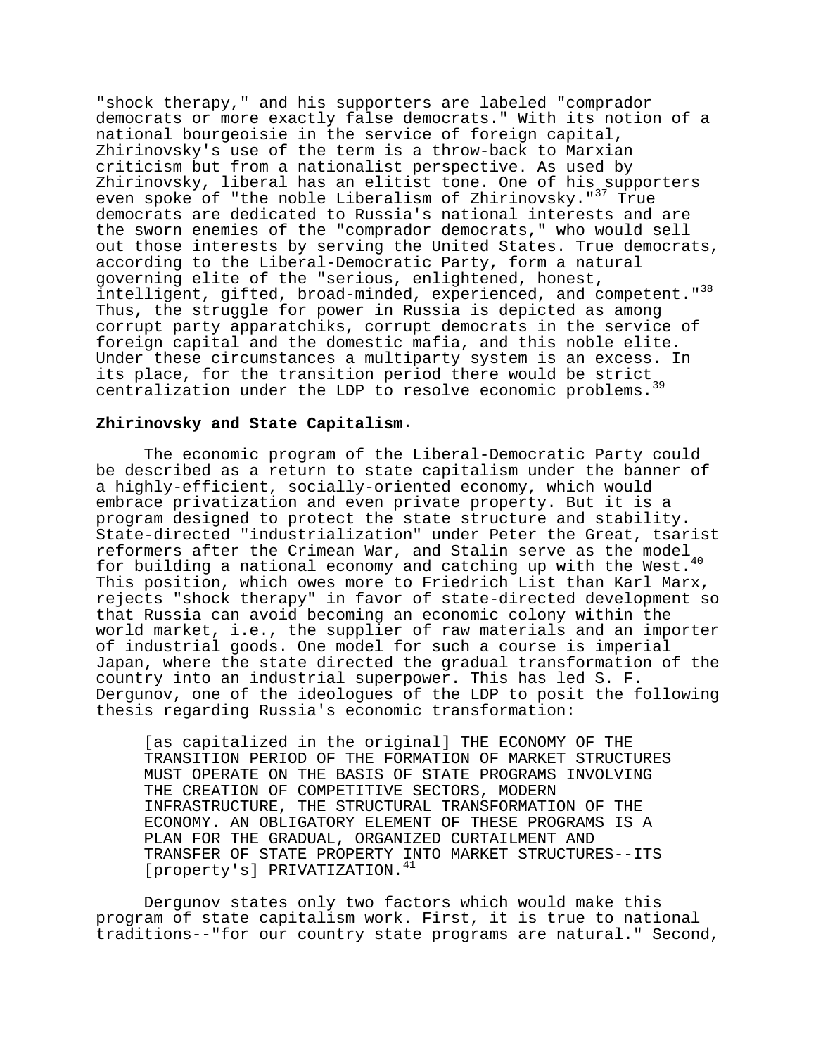"shock therapy," and his supporters are labeled "comprador democrats or more exactly false democrats." With its notion of a national bourgeoisie in the service of foreign capital, Zhirinovsky's use of the term is a throw-back to Marxian criticism but from a nationalist perspective. As used by Zhirinovsky, liberal has an elitist tone. One of his supporters even spoke of "the noble Liberalism of Zhirinovsky."[37] True democrats are dedicated to Russia's national interests and are the sworn enemies of the "comprador democrats," who would sell out those interests by serving the United States. True democrats, according to the Liberal-Democratic Party, form a natural governing elite of the "serious, enlightened, honest, intelligent, gifted, broad-minded, experienced, and competent."[38] Thus, the struggle for power in Russia is depicted as among corrupt party apparatchiks, corrupt democrats in the service of foreign capital and the domestic mafia, and this noble elite. Under these circumstances a multiparty system is an excess. In its place, for the transition period there would be strict centralization under the LDP to resolve economic problems.[39]

**Zhirinovsky and State Capitalism.**

The economic program of the Liberal-Democratic Party could be described as a return to state capitalism under the banner of a highly-efficient, socially-oriented economy, which would embrace privatization and even private property. But it is a program designed to protect the state structure and stability. State-directed "industrialization" under Peter the Great, tsarist reformers after the Crimean War, and Stalin serve as the model for building a national economy and catching up with the West.[40] This position, which owes more to Friedrich List than Karl Marx, rejects "shock therapy" in favor of state-directed development so that Russia can avoid becoming an economic colony within the world market, i.e., the supplier of raw materials and an importer of industrial goods. One model for such a course is imperial Japan, where the state directed the gradual transformation of the country into an industrial superpower. This has led S. F. Dergunov, one of the ideologues of the LDP to posit the following thesis regarding Russia's economic transformation:

> [as capitalized in the original] THE ECONOMY OF THE TRANSITION PERIOD OF THE FORMATION OF MARKET STRUCTURES MUST OPERATE ON THE BASIS OF STATE PROGRAMS INVOLVING THE CREATION OF COMPETITIVE SECTORS, MODERN INFRASTRUCTURE, THE STRUCTURAL TRANSFORMATION OF THE ECONOMY. AN OBLIGATORY ELEMENT OF THESE PROGRAMS IS A PLAN FOR THE GRADUAL, ORGANIZED CURTAILMENT AND TRANSFER OF STATE PROPERTY INTO MARKET STRUCTURES--ITS [property's] PRIVATIZATION.[41]

Dergunov states only two factors which would make this program of state capitalism work. First, it is true to national traditions--"for our country state programs are natural." Second,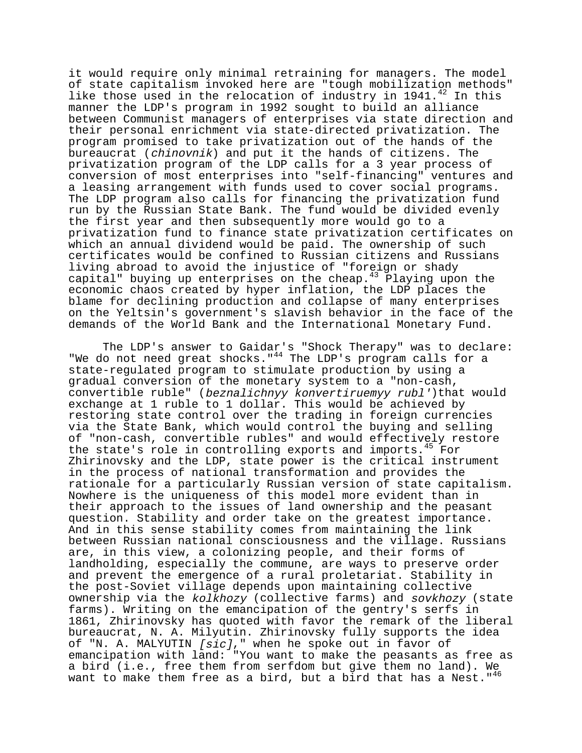it would require only minimal retraining for managers. The model of state capitalism invoked here are "tough mobilization methods" like those used in the relocation of industry in 1941.[42] In this manner the LDP's program in 1992 sought to build an alliance between Communist managers of enterprises via state direction and their personal enrichment via state-directed privatization. The program promised to take privatization out of the hands of the bureaucrat (*chinovnik*) and put it the hands of citizens. The privatization program of the LDP calls for a 3 year process of conversion of most enterprises into "self-financing" ventures and a leasing arrangement with funds used to cover social programs. The LDP program also calls for financing the privatization fund run by the Russian State Bank. The fund would be divided evenly the first year and then subsequently more would go to a privatization fund to finance state privatization certificates on which an annual dividend would be paid. The ownership of such certificates would be confined to Russian citizens and Russians living abroad to avoid the injustice of "foreign or shady capital" buying up enterprises on the cheap.[43] Playing upon the economic chaos created by hyper inflation, the LDP places the blame for declining production and collapse of many enterprises on the Yeltsin's government's slavish behavior in the face of the demands of the World Bank and the International Monetary Fund.

The LDP's answer to Gaidar's "Shock Therapy" was to declare: "We do not need great shocks."[44] The LDP's program calls for a state-regulated program to stimulate production by using a gradual conversion of the monetary system to a "non-cash, convertible ruble" (*beznalichnyy konvertiruemyy rubl'*)that would exchange at 1 ruble to 1 dollar. This would be achieved by restoring state control over the trading in foreign currencies via the State Bank, which would control the buying and selling of "non-cash, convertible rubles" and would effectively restore the state's role in controlling exports and imports.[45] For Zhirinovsky and the LDP, state power is the critical instrument in the process of national transformation and provides the rationale for a particularly Russian version of state capitalism. Nowhere is the uniqueness of this model more evident than in their approach to the issues of land ownership and the peasant question. Stability and order take on the greatest importance. And in this sense stability comes from maintaining the link between Russian national consciousness and the village. Russians are, in this view, a colonizing people, and their forms of landholding, especially the commune, are ways to preserve order and prevent the emergence of a rural proletariat. Stability in the post-Soviet village depends upon maintaining collective ownership via the *kolkhozy* (collective farms) and *sovkhozy* (state farms). Writing on the emancipation of the gentry's serfs in 1861, Zhirinovsky has quoted with favor the remark of the liberal bureaucrat, N. A. Milyutin. Zhirinovsky fully supports the idea of "N. A. MALYUTIN *[sic]*," when he spoke out in favor of emancipation with land: "You want to make the peasants as free as a bird (i.e., free them from serfdom but give them no land). We want to make them free as a bird, but a bird that has a Nest."[46]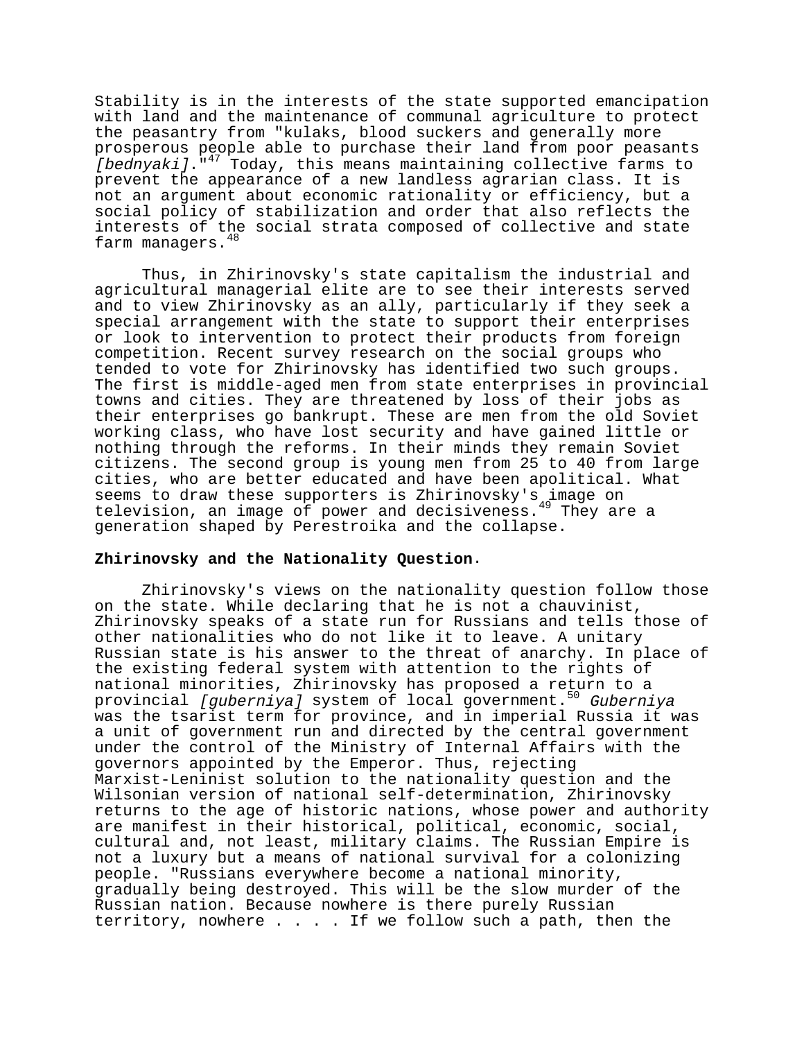Stability is in the interests of the state supported emancipation with land and the maintenance of communal agriculture to protect the peasantry from "kulaks, blood suckers and generally more prosperous people able to purchase their land from poor peasants *[bednyaki]*."[47] Today, this means maintaining collective farms to prevent the appearance of a new landless agrarian class. It is not an argument about economic rationality or efficiency, but a social policy of stabilization and order that also reflects the interests of the social strata composed of collective and state farm managers.[48]

Thus, in Zhirinovsky's state capitalism the industrial and agricultural managerial elite are to see their interests served and to view Zhirinovsky as an ally, particularly if they seek a special arrangement with the state to support their enterprises or look to intervention to protect their products from foreign competition. Recent survey research on the social groups who tended to vote for Zhirinovsky has identified two such groups. The first is middle-aged men from state enterprises in provincial towns and cities. They are threatened by loss of their jobs as their enterprises go bankrupt. These are men from the old Soviet working class, who have lost security and have gained little or nothing through the reforms. In their minds they remain Soviet citizens. The second group is young men from 25 to 40 from large cities, who are better educated and have been apolitical. What seems to draw these supporters is Zhirinovsky's image on television, an image of power and decisiveness.[49] They are a generation shaped by Perestroika and the collapse.

**Zhirinovsky and the Nationality Question.**

Zhirinovsky's views on the nationality question follow those on the state. While declaring that he is not a chauvinist, Zhirinovsky speaks of a state run for Russians and tells those of other nationalities who do not like it to leave. A unitary Russian state is his answer to the threat of anarchy. In place of the existing federal system with attention to the rights of national minorities, Zhirinovsky has proposed a return to a provincial *[guberniya]* system of local government.[50] *Guberniya* was the tsarist term for province, and in imperial Russia it was a unit of government run and directed by the central government under the control of the Ministry of Internal Affairs with the governors appointed by the Emperor. Thus, rejecting Marxist-Leninist solution to the nationality question and the Wilsonian version of national self-determination, Zhirinovsky returns to the age of historic nations, whose power and authority are manifest in their historical, political, economic, social, cultural and, not least, military claims. The Russian Empire is not a luxury but a means of national survival for a colonizing people. "Russians everywhere become a national minority, gradually being destroyed. This will be the slow murder of the Russian nation. Because nowhere is there purely Russian territory, nowhere . . . . If we follow such a path, then the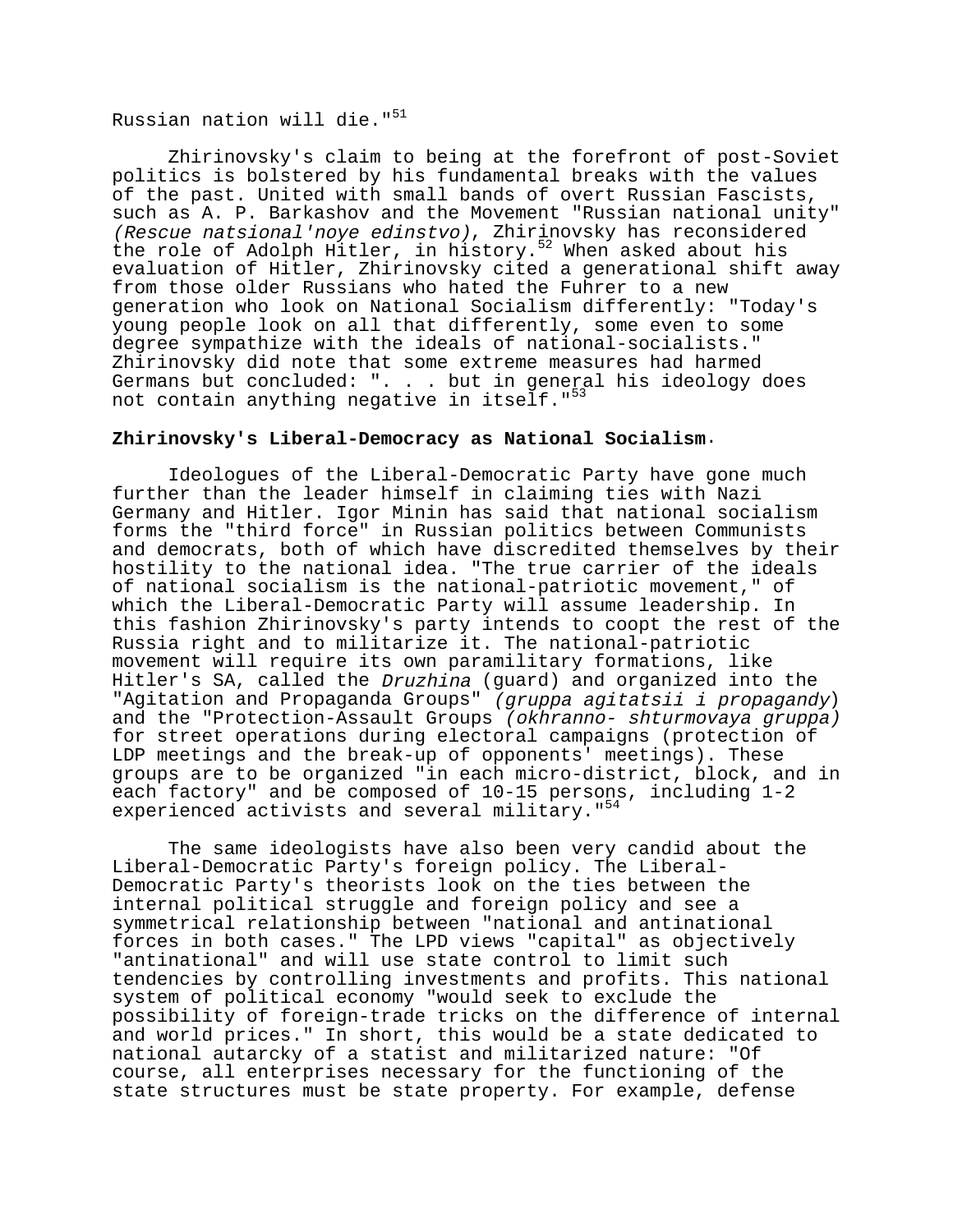Russian nation will die."[51]

Zhirinovsky's claim to being at the forefront of post-Soviet politics is bolstered by his fundamental breaks with the values of the past. United with small bands of overt Russian Fascists, such as A. P. Barkashov and the Movement "Russian national unity" *(Rescue natsional'noye edinstvo)*, Zhirinovsky has reconsidered the role of Adolph Hitler, in history.[52] When asked about his evaluation of Hitler, Zhirinovsky cited a generational shift away from those older Russians who hated the Fuhrer to a new generation who look on National Socialism differently: "Today's young people look on all that differently, some even to some degree sympathize with the ideals of national-socialists." Zhirinovsky did note that some extreme measures had harmed Germans but concluded: ". . . but in general his ideology does not contain anything negative in itself."[53]

**Zhirinovsky's Liberal-Democracy as National Socialism.**

Ideologues of the Liberal-Democratic Party have gone much further than the leader himself in claiming ties with Nazi Germany and Hitler. Igor Minin has said that national socialism forms the "third force" in Russian politics between Communists and democrats, both of which have discredited themselves by their hostility to the national idea. "The true carrier of the ideals of national socialism is the national-patriotic movement," of which the Liberal-Democratic Party will assume leadership. In this fashion Zhirinovsky's party intends to coopt the rest of the Russia right and to militarize it. The national-patriotic movement will require its own paramilitary formations, like Hitler's SA, called the *Druzhina* (guard) and organized into the "Agitation and Propaganda Groups" *(gruppa agitatsii i propagandy)* and the "Protection-Assault Groups *(okhranno- shturmovaya gruppa)* for street operations during electoral campaigns (protection of LDP meetings and the break-up of opponents' meetings). These groups are to be organized "in each micro-district, block, and in each factory" and be composed of 10-15 persons, including 1-2 experienced activists and several military."[54]

The same ideologists have also been very candid about the Liberal-Democratic Party's foreign policy. The Liberal-Democratic Party's theorists look on the ties between the internal political struggle and foreign policy and see a symmetrical relationship between "national and antinational forces in both cases." The LPD views "capital" as objectively "antinational" and will use state control to limit such tendencies by controlling investments and profits. This national system of political economy "would seek to exclude the possibility of foreign-trade tricks on the difference of internal and world prices." In short, this would be a state dedicated to national autarcky of a statist and militarized nature: "Of course, all enterprises necessary for the functioning of the state structures must be state property. For example, defense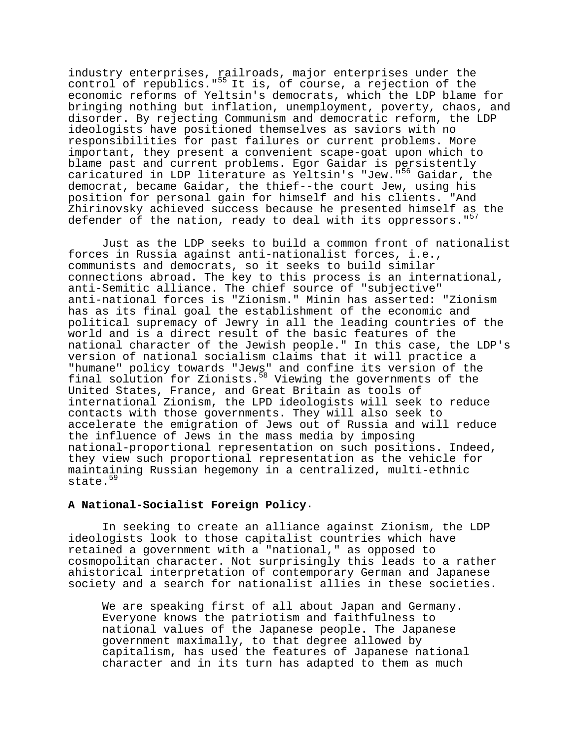industry enterprises, railroads, major enterprises under the control of republics."[55] It is, of course, a rejection of the economic reforms of Yeltsin's democrats, which the LDP blame for bringing nothing but inflation, unemployment, poverty, chaos, and disorder. By rejecting Communism and democratic reform, the LDP ideologists have positioned themselves as saviors with no responsibilities for past failures or current problems. More important, they present a convenient scape-goat upon which to blame past and current problems. Egor Gaidar is persistently caricatured in LDP literature as Yeltsin's "Jew."[56] Gaidar, the democrat, became Gaidar, the thief--the court Jew, using his position for personal gain for himself and his clients. "And Zhirinovsky achieved success because he presented himself as the defender of the nation, ready to deal with its oppressors."[57]

Just as the LDP seeks to build a common front of nationalist forces in Russia against anti-nationalist forces, i.e., communists and democrats, so it seeks to build similar connections abroad. The key to this process is an international, anti-Semitic alliance. The chief source of "subjective" anti-national forces is "Zionism." Minin has asserted: "Zionism has as its final goal the establishment of the economic and political supremacy of Jewry in all the leading countries of the world and is a direct result of the basic features of the national character of the Jewish people." In this case, the LDP's version of national socialism claims that it will practice a "humane" policy towards "Jews" and confine its version of the final solution for Zionists.[58] Viewing the governments of the United States, France, and Great Britain as tools of international Zionism, the LPD ideologists will seek to reduce contacts with those governments. They will also seek to accelerate the emigration of Jews out of Russia and will reduce the influence of Jews in the mass media by imposing national-proportional representation on such positions. Indeed, they view such proportional representation as the vehicle for maintaining Russian hegemony in a centralized, multi-ethnic state.[59]

**A National-Socialist Foreign Policy**.

In seeking to create an alliance against Zionism, the LDP ideologists look to those capitalist countries which have retained a government with a "national," as opposed to cosmopolitan character. Not surprisingly this leads to a rather ahistorical interpretation of contemporary German and Japanese society and a search for nationalist allies in these societies.

> We are speaking first of all about Japan and Germany. Everyone knows the patriotism and faithfulness to national values of the Japanese people. The Japanese government maximally, to that degree allowed by capitalism, has used the features of Japanese national character and in its turn has adapted to them as much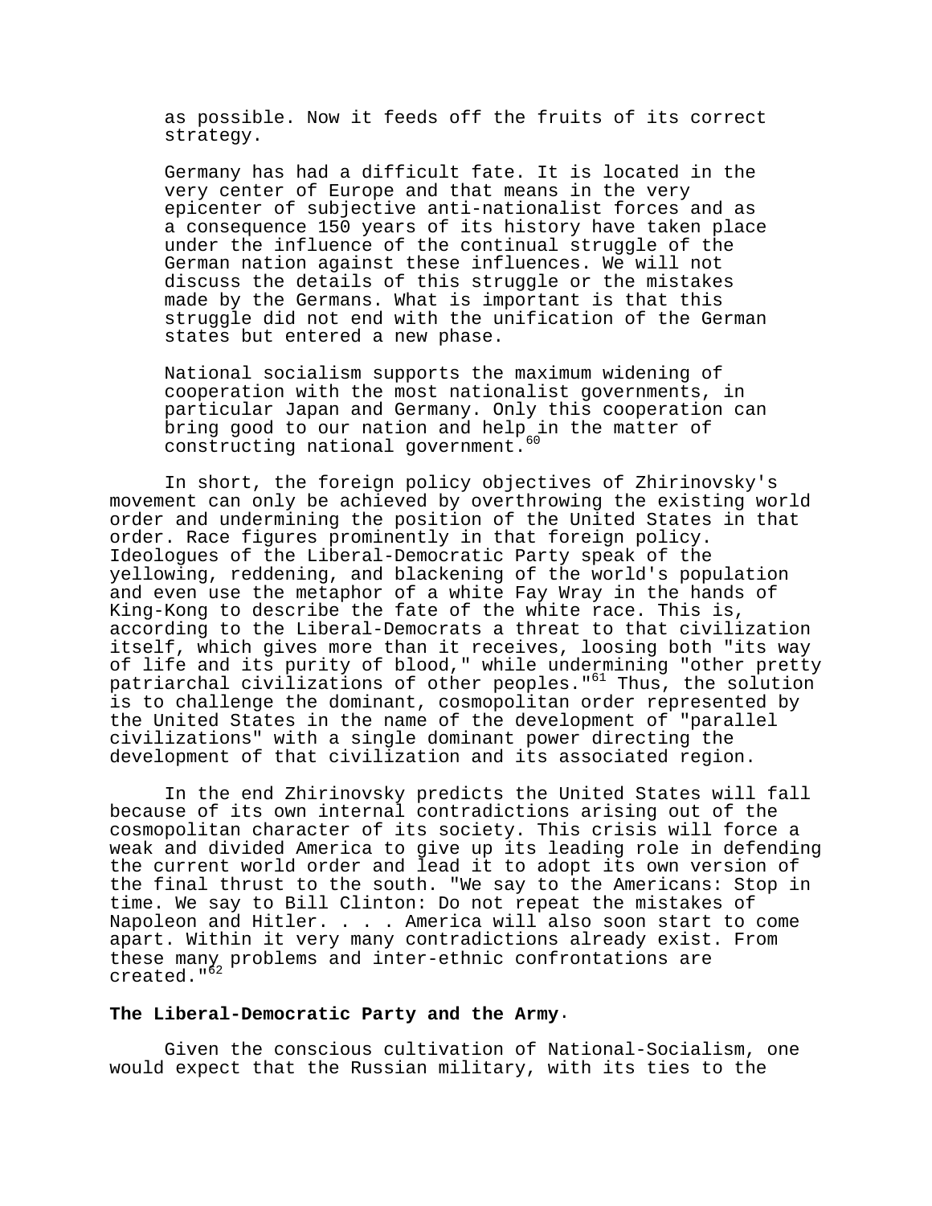as possible. Now it feeds off the fruits of its correct strategy.

> Germany has had a difficult fate. It is located in the very center of Europe and that means in the very epicenter of subjective anti-nationalist forces and as a consequence 150 years of its history have taken place under the influence of the continual struggle of the German nation against these influences. We will not discuss the details of this struggle or the mistakes made by the Germans. What is important is that this struggle did not end with the unification of the German states but entered a new phase.
>
> National socialism supports the maximum widening of cooperation with the most nationalist governments, in particular Japan and Germany. Only this cooperation can bring good to our nation and help in the matter of constructing national government.[60]

In short, the foreign policy objectives of Zhirinovsky's movement can only be achieved by overthrowing the existing world order and undermining the position of the United States in that order. Race figures prominently in that foreign policy. Ideologues of the Liberal-Democratic Party speak of the yellowing, reddening, and blackening of the world's population and even use the metaphor of a white Fay Wray in the hands of King-Kong to describe the fate of the white race. This is, according to the Liberal-Democrats a threat to that civilization itself, which gives more than it receives, loosing both "its way of life and its purity of blood," while undermining "other pretty patriarchal civilizations of other peoples."[61] Thus, the solution is to challenge the dominant, cosmopolitan order represented by the United States in the name of the development of "parallel civilizations" with a single dominant power directing the development of that civilization and its associated region.

In the end Zhirinovsky predicts the United States will fall because of its own internal contradictions arising out of the cosmopolitan character of its society. This crisis will force a weak and divided America to give up its leading role in defending the current world order and lead it to adopt its own version of the final thrust to the south. "We say to the Americans: Stop in time. We say to Bill Clinton: Do not repeat the mistakes of Napoleon and Hitler. . . . America will also soon start to come apart. Within it very many contradictions already exist. From these many problems and inter-ethnic confrontations are created."[62]

**The Liberal-Democratic Party and the Army.**

Given the conscious cultivation of National-Socialism, one would expect that the Russian military, with its ties to the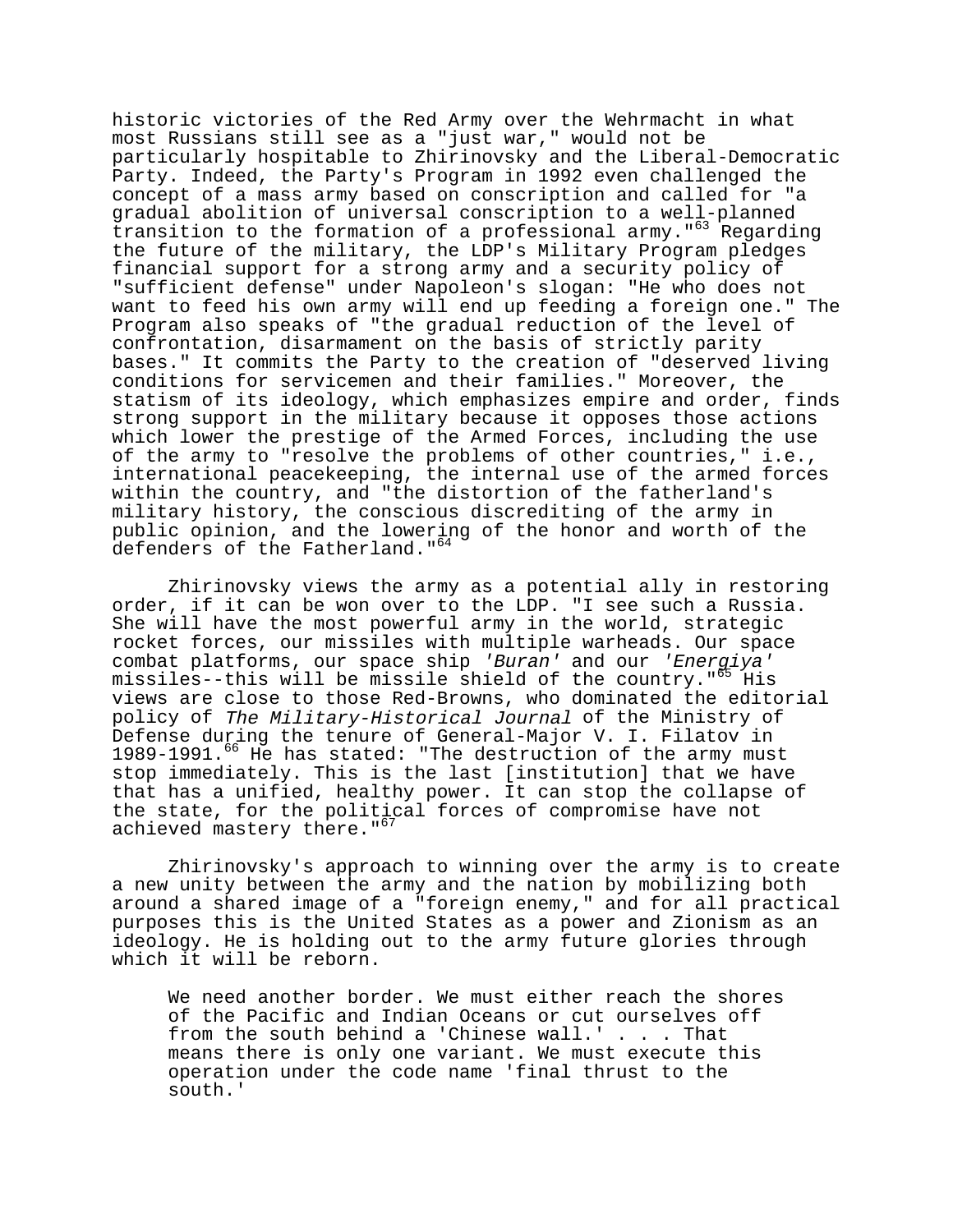historic victories of the Red Army over the Wehrmacht in what most Russians still see as a "just war," would not be particularly hospitable to Zhirinovsky and the Liberal-Democratic Party. Indeed, the Party's Program in 1992 even challenged the concept of a mass army based on conscription and called for "a gradual abolition of universal conscription to a well-planned transition to the formation of a professional army."[63] Regarding the future of the military, the LDP's Military Program pledges financial support for a strong army and a security policy of "sufficient defense" under Napoleon's slogan: "He who does not want to feed his own army will end up feeding a foreign one." The Program also speaks of "the gradual reduction of the level of confrontation, disarmament on the basis of strictly parity bases." It commits the Party to the creation of "deserved living conditions for servicemen and their families." Moreover, the statism of its ideology, which emphasizes empire and order, finds strong support in the military because it opposes those actions which lower the prestige of the Armed Forces, including the use of the army to "resolve the problems of other countries," i.e., international peacekeeping, the internal use of the armed forces within the country, and "the distortion of the fatherland's military history, the conscious discrediting of the army in public opinion, and the lowering of the honor and worth of the defenders of the Fatherland."[64]

Zhirinovsky views the army as a potential ally in restoring order, if it can be won over to the LDP. "I see such a Russia. She will have the most powerful army in the world, strategic rocket forces, our missiles with multiple warheads. Our space combat platforms, our space ship *'Buran'* and our *'Energiya'* missiles--this will be missile shield of the country."[65] His views are close to those Red-Browns, who dominated the editorial policy of *The Military-Historical Journal* of the Ministry of Defense during the tenure of General-Major V. I. Filatov in 1989-1991.[66] He has stated: "The destruction of the army must stop immediately. This is the last [institution] that we have that has a unified, healthy power. It can stop the collapse of the state, for the political forces of compromise have not achieved mastery there."[67]

Zhirinovsky's approach to winning over the army is to create a new unity between the army and the nation by mobilizing both around a shared image of a "foreign enemy," and for all practical purposes this is the United States as a power and Zionism as an ideology. He is holding out to the army future glories through which it will be reborn.

> We need another border. We must either reach the shores of the Pacific and Indian Oceans or cut ourselves off from the south behind a 'Chinese wall.' . . . That means there is only one variant. We must execute this operation under the code name 'final thrust to the south.'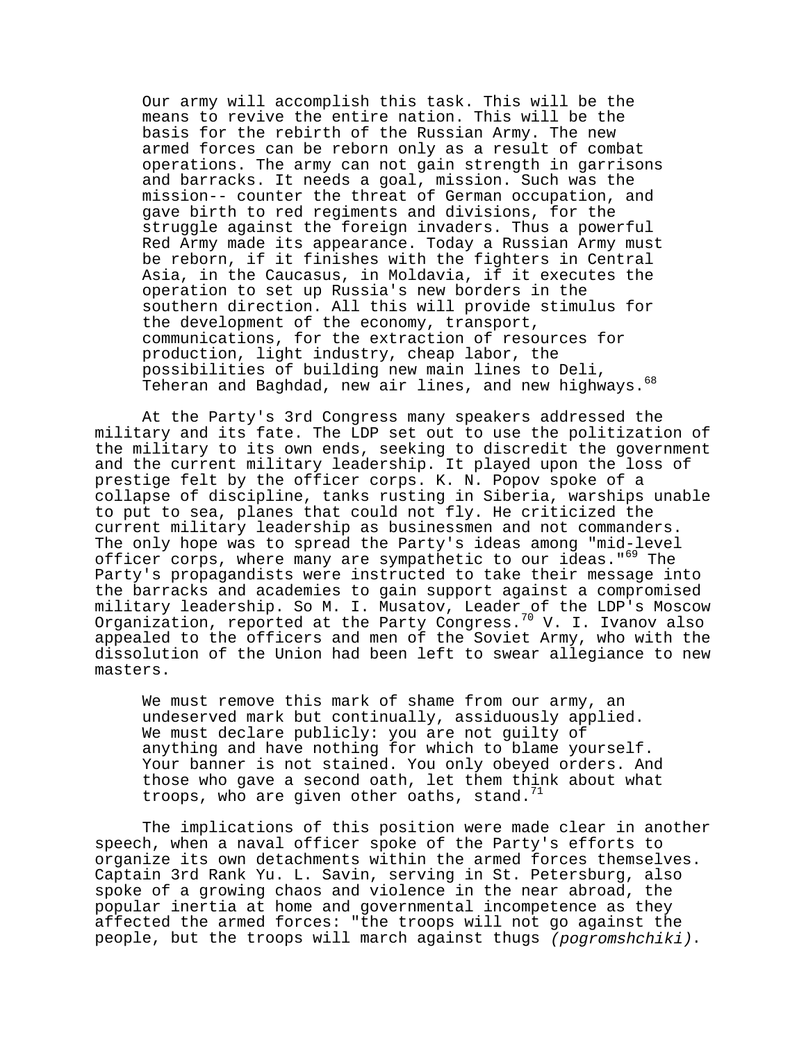> Our army will accomplish this task. This will be the means to revive the entire nation. This will be the basis for the rebirth of the Russian Army. The new armed forces can be reborn only as a result of combat operations. The army can not gain strength in garrisons and barracks. It needs a goal, mission. Such was the mission-- counter the threat of German occupation, and gave birth to red regiments and divisions, for the struggle against the foreign invaders. Thus a powerful Red Army made its appearance. Today a Russian Army must be reborn, if it finishes with the fighters in Central Asia, in the Caucasus, in Moldavia, if it executes the operation to set up Russia's new borders in the southern direction. All this will provide stimulus for the development of the economy, transport, communications, for the extraction of resources for production, light industry, cheap labor, the possibilities of building new main lines to Deli, Teheran and Baghdad, new air lines, and new highways.[68]

At the Party's 3rd Congress many speakers addressed the military and its fate. The LDP set out to use the politization of the military to its own ends, seeking to discredit the government and the current military leadership. It played upon the loss of prestige felt by the officer corps. K. N. Popov spoke of a collapse of discipline, tanks rusting in Siberia, warships unable to put to sea, planes that could not fly. He criticized the current military leadership as businessmen and not commanders. The only hope was to spread the Party's ideas among "mid-level officer corps, where many are sympathetic to our ideas."[69] The Party's propagandists were instructed to take their message into the barracks and academies to gain support against a compromised military leadership. So M. I. Musatov, Leader of the LDP's Moscow Organization, reported at the Party Congress.[70] V. I. Ivanov also appealed to the officers and men of the Soviet Army, who with the dissolution of the Union had been left to swear allegiance to new masters.

> We must remove this mark of shame from our army, an undeserved mark but continually, assiduously applied. We must declare publicly: you are not guilty of anything and have nothing for which to blame yourself. Your banner is not stained. You only obeyed orders. And those who gave a second oath, let them think about what troops, who are given other oaths, stand.[71]

The implications of this position were made clear in another speech, when a naval officer spoke of the Party's efforts to organize its own detachments within the armed forces themselves. Captain 3rd Rank Yu. L. Savin, serving in St. Petersburg, also spoke of a growing chaos and violence in the near abroad, the popular inertia at home and governmental incompetence as they affected the armed forces: "the troops will not go against the people, but the troops will march against thugs *(pogromshchiki)*.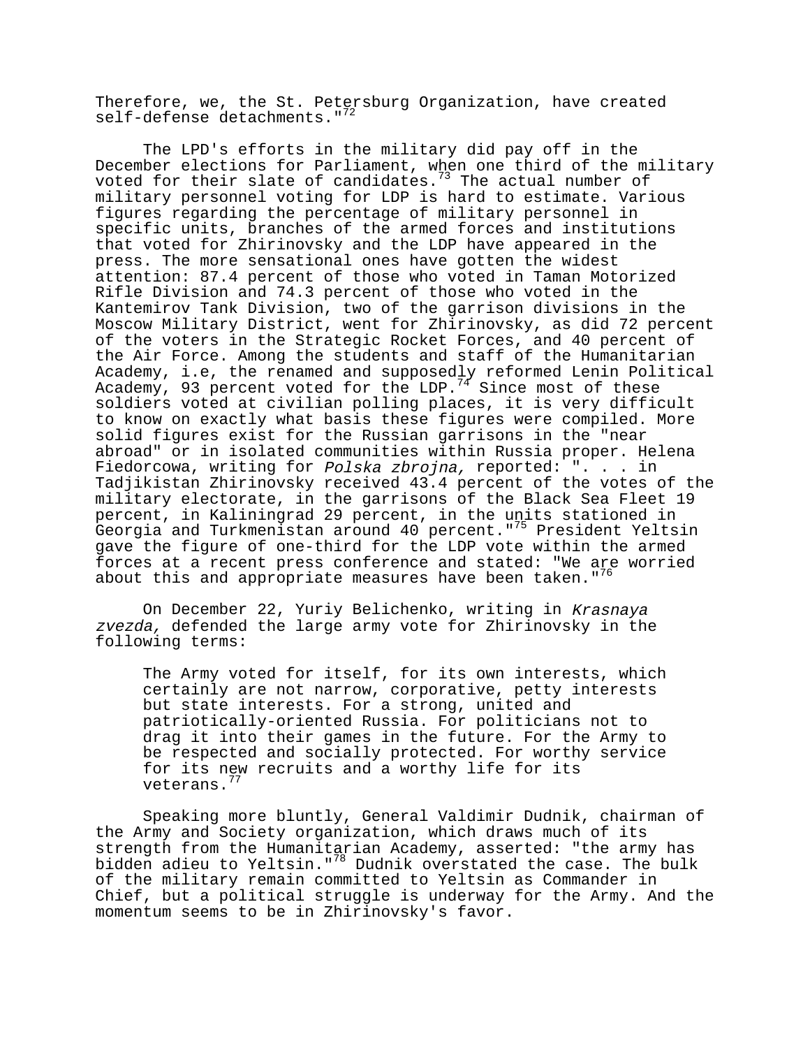Therefore, we, the St. Petersburg Organization, have created self-defense detachments."[72]

The LPD's efforts in the military did pay off in the December elections for Parliament, when one third of the military voted for their slate of candidates.[73] The actual number of military personnel voting for LDP is hard to estimate. Various figures regarding the percentage of military personnel in specific units, branches of the armed forces and institutions that voted for Zhirinovsky and the LDP have appeared in the press. The more sensational ones have gotten the widest attention: 87.4 percent of those who voted in Taman Motorized Rifle Division and 74.3 percent of those who voted in the Kantemirov Tank Division, two of the garrison divisions in the Moscow Military District, went for Zhirinovsky, as did 72 percent of the voters in the Strategic Rocket Forces, and 40 percent of the Air Force. Among the students and staff of the Humanitarian Academy, i.e, the renamed and supposedly reformed Lenin Political Academy, 93 percent voted for the LDP.[74] Since most of these soldiers voted at civilian polling places, it is very difficult to know on exactly what basis these figures were compiled. More solid figures exist for the Russian garrisons in the "near abroad" or in isolated communities within Russia proper. Helena Fiedorcowa, writing for *Polska zbrojna,* reported: ". . . in Tadjikistan Zhirinovsky received 43.4 percent of the votes of the military electorate, in the garrisons of the Black Sea Fleet 19 percent, in Kaliningrad 29 percent, in the units stationed in Georgia and Turkmenistan around 40 percent."[75] President Yeltsin gave the figure of one-third for the LDP vote within the armed forces at a recent press conference and stated: "We are worried about this and appropriate measures have been taken."[76]

On December 22, Yuriy Belichenko, writing in *Krasnaya zvezda,* defended the large army vote for Zhirinovsky in the following terms:

> The Army voted for itself, for its own interests, which certainly are not narrow, corporative, petty interests but state interests. For a strong, united and patriotically-oriented Russia. For politicians not to drag it into their games in the future. For the Army to be respected and socially protected. For worthy service for its new recruits and a worthy life for its veterans.[77]

Speaking more bluntly, General Valdimir Dudnik, chairman of the Army and Society organization, which draws much of its strength from the Humanitarian Academy, asserted: "the army has bidden adieu to Yeltsin."[78] Dudnik overstated the case. The bulk of the military remain committed to Yeltsin as Commander in Chief, but a political struggle is underway for the Army. And the momentum seems to be in Zhirinovsky's favor.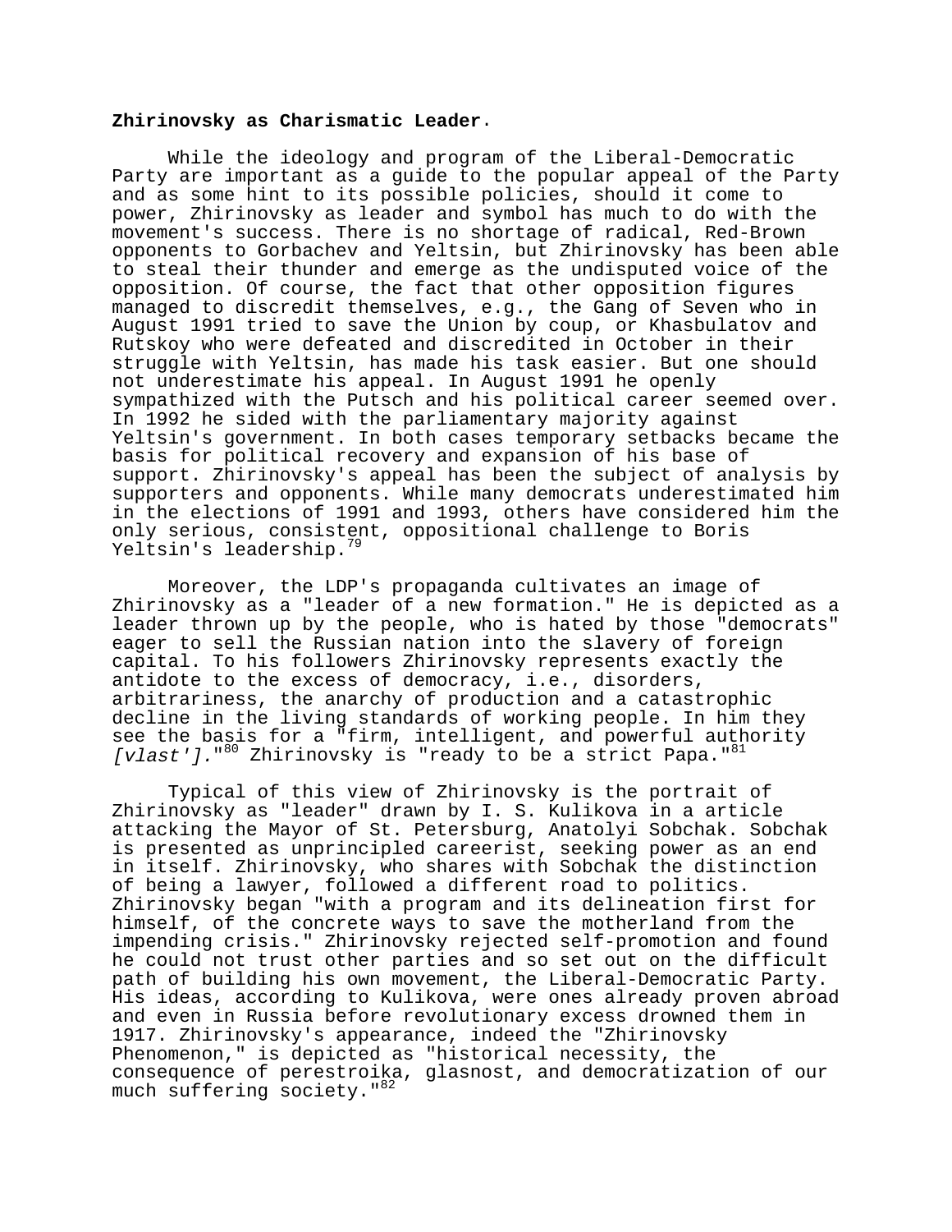**Zhirinovsky as Charismatic Leader**.

While the ideology and program of the Liberal-Democratic Party are important as a guide to the popular appeal of the Party and as some hint to its possible policies, should it come to power, Zhirinovsky as leader and symbol has much to do with the movement's success. There is no shortage of radical, Red-Brown opponents to Gorbachev and Yeltsin, but Zhirinovsky has been able to steal their thunder and emerge as the undisputed voice of the opposition. Of course, the fact that other opposition figures managed to discredit themselves, e.g., the Gang of Seven who in August 1991 tried to save the Union by coup, or Khasbulatov and Rutskoy who were defeated and discredited in October in their struggle with Yeltsin, has made his task easier. But one should not underestimate his appeal. In August 1991 he openly sympathized with the Putsch and his political career seemed over. In 1992 he sided with the parliamentary majority against Yeltsin's government. In both cases temporary setbacks became the basis for political recovery and expansion of his base of support. Zhirinovsky's appeal has been the subject of analysis by supporters and opponents. While many democrats underestimated him in the elections of 1991 and 1993, others have considered him the only serious, consistent, oppositional challenge to Boris Yeltsin's leadership.[79]

Moreover, the LDP's propaganda cultivates an image of Zhirinovsky as a "leader of a new formation." He is depicted as a leader thrown up by the people, who is hated by those "democrats" eager to sell the Russian nation into the slavery of foreign capital. To his followers Zhirinovsky represents exactly the antidote to the excess of democracy, i.e., disorders, arbitrariness, the anarchy of production and a catastrophic decline in the living standards of working people. In him they see the basis for a "firm, intelligent, and powerful authority *[vlast']*."[80] Zhirinovsky is "ready to be a strict Papa."[81]

Typical of this view of Zhirinovsky is the portrait of Zhirinovsky as "leader" drawn by I. S. Kulikova in a article attacking the Mayor of St. Petersburg, Anatolyi Sobchak. Sobchak is presented as unprincipled careerist, seeking power as an end in itself. Zhirinovsky, who shares with Sobchak the distinction of being a lawyer, followed a different road to politics. Zhirinovsky began "with a program and its delineation first for himself, of the concrete ways to save the motherland from the impending crisis." Zhirinovsky rejected self-promotion and found he could not trust other parties and so set out on the difficult path of building his own movement, the Liberal-Democratic Party. His ideas, according to Kulikova, were ones already proven abroad and even in Russia before revolutionary excess drowned them in 1917. Zhirinovsky's appearance, indeed the "Zhirinovsky Phenomenon," is depicted as "historical necessity, the consequence of perestroika, glasnost, and democratization of our much suffering society."[82]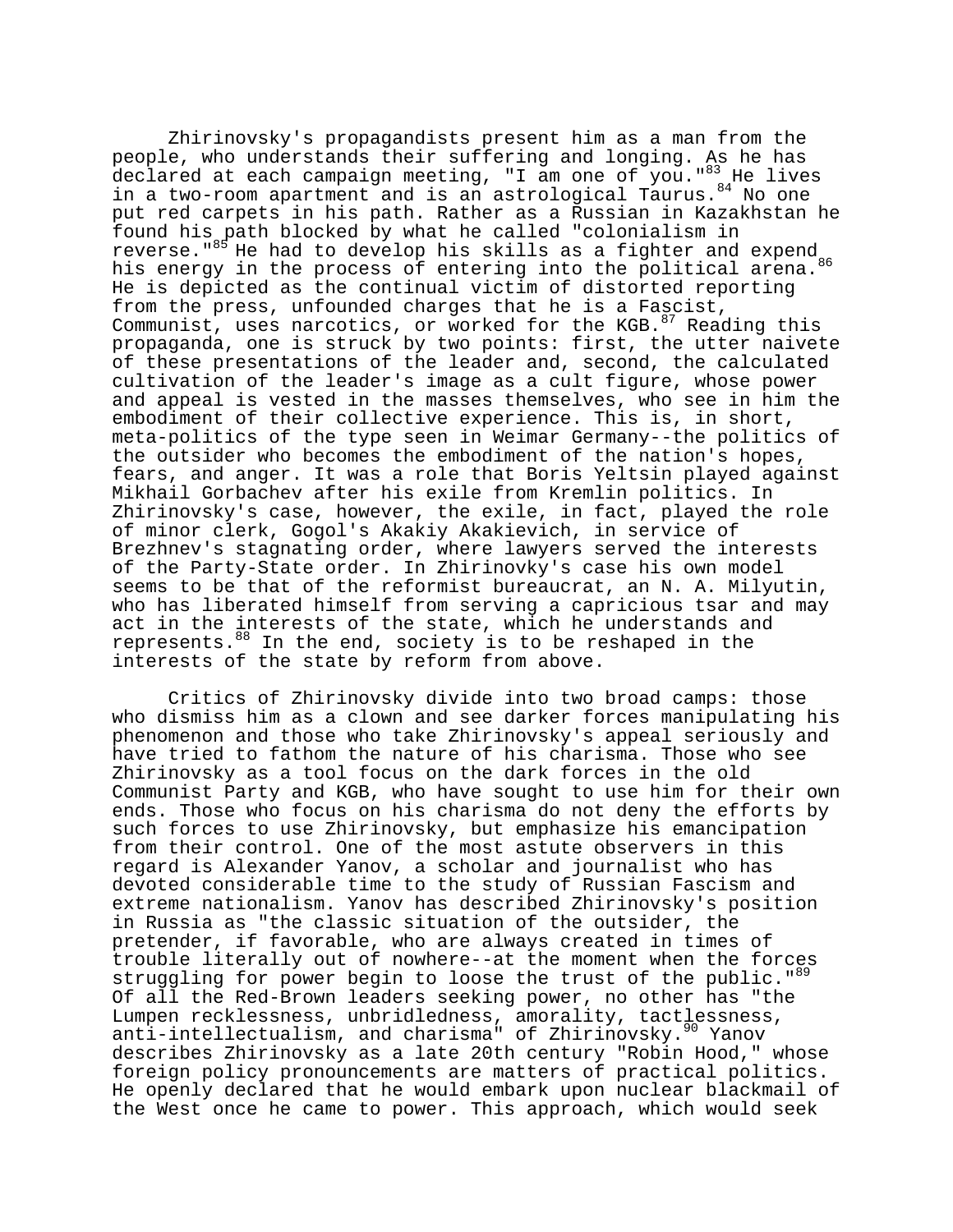Zhirinovsky's propagandists present him as a man from the people, who understands their suffering and longing. As he has declared at each campaign meeting, "I am one of you."[83] He lives in a two-room apartment and is an astrological Taurus.[84] No one put red carpets in his path. Rather as a Russian in Kazakhstan he found his path blocked by what he called "colonialism in reverse."[85] He had to develop his skills as a fighter and expend his energy in the process of entering into the political arena.[86] He is depicted as the continual victim of distorted reporting from the press, unfounded charges that he is a Fascist, Communist, uses narcotics, or worked for the KGB.[87] Reading this propaganda, one is struck by two points: first, the utter naivete of these presentations of the leader and, second, the calculated cultivation of the leader's image as a cult figure, whose power and appeal is vested in the masses themselves, who see in him the embodiment of their collective experience. This is, in short, meta-politics of the type seen in Weimar Germany--the politics of the outsider who becomes the embodiment of the nation's hopes, fears, and anger. It was a role that Boris Yeltsin played against Mikhail Gorbachev after his exile from Kremlin politics. In Zhirinovsky's case, however, the exile, in fact, played the role of minor clerk, Gogol's Akakiy Akakievich, in service of Brezhnev's stagnating order, where lawyers served the interests of the Party-State order. In Zhirinovky's case his own model seems to be that of the reformist bureaucrat, an N. A. Milyutin, who has liberated himself from serving a capricious tsar and may act in the interests of the state, which he understands and represents.[88] In the end, society is to be reshaped in the interests of the state by reform from above.

Critics of Zhirinovsky divide into two broad camps: those who dismiss him as a clown and see darker forces manipulating his phenomenon and those who take Zhirinovsky's appeal seriously and have tried to fathom the nature of his charisma. Those who see Zhirinovsky as a tool focus on the dark forces in the old Communist Party and KGB, who have sought to use him for their own ends. Those who focus on his charisma do not deny the efforts by such forces to use Zhirinovsky, but emphasize his emancipation from their control. One of the most astute observers in this regard is Alexander Yanov, a scholar and journalist who has devoted considerable time to the study of Russian Fascism and extreme nationalism. Yanov has described Zhirinovsky's position in Russia as "the classic situation of the outsider, the pretender, if favorable, who are always created in times of trouble literally out of nowhere--at the moment when the forces struggling for power begin to loose the trust of the public."[89] Of all the Red-Brown leaders seeking power, no other has "the Lumpen recklessness, unbridledness, amorality, tactlessness, anti-intellectualism, and charisma" of Zhirinovsky.[90] Yanov describes Zhirinovsky as a late 20th century "Robin Hood," whose foreign policy pronouncements are matters of practical politics. He openly declared that he would embark upon nuclear blackmail of the West once he came to power. This approach, which would seek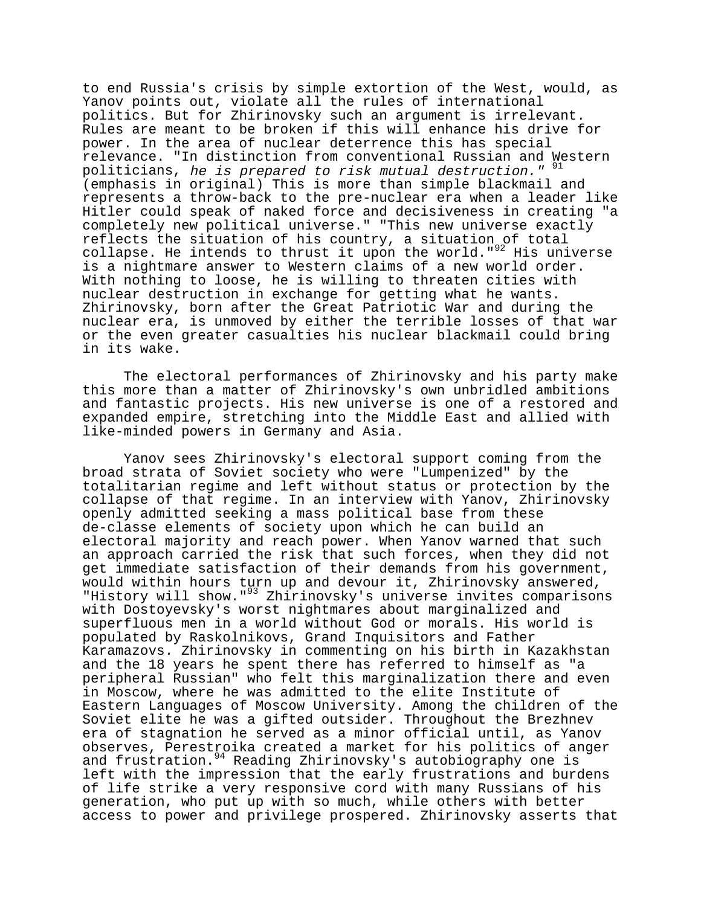to end Russia's crisis by simple extortion of the West, would, as Yanov points out, violate all the rules of international politics. But for Zhirinovsky such an argument is irrelevant. Rules are meant to be broken if this will enhance his drive for power. In the area of nuclear deterrence this has special relevance. "In distinction from conventional Russian and Western politicians, *he is prepared to risk mutual destruction.*" [91] (emphasis in original) This is more than simple blackmail and represents a throw-back to the pre-nuclear era when a leader like Hitler could speak of naked force and decisiveness in creating "a completely new political universe." "This new universe exactly reflects the situation of his country, a situation of total collapse. He intends to thrust it upon the world."[92] His universe is a nightmare answer to Western claims of a new world order. With nothing to loose, he is willing to threaten cities with nuclear destruction in exchange for getting what he wants. Zhirinovsky, born after the Great Patriotic War and during the nuclear era, is unmoved by either the terrible losses of that war or the even greater casualties his nuclear blackmail could bring in its wake.

The electoral performances of Zhirinovsky and his party make this more than a matter of Zhirinovsky's own unbridled ambitions and fantastic projects. His new universe is one of a restored and expanded empire, stretching into the Middle East and allied with like-minded powers in Germany and Asia.

Yanov sees Zhirinovsky's electoral support coming from the broad strata of Soviet society who were "Lumpenized" by the totalitarian regime and left without status or protection by the collapse of that regime. In an interview with Yanov, Zhirinovsky openly admitted seeking a mass political base from these de-classe elements of society upon which he can build an electoral majority and reach power. When Yanov warned that such an approach carried the risk that such forces, when they did not get immediate satisfaction of their demands from his government, would within hours turn up and devour it, Zhirinovsky answered, "History will show."[93] Zhirinovsky's universe invites comparisons with Dostoyevsky's worst nightmares about marginalized and superfluous men in a world without God or morals. His world is populated by Raskolnikovs, Grand Inquisitors and Father Karamazovs. Zhirinovsky in commenting on his birth in Kazakhstan and the 18 years he spent there has referred to himself as "a peripheral Russian" who felt this marginalization there and even in Moscow, where he was admitted to the elite Institute of Eastern Languages of Moscow University. Among the children of the Soviet elite he was a gifted outsider. Throughout the Brezhnev era of stagnation he served as a minor official until, as Yanov observes, Perestroika created a market for his politics of anger and frustration.[94] Reading Zhirinovsky's autobiography one is left with the impression that the early frustrations and burdens of life strike a very responsive cord with many Russians of his generation, who put up with so much, while others with better access to power and privilege prospered. Zhirinovsky asserts that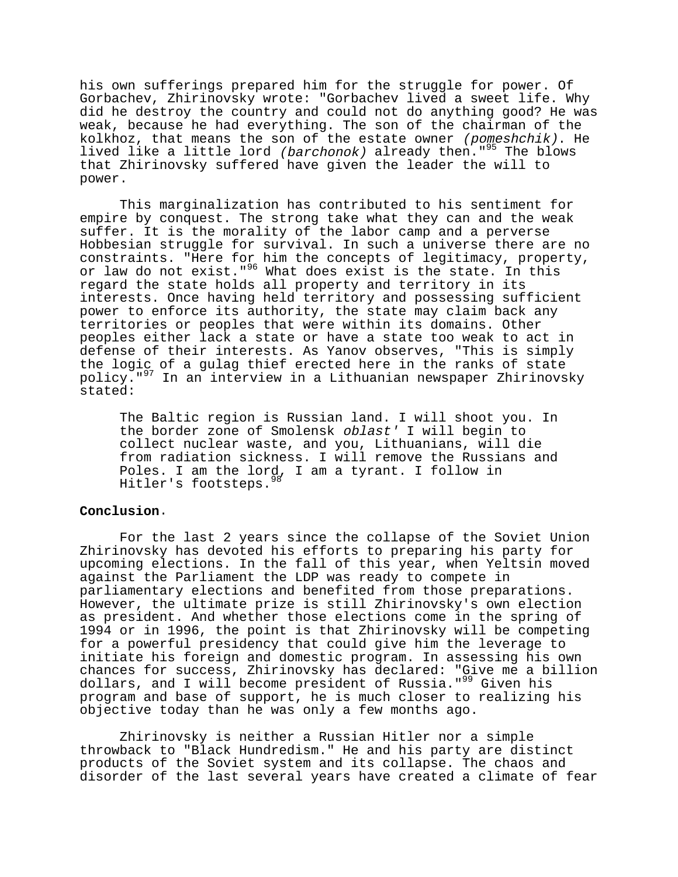his own sufferings prepared him for the struggle for power. Of Gorbachev, Zhirinovsky wrote: "Gorbachev lived a sweet life. Why did he destroy the country and could not do anything good? He was weak, because he had everything. The son of the chairman of the kolkhoz, that means the son of the estate owner *(pomeshchik)*. He lived like a little lord *(barchonok)* already then."[95] The blows that Zhirinovsky suffered have given the leader the will to power.

This marginalization has contributed to his sentiment for empire by conquest. The strong take what they can and the weak suffer. It is the morality of the labor camp and a perverse Hobbesian struggle for survival. In such a universe there are no constraints. "Here for him the concepts of legitimacy, property, or law do not exist."[96] What does exist is the state. In this regard the state holds all property and territory in its interests. Once having held territory and possessing sufficient power to enforce its authority, the state may claim back any territories or peoples that were within its domains. Other peoples either lack a state or have a state too weak to act in defense of their interests. As Yanov observes, "This is simply the logic of a gulag thief erected here in the ranks of state policy."[97] In an interview in a Lithuanian newspaper Zhirinovsky stated:

> The Baltic region is Russian land. I will shoot you. In the border zone of Smolensk *oblast'* I will begin to collect nuclear waste, and you, Lithuanians, will die from radiation sickness. I will remove the Russians and Poles. I am the lord, I am a tyrant. I follow in Hitler's footsteps.[98]

**Conclusion.**

For the last 2 years since the collapse of the Soviet Union Zhirinovsky has devoted his efforts to preparing his party for upcoming elections. In the fall of this year, when Yeltsin moved against the Parliament the LDP was ready to compete in parliamentary elections and benefited from those preparations. However, the ultimate prize is still Zhirinovsky's own election as president. And whether those elections come in the spring of 1994 or in 1996, the point is that Zhirinovsky will be competing for a powerful presidency that could give him the leverage to initiate his foreign and domestic program. In assessing his own chances for success, Zhirinovsky has declared: "Give me a billion dollars, and I will become president of Russia."[99] Given his program and base of support, he is much closer to realizing his objective today than he was only a few months ago.

Zhirinovsky is neither a Russian Hitler nor a simple throwback to "Black Hundredism." He and his party are distinct products of the Soviet system and its collapse. The chaos and disorder of the last several years have created a climate of fear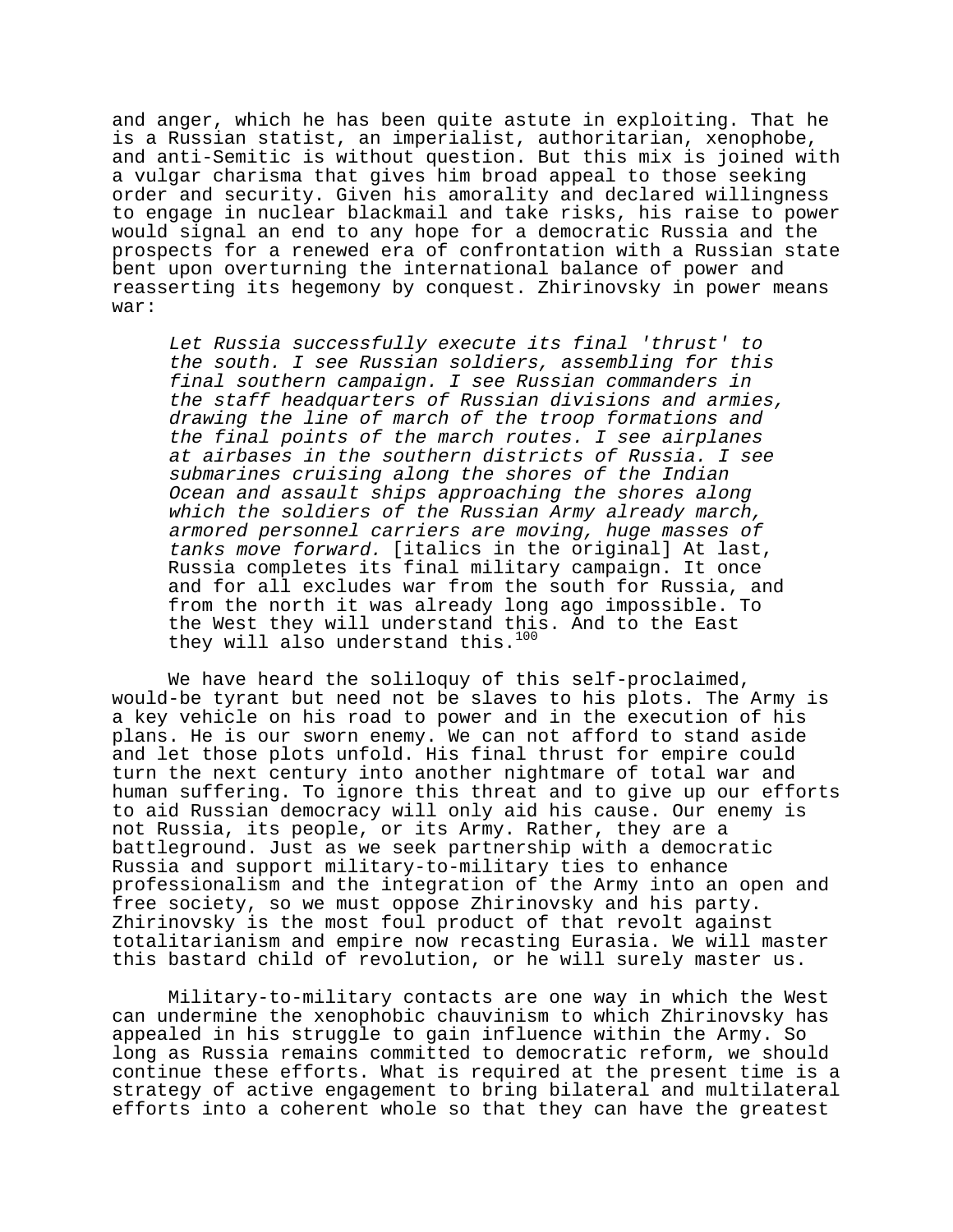and anger, which he has been quite astute in exploiting. That he is a Russian statist, an imperialist, authoritarian, xenophobe, and anti-Semitic is without question. But this mix is joined with a vulgar charisma that gives him broad appeal to those seeking order and security. Given his amorality and declared willingness to engage in nuclear blackmail and take risks, his raise to power would signal an end to any hope for a democratic Russia and the prospects for a renewed era of confrontation with a Russian state bent upon overturning the international balance of power and reasserting its hegemony by conquest. Zhirinovsky in power means war:

> *Let Russia successfully execute its final 'thrust' to the south. I see Russian soldiers, assembling for this final southern campaign. I see Russian commanders in the staff headquarters of Russian divisions and armies, drawing the line of march of the troop formations and the final points of the march routes. I see airplanes at airbases in the southern districts of Russia. I see submarines cruising along the shores of the Indian Ocean and assault ships approaching the shores along which the soldiers of the Russian Army already march, armored personnel carriers are moving, huge masses of tanks move forward.* [italics in the original] At last, Russia completes its final military campaign. It once and for all excludes war from the south for Russia, and from the north it was already long ago impossible. To the West they will understand this. And to the East they will also understand this.[100]

We have heard the soliloquy of this self-proclaimed, would-be tyrant but need not be slaves to his plots. The Army is a key vehicle on his road to power and in the execution of his plans. He is our sworn enemy. We can not afford to stand aside and let those plots unfold. His final thrust for empire could turn the next century into another nightmare of total war and human suffering. To ignore this threat and to give up our efforts to aid Russian democracy will only aid his cause. Our enemy is not Russia, its people, or its Army. Rather, they are a battleground. Just as we seek partnership with a democratic Russia and support military-to-military ties to enhance professionalism and the integration of the Army into an open and free society, so we must oppose Zhirinovsky and his party. Zhirinovsky is the most foul product of that revolt against totalitarianism and empire now recasting Eurasia. We will master this bastard child of revolution, or he will surely master us.

Military-to-military contacts are one way in which the West can undermine the xenophobic chauvinism to which Zhirinovsky has appealed in his struggle to gain influence within the Army. So long as Russia remains committed to democratic reform, we should continue these efforts. What is required at the present time is a strategy of active engagement to bring bilateral and multilateral efforts into a coherent whole so that they can have the greatest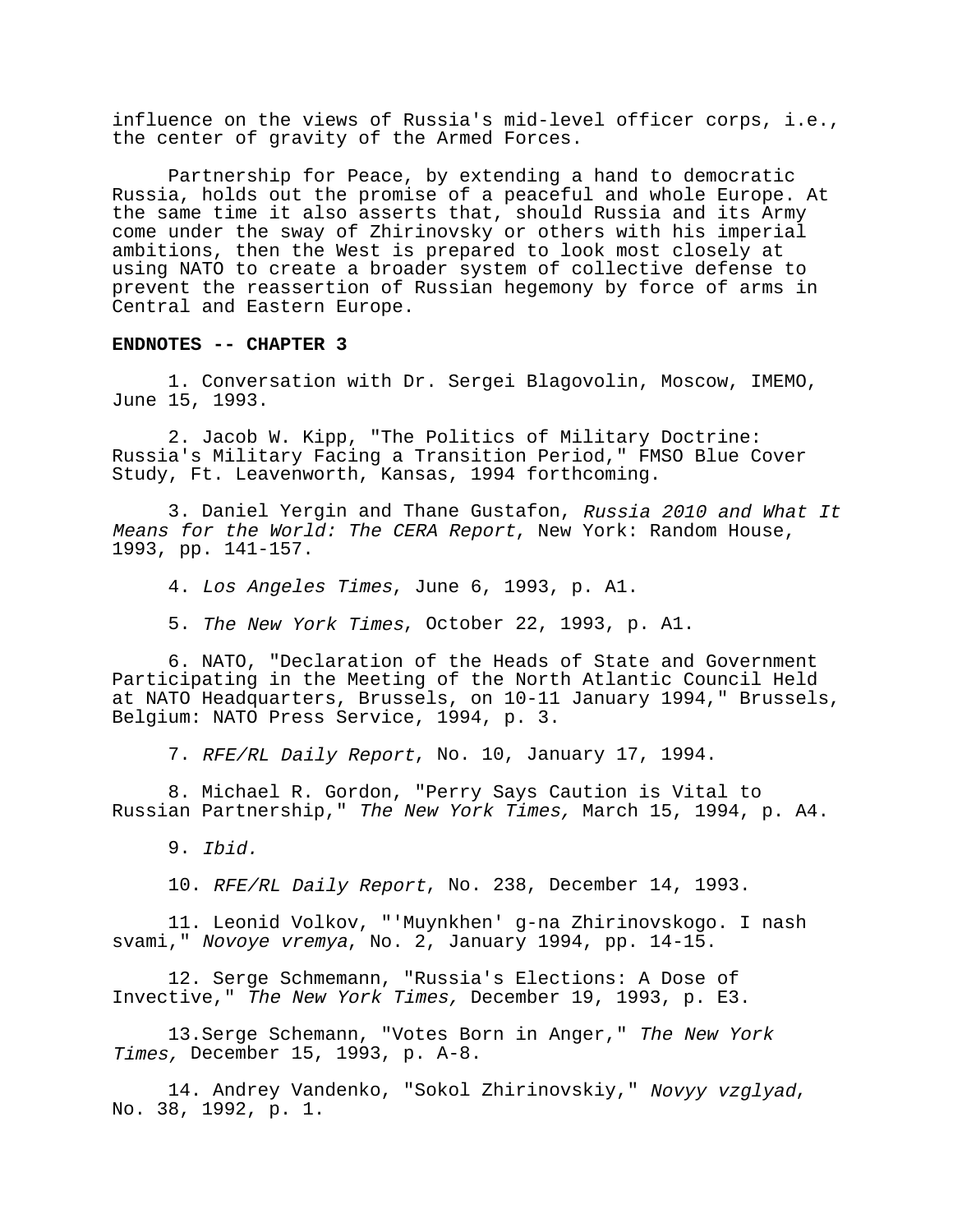influence on the views of Russia's mid-level officer corps, i.e., the center of gravity of the Armed Forces.

Partnership for Peace, by extending a hand to democratic Russia, holds out the promise of a peaceful and whole Europe. At the same time it also asserts that, should Russia and its Army come under the sway of Zhirinovsky or others with his imperial ambitions, then the West is prepared to look most closely at using NATO to create a broader system of collective defense to prevent the reassertion of Russian hegemony by force of arms in Central and Eastern Europe.

**ENDNOTES -- CHAPTER 3**

1. Conversation with Dr. Sergei Blagovolin, Moscow, IMEMO, June 15, 1993.

2. Jacob W. Kipp, "The Politics of Military Doctrine: Russia's Military Facing a Transition Period," FMSO Blue Cover Study, Ft. Leavenworth, Kansas, 1994 forthcoming.

3. Daniel Yergin and Thane Gustafon, *Russia 2010 and What It Means for the World: The CERA Report*, New York: Random House, 1993, pp. 141-157.

4. *Los Angeles Times*, June 6, 1993, p. A1.

5. *The New York Times*, October 22, 1993, p. A1.

6. NATO, "Declaration of the Heads of State and Government Participating in the Meeting of the North Atlantic Council Held at NATO Headquarters, Brussels, on 10-11 January 1994," Brussels, Belgium: NATO Press Service, 1994, p. 3.

7. *RFE/RL Daily Report*, No. 10, January 17, 1994.

8. Michael R. Gordon, "Perry Says Caution is Vital to Russian Partnership," *The New York Times,* March 15, 1994, p. A4.

9. *Ibid.*

10. *RFE/RL Daily Report*, No. 238, December 14, 1993.

11. Leonid Volkov, "'Muynkhen' g-na Zhirinovskogo. I nash svami," *Novoye vremya*, No. 2, January 1994, pp. 14-15.

12. Serge Schmemann, "Russia's Elections: A Dose of Invective," *The New York Times,* December 19, 1993, p. E3.

13.Serge Schemann, "Votes Born in Anger," *The New York Times,* December 15, 1993, p. A-8.

14. Andrey Vandenko, "Sokol Zhirinovskiy," *Novyy vzglyad*, No. 38, 1992, p. 1.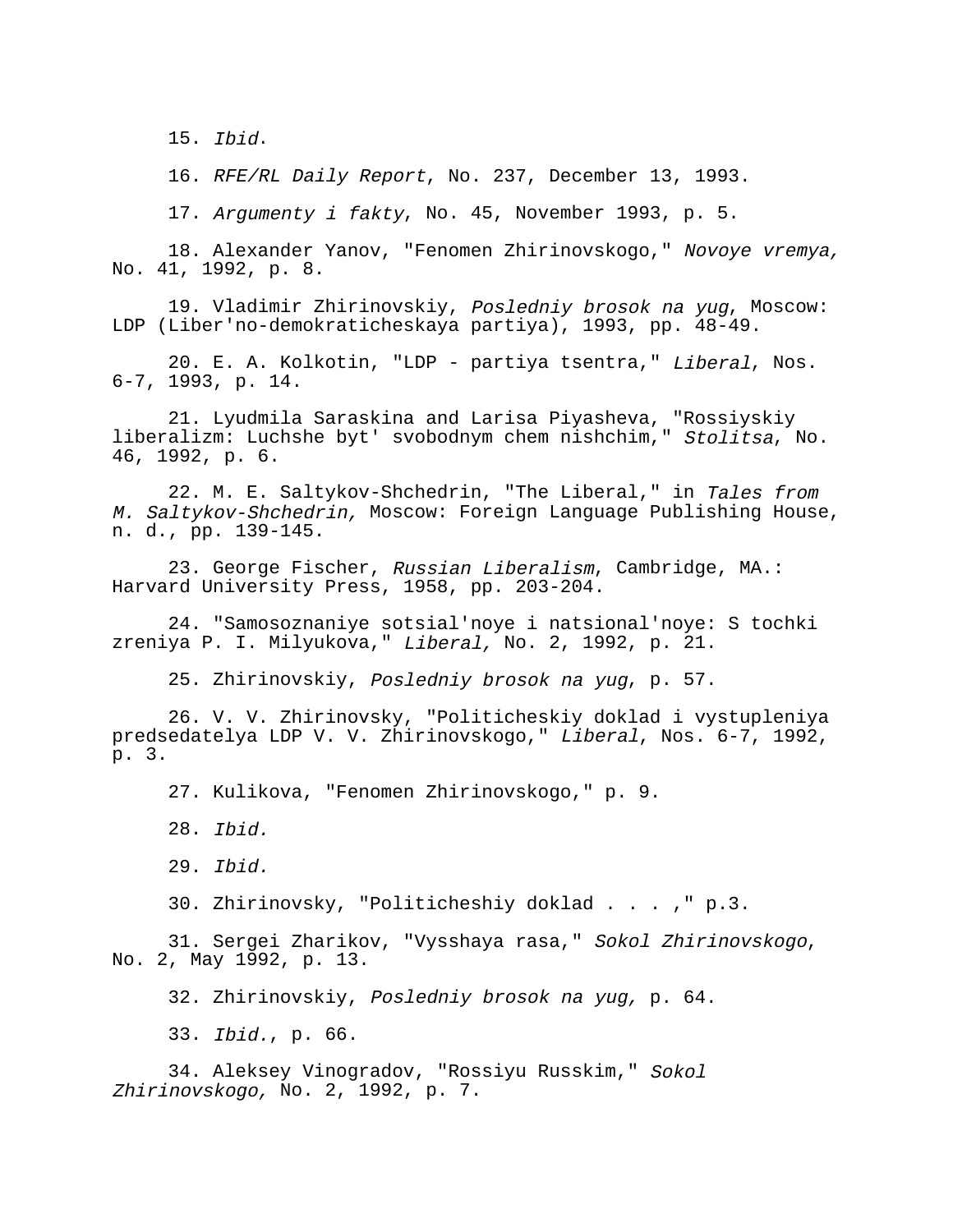15. *Ibid*.

16. *RFE/RL Daily Report*, No. 237, December 13, 1993.

17. *Argumenty i fakty*, No. 45, November 1993, p. 5.

18. Alexander Yanov, "Fenomen Zhirinovskogo," *Novoye vremya,* No. 41, 1992, p. 8.

19. Vladimir Zhirinovskiy, *Posledniy brosok na yug*, Moscow: LDP (Liber'no-demokraticheskaya partiya), 1993, pp. 48-49.

20. E. A. Kolkotin, "LDP - partiya tsentra," *Liberal*, Nos. 6-7, 1993, p. 14.

21. Lyudmila Saraskina and Larisa Piyasheva, "Rossiyskiy liberalizm: Luchshe byt' svobodnym chem nishchim," *Stolitsa*, No. 46, 1992, p. 6.

22. M. E. Saltykov-Shchedrin, "The Liberal," in *Tales from M. Saltykov-Shchedrin,* Moscow: Foreign Language Publishing House, n. d., pp. 139-145.

23. George Fischer, *Russian Liberalism*, Cambridge, MA.: Harvard University Press, 1958, pp. 203-204.

24. "Samosoznaniye sotsial'noye i natsional'noye: S tochki zreniya P. I. Milyukova," *Liberal,* No. 2, 1992, p. 21.

25. Zhirinovskiy, *Posledniy brosok na yug*, p. 57.

26. V. V. Zhirinovsky, "Politicheskiy doklad i vystupleniya predsedatelya LDP V. V. Zhirinovskogo," *Liberal*, Nos. 6-7, 1992, p. 3.

27. Kulikova, "Fenomen Zhirinovskogo," p. 9.

28. *Ibid.*

29. *Ibid.*

30. Zhirinovsky, "Politicheshiy doklad . . . ," p.3.

31. Sergei Zharikov, "Vysshaya rasa," *Sokol Zhirinovskogo*, No. 2, May 1992, p. 13.

32. Zhirinovskiy, *Posledniy brosok na yug,* p. 64.

33. *Ibid.*, p. 66.

34. Aleksey Vinogradov, "Rossiyu Russkim," *Sokol Zhirinovskogo,* No. 2, 1992, p. 7.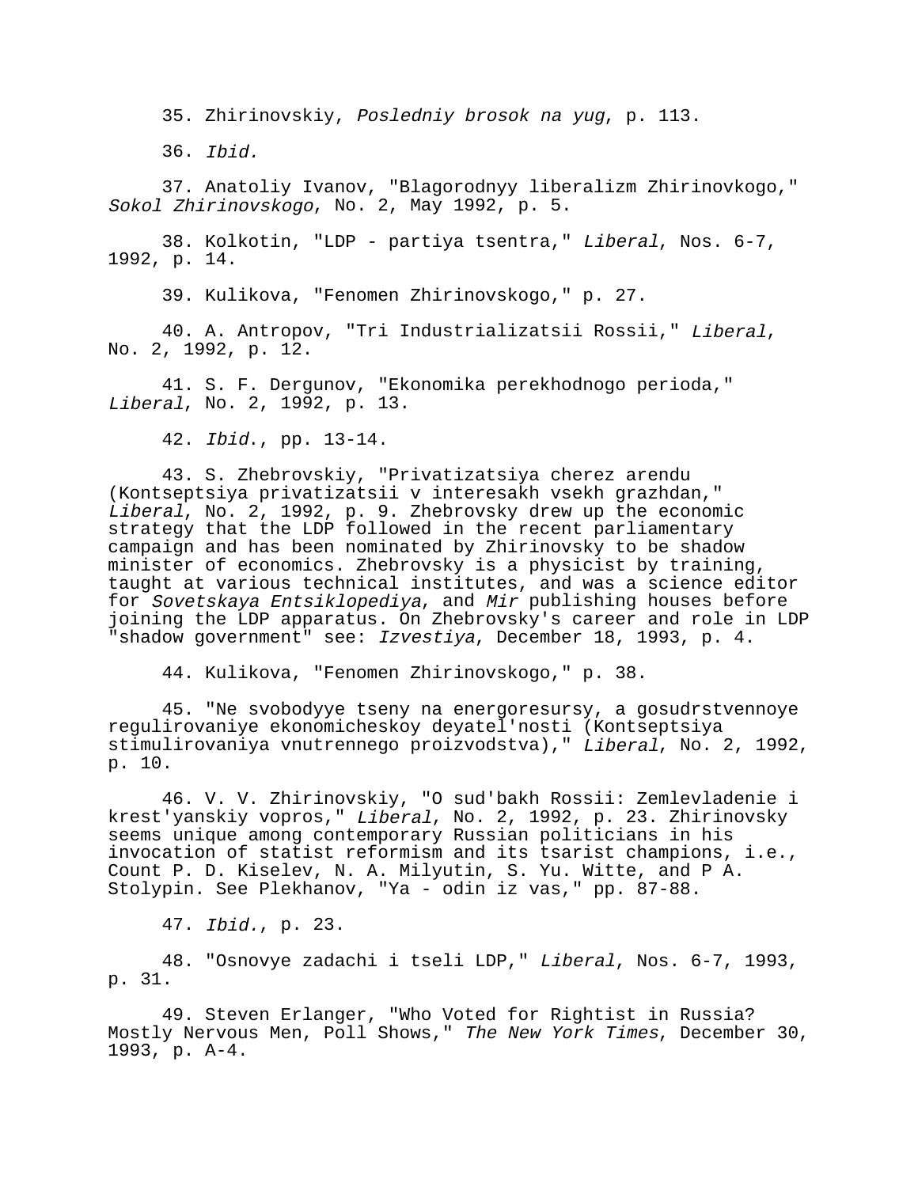35. Zhirinovskiy, *Posledniy brosok na yug*, p. 113.

36. *Ibid.*

37. Anatoliy Ivanov, "Blagorodnyy liberalizm Zhirinovkogo," *Sokol Zhirinovskogo*, No. 2, May 1992, p. 5.

38. Kolkotin, "LDP - partiya tsentra," *Liberal*, Nos. 6-7, 1992, p. 14.

39. Kulikova, "Fenomen Zhirinovskogo," p. 27.

40. A. Antropov, "Tri Industrializatsii Rossii," *Liberal*, No. 2, 1992, p. 12.

41. S. F. Dergunov, "Ekonomika perekhodnogo perioda," *Liberal*, No. 2, 1992, p. 13.

42. *Ibid.*, pp. 13-14.

43. S. Zhebrovskiy, "Privatizatsiya cherez arendu (Kontseptsiya privatizatsii v interesakh vsekh grazhdan," *Liberal*, No. 2, 1992, p. 9. Zhebrovsky drew up the economic strategy that the LDP followed in the recent parliamentary campaign and has been nominated by Zhirinovsky to be shadow minister of economics. Zhebrovsky is a physicist by training, taught at various technical institutes, and was a science editor for *Sovetskaya Entsiklopediya*, and *Mir* publishing houses before joining the LDP apparatus. On Zhebrovsky's career and role in LDP "shadow government" see: *Izvestiya*, December 18, 1993, p. 4.

44. Kulikova, "Fenomen Zhirinovskogo," p. 38.

45. "Ne svobodyye tseny na energoresursy, a gosudrstvennoye regulirovaniye ekonomicheskoy deyatel'nosti (Kontseptsiya stimulirovaniya vnutrennego proizvodstva)," *Liberal*, No. 2, 1992, p. 10.

46. V. V. Zhirinovskiy, "O sud'bakh Rossii: Zemlevladenie i krest'yanskiy vopros," *Liberal*, No. 2, 1992, p. 23. Zhirinovsky seems unique among contemporary Russian politicians in his invocation of statist reformism and its tsarist champions, i.e., Count P. D. Kiselev, N. A. Milyutin, S. Yu. Witte, and P A. Stolypin. See Plekhanov, "Ya - odin iz vas," pp. 87-88.

47. *Ibid.*, p. 23.

48. "Osnovye zadachi i tseli LDP," *Liberal*, Nos. 6-7, 1993, p. 31.

49. Steven Erlanger, "Who Voted for Rightist in Russia? Mostly Nervous Men, Poll Shows," *The New York Times*, December 30, 1993, p. A-4.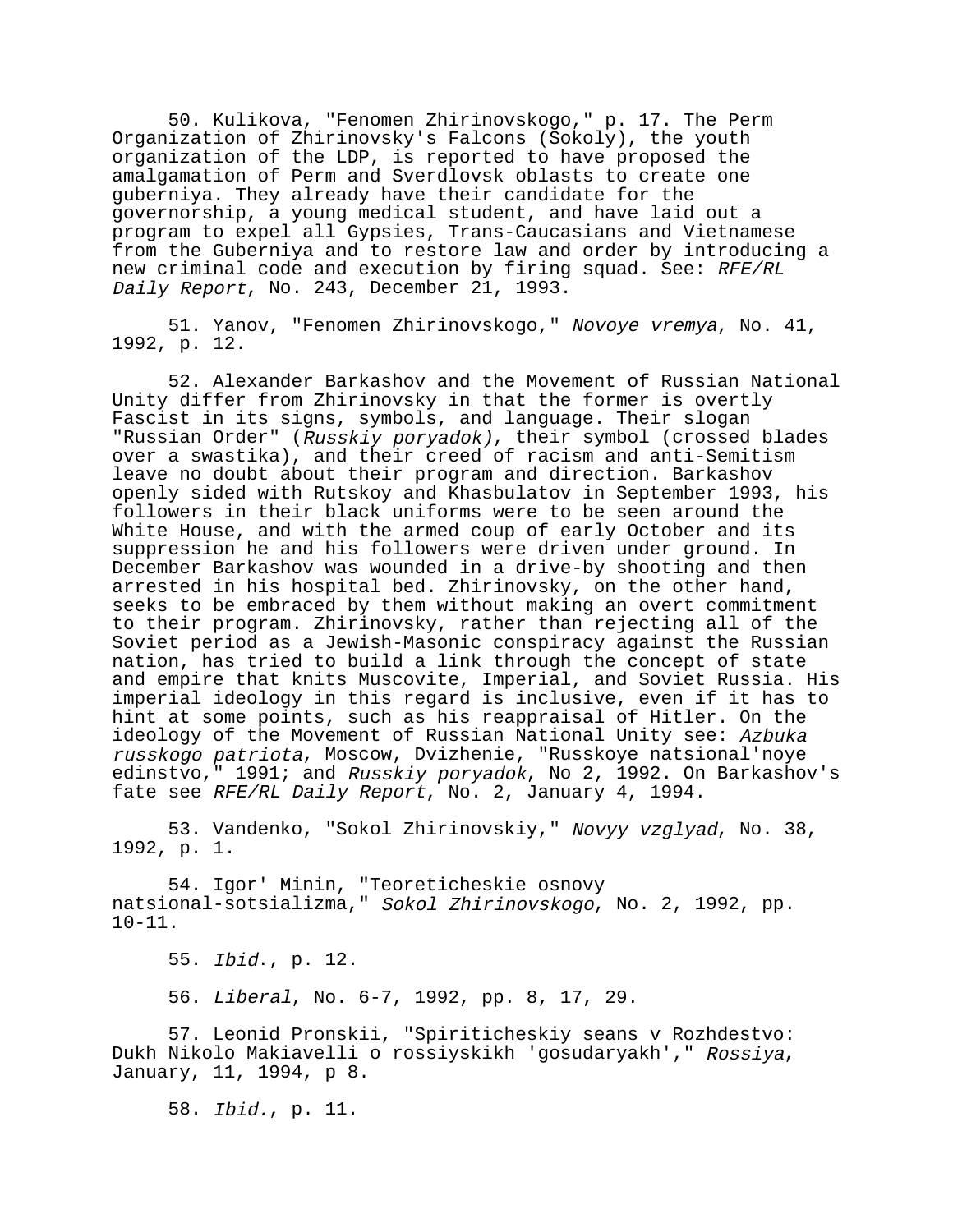50. Kulikova, "Fenomen Zhirinovskogo," p. 17. The Perm Organization of Zhirinovsky's Falcons (Sokoly), the youth organization of the LDP, is reported to have proposed the amalgamation of Perm and Sverdlovsk oblasts to create one guberniya. They already have their candidate for the governorship, a young medical student, and have laid out a program to expel all Gypsies, Trans-Caucasians and Vietnamese from the Guberniya and to restore law and order by introducing a new criminal code and execution by firing squad. See: *RFE/RL Daily Report*, No. 243, December 21, 1993.

51. Yanov, "Fenomen Zhirinovskogo," *Novoye vremya*, No. 41, 1992, p. 12.

52. Alexander Barkashov and the Movement of Russian National Unity differ from Zhirinovsky in that the former is overtly Fascist in its signs, symbols, and language. Their slogan "Russian Order" (*Russkiy poryadok)*, their symbol (crossed blades over a swastika), and their creed of racism and anti-Semitism leave no doubt about their program and direction. Barkashov openly sided with Rutskoy and Khasbulatov in September 1993, his followers in their black uniforms were to be seen around the White House, and with the armed coup of early October and its suppression he and his followers were driven under ground. In December Barkashov was wounded in a drive-by shooting and then arrested in his hospital bed. Zhirinovsky, on the other hand, seeks to be embraced by them without making an overt commitment to their program. Zhirinovsky, rather than rejecting all of the Soviet period as a Jewish-Masonic conspiracy against the Russian nation, has tried to build a link through the concept of state and empire that knits Muscovite, Imperial, and Soviet Russia. His imperial ideology in this regard is inclusive, even if it has to hint at some points, such as his reappraisal of Hitler. On the ideology of the Movement of Russian National Unity see: *Azbuka russkogo patriota*, Moscow, Dvizhenie, "Russkoye natsional'noye edinstvo," 1991; and *Russkiy poryadok*, No 2, 1992. On Barkashov's fate see *RFE/RL Daily Report*, No. 2, January 4, 1994.

53. Vandenko, "Sokol Zhirinovskiy," *Novyy vzglyad*, No. 38, 1992, p. 1.

54. Igor' Minin, "Teoreticheskie osnovy natsional-sotsializma," *Sokol Zhirinovskogo*, No. 2, 1992, pp. 10-11.

55. *Ibid*., p. 12.

56. *Liberal*, No. 6-7, 1992, pp. 8, 17, 29.

57. Leonid Pronskii, "Spiriticheskiy seans v Rozhdestvo: Dukh Nikolo Makiavelli o rossiyskikh 'gosudaryakh'," *Rossiya*, January, 11, 1994, p 8.

58. *Ibid.*, p. 11.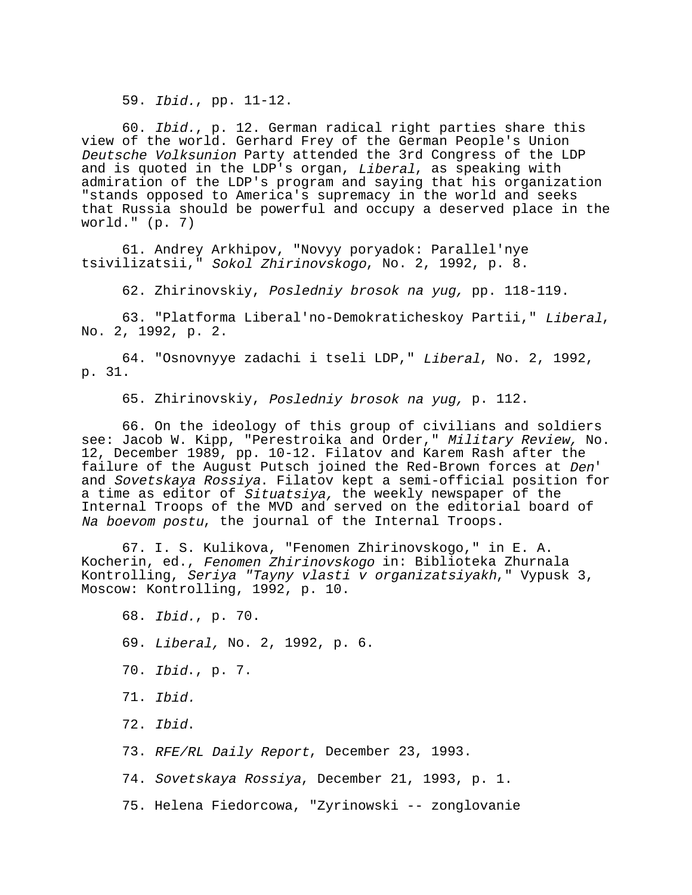59. *Ibid.*, pp. 11-12.

60. *Ibid.*, p. 12. German radical right parties share this view of the world. Gerhard Frey of the German People's Union *Deutsche Volksunion* Party attended the 3rd Congress of the LDP and is quoted in the LDP's organ, *Liberal*, as speaking with admiration of the LDP's program and saying that his organization "stands opposed to America's supremacy in the world and seeks that Russia should be powerful and occupy a deserved place in the world." (p. 7)

61. Andrey Arkhipov, "Novyy poryadok: Parallel'nye tsivilizatsii," *Sokol Zhirinovskogo*, No. 2, 1992, p. 8.

62. Zhirinovskiy, *Posledniy brosok na yug,* pp. 118-119.

63. "Platforma Liberal'no-Demokraticheskoy Partii," *Liberal*, No. 2, 1992, p. 2.

64. "Osnovnyye zadachi i tseli LDP," *Liberal*, No. 2, 1992, p. 31.

65. Zhirinovskiy, *Posledniy brosok na yug,* p. 112.

66. On the ideology of this group of civilians and soldiers see: Jacob W. Kipp, "Perestroika and Order," *Military Review,* No. 12, December 1989, pp. 10-12. Filatov and Karem Rash after the failure of the August Putsch joined the Red-Brown forces at *Den'* and *Sovetskaya Rossiya*. Filatov kept a semi-official position for a time as editor of *Situatsiya,* the weekly newspaper of the Internal Troops of the MVD and served on the editorial board of *Na boevom postu*, the journal of the Internal Troops.

67. I. S. Kulikova, "Fenomen Zhirinovskogo," in E. A. Kocherin, ed., *Fenomen Zhirinovskogo* in: Biblioteka Zhurnala Kontrolling, *Seriya "Tayny vlasti v organizatsiyakh*," Vypusk 3, Moscow: Kontrolling, 1992, p. 10.

68. *Ibid.*, p. 70.

69. *Liberal,* No. 2, 1992, p. 6.

70. *Ibid.*, p. 7.

71. *Ibid.*

72. *Ibid*.

73. *RFE/RL Daily Report*, December 23, 1993.

74. *Sovetskaya Rossiya*, December 21, 1993, p. 1.

75. Helena Fiedorcowa, "Zyrinowski -- zonglovanie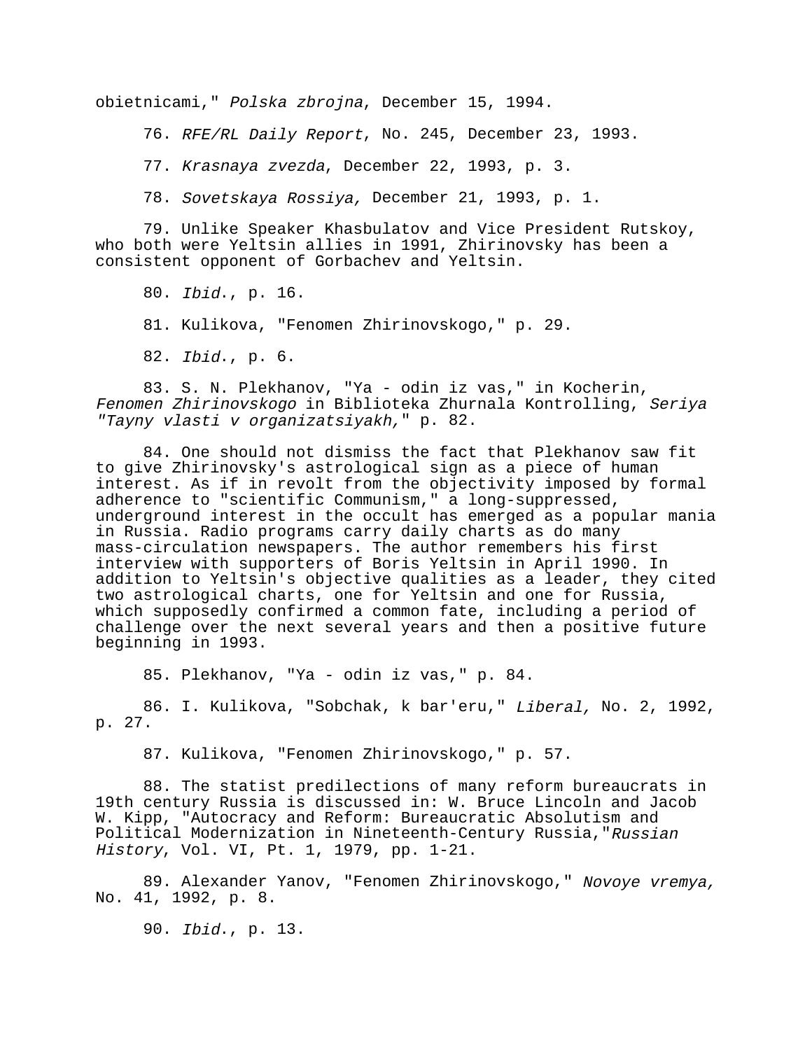obietnicami," *Polska zbrojna*, December 15, 1994.

76. *RFE/RL Daily Report*, No. 245, December 23, 1993.

77. *Krasnaya zvezda*, December 22, 1993, p. 3.

78. *Sovetskaya Rossiya,* December 21, 1993, p. 1.

79. Unlike Speaker Khasbulatov and Vice President Rutskoy, who both were Yeltsin allies in 1991, Zhirinovsky has been a consistent opponent of Gorbachev and Yeltsin.

80. *Ibid*., p. 16.

81. Kulikova, "Fenomen Zhirinovskogo," p. 29.

82. *Ibid*., p. 6.

83. S. N. Plekhanov, "Ya - odin iz vas," in Kocherin, *Fenomen Zhirinovskogo* in Biblioteka Zhurnala Kontrolling, *Seriya "Tayny vlasti v organizatsiyakh,"* p. 82.

84. One should not dismiss the fact that Plekhanov saw fit to give Zhirinovsky's astrological sign as a piece of human interest. As if in revolt from the objectivity imposed by formal adherence to "scientific Communism," a long-suppressed, underground interest in the occult has emerged as a popular mania in Russia. Radio programs carry daily charts as do many mass-circulation newspapers. The author remembers his first interview with supporters of Boris Yeltsin in April 1990. In addition to Yeltsin's objective qualities as a leader, they cited two astrological charts, one for Yeltsin and one for Russia, which supposedly confirmed a common fate, including a period of challenge over the next several years and then a positive future beginning in 1993.

85. Plekhanov, "Ya - odin iz vas," p. 84.

86. I. Kulikova, "Sobchak, k bar'eru," *Liberal,* No. 2, 1992, p. 27.

87. Kulikova, "Fenomen Zhirinovskogo," p. 57.

88. The statist predilections of many reform bureaucrats in 19th century Russia is discussed in: W. Bruce Lincoln and Jacob W. Kipp, "Autocracy and Reform: Bureaucratic Absolutism and Political Modernization in Nineteenth-Century Russia,"*Russian History*, Vol. VI, Pt. 1, 1979, pp. 1-21.

89. Alexander Yanov, "Fenomen Zhirinovskogo," *Novoye vremya,* No. 41, 1992, p. 8.

90. *Ibid*., p. 13.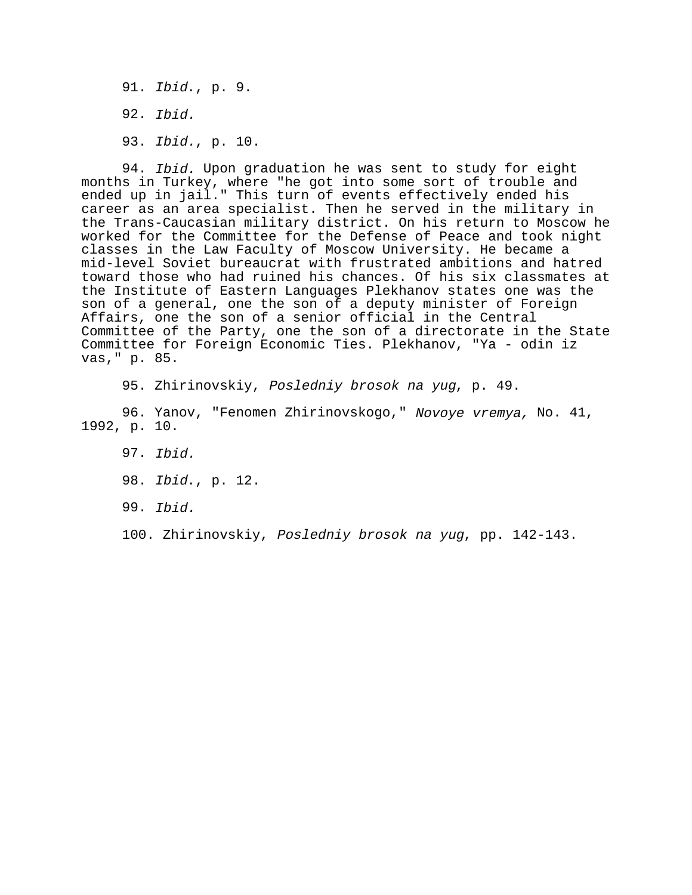91. *Ibid.*, p. 9.

92. *Ibid.*

93. *Ibid.*, p. 10.

94. *Ibid.* Upon graduation he was sent to study for eight months in Turkey, where "he got into some sort of trouble and ended up in jail." This turn of events effectively ended his career as an area specialist. Then he served in the military in the Trans-Caucasian military district. On his return to Moscow he worked for the Committee for the Defense of Peace and took night classes in the Law Faculty of Moscow University. He became a mid-level Soviet bureaucrat with frustrated ambitions and hatred toward those who had ruined his chances. Of his six classmates at the Institute of Eastern Languages Plekhanov states one was the son of a general, one the son of a deputy minister of Foreign Affairs, one the son of a senior official in the Central Committee of the Party, one the son of a directorate in the State Committee for Foreign Economic Ties. Plekhanov, "Ya - odin iz vas," p. 85.

95. Zhirinovskiy, *Posledniy brosok na yug*, p. 49.

96. Yanov, "Fenomen Zhirinovskogo," *Novoye vremya,* No. 41, 1992, p. 10.

97. *Ibid.*

98. *Ibid.*, p. 12.

99. *Ibid.*

100. Zhirinovskiy, *Posledniy brosok na yug*, pp. 142-143.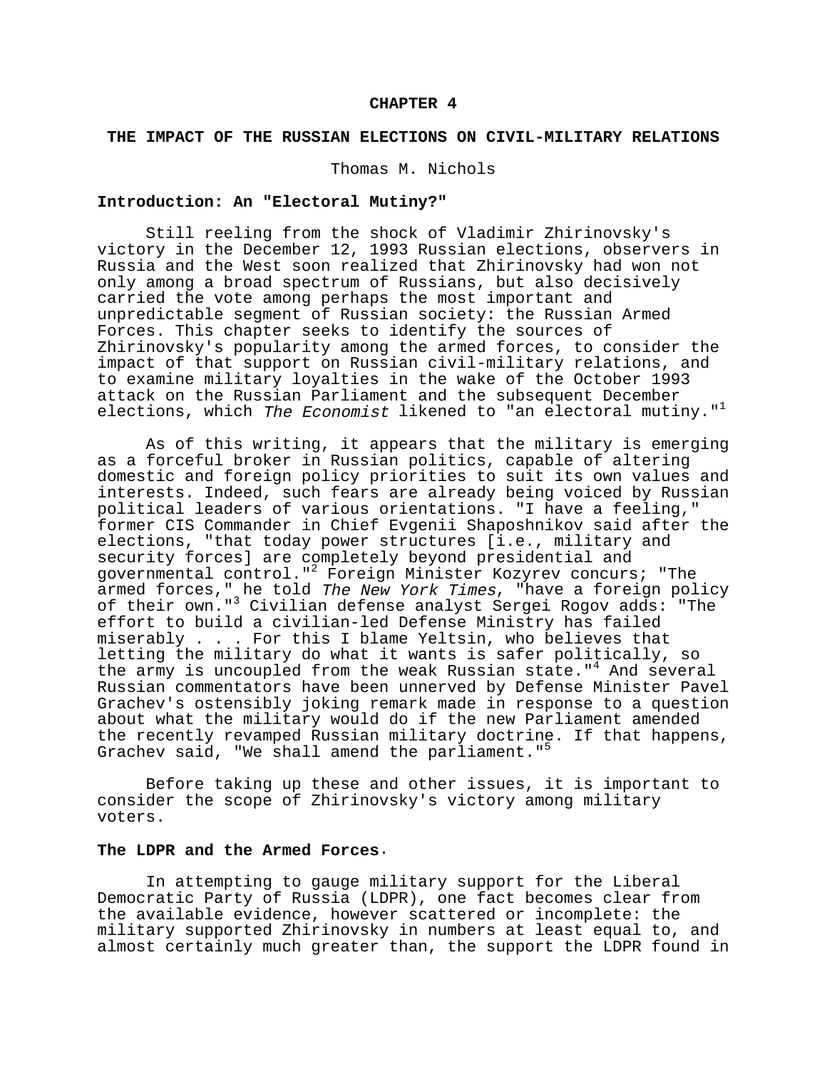# CHAPTER 4

## THE IMPACT OF THE RUSSIAN ELECTIONS ON CIVIL-MILITARY RELATIONS

Thomas M. Nichols

### Introduction: An "Electoral Mutiny?"

Still reeling from the shock of Vladimir Zhirinovsky's victory in the December 12, 1993 Russian elections, observers in Russia and the West soon realized that Zhirinovsky had won not only among a broad spectrum of Russians, but also decisively carried the vote among perhaps the most important and unpredictable segment of Russian society: the Russian Armed Forces. This chapter seeks to identify the sources of Zhirinovsky's popularity among the armed forces, to consider the impact of that support on Russian civil-military relations, and to examine military loyalties in the wake of the October 1993 attack on the Russian Parliament and the subsequent December elections, which *The Economist* likened to "an electoral mutiny."[1]

As of this writing, it appears that the military is emerging as a forceful broker in Russian politics, capable of altering domestic and foreign policy priorities to suit its own values and interests. Indeed, such fears are already being voiced by Russian political leaders of various orientations. "I have a feeling," former CIS Commander in Chief Evgenii Shaposhnikov said after the elections, "that today power structures [i.e., military and security forces] are completely beyond presidential and governmental control."[2] Foreign Minister Kozyrev concurs; "The armed forces," he told *The New York Times*, "have a foreign policy of their own."[3] Civilian defense analyst Sergei Rogov adds: "The effort to build a civilian-led Defense Ministry has failed miserably . . . For this I blame Yeltsin, who believes that letting the military do what it wants is safer politically, so the army is uncoupled from the weak Russian state."[4] And several Russian commentators have been unnerved by Defense Minister Pavel Grachev's ostensibly joking remark made in response to a question about what the military would do if the new Parliament amended the recently revamped Russian military doctrine. If that happens, Grachev said, "We shall amend the parliament."[5]

Before taking up these and other issues, it is important to consider the scope of Zhirinovsky's victory among military voters.

### The LDPR and the Armed Forces.

In attempting to gauge military support for the Liberal Democratic Party of Russia (LDPR), one fact becomes clear from the available evidence, however scattered or incomplete: the military supported Zhirinovsky in numbers at least equal to, and almost certainly much greater than, the support the LDPR found in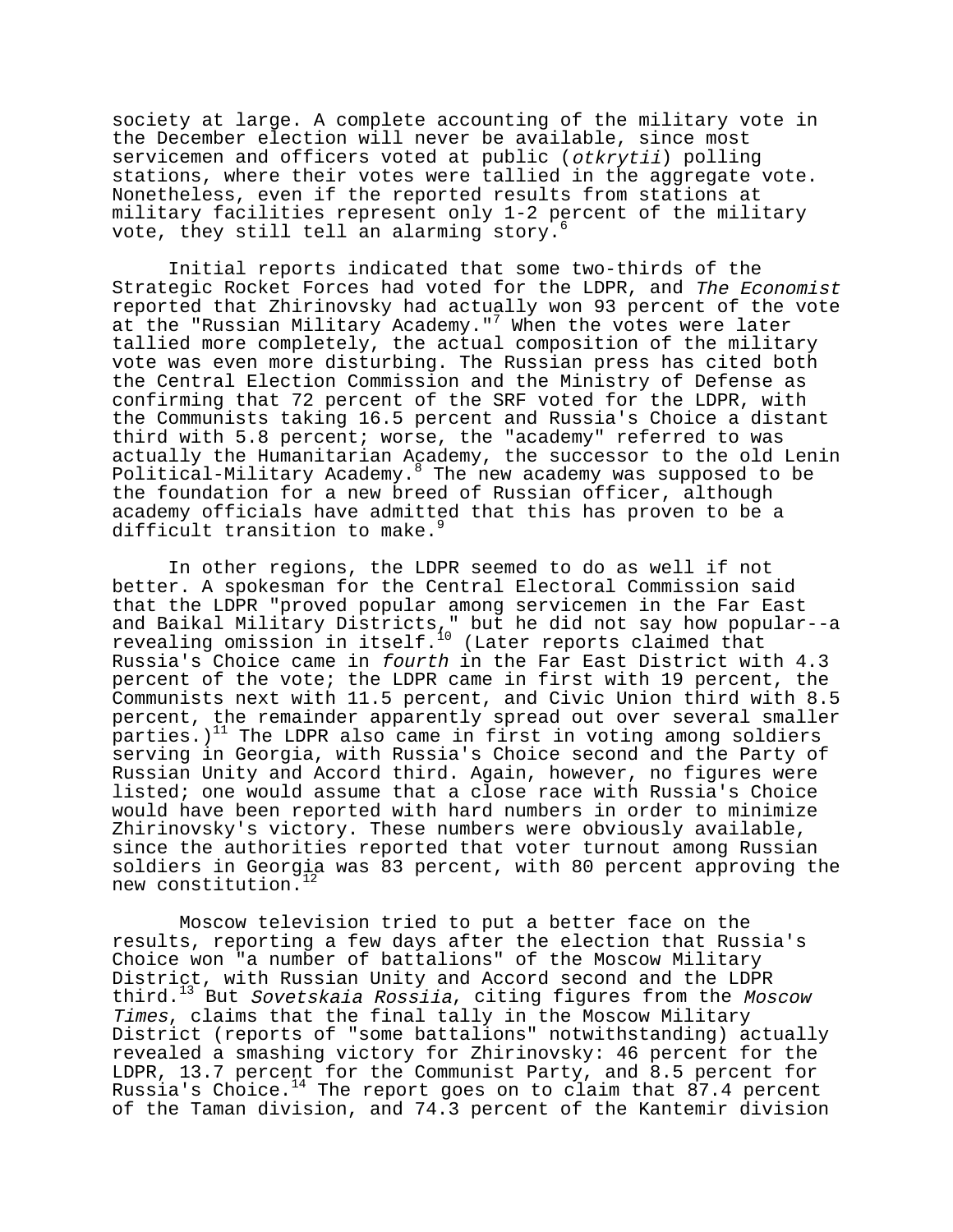society at large. A complete accounting of the military vote in the December election will never be available, since most servicemen and officers voted at public (*otkrytii*) polling stations, where their votes were tallied in the aggregate vote. Nonetheless, even if the reported results from stations at military facilities represent only 1-2 percent of the military vote, they still tell an alarming story.[6]

Initial reports indicated that some two-thirds of the Strategic Rocket Forces had voted for the LDPR, and *The Economist* reported that Zhirinovsky had actually won 93 percent of the vote at the "Russian Military Academy."[7] When the votes were later tallied more completely, the actual composition of the military vote was even more disturbing. The Russian press has cited both the Central Election Commission and the Ministry of Defense as confirming that 72 percent of the SRF voted for the LDPR, with the Communists taking 16.5 percent and Russia's Choice a distant third with 5.8 percent; worse, the "academy" referred to was actually the Humanitarian Academy, the successor to the old Lenin Political-Military Academy.[8] The new academy was supposed to be the foundation for a new breed of Russian officer, although academy officials have admitted that this has proven to be a difficult transition to make.[9]

In other regions, the LDPR seemed to do as well if not better. A spokesman for the Central Electoral Commission said that the LDPR "proved popular among servicemen in the Far East and Baikal Military Districts," but he did not say how popular--a revealing omission in itself.[10] (Later reports claimed that Russia's Choice came in *fourth* in the Far East District with 4.3 percent of the vote; the LDPR came in first with 19 percent, the Communists next with 11.5 percent, and Civic Union third with 8.5 percent, the remainder apparently spread out over several smaller parties.)[11] The LDPR also came in first in voting among soldiers serving in Georgia, with Russia's Choice second and the Party of Russian Unity and Accord third. Again, however, no figures were listed; one would assume that a close race with Russia's Choice would have been reported with hard numbers in order to minimize Zhirinovsky's victory. These numbers were obviously available, since the authorities reported that voter turnout among Russian soldiers in Georgia was 83 percent, with 80 percent approving the new constitution.[12]

Moscow television tried to put a better face on the results, reporting a few days after the election that Russia's Choice won "a number of battalions" of the Moscow Military District, with Russian Unity and Accord second and the LDPR third.[13] But *Sovetskaia Rossiia*, citing figures from the *Moscow Times*, claims that the final tally in the Moscow Military District (reports of "some battalions" notwithstanding) actually revealed a smashing victory for Zhirinovsky: 46 percent for the LDPR, 13.7 percent for the Communist Party, and 8.5 percent for Russia's Choice.[14] The report goes on to claim that 87.4 percent of the Taman division, and 74.3 percent of the Kantemir division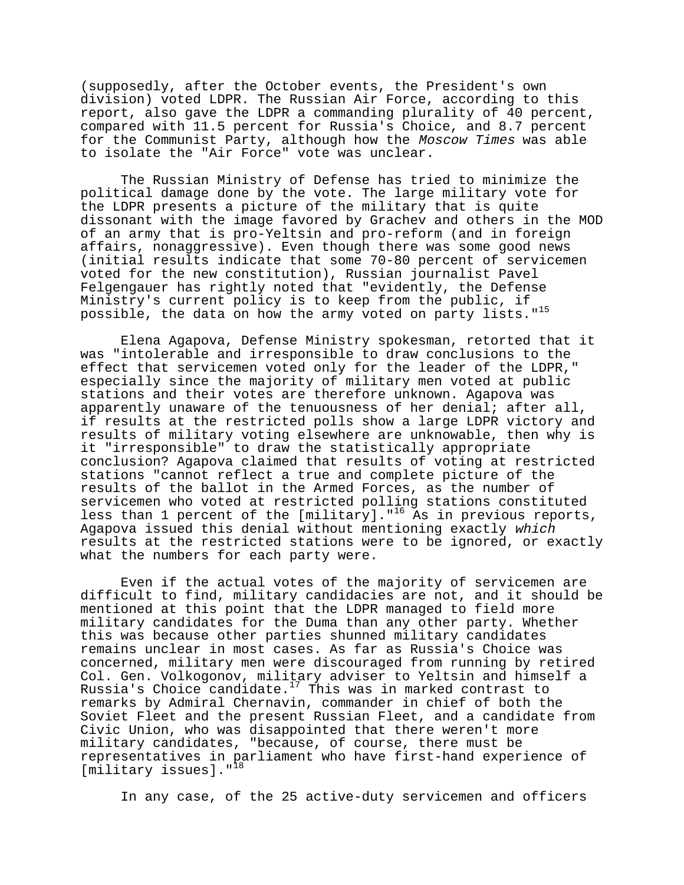(supposedly, after the October events, the President's own division) voted LDPR. The Russian Air Force, according to this report, also gave the LDPR a commanding plurality of 40 percent, compared with 11.5 percent for Russia's Choice, and 8.7 percent for the Communist Party, although how the *Moscow Times* was able to isolate the "Air Force" vote was unclear.

The Russian Ministry of Defense has tried to minimize the political damage done by the vote. The large military vote for the LDPR presents a picture of the military that is quite dissonant with the image favored by Grachev and others in the MOD of an army that is pro-Yeltsin and pro-reform (and in foreign affairs, nonaggressive). Even though there was some good news (initial results indicate that some 70-80 percent of servicemen voted for the new constitution), Russian journalist Pavel Felgengauer has rightly noted that "evidently, the Defense Ministry's current policy is to keep from the public, if possible, the data on how the army voted on party lists."[15]

Elena Agapova, Defense Ministry spokesman, retorted that it was "intolerable and irresponsible to draw conclusions to the effect that servicemen voted only for the leader of the LDPR," especially since the majority of military men voted at public stations and their votes are therefore unknown. Agapova was apparently unaware of the tenuousness of her denial; after all, if results at the restricted polls show a large LDPR victory and results of military voting elsewhere are unknowable, then why is it "irresponsible" to draw the statistically appropriate conclusion? Agapova claimed that results of voting at restricted stations "cannot reflect a true and complete picture of the results of the ballot in the Armed Forces, as the number of servicemen who voted at restricted polling stations constituted less than 1 percent of the [military]."[16] As in previous reports, Agapova issued this denial without mentioning exactly *which* results at the restricted stations were to be ignored, or exactly what the numbers for each party were.

Even if the actual votes of the majority of servicemen are difficult to find, military candidacies are not, and it should be mentioned at this point that the LDPR managed to field more military candidates for the Duma than any other party. Whether this was because other parties shunned military candidates remains unclear in most cases. As far as Russia's Choice was concerned, military men were discouraged from running by retired Col. Gen. Volkogonov, military adviser to Yeltsin and himself a Russia's Choice candidate.[17] This was in marked contrast to remarks by Admiral Chernavin, commander in chief of both the Soviet Fleet and the present Russian Fleet, and a candidate from Civic Union, who was disappointed that there weren't more military candidates, "because, of course, there must be representatives in parliament who have first-hand experience of [military issues]."[18]

In any case, of the 25 active-duty servicemen and officers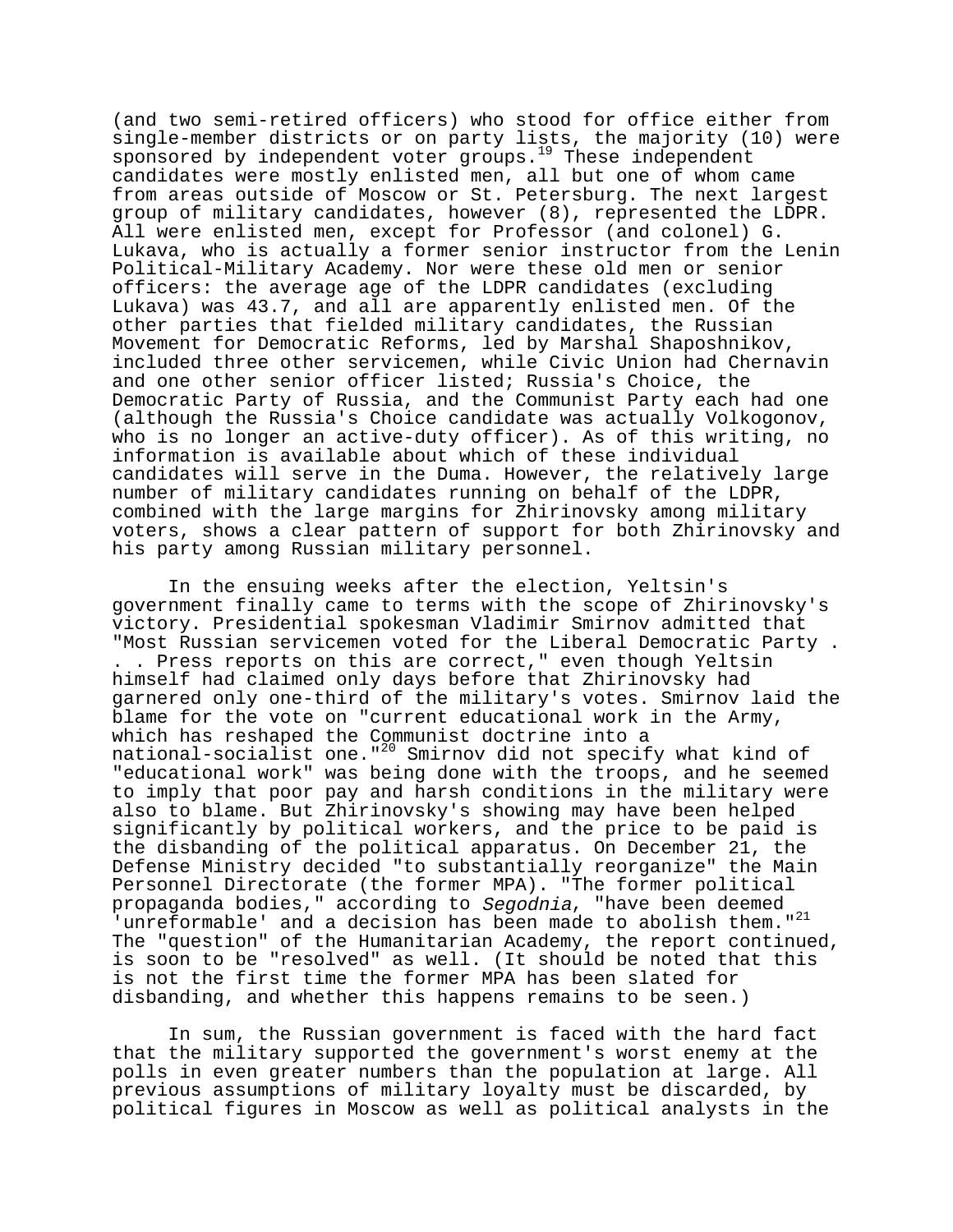(and two semi-retired officers) who stood for office either from single-member districts or on party lists, the majority (10) were sponsored by independent voter groups.[19] These independent candidates were mostly enlisted men, all but one of whom came from areas outside of Moscow or St. Petersburg. The next largest group of military candidates, however (8), represented the LDPR. All were enlisted men, except for Professor (and colonel) G. Lukava, who is actually a former senior instructor from the Lenin Political-Military Academy. Nor were these old men or senior officers: the average age of the LDPR candidates (excluding Lukava) was 43.7, and all are apparently enlisted men. Of the other parties that fielded military candidates, the Russian Movement for Democratic Reforms, led by Marshal Shaposhnikov, included three other servicemen, while Civic Union had Chernavin and one other senior officer listed; Russia's Choice, the Democratic Party of Russia, and the Communist Party each had one (although the Russia's Choice candidate was actually Volkogonov, who is no longer an active-duty officer). As of this writing, no information is available about which of these individual candidates will serve in the Duma. However, the relatively large number of military candidates running on behalf of the LDPR, combined with the large margins for Zhirinovsky among military voters, shows a clear pattern of support for both Zhirinovsky and his party among Russian military personnel.

In the ensuing weeks after the election, Yeltsin's government finally came to terms with the scope of Zhirinovsky's victory. Presidential spokesman Vladimir Smirnov admitted that "Most Russian servicemen voted for the Liberal Democratic Party . . . Press reports on this are correct," even though Yeltsin himself had claimed only days before that Zhirinovsky had garnered only one-third of the military's votes. Smirnov laid the blame for the vote on "current educational work in the Army, which has reshaped the Communist doctrine into a national-socialist one."[20] Smirnov did not specify what kind of "educational work" was being done with the troops, and he seemed to imply that poor pay and harsh conditions in the military were also to blame. But Zhirinovsky's showing may have been helped significantly by political workers, and the price to be paid is the disbanding of the political apparatus. On December 21, the Defense Ministry decided "to substantially reorganize" the Main Personnel Directorate (the former MPA). "The former political propaganda bodies," according to *Segodnia*, "have been deemed 'unreformable' and a decision has been made to abolish them."[21] The "question" of the Humanitarian Academy, the report continued, is soon to be "resolved" as well. (It should be noted that this is not the first time the former MPA has been slated for disbanding, and whether this happens remains to be seen.)

In sum, the Russian government is faced with the hard fact that the military supported the government's worst enemy at the polls in even greater numbers than the population at large. All previous assumptions of military loyalty must be discarded, by political figures in Moscow as well as political analysts in the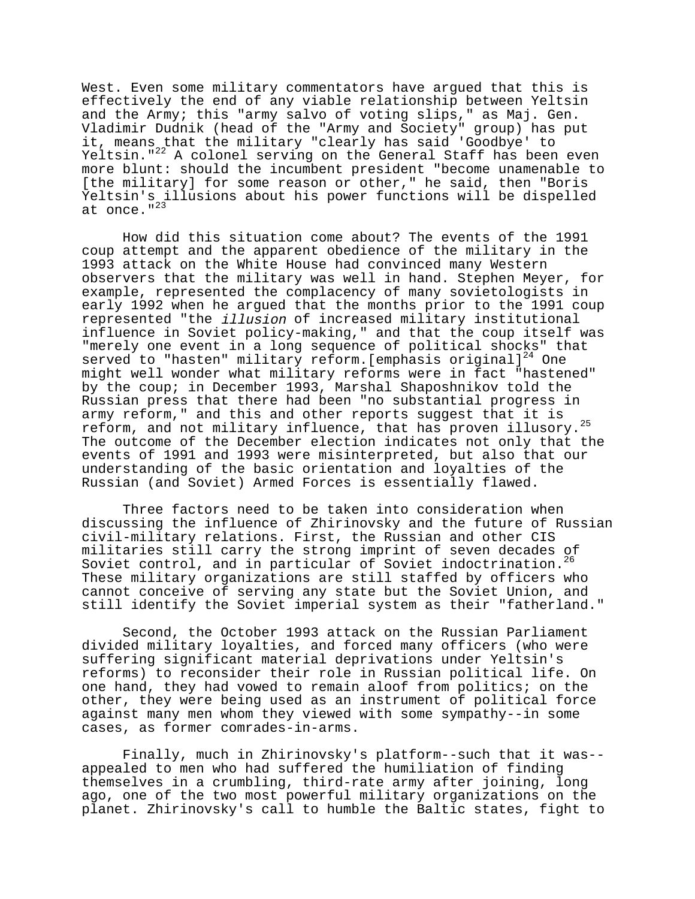West. Even some military commentators have argued that this is effectively the end of any viable relationship between Yeltsin and the Army; this "army salvo of voting slips," as Maj. Gen. Vladimir Dudnik (head of the "Army and Society" group) has put it, means that the military "clearly has said 'Goodbye' to Yeltsin."[22] A colonel serving on the General Staff has been even more blunt: should the incumbent president "become unamenable to [the military] for some reason or other," he said, then "Boris Yeltsin's illusions about his power functions will be dispelled at once."[23]

How did this situation come about? The events of the 1991 coup attempt and the apparent obedience of the military in the 1993 attack on the White House had convinced many Western observers that the military was well in hand. Stephen Meyer, for example, represented the complacency of many sovietologists in early 1992 when he argued that the months prior to the 1991 coup represented "the *illusion* of increased military institutional influence in Soviet policy-making," and that the coup itself was "merely one event in a long sequence of political shocks" that served to "hasten" military reform.[emphasis original][24] One might well wonder what military reforms were in fact "hastened" by the coup; in December 1993, Marshal Shaposhnikov told the Russian press that there had been "no substantial progress in army reform," and this and other reports suggest that it is reform, and not military influence, that has proven illusory.[25] The outcome of the December election indicates not only that the events of 1991 and 1993 were misinterpreted, but also that our understanding of the basic orientation and loyalties of the Russian (and Soviet) Armed Forces is essentially flawed.

Three factors need to be taken into consideration when discussing the influence of Zhirinovsky and the future of Russian civil-military relations. First, the Russian and other CIS militaries still carry the strong imprint of seven decades of Soviet control, and in particular of Soviet indoctrination.[26] These military organizations are still staffed by officers who cannot conceive of serving any state but the Soviet Union, and still identify the Soviet imperial system as their "fatherland."

Second, the October 1993 attack on the Russian Parliament divided military loyalties, and forced many officers (who were suffering significant material deprivations under Yeltsin's reforms) to reconsider their role in Russian political life. On one hand, they had vowed to remain aloof from politics; on the other, they were being used as an instrument of political force against many men whom they viewed with some sympathy--in some cases, as former comrades-in-arms.

Finally, much in Zhirinovsky's platform--such that it was--appealed to men who had suffered the humiliation of finding themselves in a crumbling, third-rate army after joining, long ago, one of the two most powerful military organizations on the planet. Zhirinovsky's call to humble the Baltic states, fight to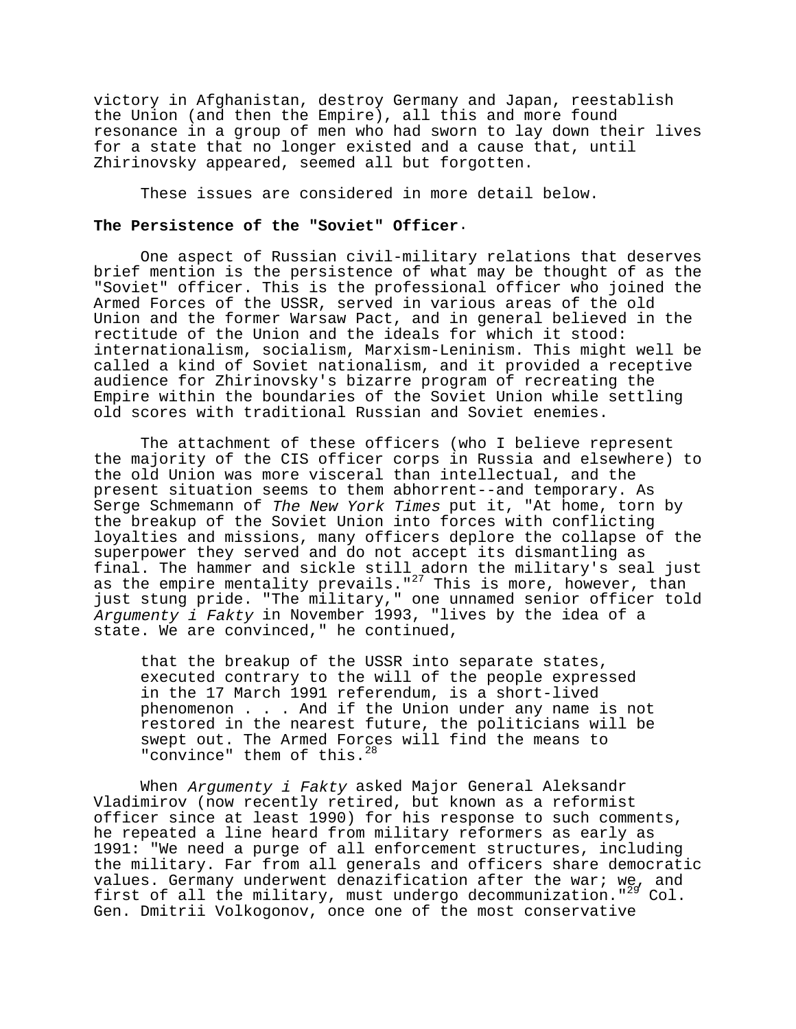victory in Afghanistan, destroy Germany and Japan, reestablish the Union (and then the Empire), all this and more found resonance in a group of men who had sworn to lay down their lives for a state that no longer existed and a cause that, until Zhirinovsky appeared, seemed all but forgotten.

These issues are considered in more detail below.

**The Persistence of the "Soviet" Officer.**

One aspect of Russian civil-military relations that deserves brief mention is the persistence of what may be thought of as the "Soviet" officer. This is the professional officer who joined the Armed Forces of the USSR, served in various areas of the old Union and the former Warsaw Pact, and in general believed in the rectitude of the Union and the ideals for which it stood: internationalism, socialism, Marxism-Leninism. This might well be called a kind of Soviet nationalism, and it provided a receptive audience for Zhirinovsky's bizarre program of recreating the Empire within the boundaries of the Soviet Union while settling old scores with traditional Russian and Soviet enemies.

The attachment of these officers (who I believe represent the majority of the CIS officer corps in Russia and elsewhere) to the old Union was more visceral than intellectual, and the present situation seems to them abhorrent--and temporary. As Serge Schmemann of *The New York Times* put it, "At home, torn by the breakup of the Soviet Union into forces with conflicting loyalties and missions, many officers deplore the collapse of the superpower they served and do not accept its dismantling as final. The hammer and sickle still adorn the military's seal just as the empire mentality prevails."[27] This is more, however, than just stung pride. "The military," one unnamed senior officer told *Argumenty i Fakty* in November 1993, "lives by the idea of a state. We are convinced," he continued,

> that the breakup of the USSR into separate states, executed contrary to the will of the people expressed in the 17 March 1991 referendum, is a short-lived phenomenon . . . And if the Union under any name is not restored in the nearest future, the politicians will be swept out. The Armed Forces will find the means to "convince" them of this.[28]

When *Argumenty i Fakty* asked Major General Aleksandr Vladimirov (now recently retired, but known as a reformist officer since at least 1990) for his response to such comments, he repeated a line heard from military reformers as early as 1991: "We need a purge of all enforcement structures, including the military. Far from all generals and officers share democratic values. Germany underwent denazification after the war; we, and first of all the military, must undergo decommunization."[29] Col. Gen. Dmitrii Volkogonov, once one of the most conservative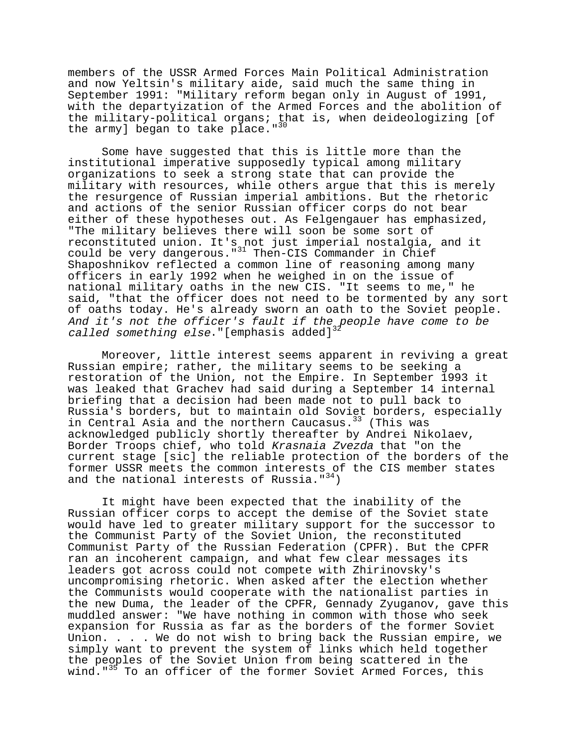members of the USSR Armed Forces Main Political Administration and now Yeltsin's military aide, said much the same thing in September 1991: "Military reform began only in August of 1991, with the departyization of the Armed Forces and the abolition of the military-political organs; that is, when deideologizing [of the army] began to take place."[30]

Some have suggested that this is little more than the institutional imperative supposedly typical among military organizations to seek a strong state that can provide the military with resources, while others argue that this is merely the resurgence of Russian imperial ambitions. But the rhetoric and actions of the senior Russian officer corps do not bear either of these hypotheses out. As Felgengauer has emphasized, "The military believes there will soon be some sort of reconstituted union. It's not just imperial nostalgia, and it could be very dangerous."[31] Then-CIS Commander in Chief Shaposhnikov reflected a common line of reasoning among many officers in early 1992 when he weighed in on the issue of national military oaths in the new CIS. "It seems to me," he said, "that the officer does not need to be tormented by any sort of oaths today. He's already sworn an oath to the Soviet people. *And it's not the officer's fault if the people have come to be called something else*."[emphasis added][32]

Moreover, little interest seems apparent in reviving a great Russian empire; rather, the military seems to be seeking a restoration of the Union, not the Empire. In September 1993 it was leaked that Grachev had said during a September 14 internal briefing that a decision had been made not to pull back to Russia's borders, but to maintain old Soviet borders, especially in Central Asia and the northern Caucasus.[33] (This was acknowledged publicly shortly thereafter by Andrei Nikolaev, Border Troops chief, who told *Krasnaia Zvezda* that "on the current stage [sic] the reliable protection of the borders of the former USSR meets the common interests of the CIS member states and the national interests of Russia."[34])

It might have been expected that the inability of the Russian officer corps to accept the demise of the Soviet state would have led to greater military support for the successor to the Communist Party of the Soviet Union, the reconstituted Communist Party of the Russian Federation (CPFR). But the CPFR ran an incoherent campaign, and what few clear messages its leaders got across could not compete with Zhirinovsky's uncompromising rhetoric. When asked after the election whether the Communists would cooperate with the nationalist parties in the new Duma, the leader of the CPFR, Gennady Zyuganov, gave this muddled answer: "We have nothing in common with those who seek expansion for Russia as far as the borders of the former Soviet Union. . . . We do not wish to bring back the Russian empire, we simply want to prevent the system of links which held together the peoples of the Soviet Union from being scattered in the wind."[35] To an officer of the former Soviet Armed Forces, this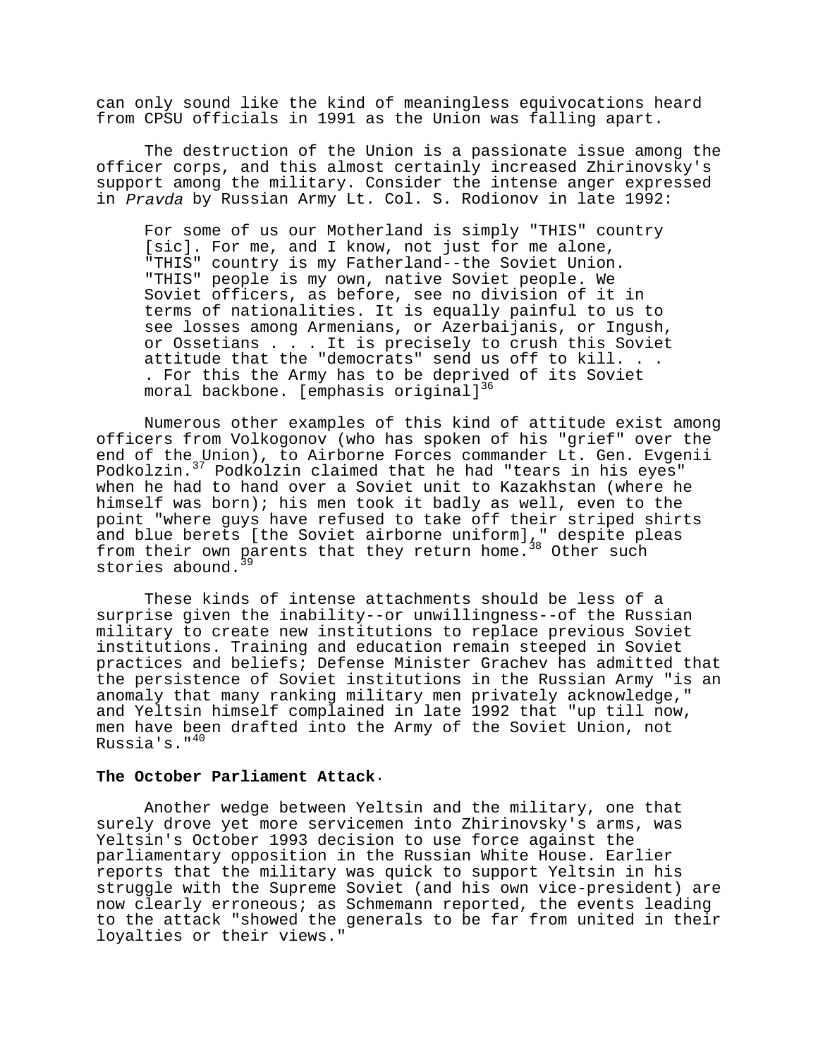can only sound like the kind of meaningless equivocations heard from CPSU officials in 1991 as the Union was falling apart.

The destruction of the Union is a passionate issue among the officer corps, and this almost certainly increased Zhirinovsky's support among the military. Consider the intense anger expressed in *Pravda* by Russian Army Lt. Col. S. Rodionov in late 1992:

> For some of us our Motherland is simply "THIS" country [sic]. For me, and I know, not just for me alone, "THIS" country is my Fatherland--the Soviet Union. "THIS" people is my own, native Soviet people. We Soviet officers, as before, see no division of it in terms of nationalities. It is equally painful to us to see losses among Armenians, or Azerbaijanis, or Ingush, or Ossetians . . . It is precisely to crush this Soviet attitude that the "democrats" send us off to kill. . . . For this the Army has to be deprived of its Soviet moral backbone. [emphasis original][36]

Numerous other examples of this kind of attitude exist among officers from Volkogonov (who has spoken of his "grief" over the end of the Union), to Airborne Forces commander Lt. Gen. Evgenii Podkolzin.[37] Podkolzin claimed that he had "tears in his eyes" when he had to hand over a Soviet unit to Kazakhstan (where he himself was born); his men took it badly as well, even to the point "where guys have refused to take off their striped shirts and blue berets [the Soviet airborne uniform]," despite pleas from their own parents that they return home.[38] Other such stories abound.[39]

These kinds of intense attachments should be less of a surprise given the inability--or unwillingness--of the Russian military to create new institutions to replace previous Soviet institutions. Training and education remain steeped in Soviet practices and beliefs; Defense Minister Grachev has admitted that the persistence of Soviet institutions in the Russian Army "is an anomaly that many ranking military men privately acknowledge," and Yeltsin himself complained in late 1992 that "up till now, men have been drafted into the Army of the Soviet Union, not Russia's."[40]

**The October Parliament Attack.**

Another wedge between Yeltsin and the military, one that surely drove yet more servicemen into Zhirinovsky's arms, was Yeltsin's October 1993 decision to use force against the parliamentary opposition in the Russian White House. Earlier reports that the military was quick to support Yeltsin in his struggle with the Supreme Soviet (and his own vice-president) are now clearly erroneous; as Schmemann reported, the events leading to the attack "showed the generals to be far from united in their loyalties or their views."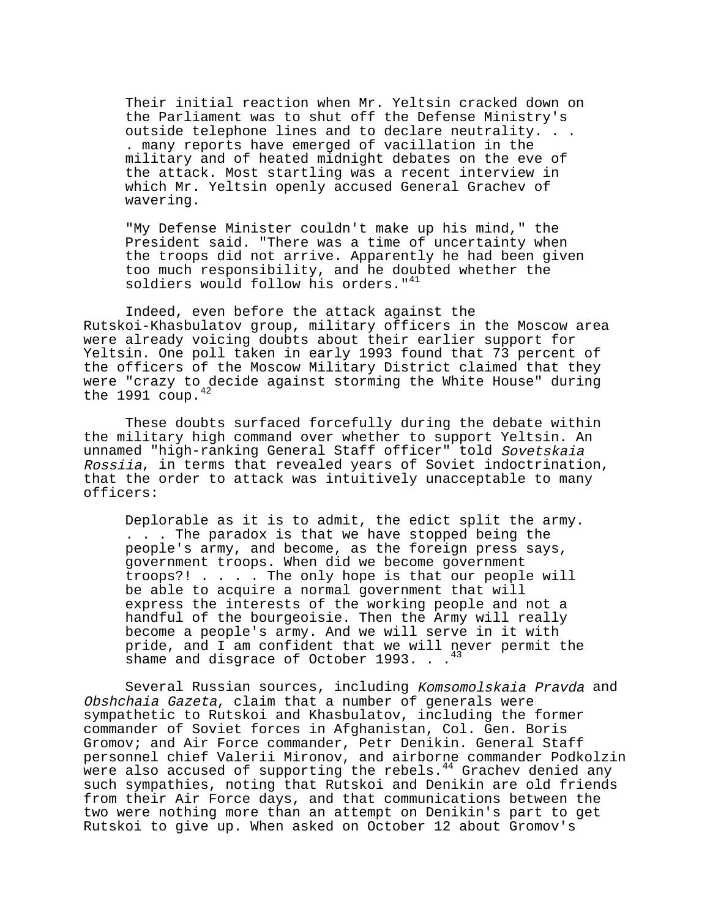> Their initial reaction when Mr. Yeltsin cracked down on the Parliament was to shut off the Defense Ministry's outside telephone lines and to declare neutrality. . . . many reports have emerged of vacillation in the military and of heated midnight debates on the eve of the attack. Most startling was a recent interview in which Mr. Yeltsin openly accused General Grachev of wavering.
>
> "My Defense Minister couldn't make up his mind," the President said. "There was a time of uncertainty when the troops did not arrive. Apparently he had been given too much responsibility, and he doubted whether the soldiers would follow his orders."[41]

Indeed, even before the attack against the Rutskoi-Khasbulatov group, military officers in the Moscow area were already voicing doubts about their earlier support for Yeltsin. One poll taken in early 1993 found that 73 percent of the officers of the Moscow Military District claimed that they were "crazy to decide against storming the White House" during the 1991 coup.[42]

These doubts surfaced forcefully during the debate within the military high command over whether to support Yeltsin. An unnamed "high-ranking General Staff officer" told *Sovetskaia Rossiia*, in terms that revealed years of Soviet indoctrination, that the order to attack was intuitively unacceptable to many officers:

> Deplorable as it is to admit, the edict split the army. . . . The paradox is that we have stopped being the people's army, and become, as the foreign press says, government troops. When did we become government troops?! . . . . The only hope is that our people will be able to acquire a normal government that will express the interests of the working people and not a handful of the bourgeoisie. Then the Army will really become a people's army. And we will serve in it with pride, and I am confident that we will never permit the shame and disgrace of October 1993. . .[43]

Several Russian sources, including *Komsomolskaia Pravda* and *Obshchaia Gazeta*, claim that a number of generals were sympathetic to Rutskoi and Khasbulatov, including the former commander of Soviet forces in Afghanistan, Col. Gen. Boris Gromov; and Air Force commander, Petr Denikin. General Staff personnel chief Valerii Mironov, and airborne commander Podkolzin were also accused of supporting the rebels.[44] Grachev denied any such sympathies, noting that Rutskoi and Denikin are old friends from their Air Force days, and that communications between the two were nothing more than an attempt on Denikin's part to get Rutskoi to give up. When asked on October 12 about Gromov's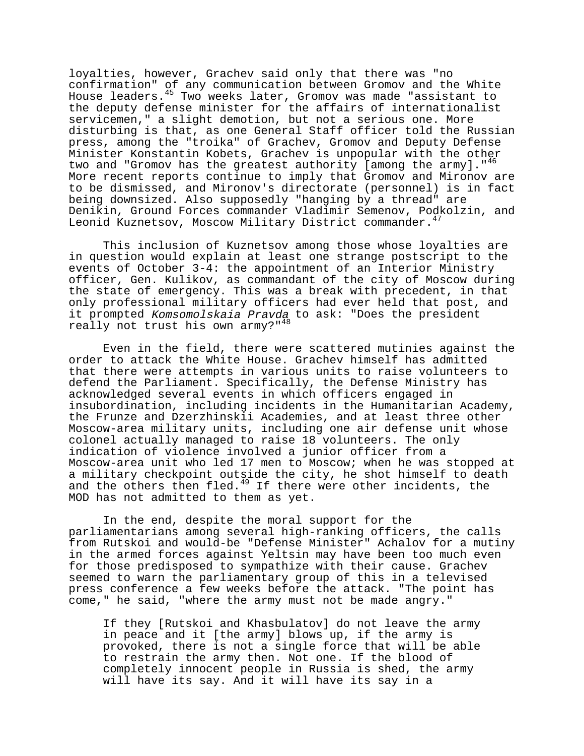loyalties, however, Grachev said only that there was "no confirmation" of any communication between Gromov and the White House leaders.[45] Two weeks later, Gromov was made "assistant to the deputy defense minister for the affairs of internationalist servicemen," a slight demotion, but not a serious one. More disturbing is that, as one General Staff officer told the Russian press, among the "troika" of Grachev, Gromov and Deputy Defense Minister Konstantin Kobets, Grachev is unpopular with the other two and "Gromov has the greatest authority [among the army]."[46] More recent reports continue to imply that Gromov and Mironov are to be dismissed, and Mironov's directorate (personnel) is in fact being downsized. Also supposedly "hanging by a thread" are Denikin, Ground Forces commander Vladimir Semenov, Podkolzin, and Leonid Kuznetsov, Moscow Military District commander.[47]

This inclusion of Kuznetsov among those whose loyalties are in question would explain at least one strange postscript to the events of October 3-4: the appointment of an Interior Ministry officer, Gen. Kulikov, as commandant of the city of Moscow during the state of emergency. This was a break with precedent, in that only professional military officers had ever held that post, and it prompted *Komsomolskaia Pravda* to ask: "Does the president really not trust his own army?"[48]

Even in the field, there were scattered mutinies against the order to attack the White House. Grachev himself has admitted that there were attempts in various units to raise volunteers to defend the Parliament. Specifically, the Defense Ministry has acknowledged several events in which officers engaged in insubordination, including incidents in the Humanitarian Academy, the Frunze and Dzerzhinskii Academies, and at least three other Moscow-area military units, including one air defense unit whose colonel actually managed to raise 18 volunteers. The only indication of violence involved a junior officer from a Moscow-area unit who led 17 men to Moscow; when he was stopped at a military checkpoint outside the city, he shot himself to death and the others then fled.[49] If there were other incidents, the MOD has not admitted to them as yet.

In the end, despite the moral support for the parliamentarians among several high-ranking officers, the calls from Rutskoi and would-be "Defense Minister" Achalov for a mutiny in the armed forces against Yeltsin may have been too much even for those predisposed to sympathize with their cause. Grachev seemed to warn the parliamentary group of this in a televised press conference a few weeks before the attack. "The point has come," he said, "where the army must not be made angry."

> If they [Rutskoi and Khasbulatov] do not leave the army in peace and it [the army] blows up, if the army is provoked, there is not a single force that will be able to restrain the army then. Not one. If the blood of completely innocent people in Russia is shed, the army will have its say. And it will have its say in a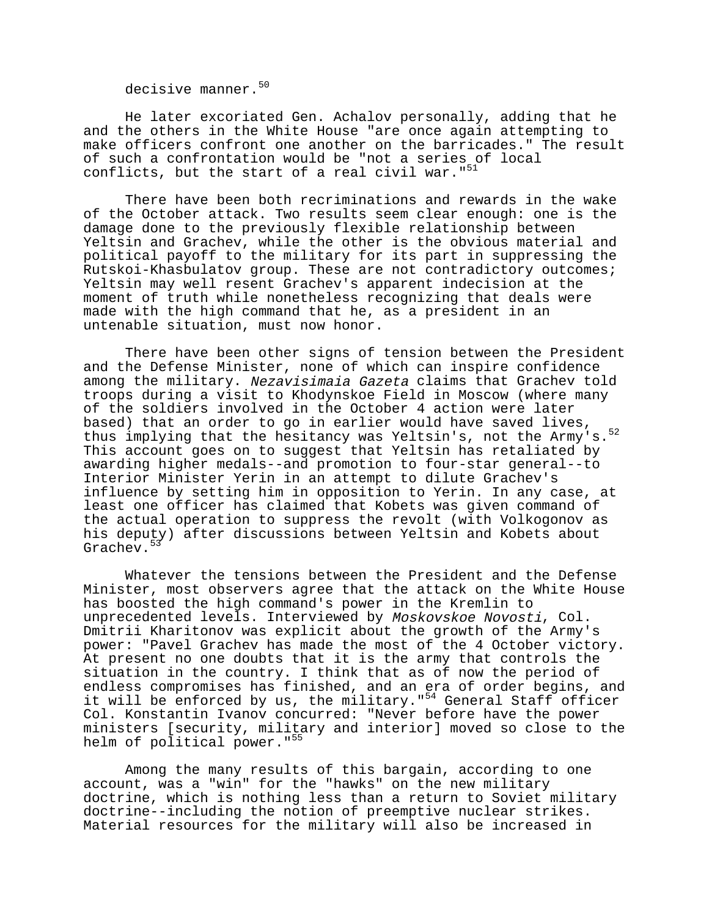decisive manner.[50]

He later excoriated Gen. Achalov personally, adding that he and the others in the White House "are once again attempting to make officers confront one another on the barricades." The result of such a confrontation would be "not a series of local conflicts, but the start of a real civil war."[51]

There have been both recriminations and rewards in the wake of the October attack. Two results seem clear enough: one is the damage done to the previously flexible relationship between Yeltsin and Grachev, while the other is the obvious material and political payoff to the military for its part in suppressing the Rutskoi-Khasbulatov group. These are not contradictory outcomes; Yeltsin may well resent Grachev's apparent indecision at the moment of truth while nonetheless recognizing that deals were made with the high command that he, as a president in an untenable situation, must now honor.

There have been other signs of tension between the President and the Defense Minister, none of which can inspire confidence among the military. *Nezavisimaia Gazeta* claims that Grachev told troops during a visit to Khodynskoe Field in Moscow (where many of the soldiers involved in the October 4 action were later based) that an order to go in earlier would have saved lives, thus implying that the hesitancy was Yeltsin's, not the Army's.[52] This account goes on to suggest that Yeltsin has retaliated by awarding higher medals--and promotion to four-star general--to Interior Minister Yerin in an attempt to dilute Grachev's influence by setting him in opposition to Yerin. In any case, at least one officer has claimed that Kobets was given command of the actual operation to suppress the revolt (with Volkogonov as his deputy) after discussions between Yeltsin and Kobets about Grachev.[53]

Whatever the tensions between the President and the Defense Minister, most observers agree that the attack on the White House has boosted the high command's power in the Kremlin to unprecedented levels. Interviewed by *Moskovskoe Novosti*, Col. Dmitrii Kharitonov was explicit about the growth of the Army's power: "Pavel Grachev has made the most of the 4 October victory. At present no one doubts that it is the army that controls the situation in the country. I think that as of now the period of endless compromises has finished, and an era of order begins, and it will be enforced by us, the military."[54] General Staff officer Col. Konstantin Ivanov concurred: "Never before have the power ministers [security, military and interior] moved so close to the helm of political power."[55]

Among the many results of this bargain, according to one account, was a "win" for the "hawks" on the new military doctrine, which is nothing less than a return to Soviet military doctrine--including the notion of preemptive nuclear strikes. Material resources for the military will also be increased in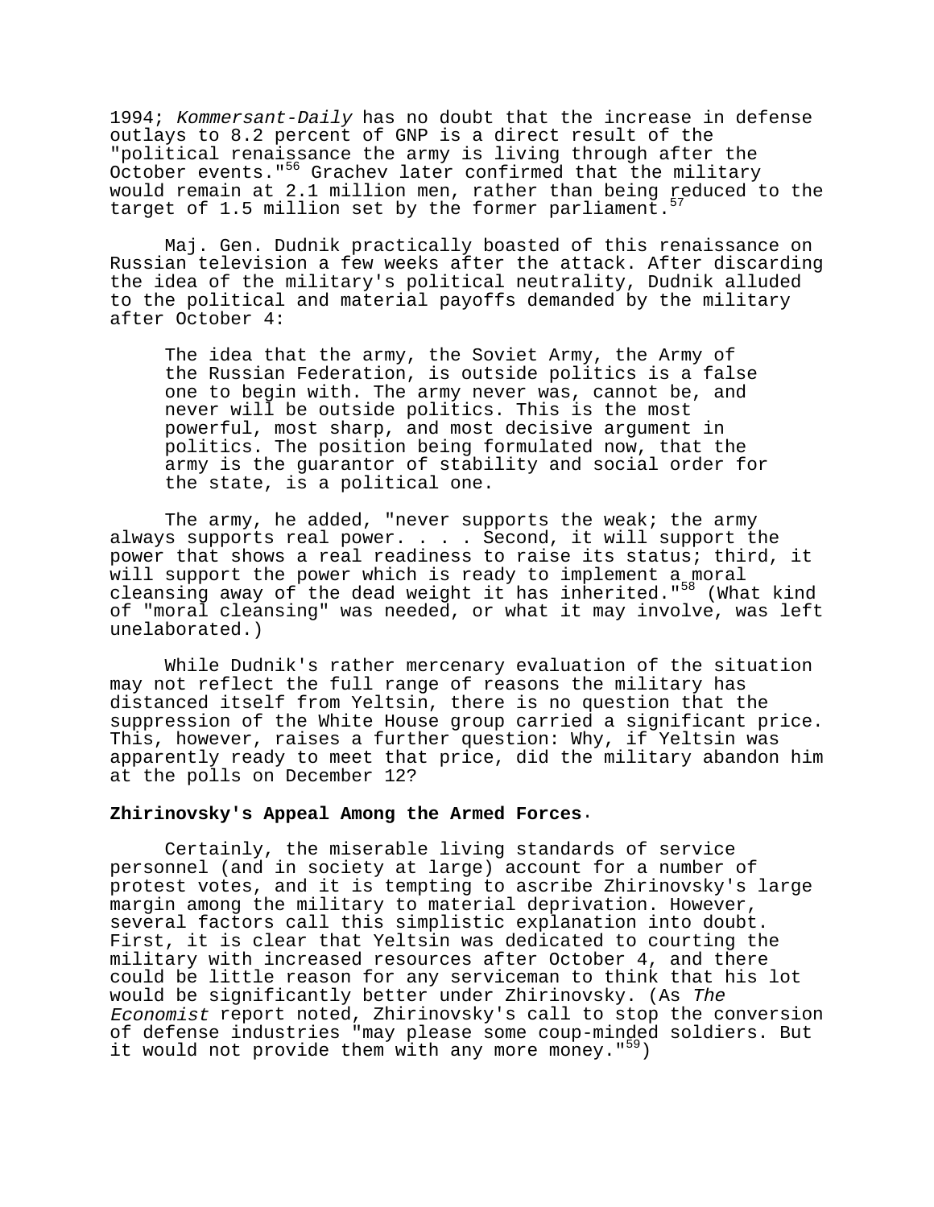1994; *Kommersant-Daily* has no doubt that the increase in defense outlays to 8.2 percent of GNP is a direct result of the "political renaissance the army is living through after the October events."[56] Grachev later confirmed that the military would remain at 2.1 million men, rather than being reduced to the target of 1.5 million set by the former parliament.[57]

Maj. Gen. Dudnik practically boasted of this renaissance on Russian television a few weeks after the attack. After discarding the idea of the military's political neutrality, Dudnik alluded to the political and material payoffs demanded by the military after October 4:

> The idea that the army, the Soviet Army, the Army of the Russian Federation, is outside politics is a false one to begin with. The army never was, cannot be, and never will be outside politics. This is the most powerful, most sharp, and most decisive argument in politics. The position being formulated now, that the army is the guarantor of stability and social order for the state, is a political one.

The army, he added, "never supports the weak; the army always supports real power. . . . Second, it will support the power that shows a real readiness to raise its status; third, it will support the power which is ready to implement a moral cleansing away of the dead weight it has inherited."[58] (What kind of "moral cleansing" was needed, or what it may involve, was left unelaborated.)

While Dudnik's rather mercenary evaluation of the situation may not reflect the full range of reasons the military has distanced itself from Yeltsin, there is no question that the suppression of the White House group carried a significant price. This, however, raises a further question: Why, if Yeltsin was apparently ready to meet that price, did the military abandon him at the polls on December 12?

**Zhirinovsky's Appeal Among the Armed Forces.**

Certainly, the miserable living standards of service personnel (and in society at large) account for a number of protest votes, and it is tempting to ascribe Zhirinovsky's large margin among the military to material deprivation. However, several factors call this simplistic explanation into doubt. First, it is clear that Yeltsin was dedicated to courting the military with increased resources after October 4, and there could be little reason for any serviceman to think that his lot would be significantly better under Zhirinovsky. (As *The Economist* report noted, Zhirinovsky's call to stop the conversion of defense industries "may please some coup-minded soldiers. But it would not provide them with any more money."[59])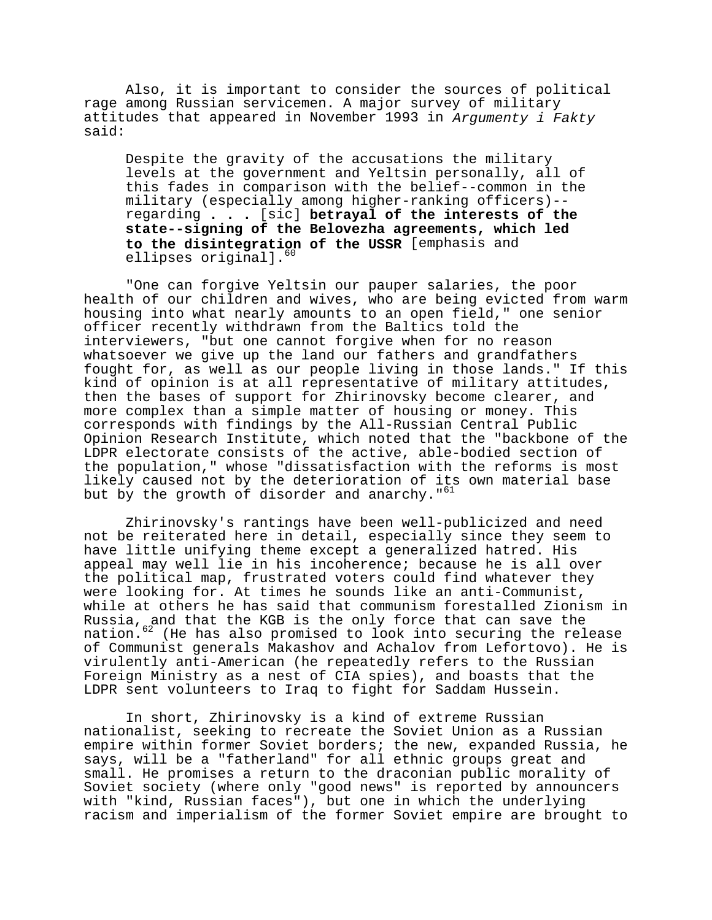Also, it is important to consider the sources of political rage among Russian servicemen. A major survey of military attitudes that appeared in November 1993 in *Argumenty i Fakty* said:

> Despite the gravity of the accusations the military levels at the government and Yeltsin personally, all of this fades in comparison with the belief--common in the military (especially among higher-ranking officers)--regarding **. . .** [sic] **betrayal of the interests of the state--signing of the Belovezha agreements, which led to the disintegration of the USSR** [emphasis and ellipses original].[60]

"One can forgive Yeltsin our pauper salaries, the poor health of our children and wives, who are being evicted from warm housing into what nearly amounts to an open field," one senior officer recently withdrawn from the Baltics told the interviewers, "but one cannot forgive when for no reason whatsoever we give up the land our fathers and grandfathers fought for, as well as our people living in those lands." If this kind of opinion is at all representative of military attitudes, then the bases of support for Zhirinovsky become clearer, and more complex than a simple matter of housing or money. This corresponds with findings by the All-Russian Central Public Opinion Research Institute, which noted that the "backbone of the LDPR electorate consists of the active, able-bodied section of the population," whose "dissatisfaction with the reforms is most likely caused not by the deterioration of its own material base but by the growth of disorder and anarchy."[61]

Zhirinovsky's rantings have been well-publicized and need not be reiterated here in detail, especially since they seem to have little unifying theme except a generalized hatred. His appeal may well lie in his incoherence; because he is all over the political map, frustrated voters could find whatever they were looking for. At times he sounds like an anti-Communist, while at others he has said that communism forestalled Zionism in Russia, and that the KGB is the only force that can save the nation.[62] (He has also promised to look into securing the release of Communist generals Makashov and Achalov from Lefortovo). He is virulently anti-American (he repeatedly refers to the Russian Foreign Ministry as a nest of CIA spies), and boasts that the LDPR sent volunteers to Iraq to fight for Saddam Hussein.

In short, Zhirinovsky is a kind of extreme Russian nationalist, seeking to recreate the Soviet Union as a Russian empire within former Soviet borders; the new, expanded Russia, he says, will be a "fatherland" for all ethnic groups great and small. He promises a return to the draconian public morality of Soviet society (where only "good news" is reported by announcers with "kind, Russian faces"), but one in which the underlying racism and imperialism of the former Soviet empire are brought to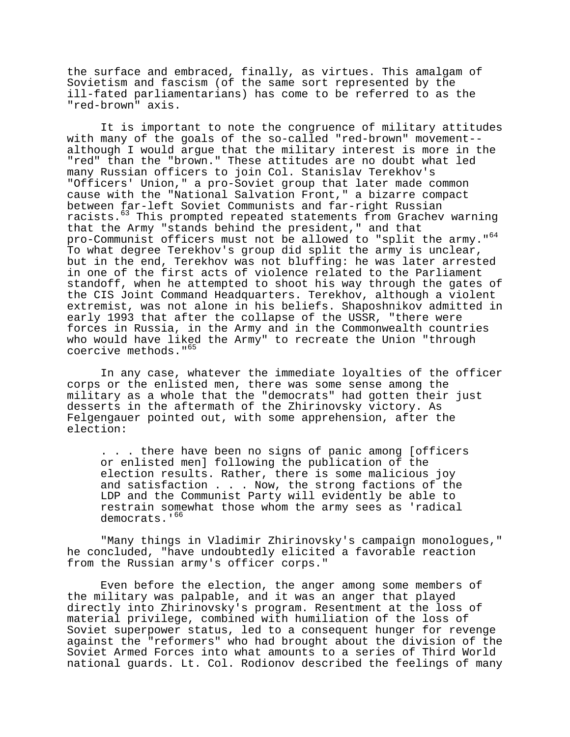the surface and embraced, finally, as virtues. This amalgam of Sovietism and fascism (of the same sort represented by the ill-fated parliamentarians) has come to be referred to as the "red-brown" axis.

It is important to note the congruence of military attitudes with many of the goals of the so-called "red-brown" movement--although I would argue that the military interest is more in the "red" than the "brown." These attitudes are no doubt what led many Russian officers to join Col. Stanislav Terekhov's "Officers' Union," a pro-Soviet group that later made common cause with the "National Salvation Front," a bizarre compact between far-left Soviet Communists and far-right Russian racists.[63] This prompted repeated statements from Grachev warning that the Army "stands behind the president," and that pro-Communist officers must not be allowed to "split the army."[64] To what degree Terekhov's group did split the army is unclear, but in the end, Terekhov was not bluffing: he was later arrested in one of the first acts of violence related to the Parliament standoff, when he attempted to shoot his way through the gates of the CIS Joint Command Headquarters. Terekhov, although a violent extremist, was not alone in his beliefs. Shaposhnikov admitted in early 1993 that after the collapse of the USSR, "there were forces in Russia, in the Army and in the Commonwealth countries who would have liked the Army" to recreate the Union "through coercive methods."[65]

In any case, whatever the immediate loyalties of the officer corps or the enlisted men, there was some sense among the military as a whole that the "democrats" had gotten their just desserts in the aftermath of the Zhirinovsky victory. As Felgengauer pointed out, with some apprehension, after the election:

> . . . there have been no signs of panic among [officers or enlisted men] following the publication of the election results. Rather, there is some malicious joy and satisfaction . . . Now, the strong factions of the LDP and the Communist Party will evidently be able to restrain somewhat those whom the army sees as 'radical democrats.'[66]

"Many things in Vladimir Zhirinovsky's campaign monologues," he concluded, "have undoubtedly elicited a favorable reaction from the Russian army's officer corps."

Even before the election, the anger among some members of the military was palpable, and it was an anger that played directly into Zhirinovsky's program. Resentment at the loss of material privilege, combined with humiliation of the loss of Soviet superpower status, led to a consequent hunger for revenge against the "reformers" who had brought about the division of the Soviet Armed Forces into what amounts to a series of Third World national guards. Lt. Col. Rodionov described the feelings of many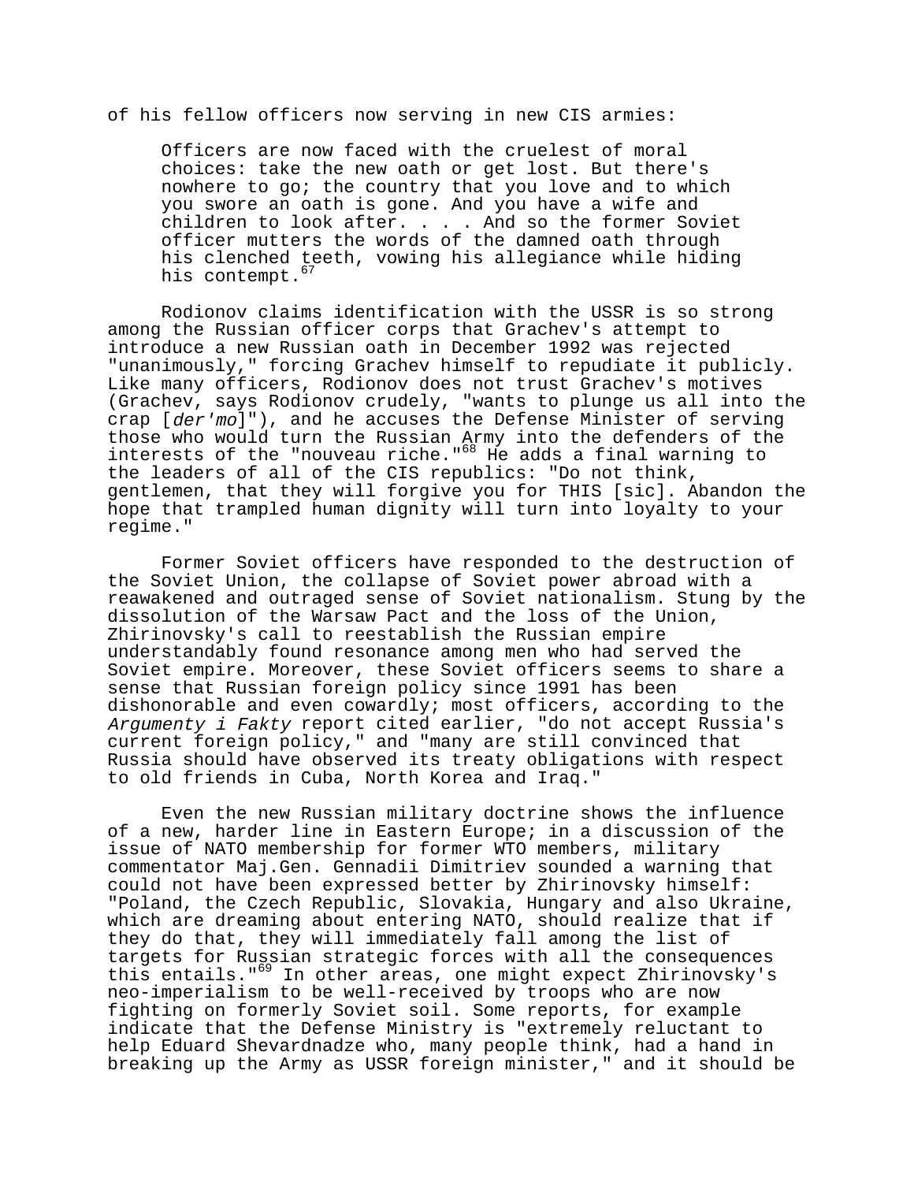of his fellow officers now serving in new CIS armies:

> Officers are now faced with the cruelest of moral choices: take the new oath or get lost. But there's nowhere to go; the country that you love and to which you swore an oath is gone. And you have a wife and children to look after. . . . And so the former Soviet officer mutters the words of the damned oath through his clenched teeth, vowing his allegiance while hiding his contempt.[67]

Rodionov claims identification with the USSR is so strong among the Russian officer corps that Grachev's attempt to introduce a new Russian oath in December 1992 was rejected "unanimously," forcing Grachev himself to repudiate it publicly. Like many officers, Rodionov does not trust Grachev's motives (Grachev, says Rodionov crudely, "wants to plunge us all into the crap [*der'mo*]"), and he accuses the Defense Minister of serving those who would turn the Russian Army into the defenders of the interests of the "nouveau riche."[68] He adds a final warning to the leaders of all of the CIS republics: "Do not think, gentlemen, that they will forgive you for THIS [sic]. Abandon the hope that trampled human dignity will turn into loyalty to your regime."

Former Soviet officers have responded to the destruction of the Soviet Union, the collapse of Soviet power abroad with a reawakened and outraged sense of Soviet nationalism. Stung by the dissolution of the Warsaw Pact and the loss of the Union, Zhirinovsky's call to reestablish the Russian empire understandably found resonance among men who had served the Soviet empire. Moreover, these Soviet officers seems to share a sense that Russian foreign policy since 1991 has been dishonorable and even cowardly; most officers, according to the *Argumenty i Fakty* report cited earlier, "do not accept Russia's current foreign policy," and "many are still convinced that Russia should have observed its treaty obligations with respect to old friends in Cuba, North Korea and Iraq."

Even the new Russian military doctrine shows the influence of a new, harder line in Eastern Europe; in a discussion of the issue of NATO membership for former WTO members, military commentator Maj.Gen. Gennadii Dimitriev sounded a warning that could not have been expressed better by Zhirinovsky himself: "Poland, the Czech Republic, Slovakia, Hungary and also Ukraine, which are dreaming about entering NATO, should realize that if they do that, they will immediately fall among the list of targets for Russian strategic forces with all the consequences this entails."[69] In other areas, one might expect Zhirinovsky's neo-imperialism to be well-received by troops who are now fighting on formerly Soviet soil. Some reports, for example indicate that the Defense Ministry is "extremely reluctant to help Eduard Shevardnadze who, many people think, had a hand in breaking up the Army as USSR foreign minister," and it should be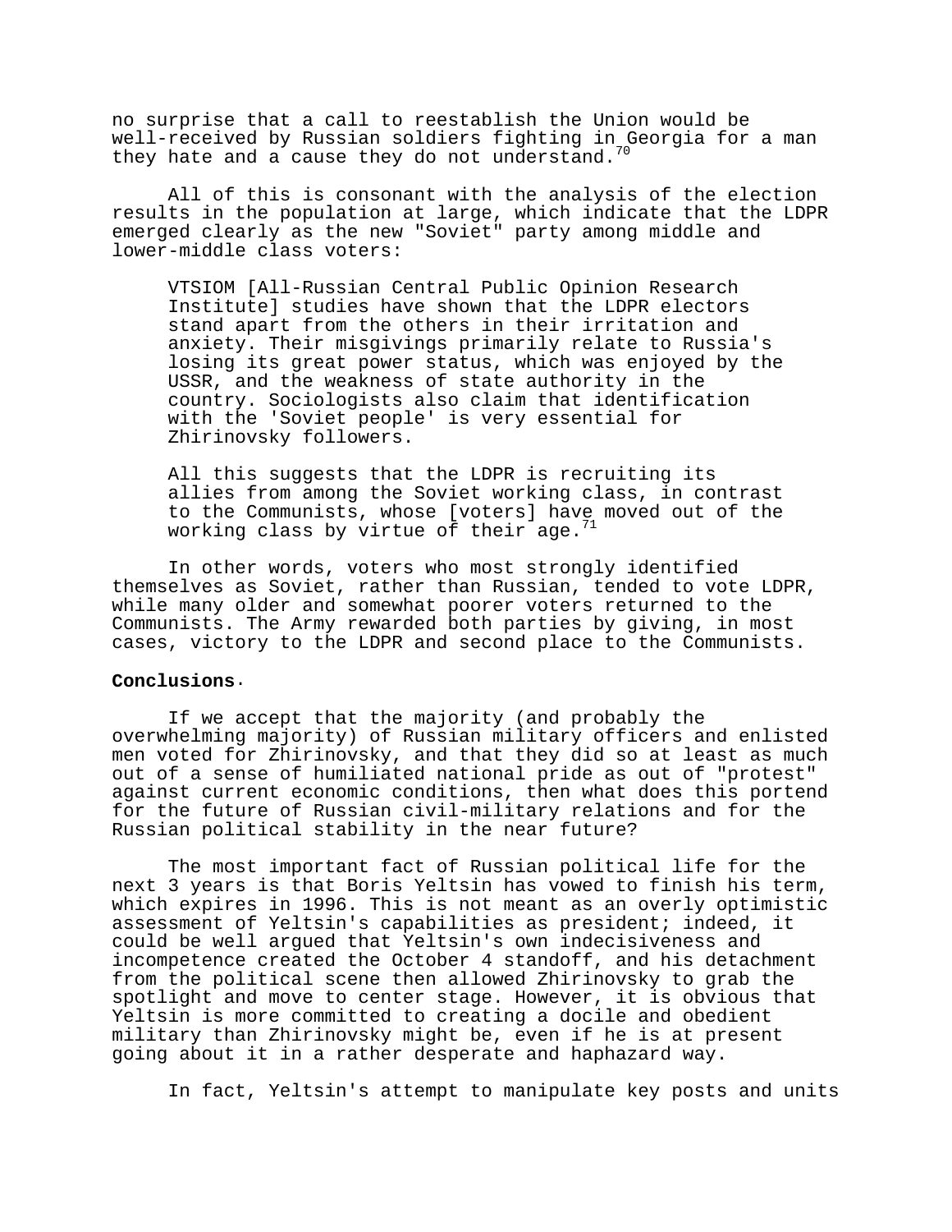no surprise that a call to reestablish the Union would be well-received by Russian soldiers fighting in Georgia for a man they hate and a cause they do not understand.[70]

All of this is consonant with the analysis of the election results in the population at large, which indicate that the LDPR emerged clearly as the new "Soviet" party among middle and lower-middle class voters:

> VTSIOM [All-Russian Central Public Opinion Research Institute] studies have shown that the LDPR electors stand apart from the others in their irritation and anxiety. Their misgivings primarily relate to Russia's losing its great power status, which was enjoyed by the USSR, and the weakness of state authority in the country. Sociologists also claim that identification with the 'Soviet people' is very essential for Zhirinovsky followers.
>
> All this suggests that the LDPR is recruiting its allies from among the Soviet working class, in contrast to the Communists, whose [voters] have moved out of the working class by virtue of their age.[71]

In other words, voters who most strongly identified themselves as Soviet, rather than Russian, tended to vote LDPR, while many older and somewhat poorer voters returned to the Communists. The Army rewarded both parties by giving, in most cases, victory to the LDPR and second place to the Communists.

**Conclusions.**

If we accept that the majority (and probably the overwhelming majority) of Russian military officers and enlisted men voted for Zhirinovsky, and that they did so at least as much out of a sense of humiliated national pride as out of "protest" against current economic conditions, then what does this portend for the future of Russian civil-military relations and for the Russian political stability in the near future?

The most important fact of Russian political life for the next 3 years is that Boris Yeltsin has vowed to finish his term, which expires in 1996. This is not meant as an overly optimistic assessment of Yeltsin's capabilities as president; indeed, it could be well argued that Yeltsin's own indecisiveness and incompetence created the October 4 standoff, and his detachment from the political scene then allowed Zhirinovsky to grab the spotlight and move to center stage. However, it is obvious that Yeltsin is more committed to creating a docile and obedient military than Zhirinovsky might be, even if he is at present going about it in a rather desperate and haphazard way.

In fact, Yeltsin's attempt to manipulate key posts and units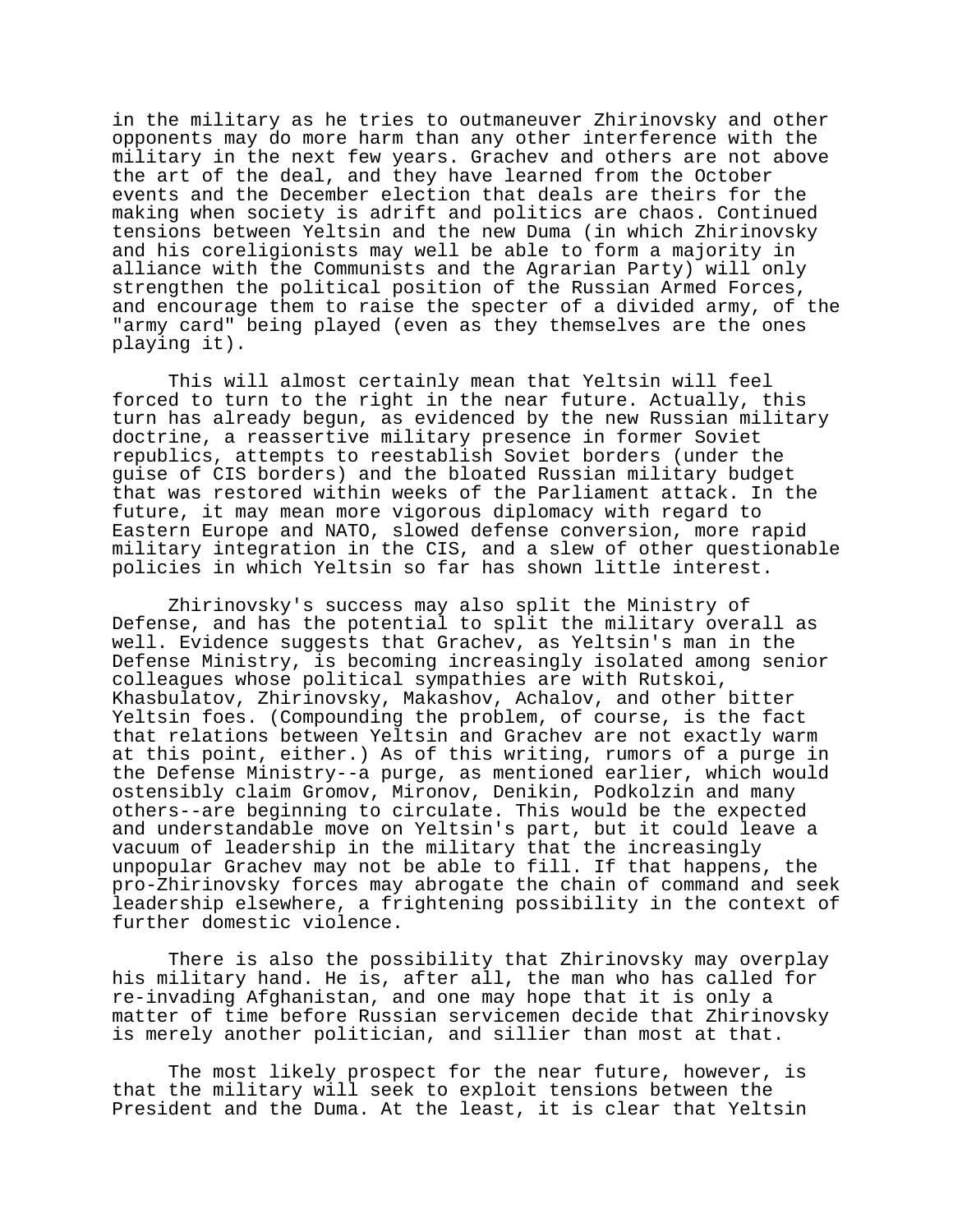in the military as he tries to outmaneuver Zhirinovsky and other opponents may do more harm than any other interference with the military in the next few years. Grachev and others are not above the art of the deal, and they have learned from the October events and the December election that deals are theirs for the making when society is adrift and politics are chaos. Continued tensions between Yeltsin and the new Duma (in which Zhirinovsky and his coreligionists may well be able to form a majority in alliance with the Communists and the Agrarian Party) will only strengthen the political position of the Russian Armed Forces, and encourage them to raise the specter of a divided army, of the "army card" being played (even as they themselves are the ones playing it).

This will almost certainly mean that Yeltsin will feel forced to turn to the right in the near future. Actually, this turn has already begun, as evidenced by the new Russian military doctrine, a reassertive military presence in former Soviet republics, attempts to reestablish Soviet borders (under the guise of CIS borders) and the bloated Russian military budget that was restored within weeks of the Parliament attack. In the future, it may mean more vigorous diplomacy with regard to Eastern Europe and NATO, slowed defense conversion, more rapid military integration in the CIS, and a slew of other questionable policies in which Yeltsin so far has shown little interest.

Zhirinovsky's success may also split the Ministry of Defense, and has the potential to split the military overall as well. Evidence suggests that Grachev, as Yeltsin's man in the Defense Ministry, is becoming increasingly isolated among senior colleagues whose political sympathies are with Rutskoi, Khasbulatov, Zhirinovsky, Makashov, Achalov, and other bitter Yeltsin foes. (Compounding the problem, of course, is the fact that relations between Yeltsin and Grachev are not exactly warm at this point, either.) As of this writing, rumors of a purge in the Defense Ministry--a purge, as mentioned earlier, which would ostensibly claim Gromov, Mironov, Denikin, Podkolzin and many others--are beginning to circulate. This would be the expected and understandable move on Yeltsin's part, but it could leave a vacuum of leadership in the military that the increasingly unpopular Grachev may not be able to fill. If that happens, the pro-Zhirinovsky forces may abrogate the chain of command and seek leadership elsewhere, a frightening possibility in the context of further domestic violence.

There is also the possibility that Zhirinovsky may overplay his military hand. He is, after all, the man who has called for re-invading Afghanistan, and one may hope that it is only a matter of time before Russian servicemen decide that Zhirinovsky is merely another politician, and sillier than most at that.

The most likely prospect for the near future, however, is that the military will seek to exploit tensions between the President and the Duma. At the least, it is clear that Yeltsin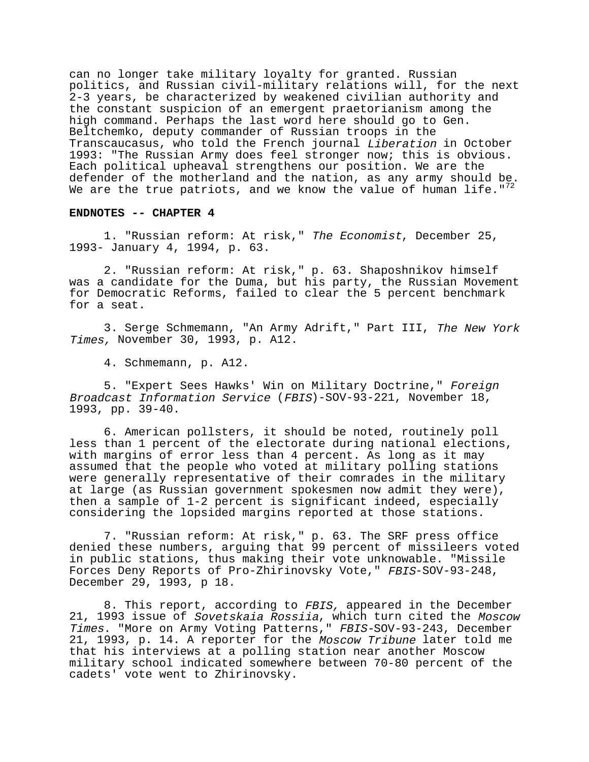can no longer take military loyalty for granted. Russian politics, and Russian civil-military relations will, for the next 2-3 years, be characterized by weakened civilian authority and the constant suspicion of an emergent praetorianism among the high command. Perhaps the last word here should go to Gen. Beltchemko, deputy commander of Russian troops in the Transcaucasus, who told the French journal *Liberation* in October 1993: "The Russian Army does feel stronger now; this is obvious. Each political upheaval strengthens our position. We are the defender of the motherland and the nation, as any army should be. We are the true patriots, and we know the value of human life."[72]

**ENDNOTES -- CHAPTER 4**

1. "Russian reform: At risk," *The Economist*, December 25, 1993- January 4, 1994, p. 63.

2. "Russian reform: At risk," p. 63. Shaposhnikov himself was a candidate for the Duma, but his party, the Russian Movement for Democratic Reforms, failed to clear the 5 percent benchmark for a seat.

3. Serge Schmemann, "An Army Adrift," Part III, *The New York Times,* November 30, 1993, p. A12.

4. Schmemann, p. A12.

5. "Expert Sees Hawks' Win on Military Doctrine," *Foreign Broadcast Information Service* (*FBIS*)-SOV-93-221, November 18, 1993, pp. 39-40.

6. American pollsters, it should be noted, routinely poll less than 1 percent of the electorate during national elections, with margins of error less than 4 percent. As long as it may assumed that the people who voted at military polling stations were generally representative of their comrades in the military at large (as Russian government spokesmen now admit they were), then a sample of 1-2 percent is significant indeed, especially considering the lopsided margins reported at those stations.

7. "Russian reform: At risk," p. 63. The SRF press office denied these numbers, arguing that 99 percent of missileers voted in public stations, thus making their vote unknowable. "Missile Forces Deny Reports of Pro-Zhirinovsky Vote," *FBIS*-SOV-93-248, December 29, 1993, p 18.

8. This report, according to *FBIS,* appeared in the December 21, 1993 issue of *Sovetskaia Rossiia*, which turn cited the *Moscow Times*. "More on Army Voting Patterns," *FBIS*-SOV-93-243, December 21, 1993, p. 14. A reporter for the *Moscow Tribune* later told me that his interviews at a polling station near another Moscow military school indicated somewhere between 70-80 percent of the cadets' vote went to Zhirinovsky.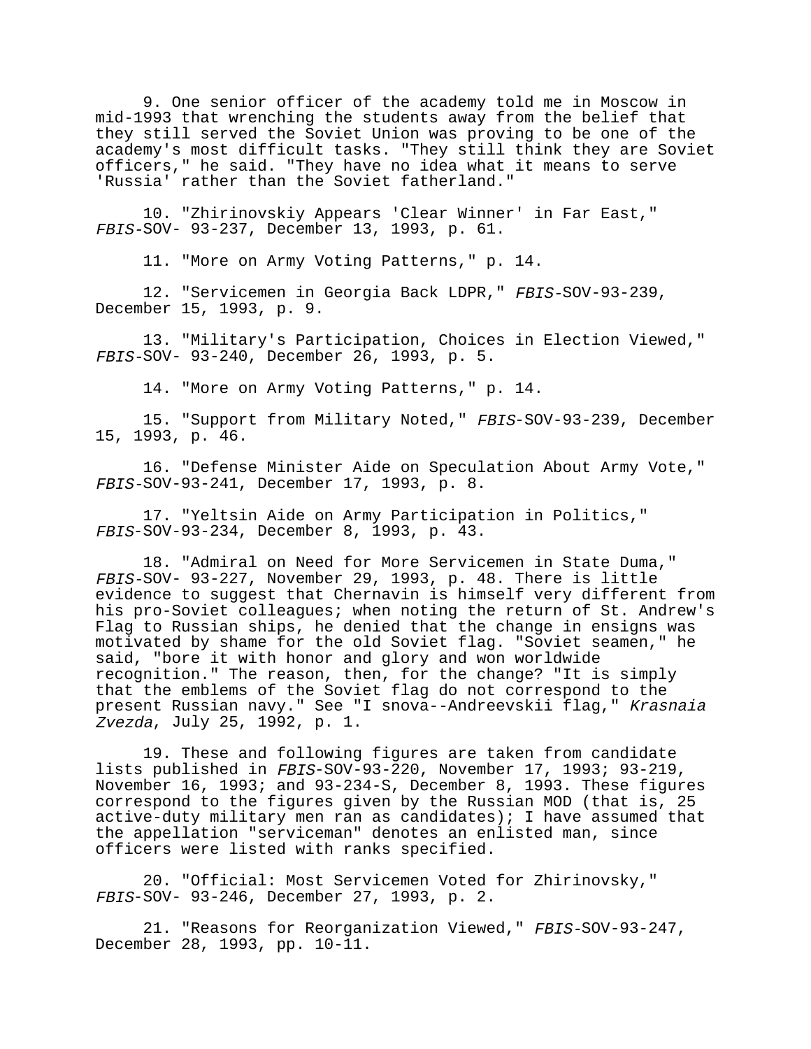9. One senior officer of the academy told me in Moscow in mid-1993 that wrenching the students away from the belief that they still served the Soviet Union was proving to be one of the academy's most difficult tasks. "They still think they are Soviet officers," he said. "They have no idea what it means to serve 'Russia' rather than the Soviet fatherland."

10. "Zhirinovskiy Appears 'Clear Winner' in Far East," *FBIS*-SOV- 93-237, December 13, 1993, p. 61.

11. "More on Army Voting Patterns," p. 14.

12. "Servicemen in Georgia Back LDPR," *FBIS*-SOV-93-239, December 15, 1993, p. 9.

13. "Military's Participation, Choices in Election Viewed," *FBIS*-SOV- 93-240, December 26, 1993, p. 5.

14. "More on Army Voting Patterns," p. 14.

15. "Support from Military Noted," *FBIS*-SOV-93-239, December 15, 1993, p. 46.

16. "Defense Minister Aide on Speculation About Army Vote," *FBIS*-SOV-93-241, December 17, 1993, p. 8.

17. "Yeltsin Aide on Army Participation in Politics," *FBIS*-SOV-93-234, December 8, 1993, p. 43.

18. "Admiral on Need for More Servicemen in State Duma," *FBIS*-SOV- 93-227, November 29, 1993, p. 48. There is little evidence to suggest that Chernavin is himself very different from his pro-Soviet colleagues; when noting the return of St. Andrew's Flag to Russian ships, he denied that the change in ensigns was motivated by shame for the old Soviet flag. "Soviet seamen," he said, "bore it with honor and glory and won worldwide recognition." The reason, then, for the change? "It is simply that the emblems of the Soviet flag do not correspond to the present Russian navy." See "I snova--Andreevskii flag," *Krasnaia Zvezda*, July 25, 1992, p. 1.

19. These and following figures are taken from candidate lists published in *FBIS*-SOV-93-220, November 17, 1993; 93-219, November 16, 1993; and 93-234-S, December 8, 1993. These figures correspond to the figures given by the Russian MOD (that is, 25 active-duty military men ran as candidates); I have assumed that the appellation "serviceman" denotes an enlisted man, since officers were listed with ranks specified.

20. "Official: Most Servicemen Voted for Zhirinovsky," *FBIS*-SOV- 93-246, December 27, 1993, p. 2.

21. "Reasons for Reorganization Viewed," *FBIS*-SOV-93-247, December 28, 1993, pp. 10-11.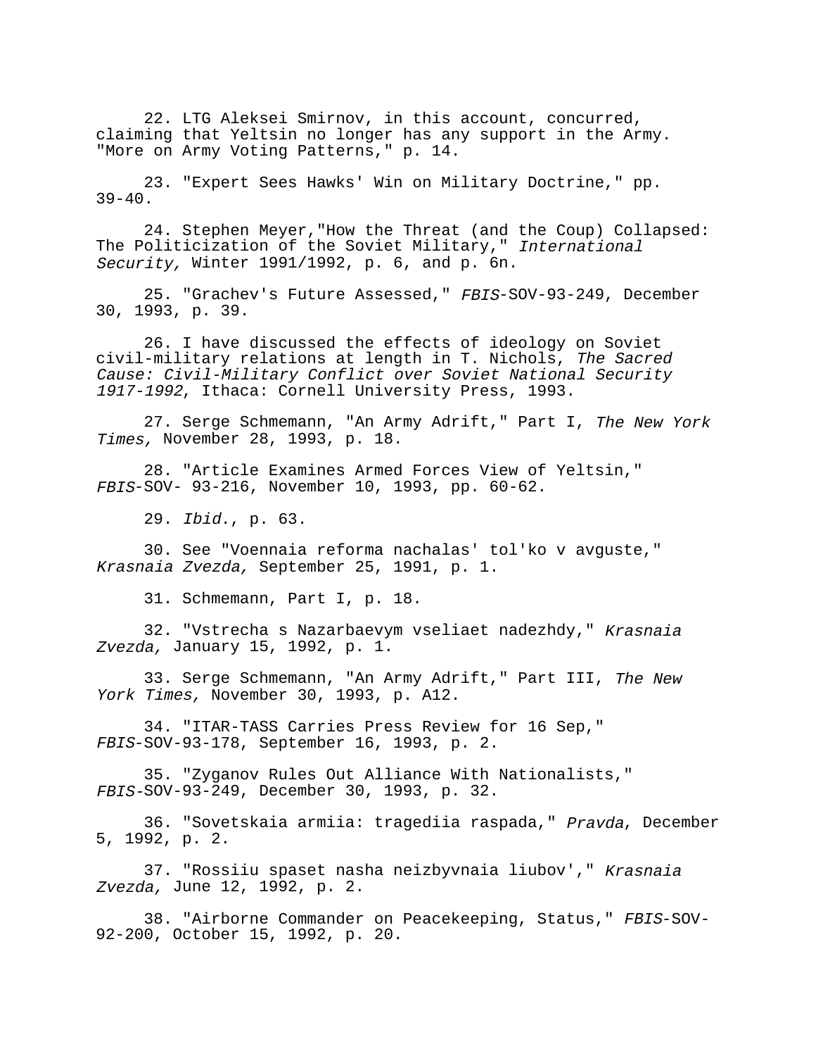22. LTG Aleksei Smirnov, in this account, concurred, claiming that Yeltsin no longer has any support in the Army. "More on Army Voting Patterns," p. 14.

23. "Expert Sees Hawks' Win on Military Doctrine," pp. 39-40.

24. Stephen Meyer,"How the Threat (and the Coup) Collapsed: The Politicization of the Soviet Military," *International Security,* Winter 1991/1992, p. 6, and p. 6n.

25. "Grachev's Future Assessed," *FBIS*-SOV-93-249, December 30, 1993, p. 39.

26. I have discussed the effects of ideology on Soviet civil-military relations at length in T. Nichols, *The Sacred Cause: Civil-Military Conflict over Soviet National Security 1917-1992*, Ithaca: Cornell University Press, 1993.

27. Serge Schmemann, "An Army Adrift," Part I, *The New York Times,* November 28, 1993, p. 18.

28. "Article Examines Armed Forces View of Yeltsin," *FBIS*-SOV- 93-216, November 10, 1993, pp. 60-62.

29. *Ibid.*, p. 63.

30. See "Voennaia reforma nachalas' tol'ko v avguste," *Krasnaia Zvezda,* September 25, 1991, p. 1.

31. Schmemann, Part I, p. 18.

32. "Vstrecha s Nazarbaevym vseliaet nadezhdy," *Krasnaia Zvezda,* January 15, 1992, p. 1.

33. Serge Schmemann, "An Army Adrift," Part III, *The New York Times,* November 30, 1993, p. A12.

34. "ITAR-TASS Carries Press Review for 16 Sep," *FBIS*-SOV-93-178, September 16, 1993, p. 2.

35. "Zyganov Rules Out Alliance With Nationalists," *FBIS*-SOV-93-249, December 30, 1993, p. 32.

36. "Sovetskaia armiia: tragediia raspada," *Pravda*, December 5, 1992, p. 2.

37. "Rossiiu spaset nasha neizbyvnaia liubov'," *Krasnaia Zvezda,* June 12, 1992, p. 2.

38. "Airborne Commander on Peacekeeping, Status," *FBIS*-SOV-92-200, October 15, 1992, p. 20.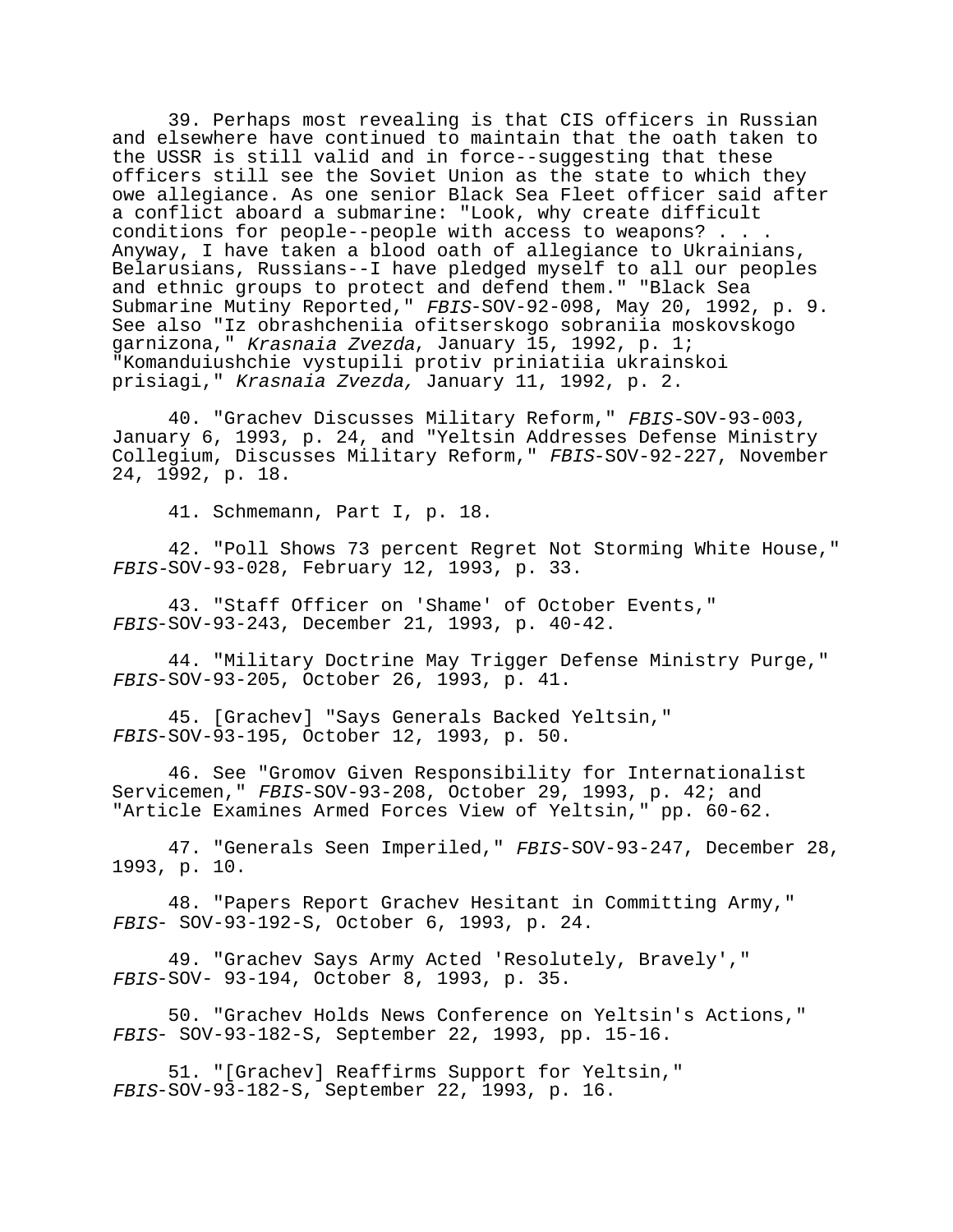39. Perhaps most revealing is that CIS officers in Russian and elsewhere have continued to maintain that the oath taken to the USSR is still valid and in force--suggesting that these officers still see the Soviet Union as the state to which they owe allegiance. As one senior Black Sea Fleet officer said after a conflict aboard a submarine: "Look, why create difficult conditions for people--people with access to weapons? . . . Anyway, I have taken a blood oath of allegiance to Ukrainians, Belarusians, Russians--I have pledged myself to all our peoples and ethnic groups to protect and defend them." "Black Sea Submarine Mutiny Reported," *FBIS*-SOV-92-098, May 20, 1992, p. 9. See also "Iz obrashcheniia ofitserskogo sobraniia moskovskogo garnizona," *Krasnaia Zvezda*, January 15, 1992, p. 1; "Komanduiushchie vystupili protiv priniatiia ukrainskoi prisiagi," *Krasnaia Zvezda,* January 11, 1992, p. 2.

40. "Grachev Discusses Military Reform," *FBIS*-SOV-93-003, January 6, 1993, p. 24, and "Yeltsin Addresses Defense Ministry Collegium, Discusses Military Reform," *FBIS*-SOV-92-227, November 24, 1992, p. 18.

41. Schmemann, Part I, p. 18.

42. "Poll Shows 73 percent Regret Not Storming White House," *FBIS*-SOV-93-028, February 12, 1993, p. 33.

43. "Staff Officer on 'Shame' of October Events," *FBIS*-SOV-93-243, December 21, 1993, p. 40-42.

44. "Military Doctrine May Trigger Defense Ministry Purge," *FBIS*-SOV-93-205, October 26, 1993, p. 41.

45. [Grachev] "Says Generals Backed Yeltsin," *FBIS*-SOV-93-195, October 12, 1993, p. 50.

46. See "Gromov Given Responsibility for Internationalist Servicemen," *FBIS*-SOV-93-208, October 29, 1993, p. 42; and "Article Examines Armed Forces View of Yeltsin," pp. 60-62.

47. "Generals Seen Imperiled," *FBIS*-SOV-93-247, December 28, 1993, p. 10.

48. "Papers Report Grachev Hesitant in Committing Army," *FBIS*- SOV-93-192-S, October 6, 1993, p. 24.

49. "Grachev Says Army Acted 'Resolutely, Bravely'," *FBIS*-SOV- 93-194, October 8, 1993, p. 35.

50. "Grachev Holds News Conference on Yeltsin's Actions," *FBIS*- SOV-93-182-S, September 22, 1993, pp. 15-16.

51. "[Grachev] Reaffirms Support for Yeltsin," *FBIS*-SOV-93-182-S, September 22, 1993, p. 16.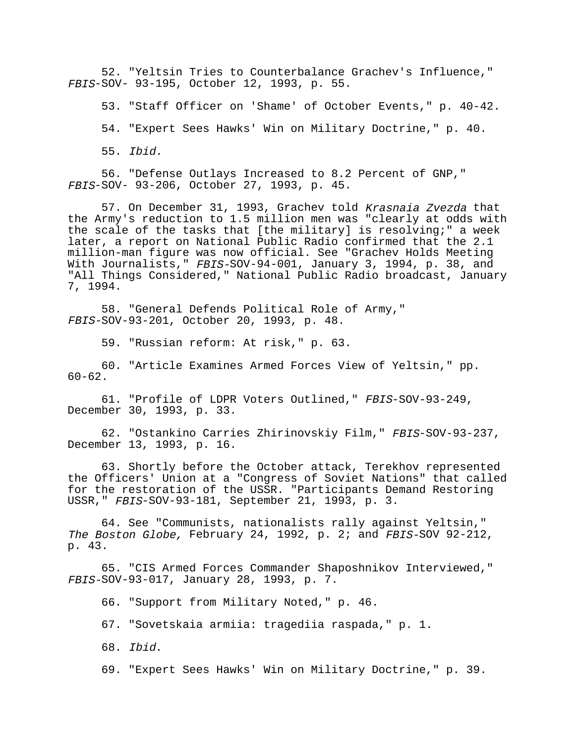52. "Yeltsin Tries to Counterbalance Grachev's Influence," *FBIS*-SOV- 93-195, October 12, 1993, p. 55.

53. "Staff Officer on 'Shame' of October Events," p. 40-42.

54. "Expert Sees Hawks' Win on Military Doctrine," p. 40.

55. *Ibid.*

56. "Defense Outlays Increased to 8.2 Percent of GNP," *FBIS*-SOV- 93-206, October 27, 1993, p. 45.

57. On December 31, 1993, Grachev told *Krasnaia Zvezda* that the Army's reduction to 1.5 million men was "clearly at odds with the scale of the tasks that [the military] is resolving;" a week later, a report on National Public Radio confirmed that the 2.1 million-man figure was now official. See "Grachev Holds Meeting With Journalists," *FBIS*-SOV-94-001, January 3, 1994, p. 38, and "All Things Considered," National Public Radio broadcast, January 7, 1994.

58. "General Defends Political Role of Army," *FBIS*-SOV-93-201, October 20, 1993, p. 48.

59. "Russian reform: At risk," p. 63.

60. "Article Examines Armed Forces View of Yeltsin," pp. 60-62.

61. "Profile of LDPR Voters Outlined," *FBIS*-SOV-93-249, December 30, 1993, p. 33.

62. "Ostankino Carries Zhirinovskiy Film," *FBIS*-SOV-93-237, December 13, 1993, p. 16.

63. Shortly before the October attack, Terekhov represented the Officers' Union at a "Congress of Soviet Nations" that called for the restoration of the USSR. "Participants Demand Restoring USSR," *FBIS*-SOV-93-181, September 21, 1993, p. 3.

64. See "Communists, nationalists rally against Yeltsin," *The Boston Globe,* February 24, 1992, p. 2; and *FBIS*-SOV 92-212, p. 43.

65. "CIS Armed Forces Commander Shaposhnikov Interviewed," *FBIS*-SOV-93-017, January 28, 1993, p. 7.

66. "Support from Military Noted," p. 46.

67. "Sovetskaia armiia: tragediia raspada," p. 1.

68. *Ibid*.

69. "Expert Sees Hawks' Win on Military Doctrine," p. 39.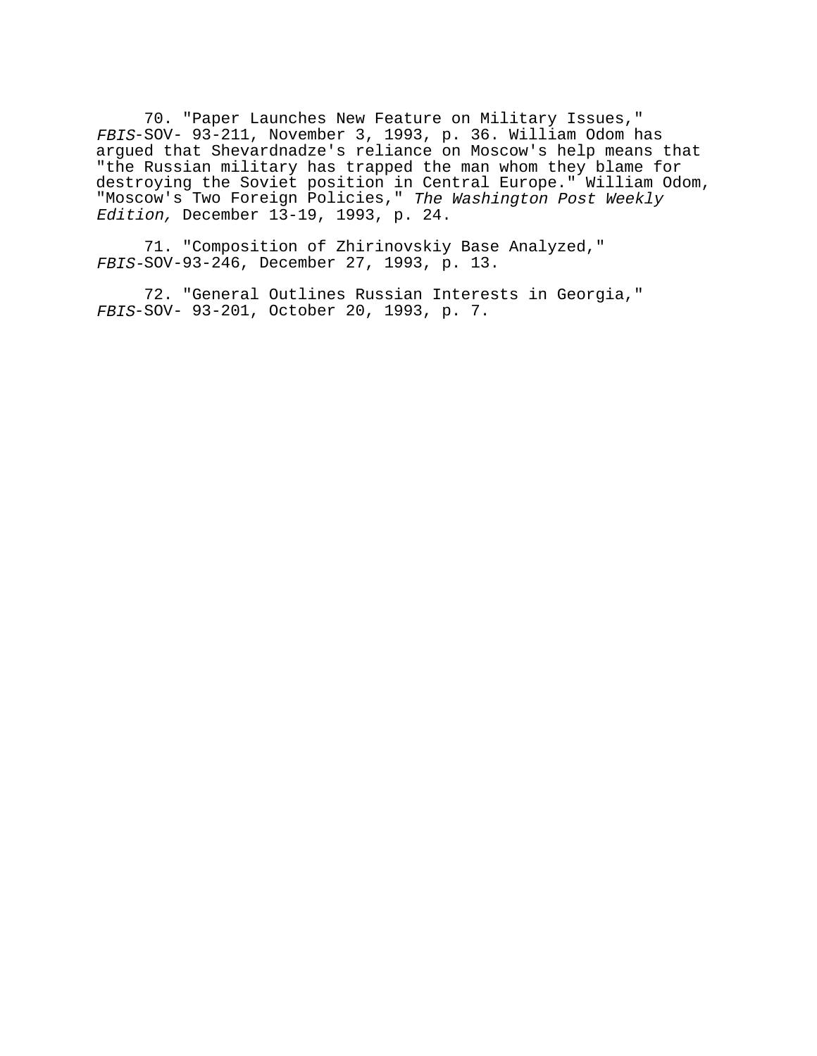70. "Paper Launches New Feature on Military Issues," *FBIS*-SOV- 93-211, November 3, 1993, p. 36. William Odom has argued that Shevardnadze's reliance on Moscow's help means that "the Russian military has trapped the man whom they blame for destroying the Soviet position in Central Europe." William Odom, "Moscow's Two Foreign Policies," *The Washington Post Weekly Edition,* December 13-19, 1993, p. 24.

71. "Composition of Zhirinovskiy Base Analyzed," *FBIS*-SOV-93-246, December 27, 1993, p. 13.

72. "General Outlines Russian Interests in Georgia," *FBIS*-SOV- 93-201, October 20, 1993, p. 7.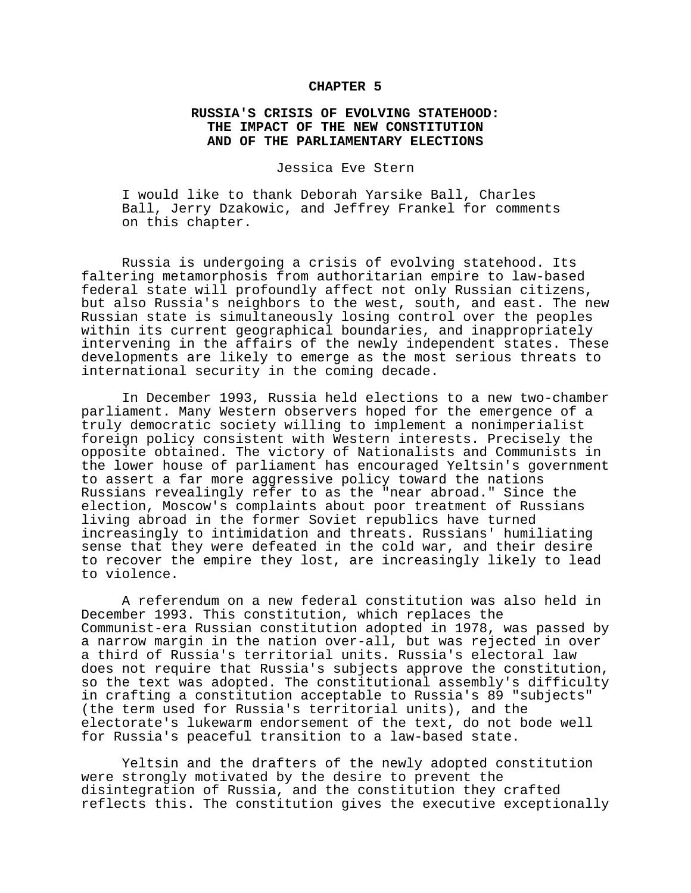# CHAPTER 5

## RUSSIA'S CRISIS OF EVOLVING STATEHOOD: THE IMPACT OF THE NEW CONSTITUTION AND OF THE PARLIAMENTARY ELECTIONS

Jessica Eve Stern

I would like to thank Deborah Yarsike Ball, Charles Ball, Jerry Dzakowic, and Jeffrey Frankel for comments on this chapter.

Russia is undergoing a crisis of evolving statehood. Its faltering metamorphosis from authoritarian empire to law-based federal state will profoundly affect not only Russian citizens, but also Russia's neighbors to the west, south, and east. The new Russian state is simultaneously losing control over the peoples within its current geographical boundaries, and inappropriately intervening in the affairs of the newly independent states. These developments are likely to emerge as the most serious threats to international security in the coming decade.

In December 1993, Russia held elections to a new two-chamber parliament. Many Western observers hoped for the emergence of a truly democratic society willing to implement a nonimperialist foreign policy consistent with Western interests. Precisely the opposite obtained. The victory of Nationalists and Communists in the lower house of parliament has encouraged Yeltsin's government to assert a far more aggressive policy toward the nations Russians revealingly refer to as the "near abroad." Since the election, Moscow's complaints about poor treatment of Russians living abroad in the former Soviet republics have turned increasingly to intimidation and threats. Russians' humiliating sense that they were defeated in the cold war, and their desire to recover the empire they lost, are increasingly likely to lead to violence.

A referendum on a new federal constitution was also held in December 1993. This constitution, which replaces the Communist-era Russian constitution adopted in 1978, was passed by a narrow margin in the nation over-all, but was rejected in over a third of Russia's territorial units. Russia's electoral law does not require that Russia's subjects approve the constitution, so the text was adopted. The constitutional assembly's difficulty in crafting a constitution acceptable to Russia's 89 "subjects" (the term used for Russia's territorial units), and the electorate's lukewarm endorsement of the text, do not bode well for Russia's peaceful transition to a law-based state.

Yeltsin and the drafters of the newly adopted constitution were strongly motivated by the desire to prevent the disintegration of Russia, and the constitution they crafted reflects this. The constitution gives the executive exceptionally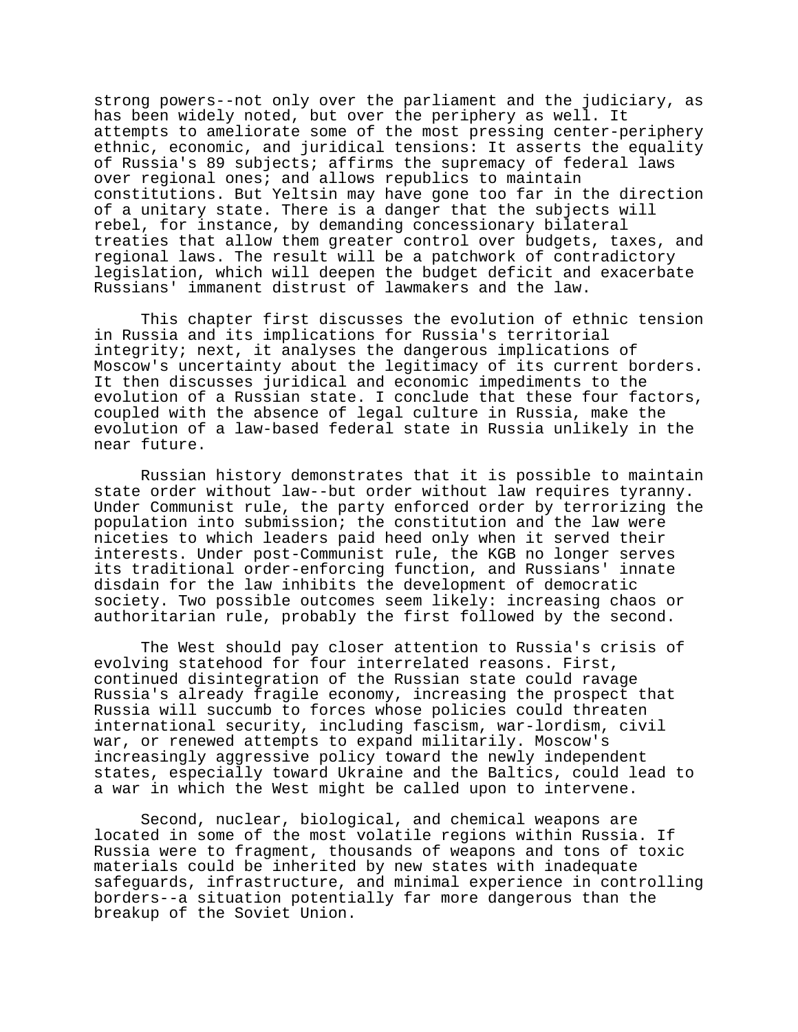strong powers--not only over the parliament and the judiciary, as has been widely noted, but over the periphery as well. It attempts to ameliorate some of the most pressing center-periphery ethnic, economic, and juridical tensions: It asserts the equality of Russia's 89 subjects; affirms the supremacy of federal laws over regional ones; and allows republics to maintain constitutions. But Yeltsin may have gone too far in the direction of a unitary state. There is a danger that the subjects will rebel, for instance, by demanding concessionary bilateral treaties that allow them greater control over budgets, taxes, and regional laws. The result will be a patchwork of contradictory legislation, which will deepen the budget deficit and exacerbate Russians' immanent distrust of lawmakers and the law.

This chapter first discusses the evolution of ethnic tension in Russia and its implications for Russia's territorial integrity; next, it analyses the dangerous implications of Moscow's uncertainty about the legitimacy of its current borders. It then discusses juridical and economic impediments to the evolution of a Russian state. I conclude that these four factors, coupled with the absence of legal culture in Russia, make the evolution of a law-based federal state in Russia unlikely in the near future.

Russian history demonstrates that it is possible to maintain state order without law--but order without law requires tyranny. Under Communist rule, the party enforced order by terrorizing the population into submission; the constitution and the law were niceties to which leaders paid heed only when it served their interests. Under post-Communist rule, the KGB no longer serves its traditional order-enforcing function, and Russians' innate disdain for the law inhibits the development of democratic society. Two possible outcomes seem likely: increasing chaos or authoritarian rule, probably the first followed by the second.

The West should pay closer attention to Russia's crisis of evolving statehood for four interrelated reasons. First, continued disintegration of the Russian state could ravage Russia's already fragile economy, increasing the prospect that Russia will succumb to forces whose policies could threaten international security, including fascism, war-lordism, civil war, or renewed attempts to expand militarily. Moscow's increasingly aggressive policy toward the newly independent states, especially toward Ukraine and the Baltics, could lead to a war in which the West might be called upon to intervene.

Second, nuclear, biological, and chemical weapons are located in some of the most volatile regions within Russia. If Russia were to fragment, thousands of weapons and tons of toxic materials could be inherited by new states with inadequate safeguards, infrastructure, and minimal experience in controlling borders--a situation potentially far more dangerous than the breakup of the Soviet Union.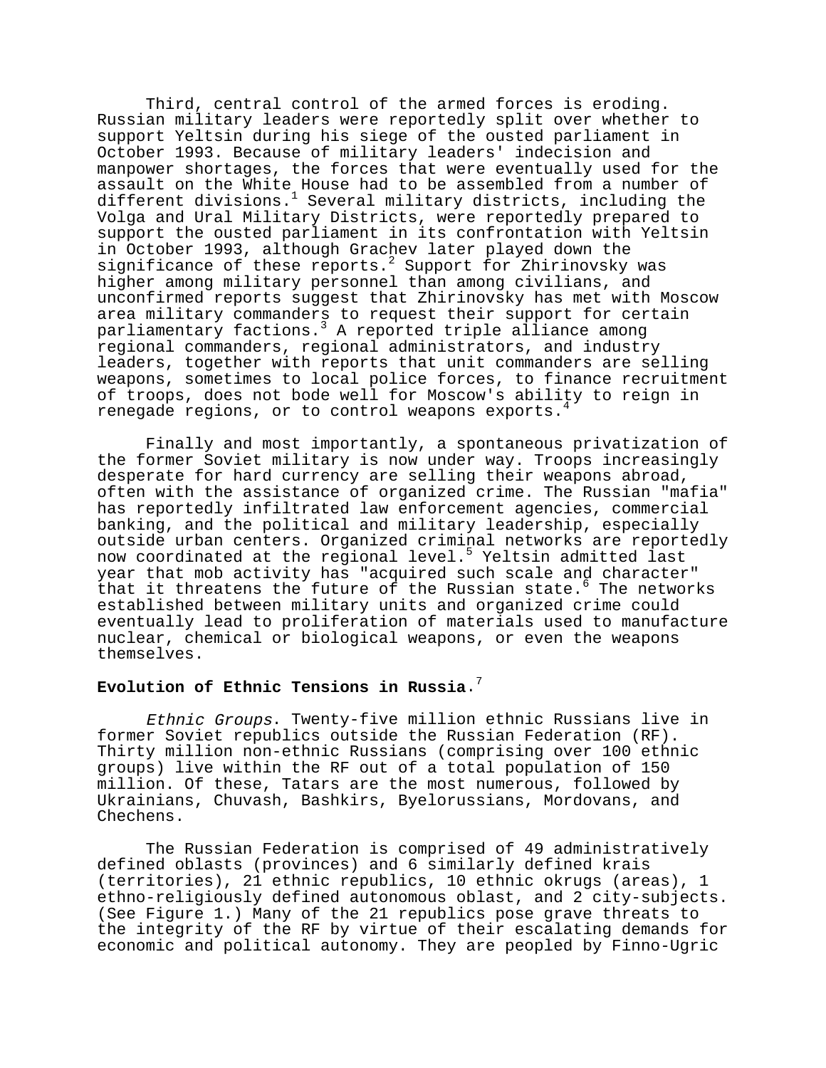Third, central control of the armed forces is eroding. Russian military leaders were reportedly split over whether to support Yeltsin during his siege of the ousted parliament in October 1993. Because of military leaders' indecision and manpower shortages, the forces that were eventually used for the assault on the White House had to be assembled from a number of different divisions.[1] Several military districts, including the Volga and Ural Military Districts, were reportedly prepared to support the ousted parliament in its confrontation with Yeltsin in October 1993, although Grachev later played down the significance of these reports.[2] Support for Zhirinovsky was higher among military personnel than among civilians, and unconfirmed reports suggest that Zhirinovsky has met with Moscow area military commanders to request their support for certain parliamentary factions.[3] A reported triple alliance among regional commanders, regional administrators, and industry leaders, together with reports that unit commanders are selling weapons, sometimes to local police forces, to finance recruitment of troops, does not bode well for Moscow's ability to reign in renegade regions, or to control weapons exports.[4]

Finally and most importantly, a spontaneous privatization of the former Soviet military is now under way. Troops increasingly desperate for hard currency are selling their weapons abroad, often with the assistance of organized crime. The Russian "mafia" has reportedly infiltrated law enforcement agencies, commercial banking, and the political and military leadership, especially outside urban centers. Organized criminal networks are reportedly now coordinated at the regional level.[5] Yeltsin admitted last year that mob activity has "acquired such scale and character" that it threatens the future of the Russian state.[6] The networks established between military units and organized crime could eventually lead to proliferation of materials used to manufacture nuclear, chemical or biological weapons, or even the weapons themselves.

**Evolution of Ethnic Tensions in Russia**.[7]

*Ethnic Groups*. Twenty-five million ethnic Russians live in former Soviet republics outside the Russian Federation (RF). Thirty million non-ethnic Russians (comprising over 100 ethnic groups) live within the RF out of a total population of 150 million. Of these, Tatars are the most numerous, followed by Ukrainians, Chuvash, Bashkirs, Byelorussians, Mordovans, and Chechens.

The Russian Federation is comprised of 49 administratively defined oblasts (provinces) and 6 similarly defined krais (territories), 21 ethnic republics, 10 ethnic okrugs (areas), 1 ethno-religiously defined autonomous oblast, and 2 city-subjects. (See Figure 1.) Many of the 21 republics pose grave threats to the integrity of the RF by virtue of their escalating demands for economic and political autonomy. They are peopled by Finno-Ugric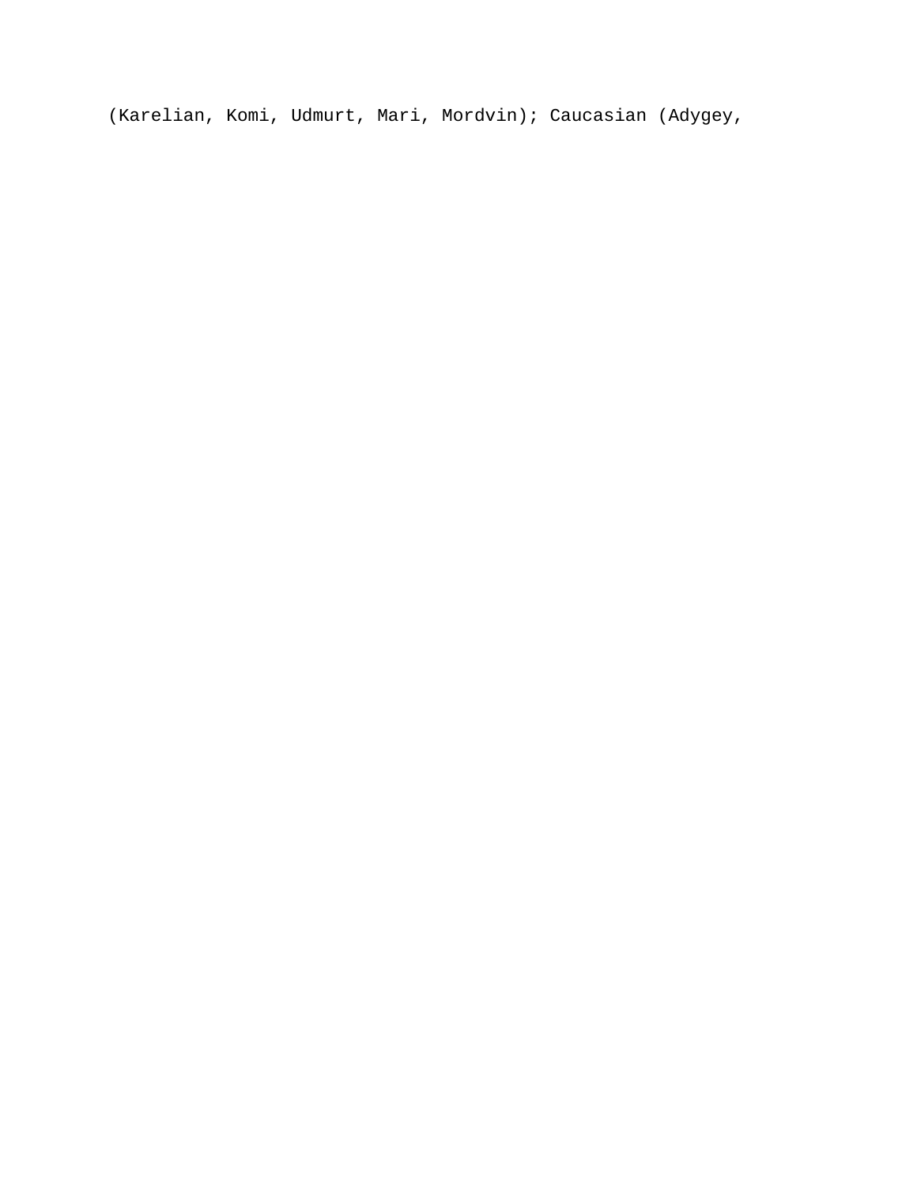(Karelian, Komi, Udmurt, Mari, Mordvin); Caucasian (Adygey,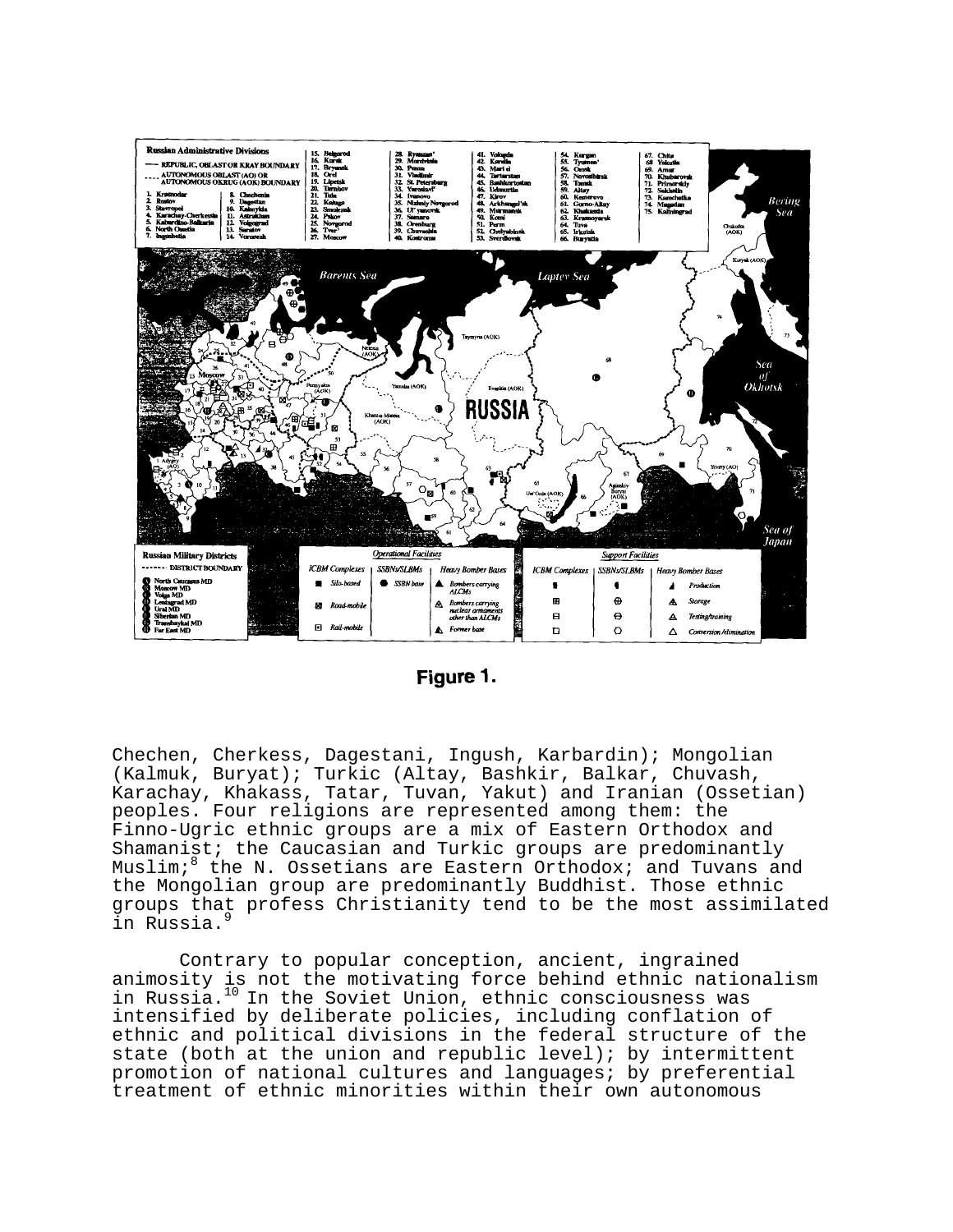Figure 1.

Chechen, Cherkess, Dagestani, Ingush, Karbardin); Mongolian (Kalmuk, Buryat); Turkic (Altay, Bashkir, Balkar, Chuvash, Karachay, Khakass, Tatar, Tuvan, Yakut) and Iranian (Ossetian) peoples. Four religions are represented among them: the Finno-Ugric ethnic groups are a mix of Eastern Orthodox and Shamanist; the Caucasian and Turkic groups are predominantly Muslim;[8] the N. Ossetians are Eastern Orthodox; and Tuvans and the Mongolian group are predominantly Buddhist. Those ethnic groups that profess Christianity tend to be the most assimilated in Russia.[9]

Contrary to popular conception, ancient, ingrained animosity is not the motivating force behind ethnic nationalism in Russia.[10] In the Soviet Union, ethnic consciousness was intensified by deliberate policies, including conflation of ethnic and political divisions in the federal structure of the state (both at the union and republic level); by intermittent promotion of national cultures and languages; by preferential treatment of ethnic minorities within their own autonomous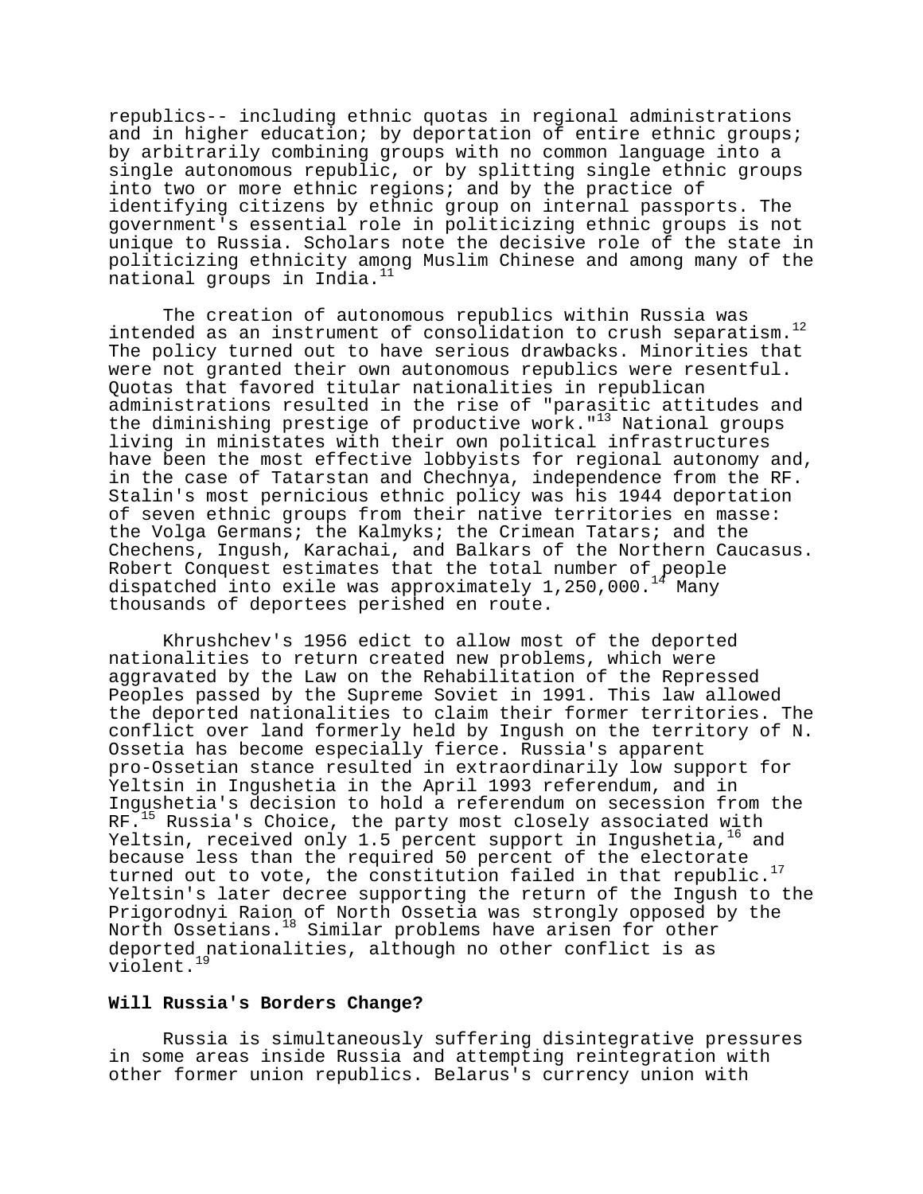republics-- including ethnic quotas in regional administrations and in higher education; by deportation of entire ethnic groups; by arbitrarily combining groups with no common language into a single autonomous republic, or by splitting single ethnic groups into two or more ethnic regions; and by the practice of identifying citizens by ethnic group on internal passports. The government's essential role in politicizing ethnic groups is not unique to Russia. Scholars note the decisive role of the state in politicizing ethnicity among Muslim Chinese and among many of the national groups in India.[11]

The creation of autonomous republics within Russia was intended as an instrument of consolidation to crush separatism.[12] The policy turned out to have serious drawbacks. Minorities that were not granted their own autonomous republics were resentful. Quotas that favored titular nationalities in republican administrations resulted in the rise of "parasitic attitudes and the diminishing prestige of productive work."[13] National groups living in ministates with their own political infrastructures have been the most effective lobbyists for regional autonomy and, in the case of Tatarstan and Chechnya, independence from the RF. Stalin's most pernicious ethnic policy was his 1944 deportation of seven ethnic groups from their native territories en masse: the Volga Germans; the Kalmyks; the Crimean Tatars; and the Chechens, Ingush, Karachai, and Balkars of the Northern Caucasus. Robert Conquest estimates that the total number of people dispatched into exile was approximately 1,250,000.[14] Many thousands of deportees perished en route.

Khrushchev's 1956 edict to allow most of the deported nationalities to return created new problems, which were aggravated by the Law on the Rehabilitation of the Repressed Peoples passed by the Supreme Soviet in 1991. This law allowed the deported nationalities to claim their former territories. The conflict over land formerly held by Ingush on the territory of N. Ossetia has become especially fierce. Russia's apparent pro-Ossetian stance resulted in extraordinarily low support for Yeltsin in Ingushetia in the April 1993 referendum, and in Ingushetia's decision to hold a referendum on secession from the RF.[15] Russia's Choice, the party most closely associated with Yeltsin, received only 1.5 percent support in Ingushetia,[16] and because less than the required 50 percent of the electorate turned out to vote, the constitution failed in that republic.[17] Yeltsin's later decree supporting the return of the Ingush to the Prigorodnyi Raion of North Ossetia was strongly opposed by the North Ossetians.[18] Similar problems have arisen for other deported nationalities, although no other conflict is as violent.[19]

**Will Russia's Borders Change?**

Russia is simultaneously suffering disintegrative pressures in some areas inside Russia and attempting reintegration with other former union republics. Belarus's currency union with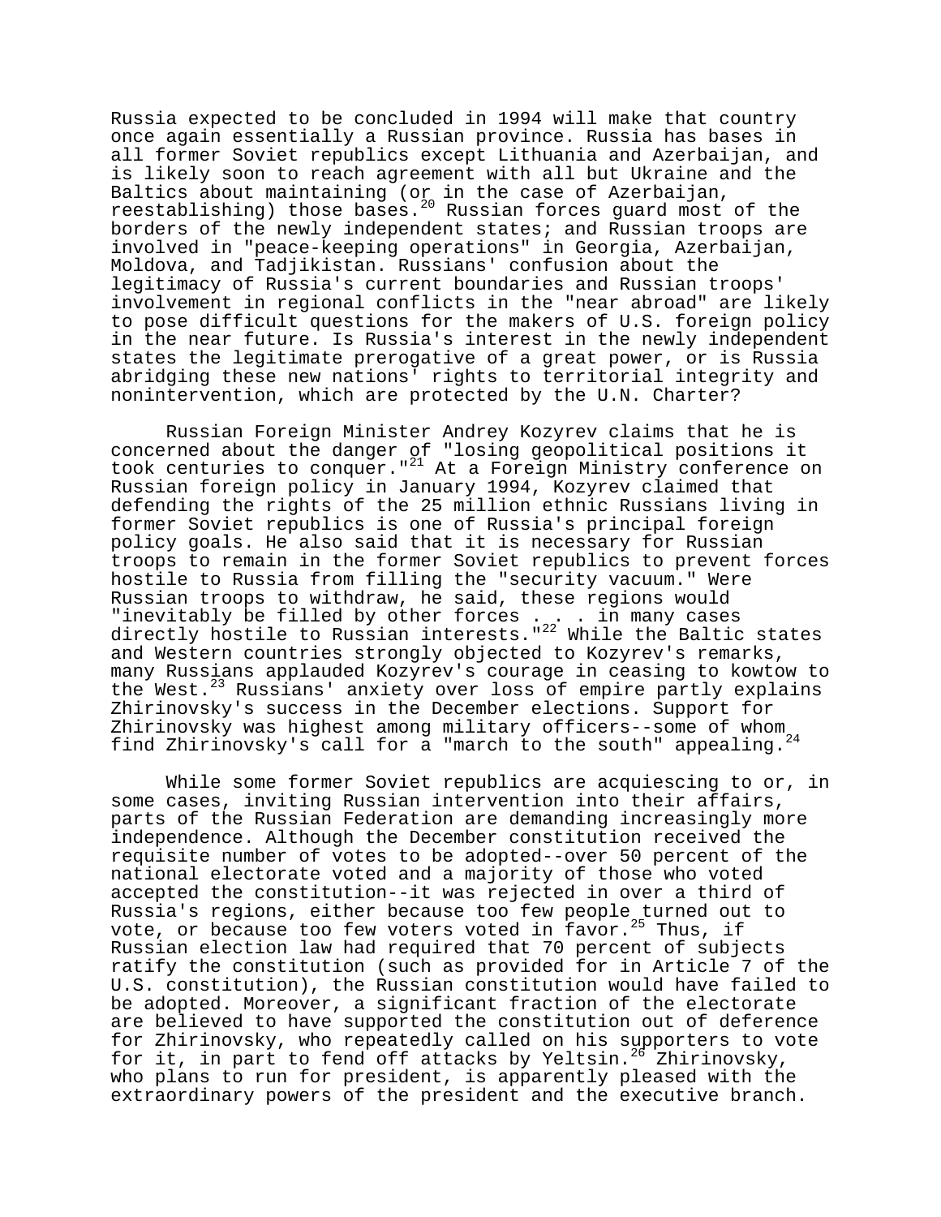Russia expected to be concluded in 1994 will make that country once again essentially a Russian province. Russia has bases in all former Soviet republics except Lithuania and Azerbaijan, and is likely soon to reach agreement with all but Ukraine and the Baltics about maintaining (or in the case of Azerbaijan, reestablishing) those bases.[20] Russian forces guard most of the borders of the newly independent states; and Russian troops are involved in "peace-keeping operations" in Georgia, Azerbaijan, Moldova, and Tadjikistan. Russians' confusion about the legitimacy of Russia's current boundaries and Russian troops' involvement in regional conflicts in the "near abroad" are likely to pose difficult questions for the makers of U.S. foreign policy in the near future. Is Russia's interest in the newly independent states the legitimate prerogative of a great power, or is Russia abridging these new nations' rights to territorial integrity and nonintervention, which are protected by the U.N. Charter?

Russian Foreign Minister Andrey Kozyrev claims that he is concerned about the danger of "losing geopolitical positions it took centuries to conquer."[21] At a Foreign Ministry conference on Russian foreign policy in January 1994, Kozyrev claimed that defending the rights of the 25 million ethnic Russians living in former Soviet republics is one of Russia's principal foreign policy goals. He also said that it is necessary for Russian troops to remain in the former Soviet republics to prevent forces hostile to Russia from filling the "security vacuum." Were Russian troops to withdraw, he said, these regions would "inevitably be filled by other forces . . . in many cases directly hostile to Russian interests."[22] While the Baltic states and Western countries strongly objected to Kozyrev's remarks, many Russians applauded Kozyrev's courage in ceasing to kowtow to the West.[23] Russians' anxiety over loss of empire partly explains Zhirinovsky's success in the December elections. Support for Zhirinovsky was highest among military officers--some of whom find Zhirinovsky's call for a "march to the south" appealing.[24]

While some former Soviet republics are acquiescing to or, in some cases, inviting Russian intervention into their affairs, parts of the Russian Federation are demanding increasingly more independence. Although the December constitution received the requisite number of votes to be adopted--over 50 percent of the national electorate voted and a majority of those who voted accepted the constitution--it was rejected in over a third of Russia's regions, either because too few people turned out to vote, or because too few voters voted in favor.[25] Thus, if Russian election law had required that 70 percent of subjects ratify the constitution (such as provided for in Article 7 of the U.S. constitution), the Russian constitution would have failed to be adopted. Moreover, a significant fraction of the electorate are believed to have supported the constitution out of deference for Zhirinovsky, who repeatedly called on his supporters to vote for it, in part to fend off attacks by Yeltsin.[26] Zhirinovsky, who plans to run for president, is apparently pleased with the extraordinary powers of the president and the executive branch.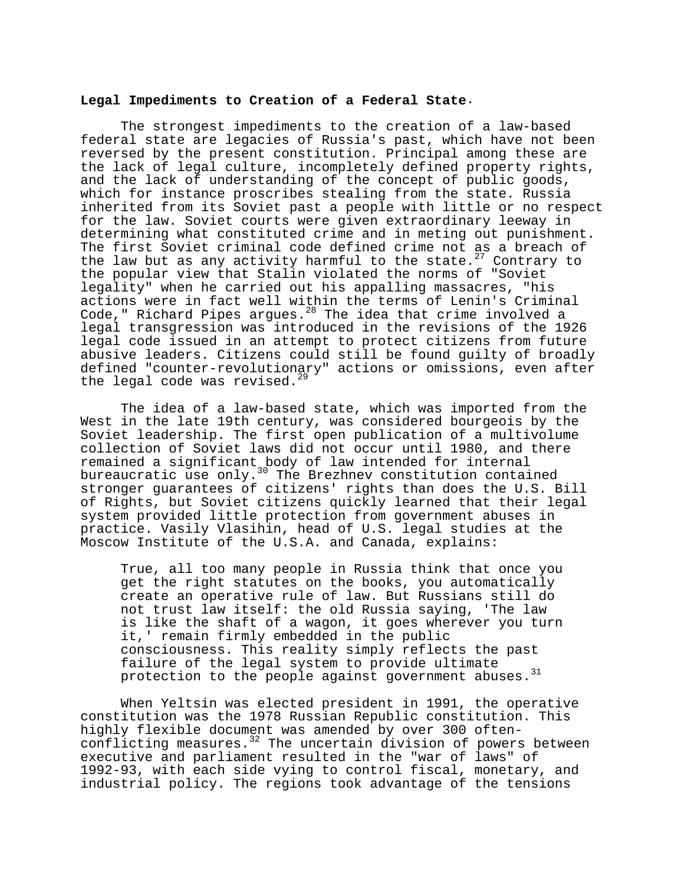**Legal Impediments to Creation of a Federal State.**

The strongest impediments to the creation of a law-based federal state are legacies of Russia's past, which have not been reversed by the present constitution. Principal among these are the lack of legal culture, incompletely defined property rights, and the lack of understanding of the concept of public goods, which for instance proscribes stealing from the state. Russia inherited from its Soviet past a people with little or no respect for the law. Soviet courts were given extraordinary leeway in determining what constituted crime and in meting out punishment. The first Soviet criminal code defined crime not as a breach of the law but as any activity harmful to the state.[27] Contrary to the popular view that Stalin violated the norms of "Soviet legality" when he carried out his appalling massacres, "his actions were in fact well within the terms of Lenin's Criminal Code," Richard Pipes argues.[28] The idea that crime involved a legal transgression was introduced in the revisions of the 1926 legal code issued in an attempt to protect citizens from future abusive leaders. Citizens could still be found guilty of broadly defined "counter-revolutionary" actions or omissions, even after the legal code was revised.[29]

The idea of a law-based state, which was imported from the West in the late 19th century, was considered bourgeois by the Soviet leadership. The first open publication of a multivolume collection of Soviet laws did not occur until 1980, and there remained a significant body of law intended for internal bureaucratic use only.[30] The Brezhnev constitution contained stronger guarantees of citizens' rights than does the U.S. Bill of Rights, but Soviet citizens quickly learned that their legal system provided little protection from government abuses in practice. Vasily Vlasihin, head of U.S. legal studies at the Moscow Institute of the U.S.A. and Canada, explains:

> True, all too many people in Russia think that once you get the right statutes on the books, you automatically create an operative rule of law. But Russians still do not trust law itself: the old Russia saying, 'The law is like the shaft of a wagon, it goes wherever you turn it,' remain firmly embedded in the public consciousness. This reality simply reflects the past failure of the legal system to provide ultimate protection to the people against government abuses.[31]

When Yeltsin was elected president in 1991, the operative constitution was the 1978 Russian Republic constitution. This highly flexible document was amended by over 300 often-conflicting measures.[32] The uncertain division of powers between executive and parliament resulted in the "war of laws" of 1992-93, with each side vying to control fiscal, monetary, and industrial policy. The regions took advantage of the tensions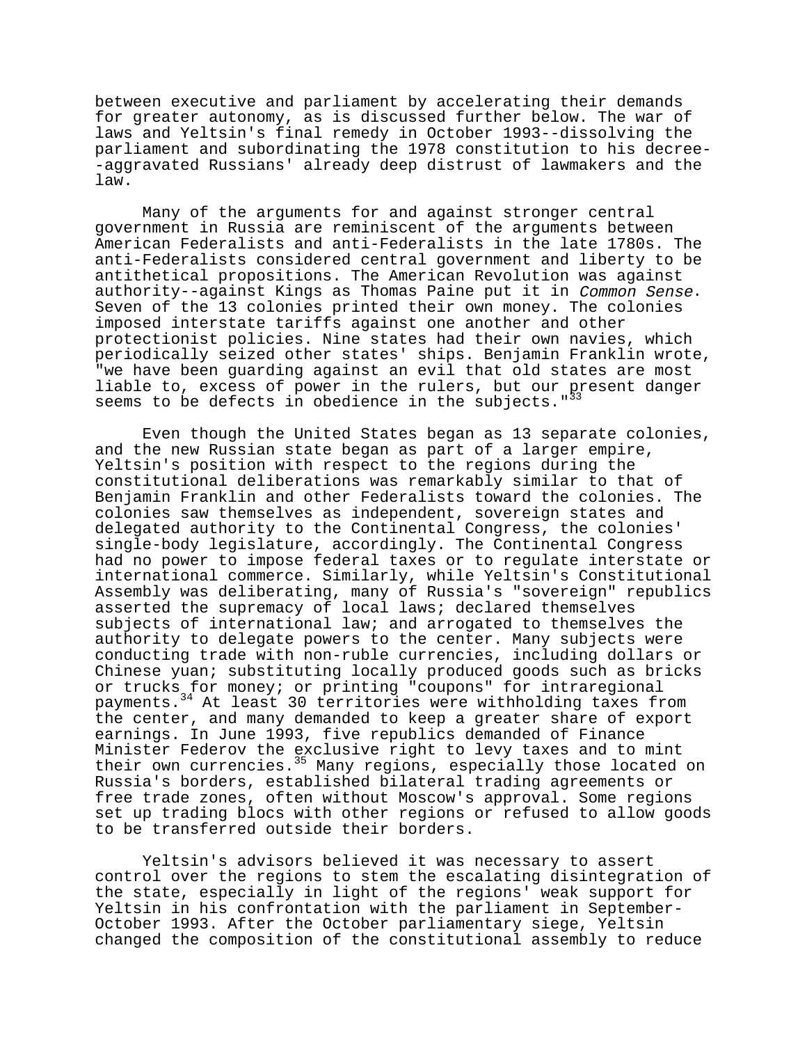between executive and parliament by accelerating their demands for greater autonomy, as is discussed further below. The war of laws and Yeltsin's final remedy in October 1993--dissolving the parliament and subordinating the 1978 constitution to his decree--aggravated Russians' already deep distrust of lawmakers and the law.

Many of the arguments for and against stronger central government in Russia are reminiscent of the arguments between American Federalists and anti-Federalists in the late 1780s. The anti-Federalists considered central government and liberty to be antithetical propositions. The American Revolution was against authority--against Kings as Thomas Paine put it in *Common Sense*. Seven of the 13 colonies printed their own money. The colonies imposed interstate tariffs against one another and other protectionist policies. Nine states had their own navies, which periodically seized other states' ships. Benjamin Franklin wrote, "we have been guarding against an evil that old states are most liable to, excess of power in the rulers, but our present danger seems to be defects in obedience in the subjects."[33]

Even though the United States began as 13 separate colonies, and the new Russian state began as part of a larger empire, Yeltsin's position with respect to the regions during the constitutional deliberations was remarkably similar to that of Benjamin Franklin and other Federalists toward the colonies. The colonies saw themselves as independent, sovereign states and delegated authority to the Continental Congress, the colonies' single-body legislature, accordingly. The Continental Congress had no power to impose federal taxes or to regulate interstate or international commerce. Similarly, while Yeltsin's Constitutional Assembly was deliberating, many of Russia's "sovereign" republics asserted the supremacy of local laws; declared themselves subjects of international law; and arrogated to themselves the authority to delegate powers to the center. Many subjects were conducting trade with non-ruble currencies, including dollars or Chinese yuan; substituting locally produced goods such as bricks or trucks for money; or printing "coupons" for intraregional payments.[34] At least 30 territories were withholding taxes from the center, and many demanded to keep a greater share of export earnings. In June 1993, five republics demanded of Finance Minister Federov the exclusive right to levy taxes and to mint their own currencies.[35] Many regions, especially those located on Russia's borders, established bilateral trading agreements or free trade zones, often without Moscow's approval. Some regions set up trading blocs with other regions or refused to allow goods to be transferred outside their borders.

Yeltsin's advisors believed it was necessary to assert control over the regions to stem the escalating disintegration of the state, especially in light of the regions' weak support for Yeltsin in his confrontation with the parliament in September-October 1993. After the October parliamentary siege, Yeltsin changed the composition of the constitutional assembly to reduce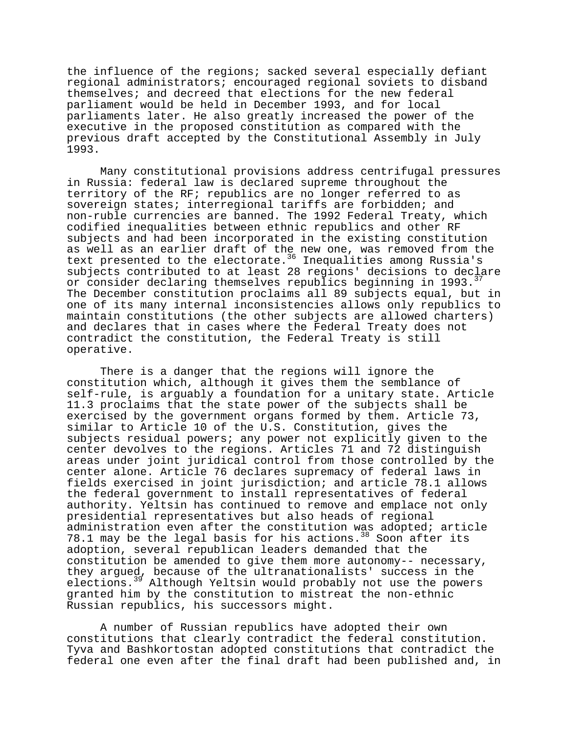the influence of the regions; sacked several especially defiant regional administrators; encouraged regional soviets to disband themselves; and decreed that elections for the new federal parliament would be held in December 1993, and for local parliaments later. He also greatly increased the power of the executive in the proposed constitution as compared with the previous draft accepted by the Constitutional Assembly in July 1993.

Many constitutional provisions address centrifugal pressures in Russia: federal law is declared supreme throughout the territory of the RF; republics are no longer referred to as sovereign states; interregional tariffs are forbidden; and non-ruble currencies are banned. The 1992 Federal Treaty, which codified inequalities between ethnic republics and other RF subjects and had been incorporated in the existing constitution as well as an earlier draft of the new one, was removed from the text presented to the electorate.[36] Inequalities among Russia's subjects contributed to at least 28 regions' decisions to declare or consider declaring themselves republics beginning in 1993.[37] The December constitution proclaims all 89 subjects equal, but in one of its many internal inconsistencies allows only republics to maintain constitutions (the other subjects are allowed charters) and declares that in cases where the Federal Treaty does not contradict the constitution, the Federal Treaty is still operative.

There is a danger that the regions will ignore the constitution which, although it gives them the semblance of self-rule, is arguably a foundation for a unitary state. Article 11.3 proclaims that the state power of the subjects shall be exercised by the government organs formed by them. Article 73, similar to Article 10 of the U.S. Constitution, gives the subjects residual powers; any power not explicitly given to the center devolves to the regions. Articles 71 and 72 distinguish areas under joint juridical control from those controlled by the center alone. Article 76 declares supremacy of federal laws in fields exercised in joint jurisdiction; and article 78.1 allows the federal government to install representatives of federal authority. Yeltsin has continued to remove and emplace not only presidential representatives but also heads of regional administration even after the constitution was adopted; article 78.1 may be the legal basis for his actions.[38] Soon after its adoption, several republican leaders demanded that the constitution be amended to give them more autonomy-- necessary, they argued, because of the ultranationalists' success in the elections.[39] Although Yeltsin would probably not use the powers granted him by the constitution to mistreat the non-ethnic Russian republics, his successors might.

A number of Russian republics have adopted their own constitutions that clearly contradict the federal constitution. Tyva and Bashkortostan adopted constitutions that contradict the federal one even after the final draft had been published and, in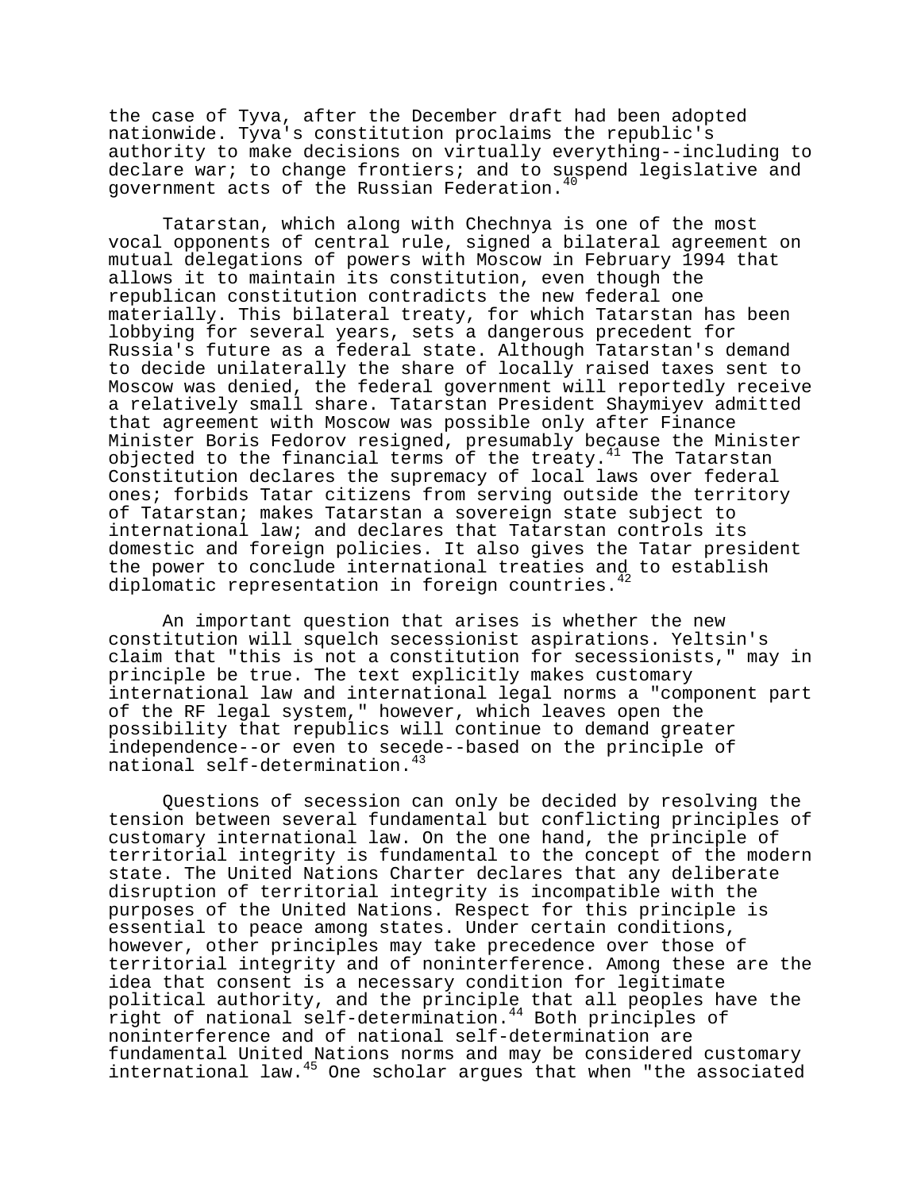the case of Tyva, after the December draft had been adopted nationwide. Tyva's constitution proclaims the republic's authority to make decisions on virtually everything--including to declare war; to change frontiers; and to suspend legislative and government acts of the Russian Federation.[40]

Tatarstan, which along with Chechnya is one of the most vocal opponents of central rule, signed a bilateral agreement on mutual delegations of powers with Moscow in February 1994 that allows it to maintain its constitution, even though the republican constitution contradicts the new federal one materially. This bilateral treaty, for which Tatarstan has been lobbying for several years, sets a dangerous precedent for Russia's future as a federal state. Although Tatarstan's demand to decide unilaterally the share of locally raised taxes sent to Moscow was denied, the federal government will reportedly receive a relatively small share. Tatarstan President Shaymiyev admitted that agreement with Moscow was possible only after Finance Minister Boris Fedorov resigned, presumably because the Minister objected to the financial terms of the treaty.[41] The Tatarstan Constitution declares the supremacy of local laws over federal ones; forbids Tatar citizens from serving outside the territory of Tatarstan; makes Tatarstan a sovereign state subject to international law; and declares that Tatarstan controls its domestic and foreign policies. It also gives the Tatar president the power to conclude international treaties and to establish diplomatic representation in foreign countries.[42]

An important question that arises is whether the new constitution will squelch secessionist aspirations. Yeltsin's claim that "this is not a constitution for secessionists," may in principle be true. The text explicitly makes customary international law and international legal norms a "component part of the RF legal system," however, which leaves open the possibility that republics will continue to demand greater independence--or even to secede--based on the principle of national self-determination.[43]

Questions of secession can only be decided by resolving the tension between several fundamental but conflicting principles of customary international law. On the one hand, the principle of territorial integrity is fundamental to the concept of the modern state. The United Nations Charter declares that any deliberate disruption of territorial integrity is incompatible with the purposes of the United Nations. Respect for this principle is essential to peace among states. Under certain conditions, however, other principles may take precedence over those of territorial integrity and of noninterference. Among these are the idea that consent is a necessary condition for legitimate political authority, and the principle that all peoples have the right of national self-determination.[44] Both principles of noninterference and of national self-determination are fundamental United Nations norms and may be considered customary international law.[45] One scholar argues that when "the associated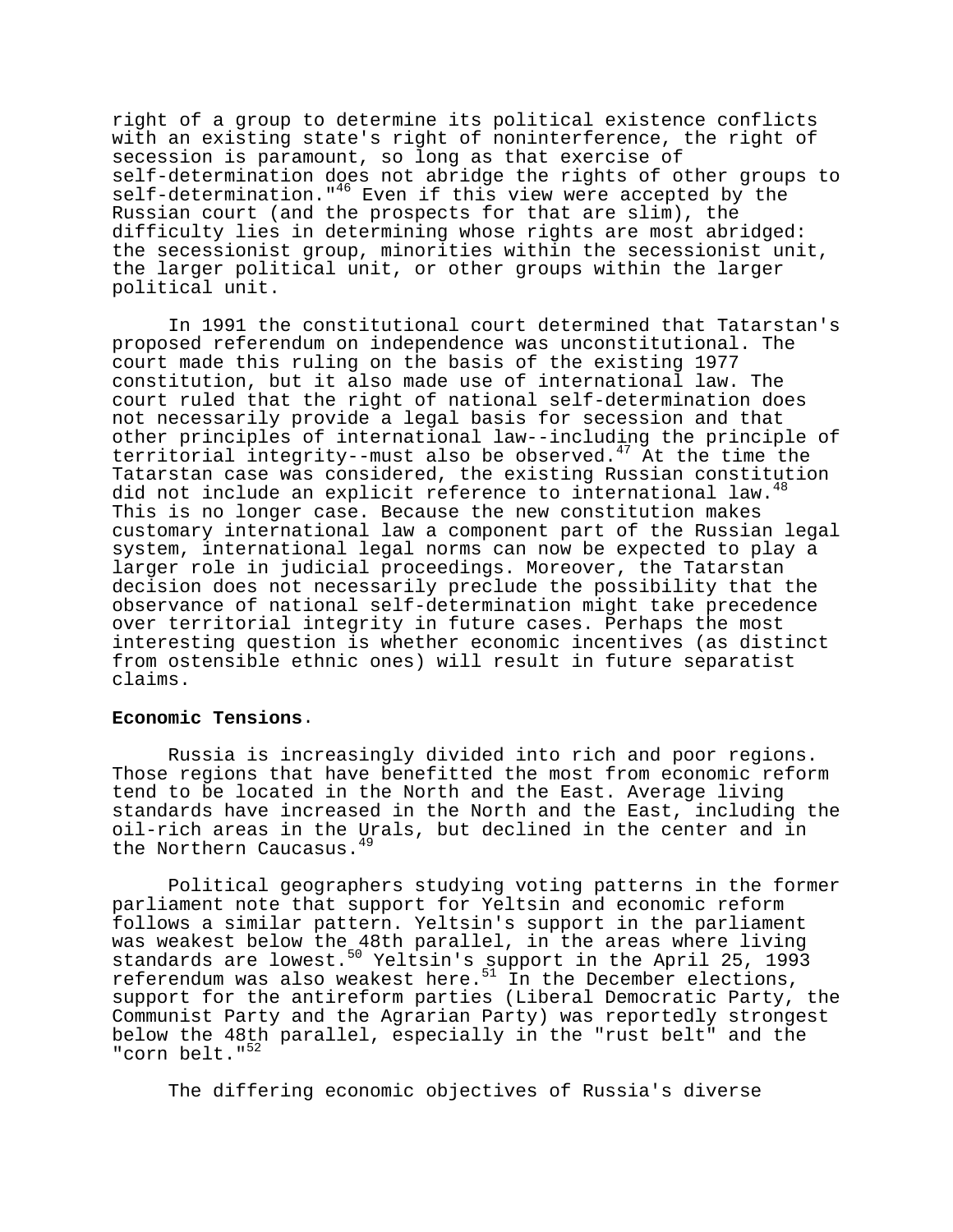right of a group to determine its political existence conflicts with an existing state's right of noninterference, the right of secession is paramount, so long as that exercise of self-determination does not abridge the rights of other groups to self-determination."[46] Even if this view were accepted by the Russian court (and the prospects for that are slim), the difficulty lies in determining whose rights are most abridged: the secessionist group, minorities within the secessionist unit, the larger political unit, or other groups within the larger political unit.

In 1991 the constitutional court determined that Tatarstan's proposed referendum on independence was unconstitutional. The court made this ruling on the basis of the existing 1977 constitution, but it also made use of international law. The court ruled that the right of national self-determination does not necessarily provide a legal basis for secession and that other principles of international law--including the principle of territorial integrity--must also be observed.[47] At the time the Tatarstan case was considered, the existing Russian constitution did not include an explicit reference to international law.[48] This is no longer case. Because the new constitution makes customary international law a component part of the Russian legal system, international legal norms can now be expected to play a larger role in judicial proceedings. Moreover, the Tatarstan decision does not necessarily preclude the possibility that the observance of national self-determination might take precedence over territorial integrity in future cases. Perhaps the most interesting question is whether economic incentives (as distinct from ostensible ethnic ones) will result in future separatist claims.

**Economic Tensions**.

Russia is increasingly divided into rich and poor regions. Those regions that have benefitted the most from economic reform tend to be located in the North and the East. Average living standards have increased in the North and the East, including the oil-rich areas in the Urals, but declined in the center and in the Northern Caucasus.[49]

Political geographers studying voting patterns in the former parliament note that support for Yeltsin and economic reform follows a similar pattern. Yeltsin's support in the parliament was weakest below the 48th parallel, in the areas where living standards are lowest.[50] Yeltsin's support in the April 25, 1993 referendum was also weakest here.[51] In the December elections, support for the antireform parties (Liberal Democratic Party, the Communist Party and the Agrarian Party) was reportedly strongest below the 48th parallel, especially in the "rust belt" and the "corn belt."[52]

The differing economic objectives of Russia's diverse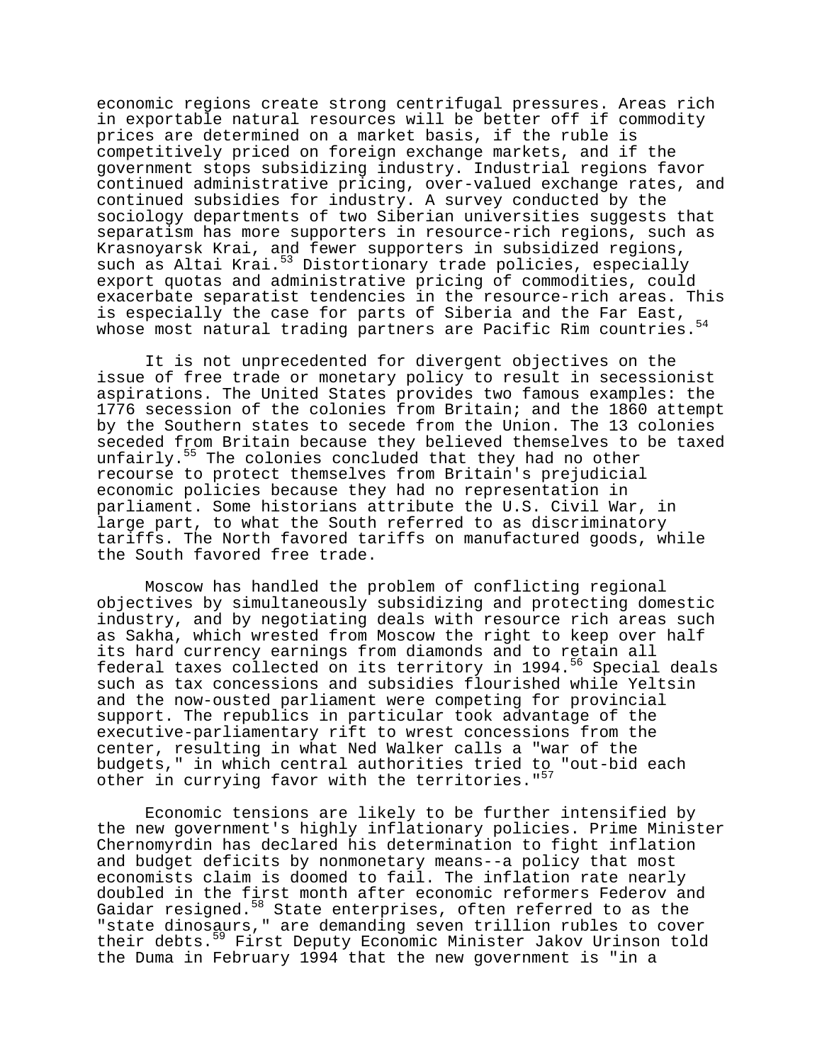economic regions create strong centrifugal pressures. Areas rich in exportable natural resources will be better off if commodity prices are determined on a market basis, if the ruble is competitively priced on foreign exchange markets, and if the government stops subsidizing industry. Industrial regions favor continued administrative pricing, over-valued exchange rates, and continued subsidies for industry. A survey conducted by the sociology departments of two Siberian universities suggests that separatism has more supporters in resource-rich regions, such as Krasnoyarsk Krai, and fewer supporters in subsidized regions, such as Altai Krai.[53] Distortionary trade policies, especially export quotas and administrative pricing of commodities, could exacerbate separatist tendencies in the resource-rich areas. This is especially the case for parts of Siberia and the Far East, whose most natural trading partners are Pacific Rim countries.[54]

It is not unprecedented for divergent objectives on the issue of free trade or monetary policy to result in secessionist aspirations. The United States provides two famous examples: the 1776 secession of the colonies from Britain; and the 1860 attempt by the Southern states to secede from the Union. The 13 colonies seceded from Britain because they believed themselves to be taxed unfairly.[55] The colonies concluded that they had no other recourse to protect themselves from Britain's prejudicial economic policies because they had no representation in parliament. Some historians attribute the U.S. Civil War, in large part, to what the South referred to as discriminatory tariffs. The North favored tariffs on manufactured goods, while the South favored free trade.

Moscow has handled the problem of conflicting regional objectives by simultaneously subsidizing and protecting domestic industry, and by negotiating deals with resource rich areas such as Sakha, which wrested from Moscow the right to keep over half its hard currency earnings from diamonds and to retain all federal taxes collected on its territory in 1994.[56] Special deals such as tax concessions and subsidies flourished while Yeltsin and the now-ousted parliament were competing for provincial support. The republics in particular took advantage of the executive-parliamentary rift to wrest concessions from the center, resulting in what Ned Walker calls a "war of the budgets," in which central authorities tried to "out-bid each other in currying favor with the territories."[57]

Economic tensions are likely to be further intensified by the new government's highly inflationary policies. Prime Minister Chernomyrdin has declared his determination to fight inflation and budget deficits by nonmonetary means--a policy that most economists claim is doomed to fail. The inflation rate nearly doubled in the first month after economic reformers Federov and Gaidar resigned.[58] State enterprises, often referred to as the "state dinosaurs," are demanding seven trillion rubles to cover their debts.[59] First Deputy Economic Minister Jakov Urinson told the Duma in February 1994 that the new government is "in a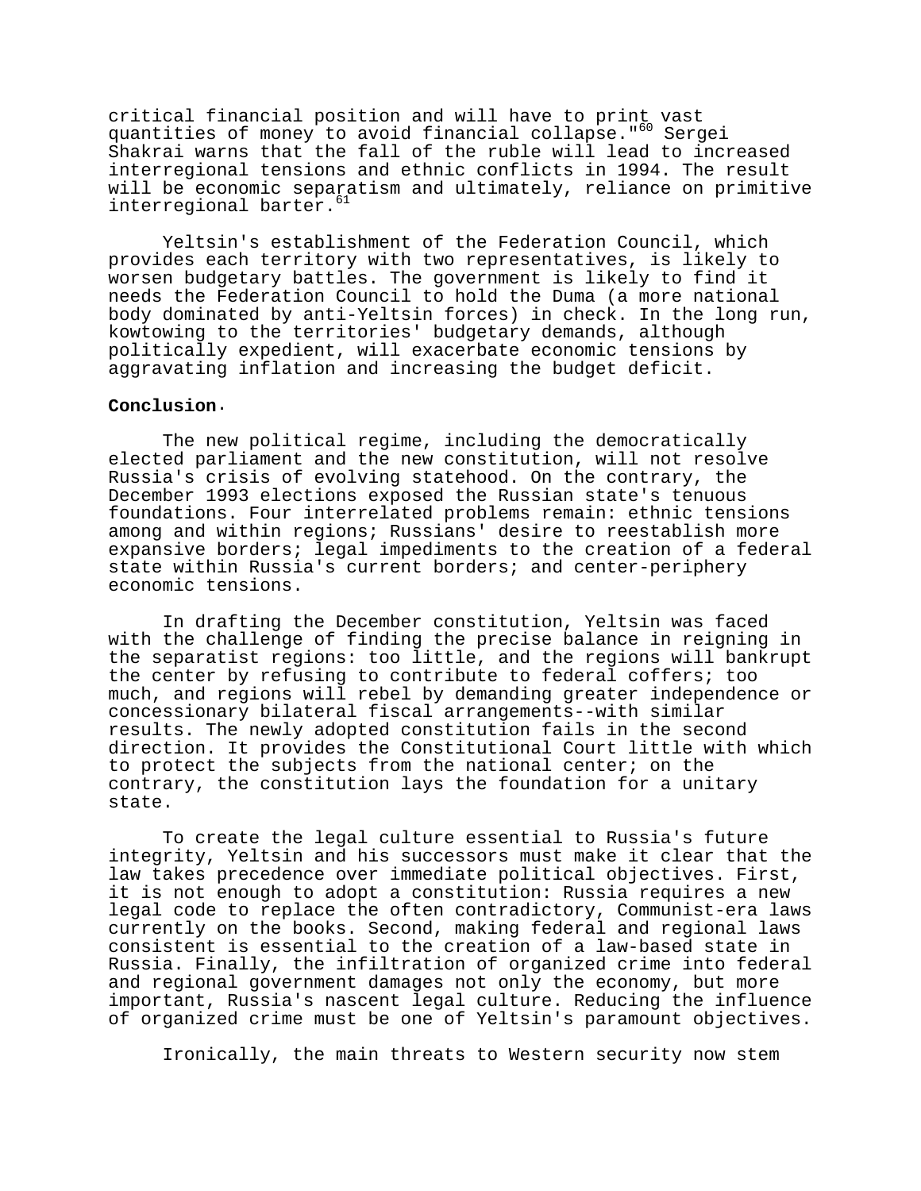critical financial position and will have to print vast quantities of money to avoid financial collapse."[60] Sergei Shakrai warns that the fall of the ruble will lead to increased interregional tensions and ethnic conflicts in 1994. The result will be economic separatism and ultimately, reliance on primitive interregional barter.[61]

Yeltsin's establishment of the Federation Council, which provides each territory with two representatives, is likely to worsen budgetary battles. The government is likely to find it needs the Federation Council to hold the Duma (a more national body dominated by anti-Yeltsin forces) in check. In the long run, kowtowing to the territories' budgetary demands, although politically expedient, will exacerbate economic tensions by aggravating inflation and increasing the budget deficit.

**Conclusion.**

The new political regime, including the democratically elected parliament and the new constitution, will not resolve Russia's crisis of evolving statehood. On the contrary, the December 1993 elections exposed the Russian state's tenuous foundations. Four interrelated problems remain: ethnic tensions among and within regions; Russians' desire to reestablish more expansive borders; legal impediments to the creation of a federal state within Russia's current borders; and center-periphery economic tensions.

In drafting the December constitution, Yeltsin was faced with the challenge of finding the precise balance in reigning in the separatist regions: too little, and the regions will bankrupt the center by refusing to contribute to federal coffers; too much, and regions will rebel by demanding greater independence or concessionary bilateral fiscal arrangements--with similar results. The newly adopted constitution fails in the second direction. It provides the Constitutional Court little with which to protect the subjects from the national center; on the contrary, the constitution lays the foundation for a unitary state.

To create the legal culture essential to Russia's future integrity, Yeltsin and his successors must make it clear that the law takes precedence over immediate political objectives. First, it is not enough to adopt a constitution: Russia requires a new legal code to replace the often contradictory, Communist-era laws currently on the books. Second, making federal and regional laws consistent is essential to the creation of a law-based state in Russia. Finally, the infiltration of organized crime into federal and regional government damages not only the economy, but more important, Russia's nascent legal culture. Reducing the influence of organized crime must be one of Yeltsin's paramount objectives.

Ironically, the main threats to Western security now stem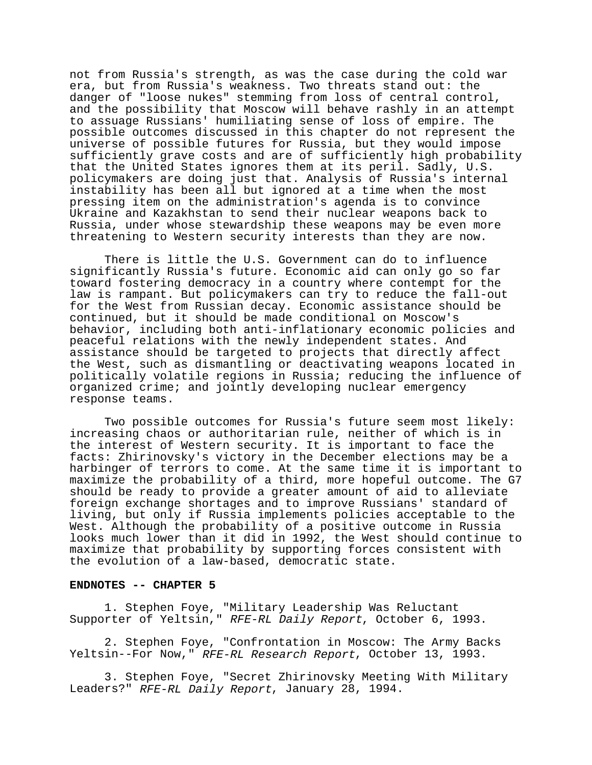not from Russia's strength, as was the case during the cold war era, but from Russia's weakness. Two threats stand out: the danger of "loose nukes" stemming from loss of central control, and the possibility that Moscow will behave rashly in an attempt to assuage Russians' humiliating sense of loss of empire. The possible outcomes discussed in this chapter do not represent the universe of possible futures for Russia, but they would impose sufficiently grave costs and are of sufficiently high probability that the United States ignores them at its peril. Sadly, U.S. policymakers are doing just that. Analysis of Russia's internal instability has been all but ignored at a time when the most pressing item on the administration's agenda is to convince Ukraine and Kazakhstan to send their nuclear weapons back to Russia, under whose stewardship these weapons may be even more threatening to Western security interests than they are now.

There is little the U.S. Government can do to influence significantly Russia's future. Economic aid can only go so far toward fostering democracy in a country where contempt for the law is rampant. But policymakers can try to reduce the fall-out for the West from Russian decay. Economic assistance should be continued, but it should be made conditional on Moscow's behavior, including both anti-inflationary economic policies and peaceful relations with the newly independent states. And assistance should be targeted to projects that directly affect the West, such as dismantling or deactivating weapons located in politically volatile regions in Russia; reducing the influence of organized crime; and jointly developing nuclear emergency response teams.

Two possible outcomes for Russia's future seem most likely: increasing chaos or authoritarian rule, neither of which is in the interest of Western security. It is important to face the facts: Zhirinovsky's victory in the December elections may be a harbinger of terrors to come. At the same time it is important to maximize the probability of a third, more hopeful outcome. The G7 should be ready to provide a greater amount of aid to alleviate foreign exchange shortages and to improve Russians' standard of living, but only if Russia implements policies acceptable to the West. Although the probability of a positive outcome in Russia looks much lower than it did in 1992, the West should continue to maximize that probability by supporting forces consistent with the evolution of a law-based, democratic state.

**ENDNOTES -- CHAPTER 5**

1. Stephen Foye, "Military Leadership Was Reluctant Supporter of Yeltsin," *RFE-RL Daily Report*, October 6, 1993.

2. Stephen Foye, "Confrontation in Moscow: The Army Backs Yeltsin--For Now," *RFE-RL Research Report*, October 13, 1993.

3. Stephen Foye, "Secret Zhirinovsky Meeting With Military Leaders?" *RFE-RL Daily Report*, January 28, 1994.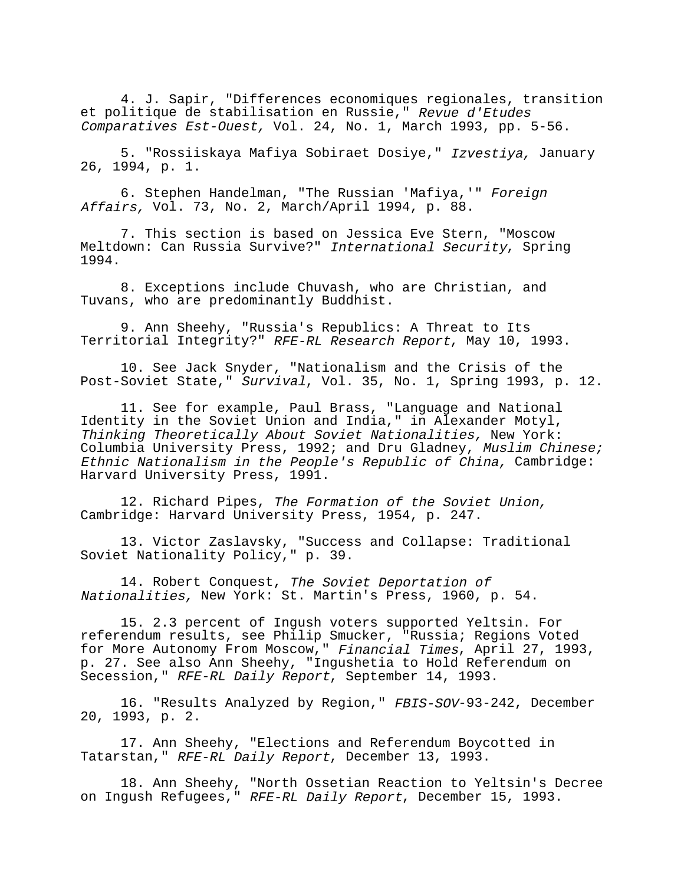4. J. Sapir, "Differences economiques regionales, transition et politique de stabilisation en Russie," *Revue d'Etudes Comparatives Est-Ouest,* Vol. 24, No. 1, March 1993, pp. 5-56.

5. "Rossiiskaya Mafiya Sobiraet Dosiye," *Izvestiya,* January 26, 1994, p. 1.

6. Stephen Handelman, "The Russian 'Mafiya,'" *Foreign Affairs,* Vol. 73, No. 2, March/April 1994, p. 88.

7. This section is based on Jessica Eve Stern, "Moscow Meltdown: Can Russia Survive?" *International Security*, Spring 1994.

8. Exceptions include Chuvash, who are Christian, and Tuvans, who are predominantly Buddhist.

9. Ann Sheehy, "Russia's Republics: A Threat to Its Territorial Integrity?" *RFE-RL Research Report*, May 10, 1993.

10. See Jack Snyder, "Nationalism and the Crisis of the Post-Soviet State," *Survival*, Vol. 35, No. 1, Spring 1993, p. 12.

11. See for example, Paul Brass, "Language and National Identity in the Soviet Union and India," in Alexander Motyl, *Thinking Theoretically About Soviet Nationalities,* New York: Columbia University Press, 1992; and Dru Gladney, *Muslim Chinese; Ethnic Nationalism in the People's Republic of China,* Cambridge: Harvard University Press, 1991.

12. Richard Pipes, *The Formation of the Soviet Union,* Cambridge: Harvard University Press, 1954, p. 247.

13. Victor Zaslavsky, "Success and Collapse: Traditional Soviet Nationality Policy," p. 39.

14. Robert Conquest, *The Soviet Deportation of Nationalities,* New York: St. Martin's Press, 1960, p. 54.

15. 2.3 percent of Ingush voters supported Yeltsin. For referendum results, see Philip Smucker, "Russia; Regions Voted for More Autonomy From Moscow," *Financial Times*, April 27, 1993, p. 27. See also Ann Sheehy, "Ingushetia to Hold Referendum on Secession," *RFE-RL Daily Report*, September 14, 1993.

16. "Results Analyzed by Region," *FBIS-SOV*-93-242, December 20, 1993, p. 2.

17. Ann Sheehy, "Elections and Referendum Boycotted in Tatarstan," *RFE-RL Daily Report*, December 13, 1993.

18. Ann Sheehy, "North Ossetian Reaction to Yeltsin's Decree on Ingush Refugees," *RFE-RL Daily Report*, December 15, 1993.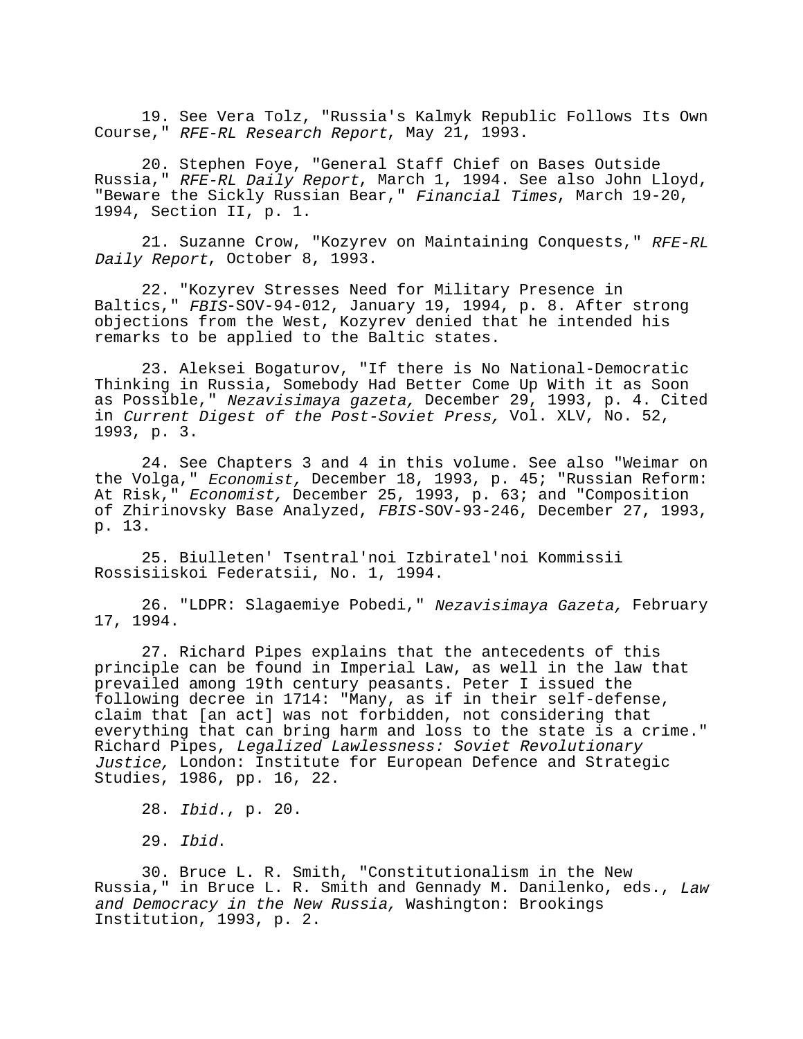19. See Vera Tolz, "Russia's Kalmyk Republic Follows Its Own Course," *RFE-RL Research Report*, May 21, 1993.

20. Stephen Foye, "General Staff Chief on Bases Outside Russia," *RFE-RL Daily Report*, March 1, 1994. See also John Lloyd, "Beware the Sickly Russian Bear," *Financial Times*, March 19-20, 1994, Section II, p. 1.

21. Suzanne Crow, "Kozyrev on Maintaining Conquests," *RFE-RL Daily Report*, October 8, 1993.

22. "Kozyrev Stresses Need for Military Presence in Baltics," *FBIS*-SOV-94-012, January 19, 1994, p. 8. After strong objections from the West, Kozyrev denied that he intended his remarks to be applied to the Baltic states.

23. Aleksei Bogaturov, "If there is No National-Democratic Thinking in Russia, Somebody Had Better Come Up With it as Soon as Possible," *Nezavisimaya gazeta,* December 29, 1993, p. 4. Cited in *Current Digest of the Post-Soviet Press,* Vol. XLV, No. 52, 1993, p. 3.

24. See Chapters 3 and 4 in this volume. See also "Weimar on the Volga," *Economist,* December 18, 1993, p. 45; "Russian Reform: At Risk," *Economist,* December 25, 1993, p. 63; and "Composition of Zhirinovsky Base Analyzed, *FBIS*-SOV-93-246, December 27, 1993, p. 13.

25. Biulleten' Tsentral'noi Izbiratel'noi Kommissii Rossisiiskoi Federatsii, No. 1, 1994.

26. "LDPR: Slagaemiye Pobedi," *Nezavisimaya Gazeta,* February 17, 1994.

27. Richard Pipes explains that the antecedents of this principle can be found in Imperial Law, as well in the law that prevailed among 19th century peasants. Peter I issued the following decree in 1714: "Many, as if in their self-defense, claim that [an act] was not forbidden, not considering that everything that can bring harm and loss to the state is a crime." Richard Pipes, *Legalized Lawlessness: Soviet Revolutionary Justice,* London: Institute for European Defence and Strategic Studies, 1986, pp. 16, 22.

28. *Ibid.*, p. 20.

29. *Ibid*.

30. Bruce L. R. Smith, "Constitutionalism in the New Russia," in Bruce L. R. Smith and Gennady M. Danilenko, eds., *Law and Democracy in the New Russia,* Washington: Brookings Institution, 1993, p. 2.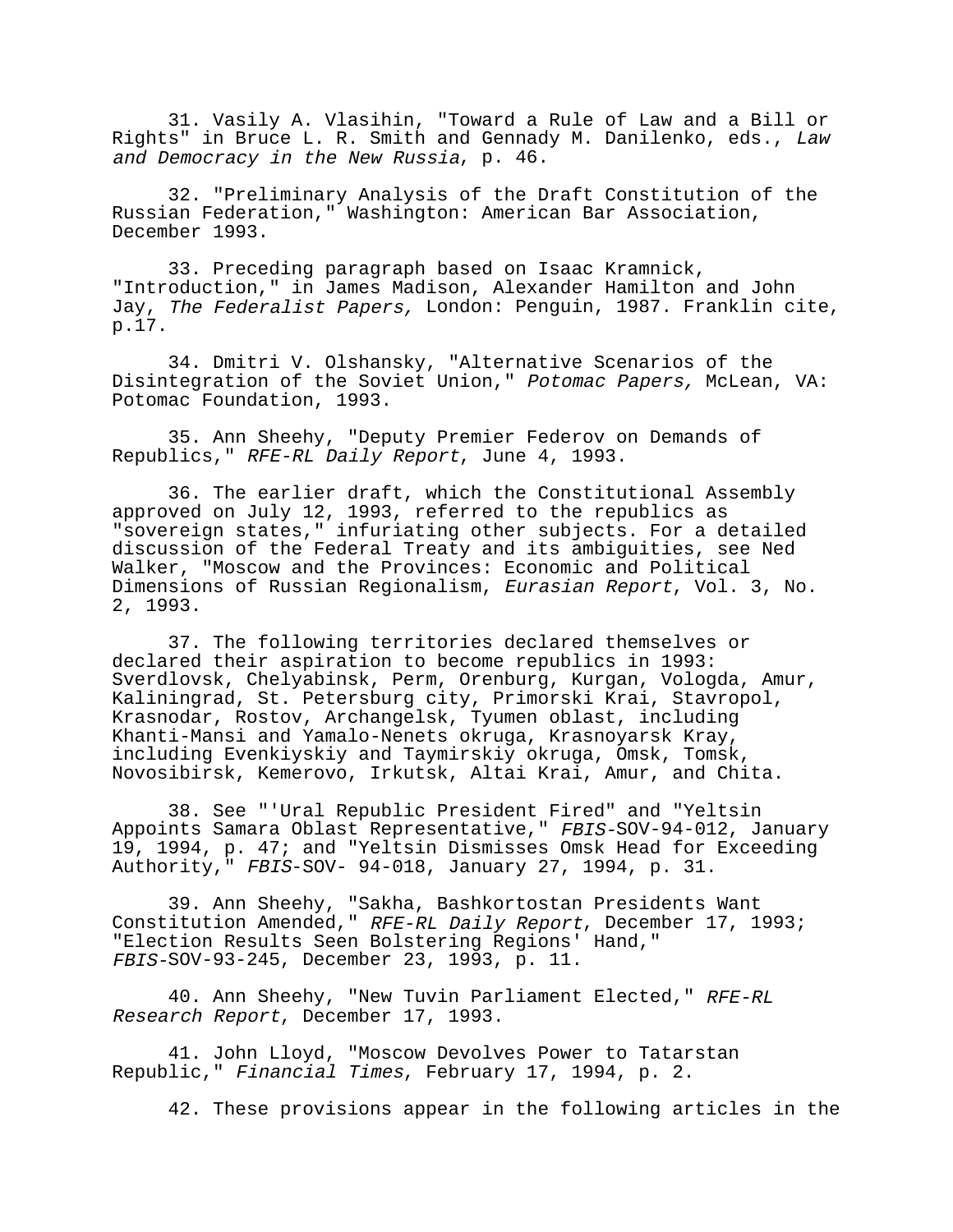31. Vasily A. Vlasihin, "Toward a Rule of Law and a Bill or Rights" in Bruce L. R. Smith and Gennady M. Danilenko, eds., *Law and Democracy in the New Russia*, p. 46.

32. "Preliminary Analysis of the Draft Constitution of the Russian Federation," Washington: American Bar Association, December 1993.

33. Preceding paragraph based on Isaac Kramnick, "Introduction," in James Madison, Alexander Hamilton and John Jay, *The Federalist Papers,* London: Penguin, 1987. Franklin cite, p.17.

34. Dmitri V. Olshansky, "Alternative Scenarios of the Disintegration of the Soviet Union," *Potomac Papers,* McLean, VA: Potomac Foundation, 1993.

35. Ann Sheehy, "Deputy Premier Federov on Demands of Republics," *RFE-RL Daily Report*, June 4, 1993.

36. The earlier draft, which the Constitutional Assembly approved on July 12, 1993, referred to the republics as "sovereign states," infuriating other subjects. For a detailed discussion of the Federal Treaty and its ambiguities, see Ned Walker, "Moscow and the Provinces: Economic and Political Dimensions of Russian Regionalism, *Eurasian Report*, Vol. 3, No. 2, 1993.

37. The following territories declared themselves or declared their aspiration to become republics in 1993: Sverdlovsk, Chelyabinsk, Perm, Orenburg, Kurgan, Vologda, Amur, Kaliningrad, St. Petersburg city, Primorski Krai, Stavropol, Krasnodar, Rostov, Archangelsk, Tyumen oblast, including Khanti-Mansi and Yamalo-Nenets okruga, Krasnoyarsk Kray, including Evenkiyskiy and Taymirskiy okruga, Omsk, Tomsk, Novosibirsk, Kemerovo, Irkutsk, Altai Krai, Amur, and Chita.

38. See "'Ural Republic President Fired" and "Yeltsin Appoints Samara Oblast Representative," *FBIS*-SOV-94-012, January 19, 1994, p. 47; and "Yeltsin Dismisses Omsk Head for Exceeding Authority," *FBIS*-SOV- 94-018, January 27, 1994, p. 31.

39. Ann Sheehy, "Sakha, Bashkortostan Presidents Want Constitution Amended," *RFE-RL Daily Report*, December 17, 1993; "Election Results Seen Bolstering Regions' Hand," *FBIS*-SOV-93-245, December 23, 1993, p. 11.

40. Ann Sheehy, "New Tuvin Parliament Elected," *RFE-RL Research Report*, December 17, 1993.

41. John Lloyd, "Moscow Devolves Power to Tatarstan Republic," *Financial Times*, February 17, 1994, p. 2.

42. These provisions appear in the following articles in the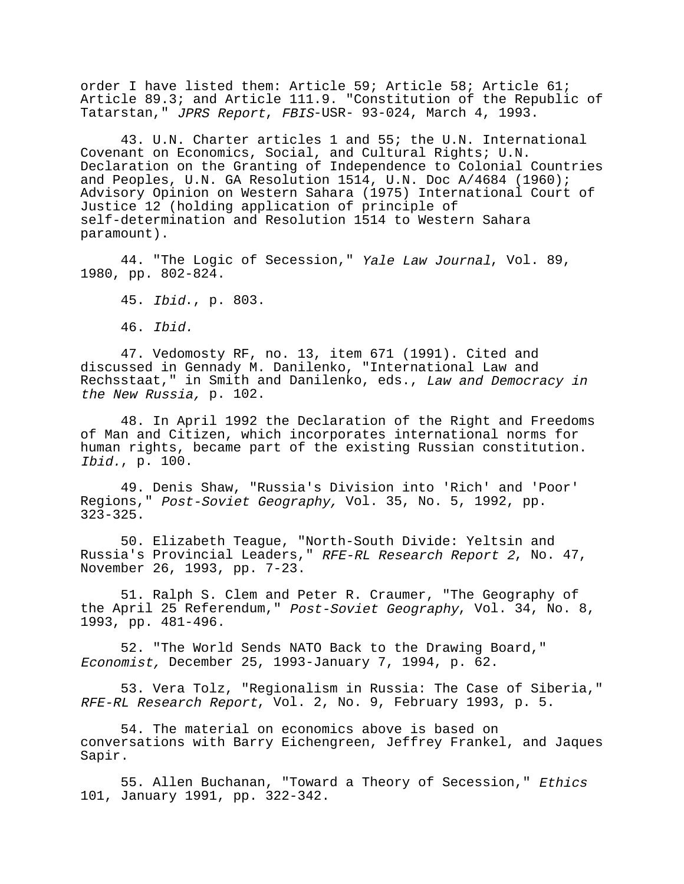order I have listed them: Article 59; Article 58; Article 61; Article 89.3; and Article 111.9. "Constitution of the Republic of Tatarstan," *JPRS Report*, *FBIS*-USR- 93-024, March 4, 1993.

43. U.N. Charter articles 1 and 55; the U.N. International Covenant on Economics, Social, and Cultural Rights; U.N. Declaration on the Granting of Independence to Colonial Countries and Peoples, U.N. GA Resolution 1514, U.N. Doc A/4684 (1960); Advisory Opinion on Western Sahara (1975) International Court of Justice 12 (holding application of principle of self-determination and Resolution 1514 to Western Sahara paramount).

44. "The Logic of Secession," *Yale Law Journal*, Vol. 89, 1980, pp. 802-824.

45. *Ibid*., p. 803.

46. *Ibid.*

47. Vedomosty RF, no. 13, item 671 (1991). Cited and discussed in Gennady M. Danilenko, "International Law and Rechsstaat," in Smith and Danilenko, eds., *Law and Democracy in the New Russia,* p. 102.

48. In April 1992 the Declaration of the Right and Freedoms of Man and Citizen, which incorporates international norms for human rights, became part of the existing Russian constitution. *Ibid.*, p. 100.

49. Denis Shaw, "Russia's Division into 'Rich' and 'Poor' Regions," *Post-Soviet Geography,* Vol. 35, No. 5, 1992, pp. 323-325.

50. Elizabeth Teague, "North-South Divide: Yeltsin and Russia's Provincial Leaders," *RFE-RL Research Report 2*, No. 47, November 26, 1993, pp. 7-23.

51. Ralph S. Clem and Peter R. Craumer, "The Geography of the April 25 Referendum," *Post-Soviet Geography*, Vol. 34, No. 8, 1993, pp. 481-496.

52. "The World Sends NATO Back to the Drawing Board," *Economist,* December 25, 1993-January 7, 1994, p. 62.

53. Vera Tolz, "Regionalism in Russia: The Case of Siberia," *RFE-RL Research Report*, Vol. 2, No. 9, February 1993, p. 5.

54. The material on economics above is based on conversations with Barry Eichengreen, Jeffrey Frankel, and Jaques Sapir.

55. Allen Buchanan, "Toward a Theory of Secession," *Ethics* 101, January 1991, pp. 322-342.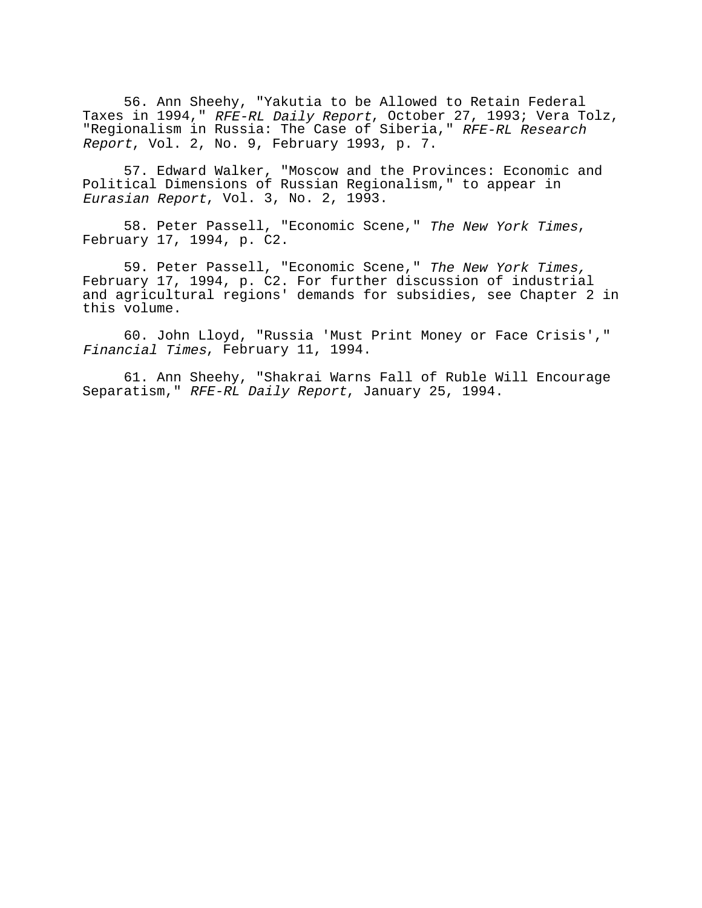56. Ann Sheehy, "Yakutia to be Allowed to Retain Federal Taxes in 1994," *RFE-RL Daily Report*, October 27, 1993; Vera Tolz, "Regionalism in Russia: The Case of Siberia," *RFE-RL Research Report*, Vol. 2, No. 9, February 1993, p. 7.

57. Edward Walker, "Moscow and the Provinces: Economic and Political Dimensions of Russian Regionalism," to appear in *Eurasian Report*, Vol. 3, No. 2, 1993.

58. Peter Passell, "Economic Scene," *The New York Times*, February 17, 1994, p. C2.

59. Peter Passell, "Economic Scene," *The New York Times,* February 17, 1994, p. C2. For further discussion of industrial and agricultural regions' demands for subsidies, see Chapter 2 in this volume.

60. John Lloyd, "Russia 'Must Print Money or Face Crisis'," *Financial Times*, February 11, 1994.

61. Ann Sheehy, "Shakrai Warns Fall of Ruble Will Encourage Separatism," *RFE-RL Daily Report*, January 25, 1994.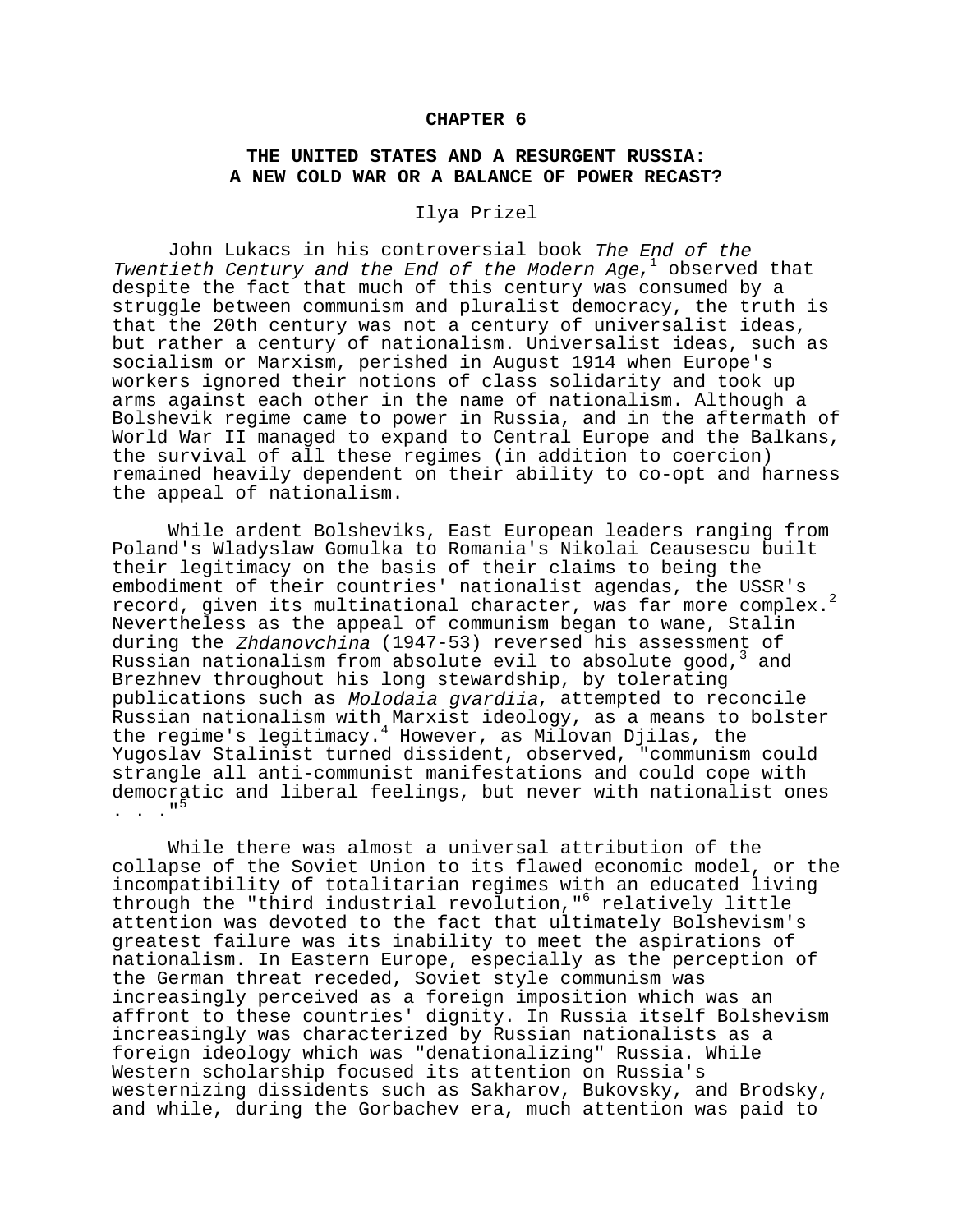# CHAPTER 6

## THE UNITED STATES AND A RESURGENT RUSSIA: A NEW COLD WAR OR A BALANCE OF POWER RECAST?

Ilya Prizel

John Lukacs in his controversial book *The End of the Twentieth Century and the End of the Modern Age*,[1] observed that despite the fact that much of this century was consumed by a struggle between communism and pluralist democracy, the truth is that the 20th century was not a century of universalist ideas, but rather a century of nationalism. Universalist ideas, such as socialism or Marxism, perished in August 1914 when Europe's workers ignored their notions of class solidarity and took up arms against each other in the name of nationalism. Although a Bolshevik regime came to power in Russia, and in the aftermath of World War II managed to expand to Central Europe and the Balkans, the survival of all these regimes (in addition to coercion) remained heavily dependent on their ability to co-opt and harness the appeal of nationalism.

While ardent Bolsheviks, East European leaders ranging from Poland's Wladyslaw Gomulka to Romania's Nikolai Ceausescu built their legitimacy on the basis of their claims to being the embodiment of their countries' nationalist agendas, the USSR's record, given its multinational character, was far more complex.[2] Nevertheless as the appeal of communism began to wane, Stalin during the *Zhdanovchina* (1947-53) reversed his assessment of Russian nationalism from absolute evil to absolute good,[3] and Brezhnev throughout his long stewardship, by tolerating publications such as *Molodaia gvardiia*, attempted to reconcile Russian nationalism with Marxist ideology, as a means to bolster the regime's legitimacy.[4] However, as Milovan Djilas, the Yugoslav Stalinist turned dissident, observed, "communism could strangle all anti-communist manifestations and could cope with democratic and liberal feelings, but never with nationalist ones . . ."[5]

While there was almost a universal attribution of the collapse of the Soviet Union to its flawed economic model, or the incompatibility of totalitarian regimes with an educated living through the "third industrial revolution,"[6] relatively little attention was devoted to the fact that ultimately Bolshevism's greatest failure was its inability to meet the aspirations of nationalism. In Eastern Europe, especially as the perception of the German threat receded, Soviet style communism was increasingly perceived as a foreign imposition which was an affront to these countries' dignity. In Russia itself Bolshevism increasingly was characterized by Russian nationalists as a foreign ideology which was "denationalizing" Russia. While Western scholarship focused its attention on Russia's westernizing dissidents such as Sakharov, Bukovsky, and Brodsky, and while, during the Gorbachev era, much attention was paid to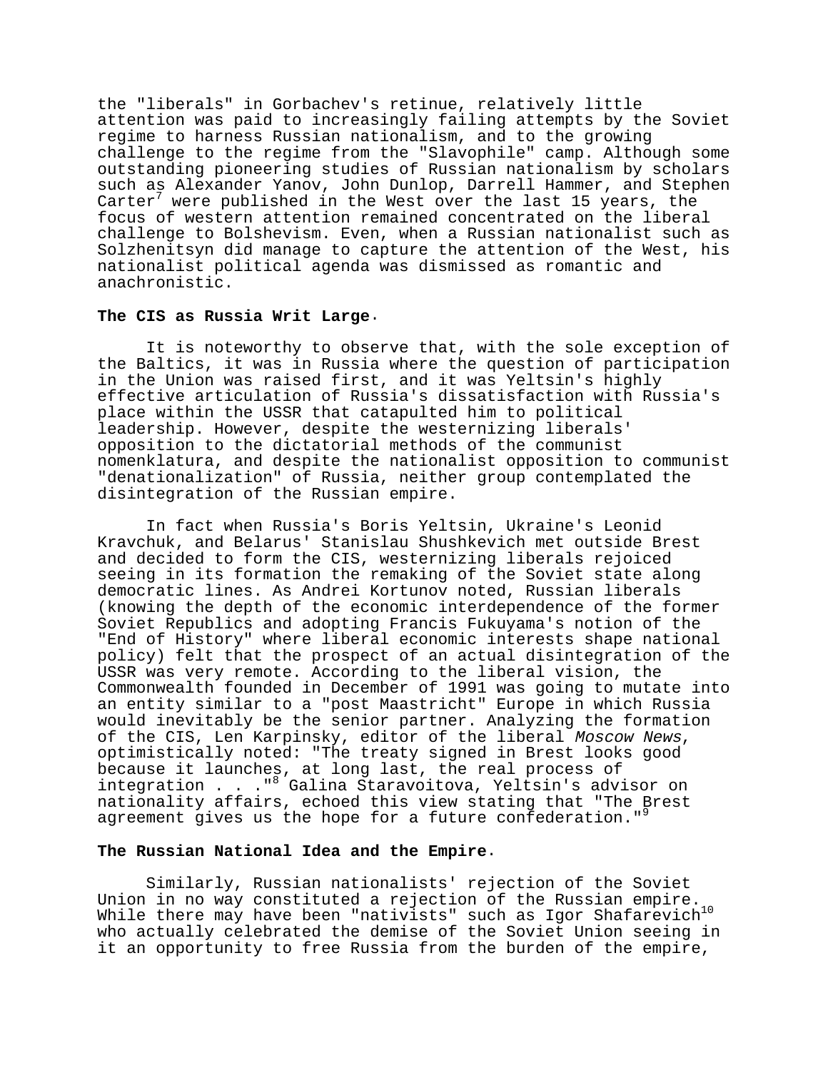the "liberals" in Gorbachev's retinue, relatively little attention was paid to increasingly failing attempts by the Soviet regime to harness Russian nationalism, and to the growing challenge to the regime from the "Slavophile" camp. Although some outstanding pioneering studies of Russian nationalism by scholars such as Alexander Yanov, John Dunlop, Darrell Hammer, and Stephen Carter[7] were published in the West over the last 15 years, the focus of western attention remained concentrated on the liberal challenge to Bolshevism. Even, when a Russian nationalist such as Solzhenitsyn did manage to capture the attention of the West, his nationalist political agenda was dismissed as romantic and anachronistic.

**The CIS as Russia Writ Large.**

It is noteworthy to observe that, with the sole exception of the Baltics, it was in Russia where the question of participation in the Union was raised first, and it was Yeltsin's highly effective articulation of Russia's dissatisfaction with Russia's place within the USSR that catapulted him to political leadership. However, despite the westernizing liberals' opposition to the dictatorial methods of the communist nomenklatura, and despite the nationalist opposition to communist "denationalization" of Russia, neither group contemplated the disintegration of the Russian empire.

In fact when Russia's Boris Yeltsin, Ukraine's Leonid Kravchuk, and Belarus' Stanislau Shushkevich met outside Brest and decided to form the CIS, westernizing liberals rejoiced seeing in its formation the remaking of the Soviet state along democratic lines. As Andrei Kortunov noted, Russian liberals (knowing the depth of the economic interdependence of the former Soviet Republics and adopting Francis Fukuyama's notion of the "End of History" where liberal economic interests shape national policy) felt that the prospect of an actual disintegration of the USSR was very remote. According to the liberal vision, the Commonwealth founded in December of 1991 was going to mutate into an entity similar to a "post Maastricht" Europe in which Russia would inevitably be the senior partner. Analyzing the formation of the CIS, Len Karpinsky, editor of the liberal *Moscow News*, optimistically noted: "The treaty signed in Brest looks good because it launches, at long last, the real process of integration . . ."[8] Galina Staravoitova, Yeltsin's advisor on nationality affairs, echoed this view stating that "The Brest agreement gives us the hope for a future confederation."[9]

**The Russian National Idea and the Empire.**

Similarly, Russian nationalists' rejection of the Soviet Union in no way constituted a rejection of the Russian empire. While there may have been "nativists" such as Igor Shafarevich[10] who actually celebrated the demise of the Soviet Union seeing in it an opportunity to free Russia from the burden of the empire,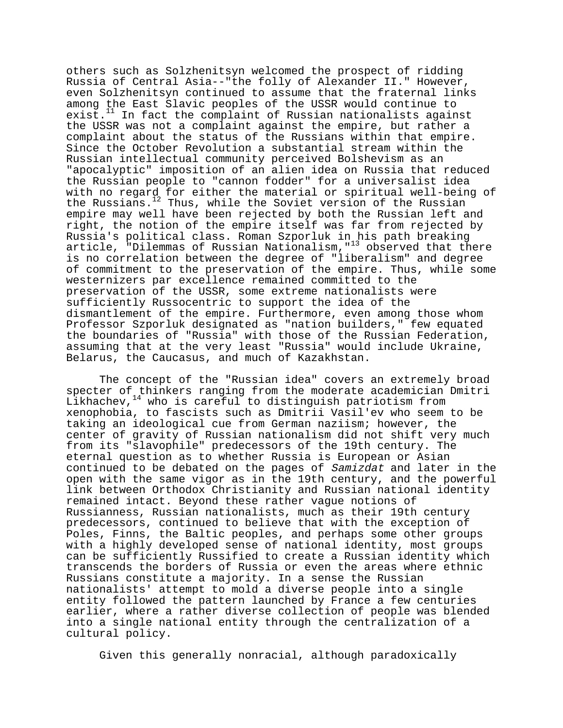others such as Solzhenitsyn welcomed the prospect of ridding Russia of Central Asia--"the folly of Alexander II." However, even Solzhenitsyn continued to assume that the fraternal links among the East Slavic peoples of the USSR would continue to exist.[11] In fact the complaint of Russian nationalists against the USSR was not a complaint against the empire, but rather a complaint about the status of the Russians within that empire. Since the October Revolution a substantial stream within the Russian intellectual community perceived Bolshevism as an "apocalyptic" imposition of an alien idea on Russia that reduced the Russian people to "cannon fodder" for a universalist idea with no regard for either the material or spiritual well-being of the Russians.[12] Thus, while the Soviet version of the Russian empire may well have been rejected by both the Russian left and right, the notion of the empire itself was far from rejected by Russia's political class. Roman Szporluk in his path breaking article, "Dilemmas of Russian Nationalism,"[13] observed that there is no correlation between the degree of "liberalism" and degree of commitment to the preservation of the empire. Thus, while some westernizers par excellence remained committed to the preservation of the USSR, some extreme nationalists were sufficiently Russocentric to support the idea of the dismantlement of the empire. Furthermore, even among those whom Professor Szporluk designated as "nation builders," few equated the boundaries of "Russia" with those of the Russian Federation, assuming that at the very least "Russia" would include Ukraine, Belarus, the Caucasus, and much of Kazakhstan.

The concept of the "Russian idea" covers an extremely broad specter of thinkers ranging from the moderate academician Dmitri Likhachev,[14] who is careful to distinguish patriotism from xenophobia, to fascists such as Dmitrii Vasil'ev who seem to be taking an ideological cue from German naziism; however, the center of gravity of Russian nationalism did not shift very much from its "slavophile" predecessors of the 19th century. The eternal question as to whether Russia is European or Asian continued to be debated on the pages of *Samizdat* and later in the open with the same vigor as in the 19th century, and the powerful link between Orthodox Christianity and Russian national identity remained intact. Beyond these rather vague notions of Russianness, Russian nationalists, much as their 19th century predecessors, continued to believe that with the exception of Poles, Finns, the Baltic peoples, and perhaps some other groups with a highly developed sense of national identity, most groups can be sufficiently Russified to create a Russian identity which transcends the borders of Russia or even the areas where ethnic Russians constitute a majority. In a sense the Russian nationalists' attempt to mold a diverse people into a single entity followed the pattern launched by France a few centuries earlier, where a rather diverse collection of people was blended into a single national entity through the centralization of a cultural policy.

Given this generally nonracial, although paradoxically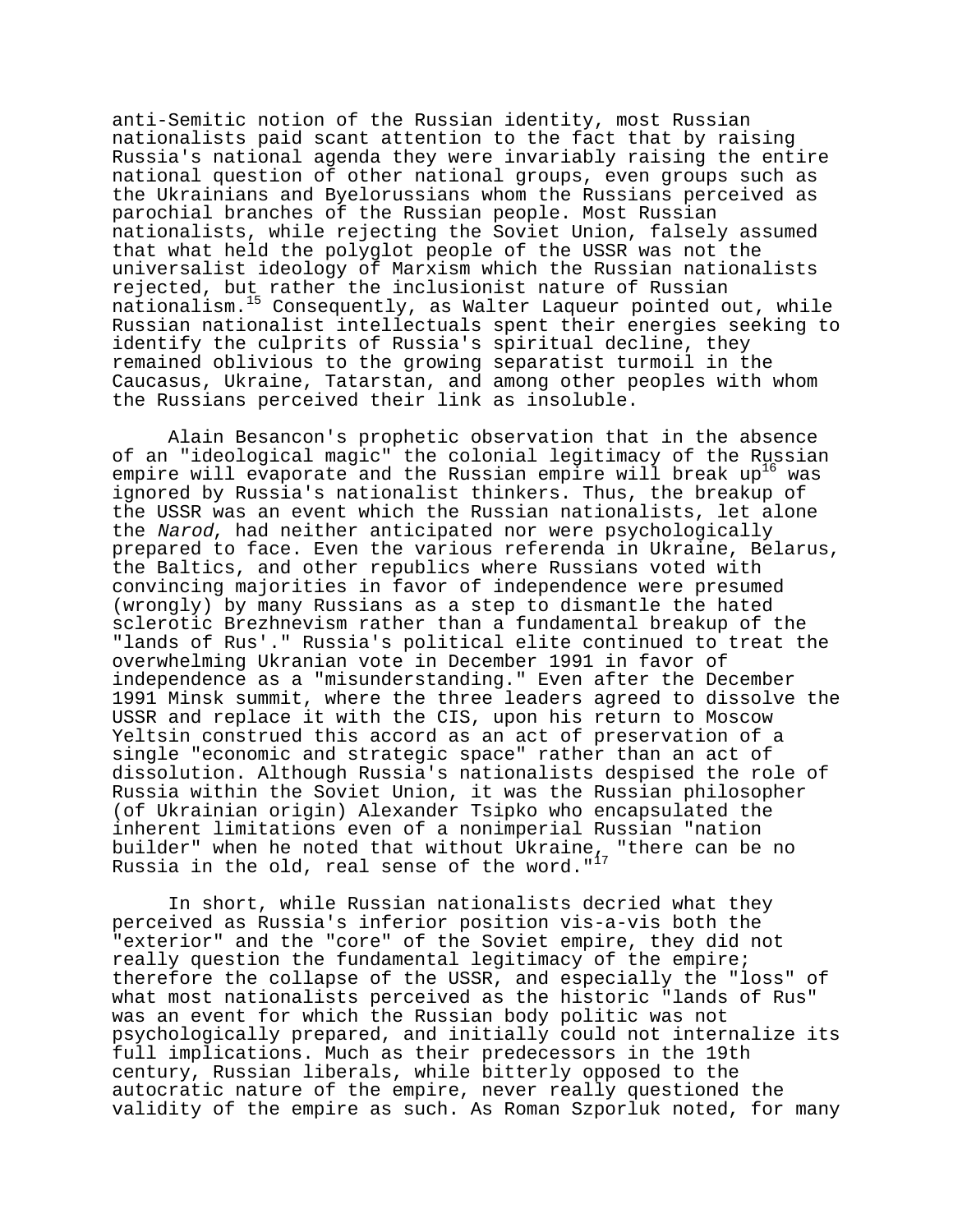anti-Semitic notion of the Russian identity, most Russian nationalists paid scant attention to the fact that by raising Russia's national agenda they were invariably raising the entire national question of other national groups, even groups such as the Ukrainians and Byelorussians whom the Russians perceived as parochial branches of the Russian people. Most Russian nationalists, while rejecting the Soviet Union, falsely assumed that what held the polyglot people of the USSR was not the universalist ideology of Marxism which the Russian nationalists rejected, but rather the inclusionist nature of Russian nationalism.[15] Consequently, as Walter Laqueur pointed out, while Russian nationalist intellectuals spent their energies seeking to identify the culprits of Russia's spiritual decline, they remained oblivious to the growing separatist turmoil in the Caucasus, Ukraine, Tatarstan, and among other peoples with whom the Russians perceived their link as insoluble.

Alain Besancon's prophetic observation that in the absence of an "ideological magic" the colonial legitimacy of the Russian empire will evaporate and the Russian empire will break up[16] was ignored by Russia's nationalist thinkers. Thus, the breakup of the USSR was an event which the Russian nationalists, let alone the *Narod*, had neither anticipated nor were psychologically prepared to face. Even the various referenda in Ukraine, Belarus, the Baltics, and other republics where Russians voted with convincing majorities in favor of independence were presumed (wrongly) by many Russians as a step to dismantle the hated sclerotic Brezhnevism rather than a fundamental breakup of the "lands of Rus'." Russia's political elite continued to treat the overwhelming Ukranian vote in December 1991 in favor of independence as a "misunderstanding." Even after the December 1991 Minsk summit, where the three leaders agreed to dissolve the USSR and replace it with the CIS, upon his return to Moscow Yeltsin construed this accord as an act of preservation of a single "economic and strategic space" rather than an act of dissolution. Although Russia's nationalists despised the role of Russia within the Soviet Union, it was the Russian philosopher (of Ukrainian origin) Alexander Tsipko who encapsulated the inherent limitations even of a nonimperial Russian "nation builder" when he noted that without Ukraine, "there can be no Russia in the old, real sense of the word."[17]

In short, while Russian nationalists decried what they perceived as Russia's inferior position vis-a-vis both the "exterior" and the "core" of the Soviet empire, they did not really question the fundamental legitimacy of the empire; therefore the collapse of the USSR, and especially the "loss" of what most nationalists perceived as the historic "lands of Rus" was an event for which the Russian body politic was not psychologically prepared, and initially could not internalize its full implications. Much as their predecessors in the 19th century, Russian liberals, while bitterly opposed to the autocratic nature of the empire, never really questioned the validity of the empire as such. As Roman Szporluk noted, for many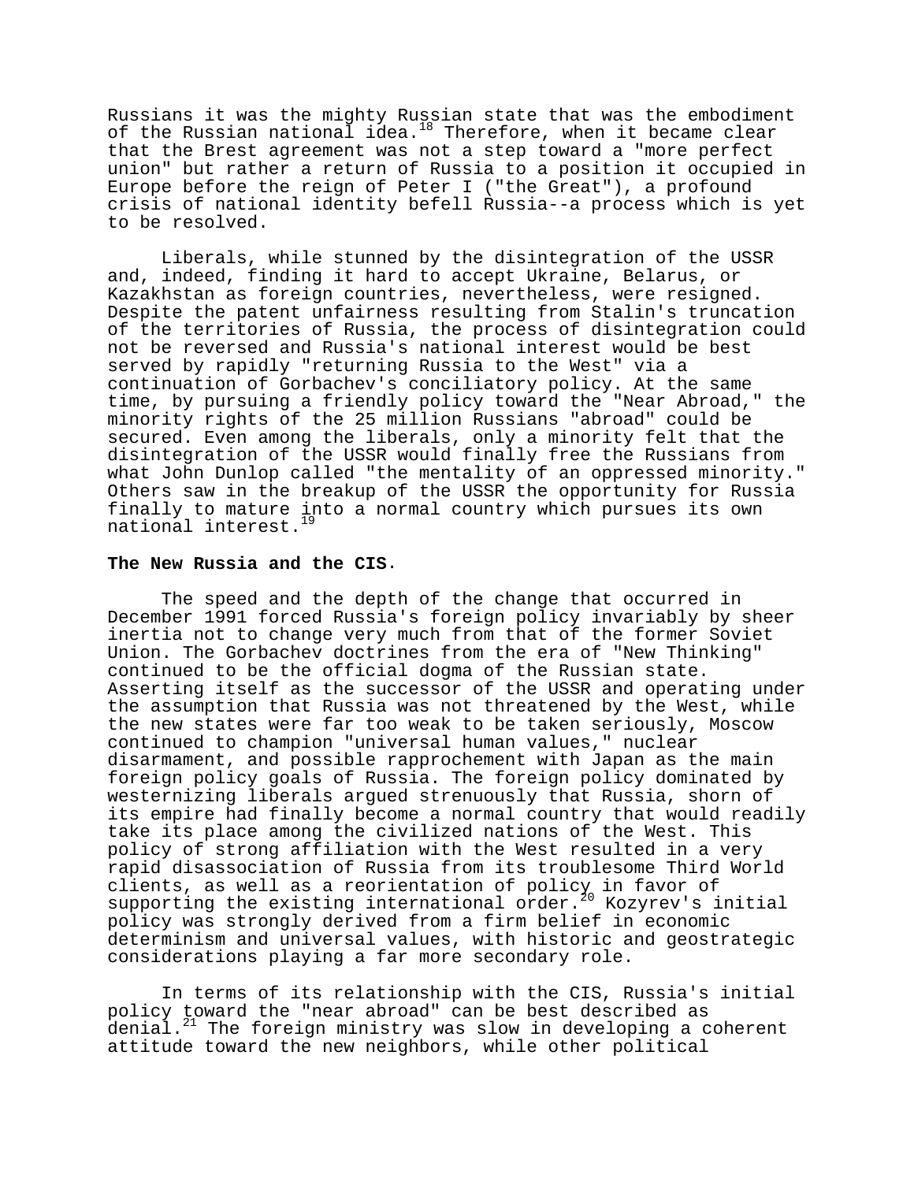Russians it was the mighty Russian state that was the embodiment of the Russian national idea.[18] Therefore, when it became clear that the Brest agreement was not a step toward a "more perfect union" but rather a return of Russia to a position it occupied in Europe before the reign of Peter I ("the Great"), a profound crisis of national identity befell Russia--a process which is yet to be resolved.

Liberals, while stunned by the disintegration of the USSR and, indeed, finding it hard to accept Ukraine, Belarus, or Kazakhstan as foreign countries, nevertheless, were resigned. Despite the patent unfairness resulting from Stalin's truncation of the territories of Russia, the process of disintegration could not be reversed and Russia's national interest would be best served by rapidly "returning Russia to the West" via a continuation of Gorbachev's conciliatory policy. At the same time, by pursuing a friendly policy toward the "Near Abroad," the minority rights of the 25 million Russians "abroad" could be secured. Even among the liberals, only a minority felt that the disintegration of the USSR would finally free the Russians from what John Dunlop called "the mentality of an oppressed minority." Others saw in the breakup of the USSR the opportunity for Russia finally to mature into a normal country which pursues its own national interest.[19]

**The New Russia and the CIS**.

The speed and the depth of the change that occurred in December 1991 forced Russia's foreign policy invariably by sheer inertia not to change very much from that of the former Soviet Union. The Gorbachev doctrines from the era of "New Thinking" continued to be the official dogma of the Russian state. Asserting itself as the successor of the USSR and operating under the assumption that Russia was not threatened by the West, while the new states were far too weak to be taken seriously, Moscow continued to champion "universal human values," nuclear disarmament, and possible rapprochement with Japan as the main foreign policy goals of Russia. The foreign policy dominated by westernizing liberals argued strenuously that Russia, shorn of its empire had finally become a normal country that would readily take its place among the civilized nations of the West. This policy of strong affiliation with the West resulted in a very rapid disassociation of Russia from its troublesome Third World clients, as well as a reorientation of policy in favor of supporting the existing international order.[20] Kozyrev's initial policy was strongly derived from a firm belief in economic determinism and universal values, with historic and geostrategic considerations playing a far more secondary role.

In terms of its relationship with the CIS, Russia's initial policy toward the "near abroad" can be best described as denial.[21] The foreign ministry was slow in developing a coherent attitude toward the new neighbors, while other political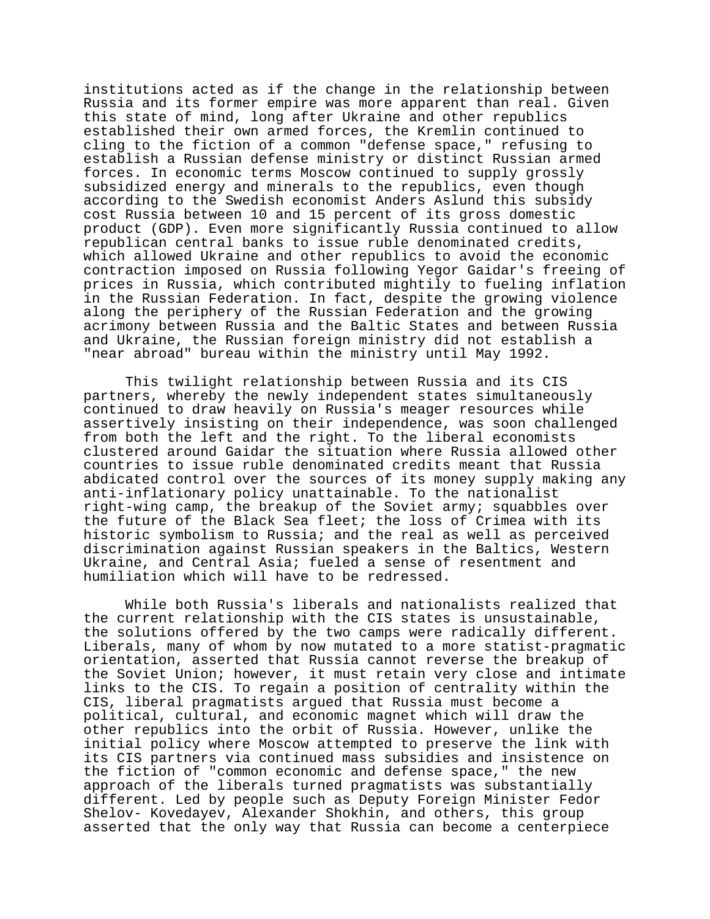institutions acted as if the change in the relationship between Russia and its former empire was more apparent than real. Given this state of mind, long after Ukraine and other republics established their own armed forces, the Kremlin continued to cling to the fiction of a common "defense space," refusing to establish a Russian defense ministry or distinct Russian armed forces. In economic terms Moscow continued to supply grossly subsidized energy and minerals to the republics, even though according to the Swedish economist Anders Aslund this subsidy cost Russia between 10 and 15 percent of its gross domestic product (GDP). Even more significantly Russia continued to allow republican central banks to issue ruble denominated credits, which allowed Ukraine and other republics to avoid the economic contraction imposed on Russia following Yegor Gaidar's freeing of prices in Russia, which contributed mightily to fueling inflation in the Russian Federation. In fact, despite the growing violence along the periphery of the Russian Federation and the growing acrimony between Russia and the Baltic States and between Russia and Ukraine, the Russian foreign ministry did not establish a "near abroad" bureau within the ministry until May 1992.

This twilight relationship between Russia and its CIS partners, whereby the newly independent states simultaneously continued to draw heavily on Russia's meager resources while assertively insisting on their independence, was soon challenged from both the left and the right. To the liberal economists clustered around Gaidar the situation where Russia allowed other countries to issue ruble denominated credits meant that Russia abdicated control over the sources of its money supply making any anti-inflationary policy unattainable. To the nationalist right-wing camp, the breakup of the Soviet army; squabbles over the future of the Black Sea fleet; the loss of Crimea with its historic symbolism to Russia; and the real as well as perceived discrimination against Russian speakers in the Baltics, Western Ukraine, and Central Asia; fueled a sense of resentment and humiliation which will have to be redressed.

While both Russia's liberals and nationalists realized that the current relationship with the CIS states is unsustainable, the solutions offered by the two camps were radically different. Liberals, many of whom by now mutated to a more statist-pragmatic orientation, asserted that Russia cannot reverse the breakup of the Soviet Union; however, it must retain very close and intimate links to the CIS. To regain a position of centrality within the CIS, liberal pragmatists argued that Russia must become a political, cultural, and economic magnet which will draw the other republics into the orbit of Russia. However, unlike the initial policy where Moscow attempted to preserve the link with its CIS partners via continued mass subsidies and insistence on the fiction of "common economic and defense space," the new approach of the liberals turned pragmatists was substantially different. Led by people such as Deputy Foreign Minister Fedor Shelov- Kovedayev, Alexander Shokhin, and others, this group asserted that the only way that Russia can become a centerpiece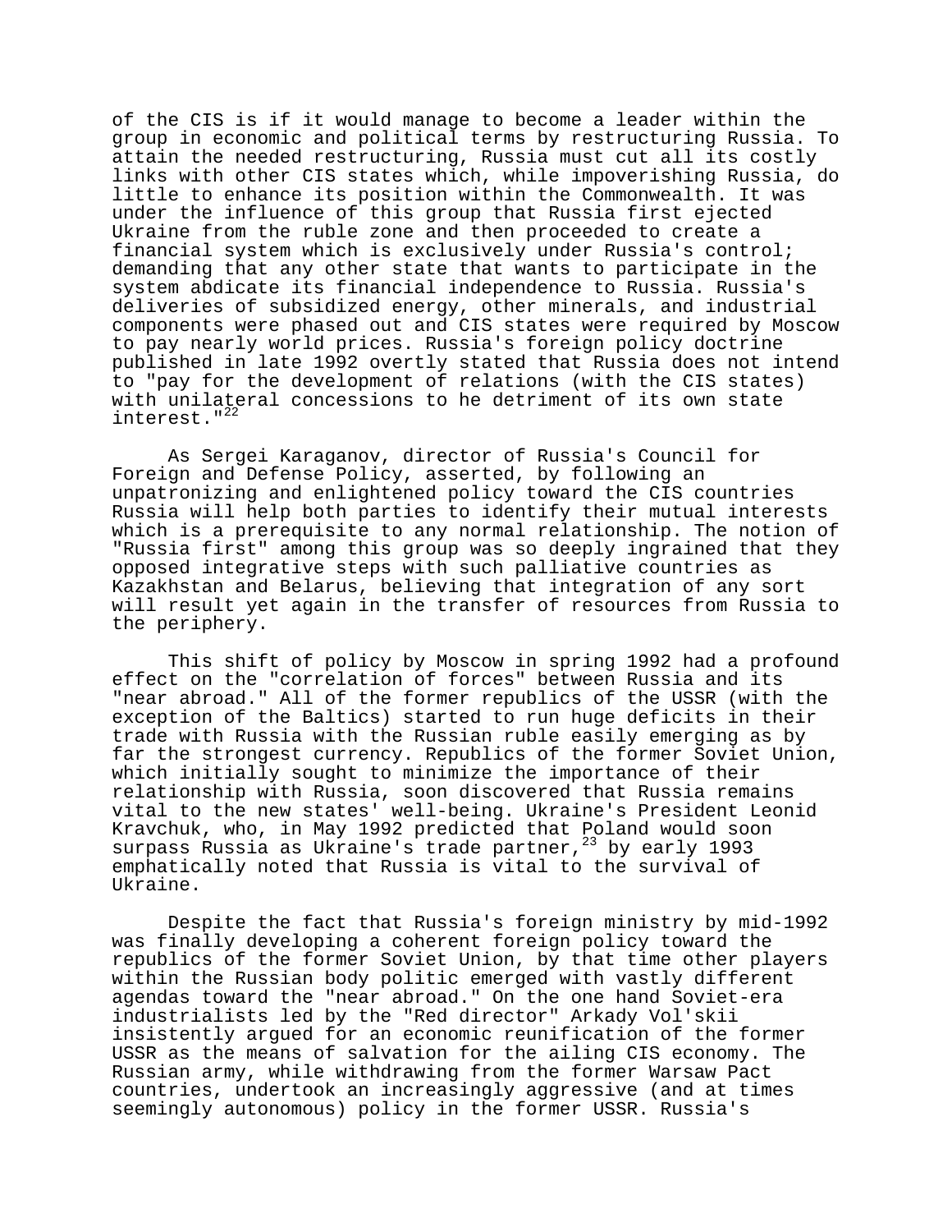of the CIS is if it would manage to become a leader within the group in economic and political terms by restructuring Russia. To attain the needed restructuring, Russia must cut all its costly links with other CIS states which, while impoverishing Russia, do little to enhance its position within the Commonwealth. It was under the influence of this group that Russia first ejected Ukraine from the ruble zone and then proceeded to create a financial system which is exclusively under Russia's control; demanding that any other state that wants to participate in the system abdicate its financial independence to Russia. Russia's deliveries of subsidized energy, other minerals, and industrial components were phased out and CIS states were required by Moscow to pay nearly world prices. Russia's foreign policy doctrine published in late 1992 overtly stated that Russia does not intend to "pay for the development of relations (with the CIS states) with unilateral concessions to he detriment of its own state interest."[22]

As Sergei Karaganov, director of Russia's Council for Foreign and Defense Policy, asserted, by following an unpatronizing and enlightened policy toward the CIS countries Russia will help both parties to identify their mutual interests which is a prerequisite to any normal relationship. The notion of "Russia first" among this group was so deeply ingrained that they opposed integrative steps with such palliative countries as Kazakhstan and Belarus, believing that integration of any sort will result yet again in the transfer of resources from Russia to the periphery.

This shift of policy by Moscow in spring 1992 had a profound effect on the "correlation of forces" between Russia and its "near abroad." All of the former republics of the USSR (with the exception of the Baltics) started to run huge deficits in their trade with Russia with the Russian ruble easily emerging as by far the strongest currency. Republics of the former Soviet Union, which initially sought to minimize the importance of their relationship with Russia, soon discovered that Russia remains vital to the new states' well-being. Ukraine's President Leonid Kravchuk, who, in May 1992 predicted that Poland would soon surpass Russia as Ukraine's trade partner,[23] by early 1993 emphatically noted that Russia is vital to the survival of Ukraine.

Despite the fact that Russia's foreign ministry by mid-1992 was finally developing a coherent foreign policy toward the republics of the former Soviet Union, by that time other players within the Russian body politic emerged with vastly different agendas toward the "near abroad." On the one hand Soviet-era industrialists led by the "Red director" Arkady Vol'skii insistently argued for an economic reunification of the former USSR as the means of salvation for the ailing CIS economy. The Russian army, while withdrawing from the former Warsaw Pact countries, undertook an increasingly aggressive (and at times seemingly autonomous) policy in the former USSR. Russia's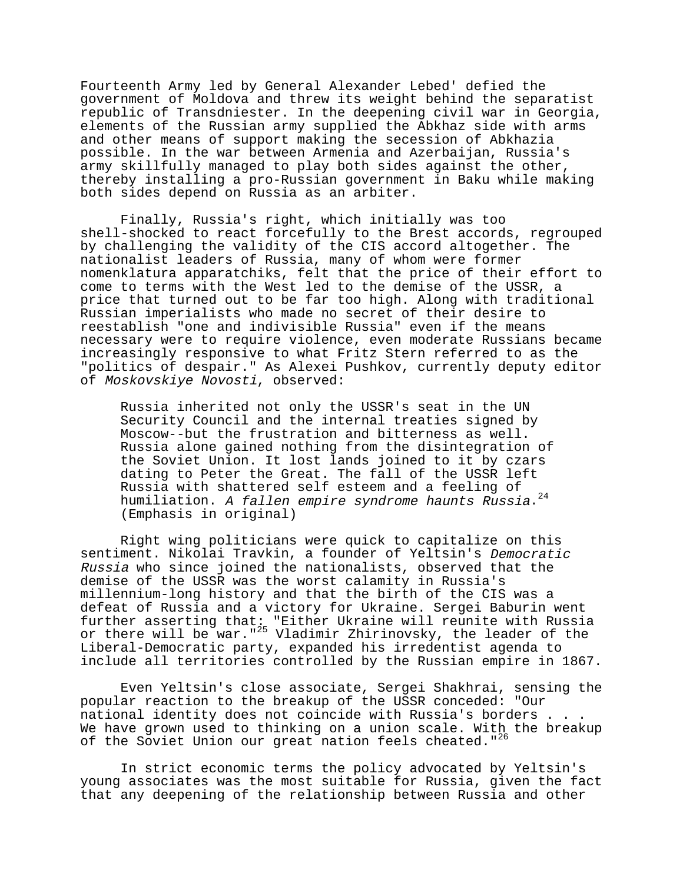Fourteenth Army led by General Alexander Lebed' defied the government of Moldova and threw its weight behind the separatist republic of Transdniester. In the deepening civil war in Georgia, elements of the Russian army supplied the Abkhaz side with arms and other means of support making the secession of Abkhazia possible. In the war between Armenia and Azerbaijan, Russia's army skillfully managed to play both sides against the other, thereby installing a pro-Russian government in Baku while making both sides depend on Russia as an arbiter.

Finally, Russia's right, which initially was too shell-shocked to react forcefully to the Brest accords, regrouped by challenging the validity of the CIS accord altogether. The nationalist leaders of Russia, many of whom were former nomenklatura apparatchiks, felt that the price of their effort to come to terms with the West led to the demise of the USSR, a price that turned out to be far too high. Along with traditional Russian imperialists who made no secret of their desire to reestablish "one and indivisible Russia" even if the means necessary were to require violence, even moderate Russians became increasingly responsive to what Fritz Stern referred to as the "politics of despair." As Alexei Pushkov, currently deputy editor of *Moskovskiye Novosti*, observed:

> Russia inherited not only the USSR's seat in the UN Security Council and the internal treaties signed by Moscow--but the frustration and bitterness as well. Russia alone gained nothing from the disintegration of the Soviet Union. It lost lands joined to it by czars dating to Peter the Great. The fall of the USSR left Russia with shattered self esteem and a feeling of humiliation. *A fallen empire syndrome haunts Russia*.[24] (Emphasis in original)

Right wing politicians were quick to capitalize on this sentiment. Nikolai Travkin, a founder of Yeltsin's *Democratic Russia* who since joined the nationalists, observed that the demise of the USSR was the worst calamity in Russia's millennium-long history and that the birth of the CIS was a defeat of Russia and a victory for Ukraine. Sergei Baburin went further asserting that: "Either Ukraine will reunite with Russia or there will be war."[25] Vladimir Zhirinovsky, the leader of the Liberal-Democratic party, expanded his irredentist agenda to include all territories controlled by the Russian empire in 1867.

Even Yeltsin's close associate, Sergei Shakhrai, sensing the popular reaction to the breakup of the USSR conceded: "Our national identity does not coincide with Russia's borders . . . We have grown used to thinking on a union scale. With the breakup of the Soviet Union our great nation feels cheated."[26]

In strict economic terms the policy advocated by Yeltsin's young associates was the most suitable for Russia, given the fact that any deepening of the relationship between Russia and other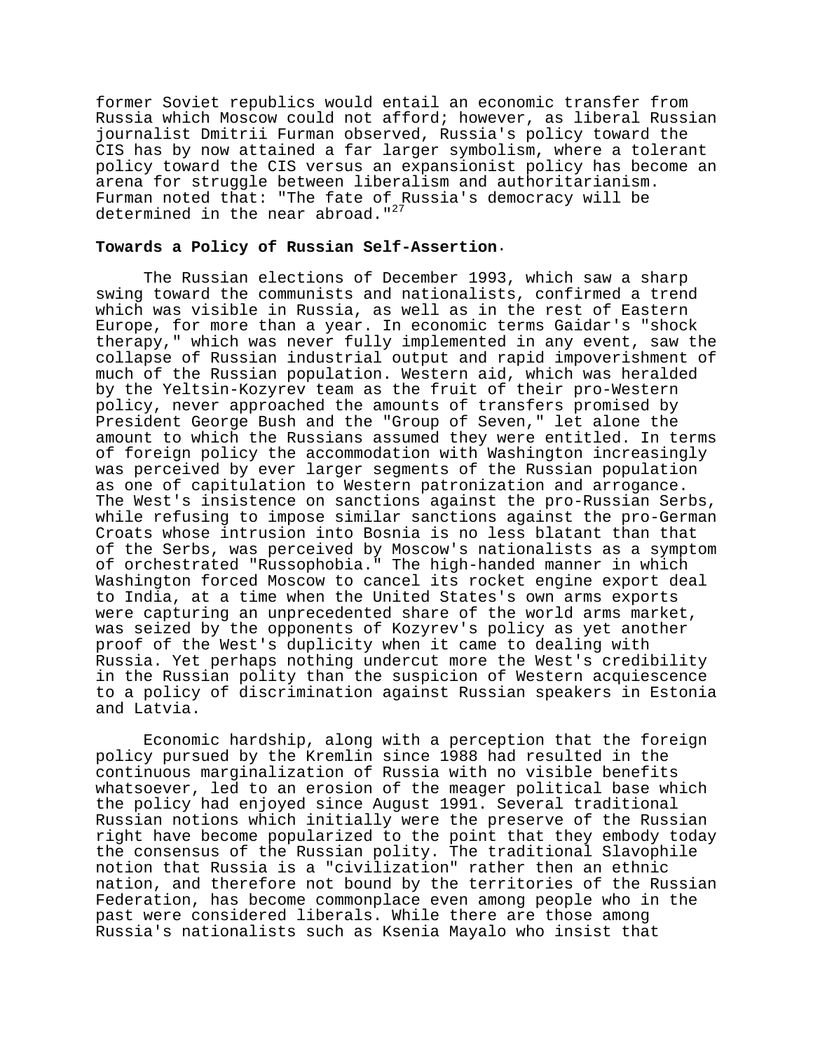former Soviet republics would entail an economic transfer from Russia which Moscow could not afford; however, as liberal Russian journalist Dmitrii Furman observed, Russia's policy toward the CIS has by now attained a far larger symbolism, where a tolerant policy toward the CIS versus an expansionist policy has become an arena for struggle between liberalism and authoritarianism. Furman noted that: "The fate of Russia's democracy will be determined in the near abroad."[27]

**Towards a Policy of Russian Self-Assertion.**

The Russian elections of December 1993, which saw a sharp swing toward the communists and nationalists, confirmed a trend which was visible in Russia, as well as in the rest of Eastern Europe, for more than a year. In economic terms Gaidar's "shock therapy," which was never fully implemented in any event, saw the collapse of Russian industrial output and rapid impoverishment of much of the Russian population. Western aid, which was heralded by the Yeltsin-Kozyrev team as the fruit of their pro-Western policy, never approached the amounts of transfers promised by President George Bush and the "Group of Seven," let alone the amount to which the Russians assumed they were entitled. In terms of foreign policy the accommodation with Washington increasingly was perceived by ever larger segments of the Russian population as one of capitulation to Western patronization and arrogance. The West's insistence on sanctions against the pro-Russian Serbs, while refusing to impose similar sanctions against the pro-German Croats whose intrusion into Bosnia is no less blatant than that of the Serbs, was perceived by Moscow's nationalists as a symptom of orchestrated "Russophobia." The high-handed manner in which Washington forced Moscow to cancel its rocket engine export deal to India, at a time when the United States's own arms exports were capturing an unprecedented share of the world arms market, was seized by the opponents of Kozyrev's policy as yet another proof of the West's duplicity when it came to dealing with Russia. Yet perhaps nothing undercut more the West's credibility in the Russian polity than the suspicion of Western acquiescence to a policy of discrimination against Russian speakers in Estonia and Latvia.

Economic hardship, along with a perception that the foreign policy pursued by the Kremlin since 1988 had resulted in the continuous marginalization of Russia with no visible benefits whatsoever, led to an erosion of the meager political base which the policy had enjoyed since August 1991. Several traditional Russian notions which initially were the preserve of the Russian right have become popularized to the point that they embody today the consensus of the Russian polity. The traditional Slavophile notion that Russia is a "civilization" rather then an ethnic nation, and therefore not bound by the territories of the Russian Federation, has become commonplace even among people who in the past were considered liberals. While there are those among Russia's nationalists such as Ksenia Mayalo who insist that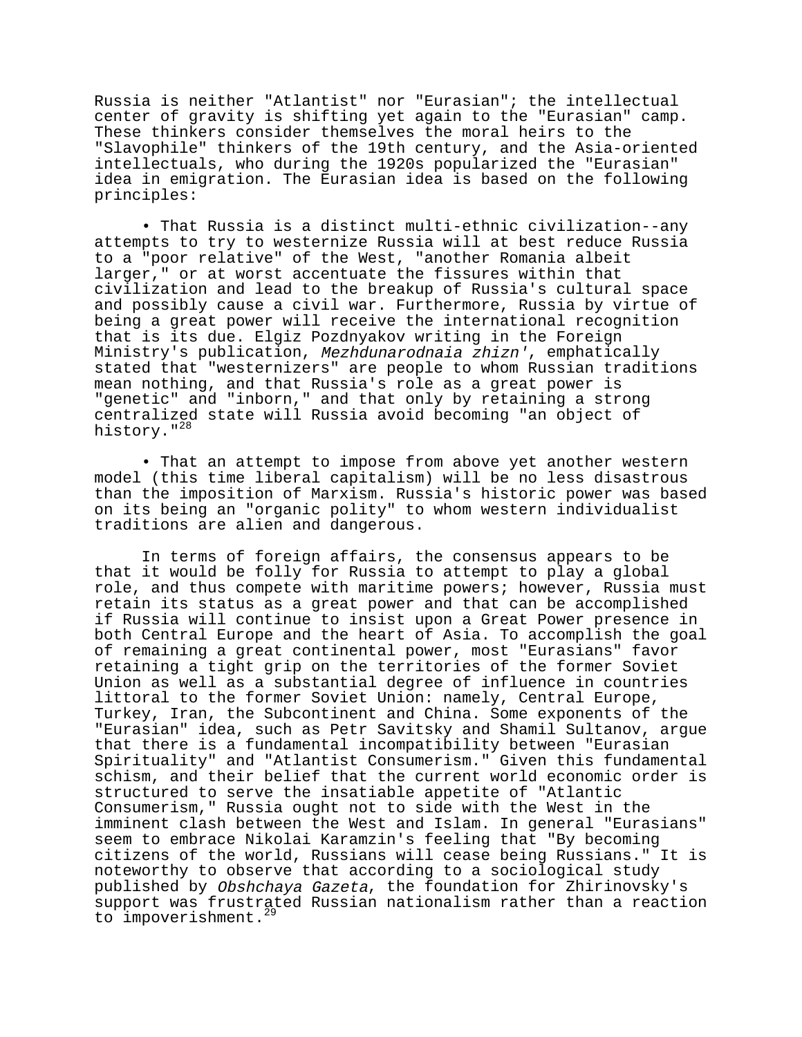Russia is neither "Atlantist" nor "Eurasian"; the intellectual center of gravity is shifting yet again to the "Eurasian" camp. These thinkers consider themselves the moral heirs to the "Slavophile" thinkers of the 19th century, and the Asia-oriented intellectuals, who during the 1920s popularized the "Eurasian" idea in emigration. The Eurasian idea is based on the following principles:

- That Russia is a distinct multi-ethnic civilization--any attempts to try to westernize Russia will at best reduce Russia to a "poor relative" of the West, "another Romania albeit larger," or at worst accentuate the fissures within that civilization and lead to the breakup of Russia's cultural space and possibly cause a civil war. Furthermore, Russia by virtue of being a great power will receive the international recognition that is its due. Elgiz Pozdnyakov writing in the Foreign Ministry's publication, *Mezhdunarodnaia zhizn'*, emphatically stated that "westernizers" are people to whom Russian traditions mean nothing, and that Russia's role as a great power is "genetic" and "inborn," and that only by retaining a strong centralized state will Russia avoid becoming "an object of history."[28]

- That an attempt to impose from above yet another western model (this time liberal capitalism) will be no less disastrous than the imposition of Marxism. Russia's historic power was based on its being an "organic polity" to whom western individualist traditions are alien and dangerous.

In terms of foreign affairs, the consensus appears to be that it would be folly for Russia to attempt to play a global role, and thus compete with maritime powers; however, Russia must retain its status as a great power and that can be accomplished if Russia will continue to insist upon a Great Power presence in both Central Europe and the heart of Asia. To accomplish the goal of remaining a great continental power, most "Eurasians" favor retaining a tight grip on the territories of the former Soviet Union as well as a substantial degree of influence in countries littoral to the former Soviet Union: namely, Central Europe, Turkey, Iran, the Subcontinent and China. Some exponents of the "Eurasian" idea, such as Petr Savitsky and Shamil Sultanov, argue that there is a fundamental incompatibility between "Eurasian Spirituality" and "Atlantist Consumerism." Given this fundamental schism, and their belief that the current world economic order is structured to serve the insatiable appetite of "Atlantic Consumerism," Russia ought not to side with the West in the imminent clash between the West and Islam. In general "Eurasians" seem to embrace Nikolai Karamzin's feeling that "By becoming citizens of the world, Russians will cease being Russians." It is noteworthy to observe that according to a sociological study published by *Obshchaya Gazeta*, the foundation for Zhirinovsky's support was frustrated Russian nationalism rather than a reaction to impoverishment.[29]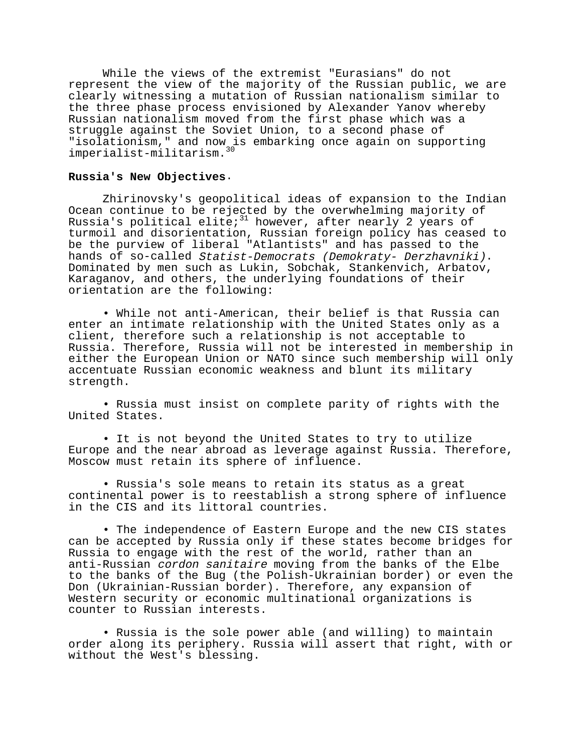While the views of the extremist "Eurasians" do not represent the view of the majority of the Russian public, we are clearly witnessing a mutation of Russian nationalism similar to the three phase process envisioned by Alexander Yanov whereby Russian nationalism moved from the first phase which was a struggle against the Soviet Union, to a second phase of "isolationism," and now is embarking once again on supporting imperialist-militarism.[30]

**Russia's New Objectives.**

Zhirinovsky's geopolitical ideas of expansion to the Indian Ocean continue to be rejected by the overwhelming majority of Russia's political elite;[31] however, after nearly 2 years of turmoil and disorientation, Russian foreign policy has ceased to be the purview of liberal "Atlantists" and has passed to the hands of so-called *Statist-Democrats (Demokraty- Derzhavniki)*. Dominated by men such as Lukin, Sobchak, Stankenvich, Arbatov, Karaganov, and others, the underlying foundations of their orientation are the following:

- While not anti-American, their belief is that Russia can enter an intimate relationship with the United States only as a client, therefore such a relationship is not acceptable to Russia. Therefore, Russia will not be interested in membership in either the European Union or NATO since such membership will only accentuate Russian economic weakness and blunt its military strength.

- Russia must insist on complete parity of rights with the United States.

- It is not beyond the United States to try to utilize Europe and the near abroad as leverage against Russia. Therefore, Moscow must retain its sphere of influence.

- Russia's sole means to retain its status as a great continental power is to reestablish a strong sphere of influence in the CIS and its littoral countries.

- The independence of Eastern Europe and the new CIS states can be accepted by Russia only if these states become bridges for Russia to engage with the rest of the world, rather than an anti-Russian *cordon sanitaire* moving from the banks of the Elbe to the banks of the Bug (the Polish-Ukrainian border) or even the Don (Ukrainian-Russian border). Therefore, any expansion of Western security or economic multinational organizations is counter to Russian interests.

- Russia is the sole power able (and willing) to maintain order along its periphery. Russia will assert that right, with or without the West's blessing.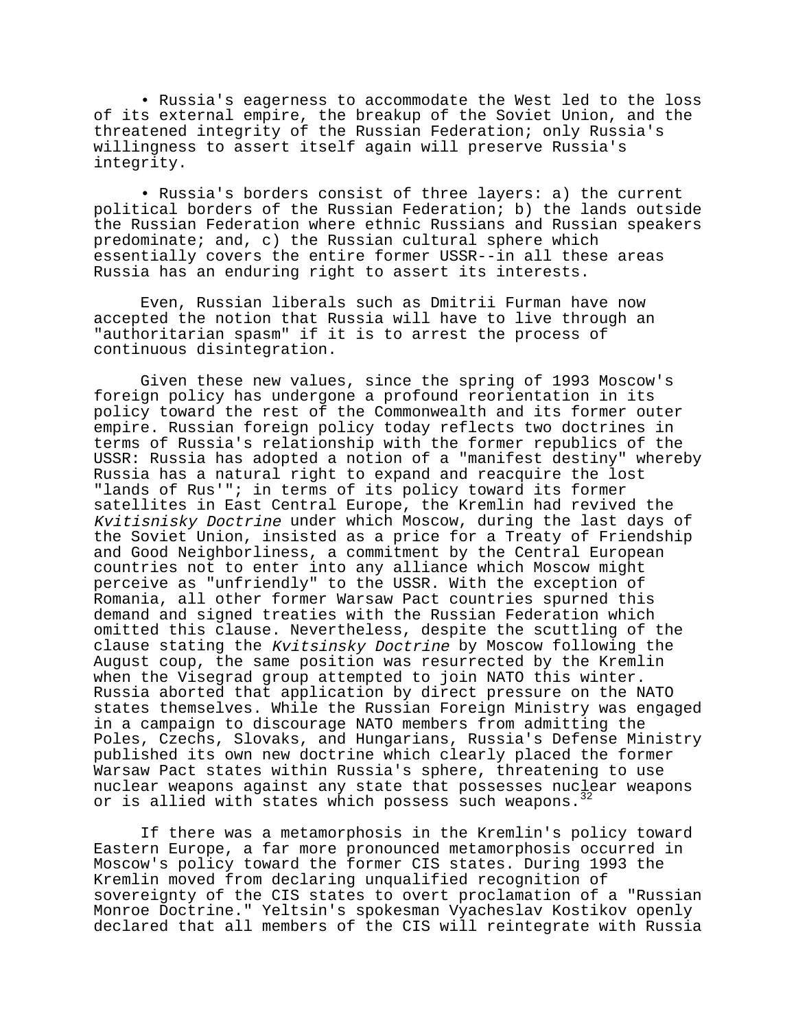• Russia's eagerness to accommodate the West led to the loss of its external empire, the breakup of the Soviet Union, and the threatened integrity of the Russian Federation; only Russia's willingness to assert itself again will preserve Russia's integrity.

• Russia's borders consist of three layers: a) the current political borders of the Russian Federation; b) the lands outside the Russian Federation where ethnic Russians and Russian speakers predominate; and, c) the Russian cultural sphere which essentially covers the entire former USSR--in all these areas Russia has an enduring right to assert its interests.

Even, Russian liberals such as Dmitrii Furman have now accepted the notion that Russia will have to live through an "authoritarian spasm" if it is to arrest the process of continuous disintegration.

Given these new values, since the spring of 1993 Moscow's foreign policy has undergone a profound reorientation in its policy toward the rest of the Commonwealth and its former outer empire. Russian foreign policy today reflects two doctrines in terms of Russia's relationship with the former republics of the USSR: Russia has adopted a notion of a "manifest destiny" whereby Russia has a natural right to expand and reacquire the lost "lands of Rus'"; in terms of its policy toward its former satellites in East Central Europe, the Kremlin had revived the *Kvitisnisky Doctrine* under which Moscow, during the last days of the Soviet Union, insisted as a price for a Treaty of Friendship and Good Neighborliness, a commitment by the Central European countries not to enter into any alliance which Moscow might perceive as "unfriendly" to the USSR. With the exception of Romania, all other former Warsaw Pact countries spurned this demand and signed treaties with the Russian Federation which omitted this clause. Nevertheless, despite the scuttling of the clause stating the *Kvitsinsky Doctrine* by Moscow following the August coup, the same position was resurrected by the Kremlin when the Visegrad group attempted to join NATO this winter. Russia aborted that application by direct pressure on the NATO states themselves. While the Russian Foreign Ministry was engaged in a campaign to discourage NATO members from admitting the Poles, Czechs, Slovaks, and Hungarians, Russia's Defense Ministry published its own new doctrine which clearly placed the former Warsaw Pact states within Russia's sphere, threatening to use nuclear weapons against any state that possesses nuclear weapons or is allied with states which possess such weapons.[32]

If there was a metamorphosis in the Kremlin's policy toward Eastern Europe, a far more pronounced metamorphosis occurred in Moscow's policy toward the former CIS states. During 1993 the Kremlin moved from declaring unqualified recognition of sovereignty of the CIS states to overt proclamation of a "Russian Monroe Doctrine." Yeltsin's spokesman Vyacheslav Kostikov openly declared that all members of the CIS will reintegrate with Russia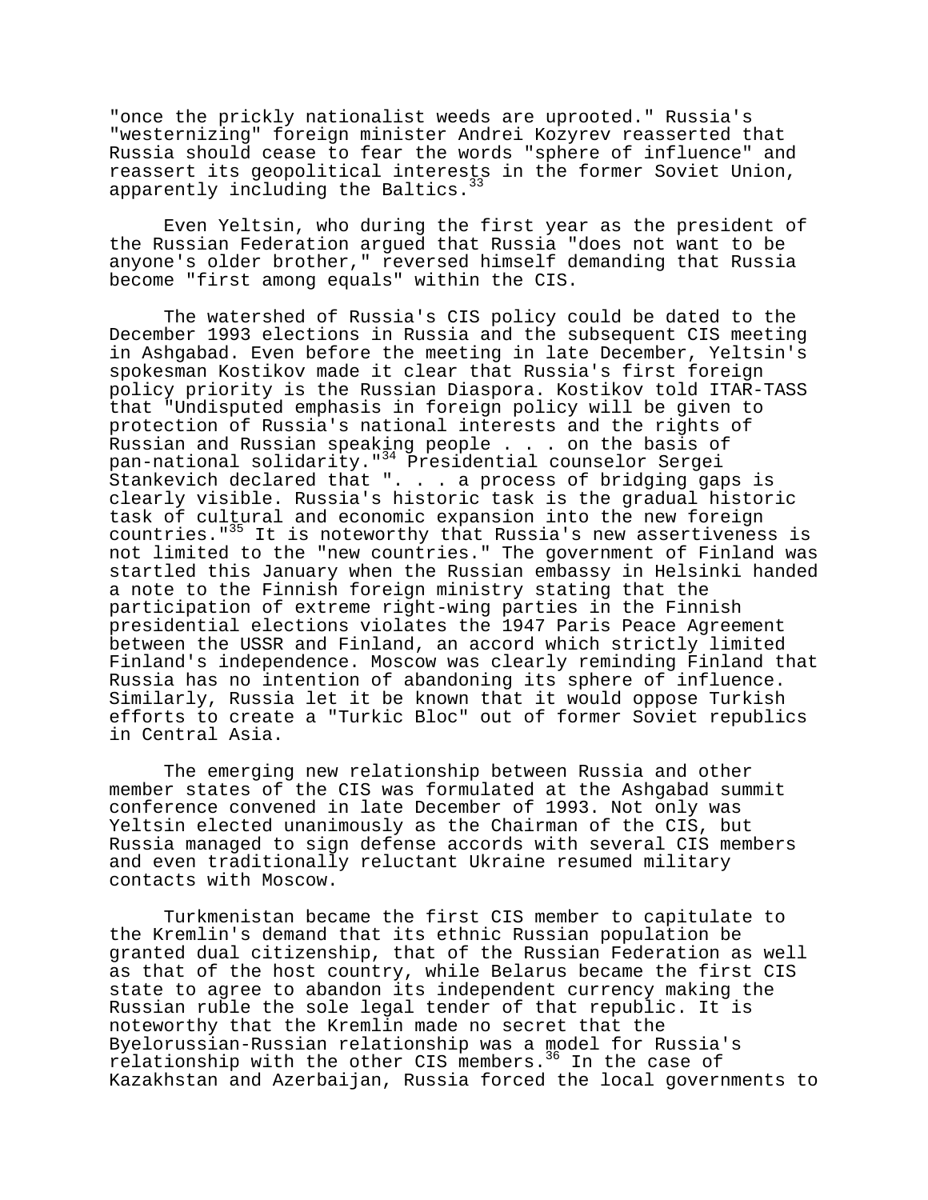"once the prickly nationalist weeds are uprooted." Russia's "westernizing" foreign minister Andrei Kozyrev reasserted that Russia should cease to fear the words "sphere of influence" and reassert its geopolitical interests in the former Soviet Union, apparently including the Baltics.[33]

Even Yeltsin, who during the first year as the president of the Russian Federation argued that Russia "does not want to be anyone's older brother," reversed himself demanding that Russia become "first among equals" within the CIS.

The watershed of Russia's CIS policy could be dated to the December 1993 elections in Russia and the subsequent CIS meeting in Ashgabad. Even before the meeting in late December, Yeltsin's spokesman Kostikov made it clear that Russia's first foreign policy priority is the Russian Diaspora. Kostikov told ITAR-TASS that "Undisputed emphasis in foreign policy will be given to protection of Russia's national interests and the rights of Russian and Russian speaking people . . . on the basis of pan-national solidarity."[34] Presidential counselor Sergei Stankevich declared that ". . . a process of bridging gaps is clearly visible. Russia's historic task is the gradual historic task of cultural and economic expansion into the new foreign countries."[35] It is noteworthy that Russia's new assertiveness is not limited to the "new countries." The government of Finland was startled this January when the Russian embassy in Helsinki handed a note to the Finnish foreign ministry stating that the participation of extreme right-wing parties in the Finnish presidential elections violates the 1947 Paris Peace Agreement between the USSR and Finland, an accord which strictly limited Finland's independence. Moscow was clearly reminding Finland that Russia has no intention of abandoning its sphere of influence. Similarly, Russia let it be known that it would oppose Turkish efforts to create a "Turkic Bloc" out of former Soviet republics in Central Asia.

The emerging new relationship between Russia and other member states of the CIS was formulated at the Ashgabad summit conference convened in late December of 1993. Not only was Yeltsin elected unanimously as the Chairman of the CIS, but Russia managed to sign defense accords with several CIS members and even traditionally reluctant Ukraine resumed military contacts with Moscow.

Turkmenistan became the first CIS member to capitulate to the Kremlin's demand that its ethnic Russian population be granted dual citizenship, that of the Russian Federation as well as that of the host country, while Belarus became the first CIS state to agree to abandon its independent currency making the Russian ruble the sole legal tender of that republic. It is noteworthy that the Kremlin made no secret that the Byelorussian-Russian relationship was a model for Russia's relationship with the other CIS members.[36] In the case of Kazakhstan and Azerbaijan, Russia forced the local governments to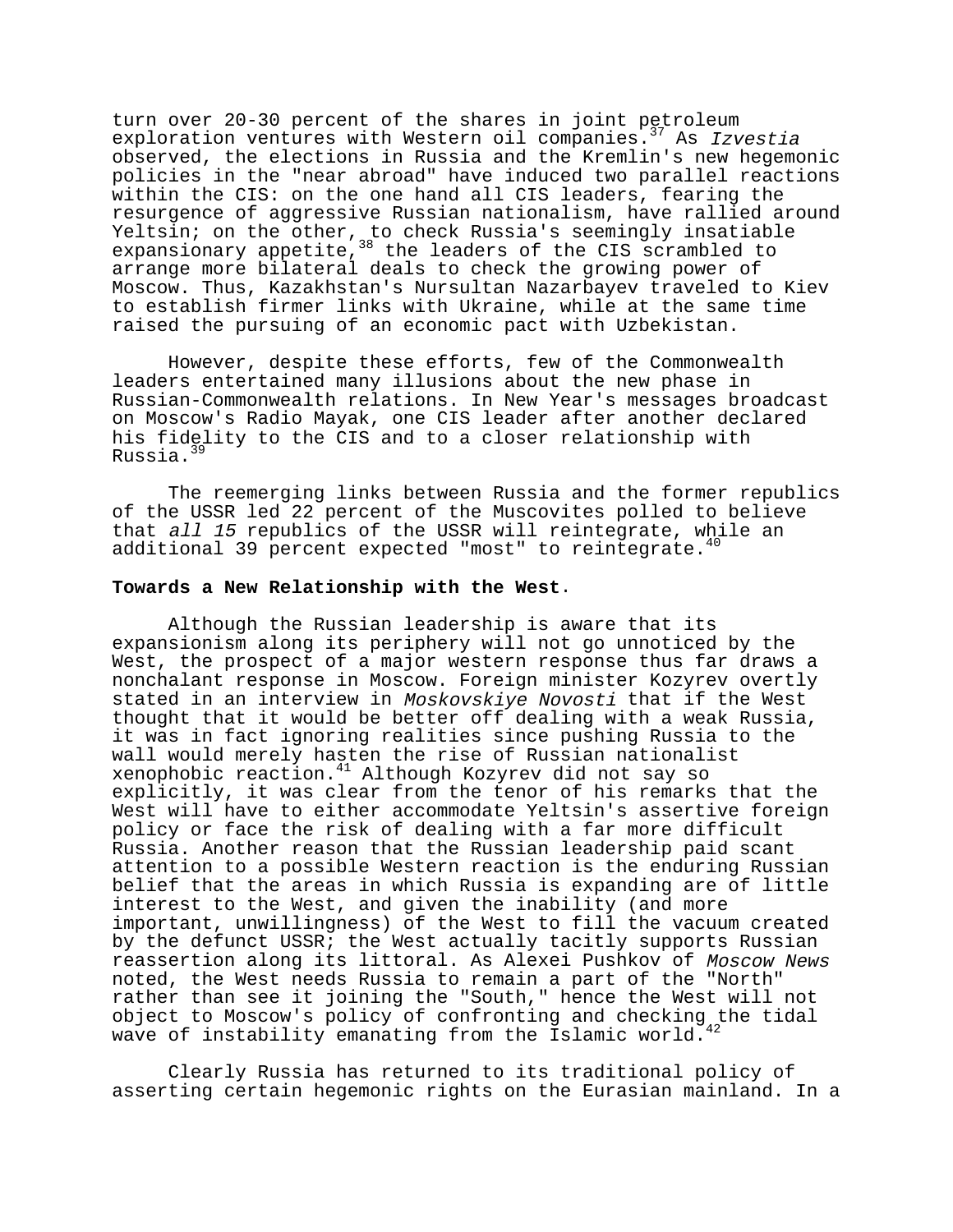turn over 20-30 percent of the shares in joint petroleum exploration ventures with Western oil companies.[37] As *Izvestia* observed, the elections in Russia and the Kremlin's new hegemonic policies in the "near abroad" have induced two parallel reactions within the CIS: on the one hand all CIS leaders, fearing the resurgence of aggressive Russian nationalism, have rallied around Yeltsin; on the other, to check Russia's seemingly insatiable expansionary appetite,[38] the leaders of the CIS scrambled to arrange more bilateral deals to check the growing power of Moscow. Thus, Kazakhstan's Nursultan Nazarbayev traveled to Kiev to establish firmer links with Ukraine, while at the same time raised the pursuing of an economic pact with Uzbekistan.

However, despite these efforts, few of the Commonwealth leaders entertained many illusions about the new phase in Russian-Commonwealth relations. In New Year's messages broadcast on Moscow's Radio Mayak, one CIS leader after another declared his fidelity to the CIS and to a closer relationship with Russia.[39]

The reemerging links between Russia and the former republics of the USSR led 22 percent of the Muscovites polled to believe that *all 15* republics of the USSR will reintegrate, while an additional 39 percent expected "most" to reintegrate.[40]

**Towards a New Relationship with the West.**

Although the Russian leadership is aware that its expansionism along its periphery will not go unnoticed by the West, the prospect of a major western response thus far draws a nonchalant response in Moscow. Foreign minister Kozyrev overtly stated in an interview in *Moskovskiye Novosti* that if the West thought that it would be better off dealing with a weak Russia, it was in fact ignoring realities since pushing Russia to the wall would merely hasten the rise of Russian nationalist xenophobic reaction.[41] Although Kozyrev did not say so explicitly, it was clear from the tenor of his remarks that the West will have to either accommodate Yeltsin's assertive foreign policy or face the risk of dealing with a far more difficult Russia. Another reason that the Russian leadership paid scant attention to a possible Western reaction is the enduring Russian belief that the areas in which Russia is expanding are of little interest to the West, and given the inability (and more important, unwillingness) of the West to fill the vacuum created by the defunct USSR; the West actually tacitly supports Russian reassertion along its littoral. As Alexei Pushkov of *Moscow News* noted, the West needs Russia to remain a part of the "North" rather than see it joining the "South," hence the West will not object to Moscow's policy of confronting and checking the tidal wave of instability emanating from the Islamic world.[42]

Clearly Russia has returned to its traditional policy of asserting certain hegemonic rights on the Eurasian mainland. In a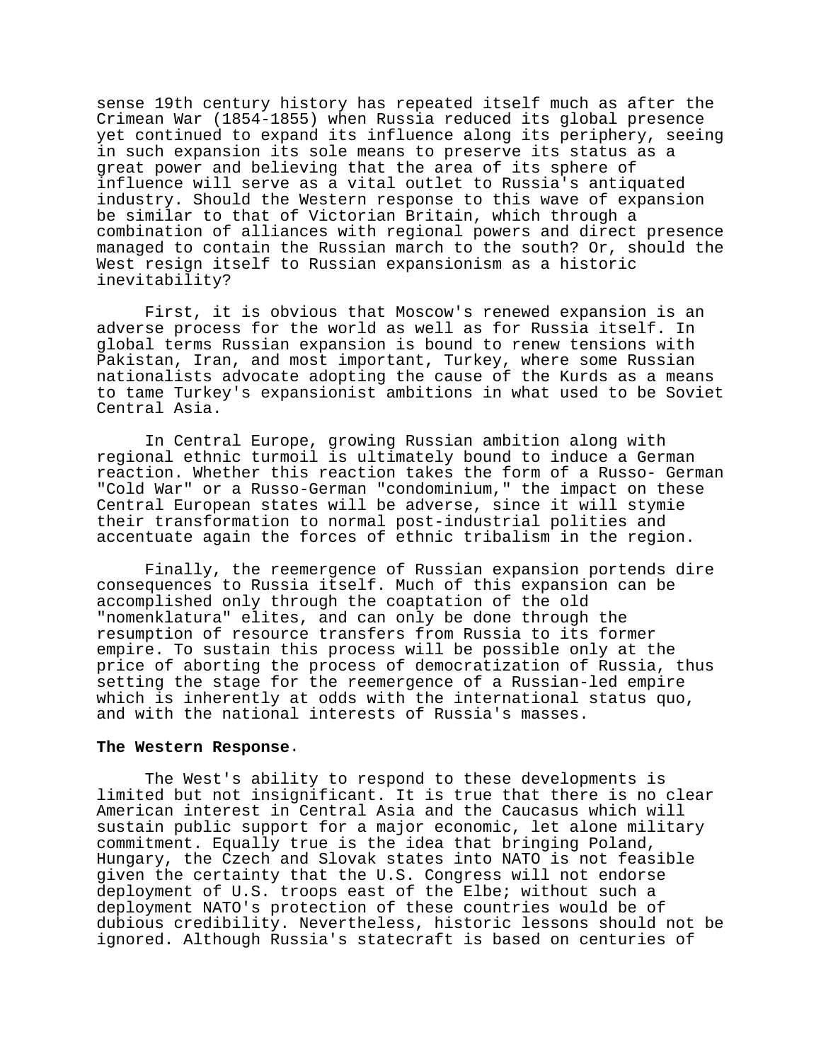sense 19th century history has repeated itself much as after the Crimean War (1854-1855) when Russia reduced its global presence yet continued to expand its influence along its periphery, seeing in such expansion its sole means to preserve its status as a great power and believing that the area of its sphere of influence will serve as a vital outlet to Russia's antiquated industry. Should the Western response to this wave of expansion be similar to that of Victorian Britain, which through a combination of alliances with regional powers and direct presence managed to contain the Russian march to the south? Or, should the West resign itself to Russian expansionism as a historic inevitability?

First, it is obvious that Moscow's renewed expansion is an adverse process for the world as well as for Russia itself. In global terms Russian expansion is bound to renew tensions with Pakistan, Iran, and most important, Turkey, where some Russian nationalists advocate adopting the cause of the Kurds as a means to tame Turkey's expansionist ambitions in what used to be Soviet Central Asia.

In Central Europe, growing Russian ambition along with regional ethnic turmoil is ultimately bound to induce a German reaction. Whether this reaction takes the form of a Russo- German "Cold War" or a Russo-German "condominium," the impact on these Central European states will be adverse, since it will stymie their transformation to normal post-industrial polities and accentuate again the forces of ethnic tribalism in the region.

Finally, the reemergence of Russian expansion portends dire consequences to Russia itself. Much of this expansion can be accomplished only through the coaptation of the old "nomenklatura" elites, and can only be done through the resumption of resource transfers from Russia to its former empire. To sustain this process will be possible only at the price of aborting the process of democratization of Russia, thus setting the stage for the reemergence of a Russian-led empire which is inherently at odds with the international status quo, and with the national interests of Russia's masses.

**The Western Response**.

The West's ability to respond to these developments is limited but not insignificant. It is true that there is no clear American interest in Central Asia and the Caucasus which will sustain public support for a major economic, let alone military commitment. Equally true is the idea that bringing Poland, Hungary, the Czech and Slovak states into NATO is not feasible given the certainty that the U.S. Congress will not endorse deployment of U.S. troops east of the Elbe; without such a deployment NATO's protection of these countries would be of dubious credibility. Nevertheless, historic lessons should not be ignored. Although Russia's statecraft is based on centuries of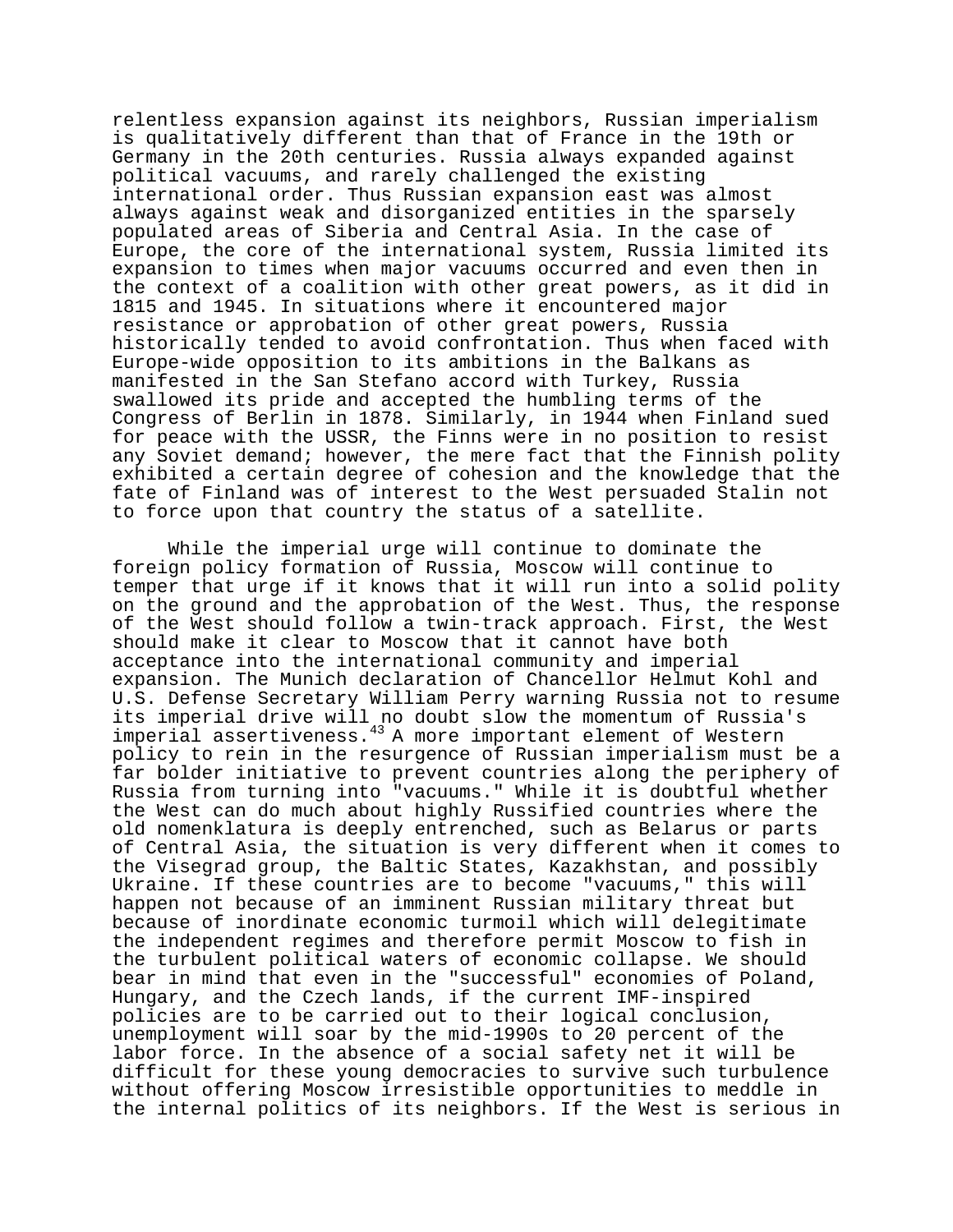relentless expansion against its neighbors, Russian imperialism is qualitatively different than that of France in the 19th or Germany in the 20th centuries. Russia always expanded against political vacuums, and rarely challenged the existing international order. Thus Russian expansion east was almost always against weak and disorganized entities in the sparsely populated areas of Siberia and Central Asia. In the case of Europe, the core of the international system, Russia limited its expansion to times when major vacuums occurred and even then in the context of a coalition with other great powers, as it did in 1815 and 1945. In situations where it encountered major resistance or approbation of other great powers, Russia historically tended to avoid confrontation. Thus when faced with Europe-wide opposition to its ambitions in the Balkans as manifested in the San Stefano accord with Turkey, Russia swallowed its pride and accepted the humbling terms of the Congress of Berlin in 1878. Similarly, in 1944 when Finland sued for peace with the USSR, the Finns were in no position to resist any Soviet demand; however, the mere fact that the Finnish polity exhibited a certain degree of cohesion and the knowledge that the fate of Finland was of interest to the West persuaded Stalin not to force upon that country the status of a satellite.

While the imperial urge will continue to dominate the foreign policy formation of Russia, Moscow will continue to temper that urge if it knows that it will run into a solid polity on the ground and the approbation of the West. Thus, the response of the West should follow a twin-track approach. First, the West should make it clear to Moscow that it cannot have both acceptance into the international community and imperial expansion. The Munich declaration of Chancellor Helmut Kohl and U.S. Defense Secretary William Perry warning Russia not to resume its imperial drive will no doubt slow the momentum of Russia's imperial assertiveness.[43] A more important element of Western policy to rein in the resurgence of Russian imperialism must be a far bolder initiative to prevent countries along the periphery of Russia from turning into "vacuums." While it is doubtful whether the West can do much about highly Russified countries where the old nomenklatura is deeply entrenched, such as Belarus or parts of Central Asia, the situation is very different when it comes to the Visegrad group, the Baltic States, Kazakhstan, and possibly Ukraine. If these countries are to become "vacuums," this will happen not because of an imminent Russian military threat but because of inordinate economic turmoil which will delegitimate the independent regimes and therefore permit Moscow to fish in the turbulent political waters of economic collapse. We should bear in mind that even in the "successful" economies of Poland, Hungary, and the Czech lands, if the current IMF-inspired policies are to be carried out to their logical conclusion, unemployment will soar by the mid-1990s to 20 percent of the labor force. In the absence of a social safety net it will be difficult for these young democracies to survive such turbulence without offering Moscow irresistible opportunities to meddle in the internal politics of its neighbors. If the West is serious in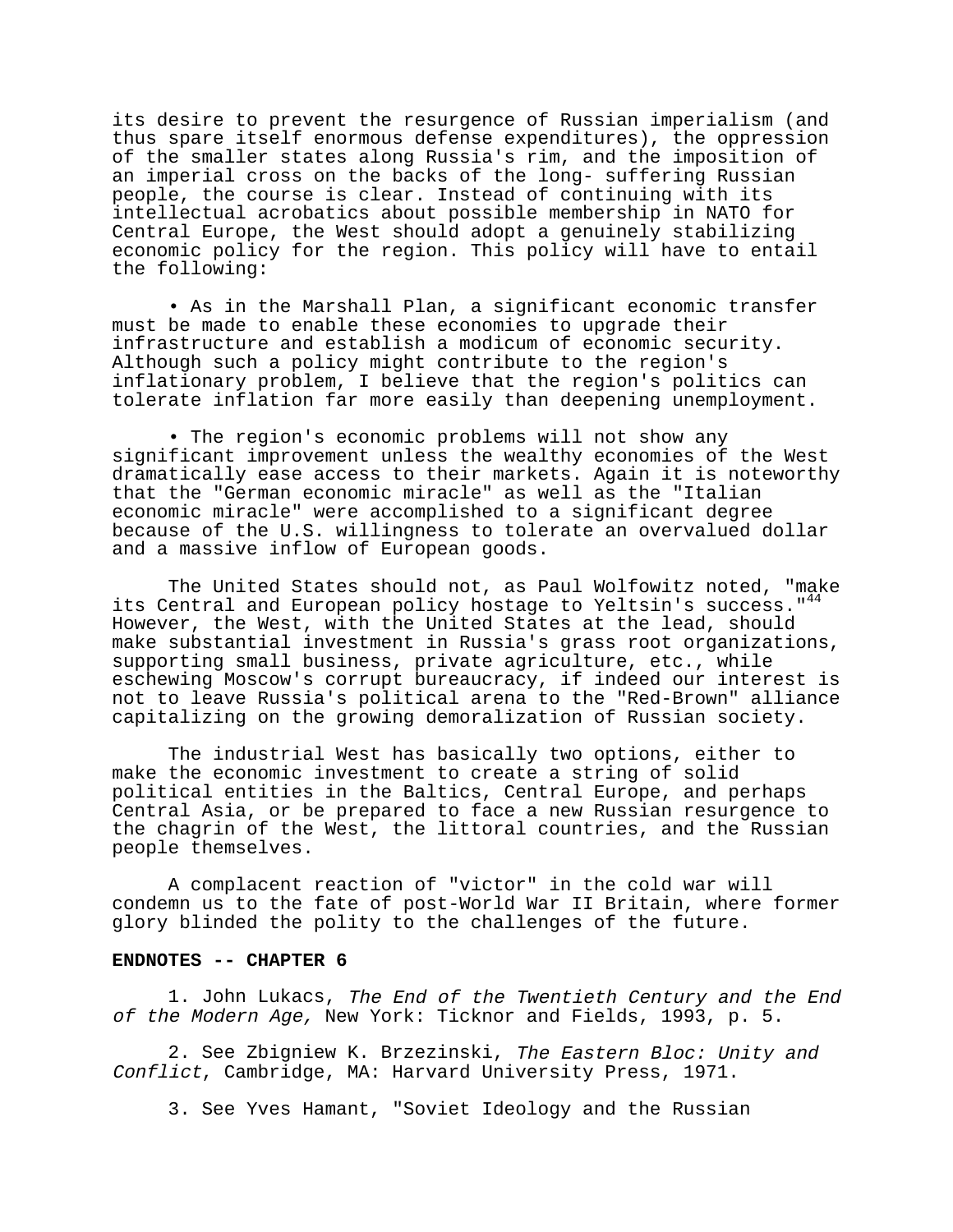its desire to prevent the resurgence of Russian imperialism (and thus spare itself enormous defense expenditures), the oppression of the smaller states along Russia's rim, and the imposition of an imperial cross on the backs of the long- suffering Russian people, the course is clear. Instead of continuing with its intellectual acrobatics about possible membership in NATO for Central Europe, the West should adopt a genuinely stabilizing economic policy for the region. This policy will have to entail the following:

- As in the Marshall Plan, a significant economic transfer must be made to enable these economies to upgrade their infrastructure and establish a modicum of economic security. Although such a policy might contribute to the region's inflationary problem, I believe that the region's politics can tolerate inflation far more easily than deepening unemployment.

- The region's economic problems will not show any significant improvement unless the wealthy economies of the West dramatically ease access to their markets. Again it is noteworthy that the "German economic miracle" as well as the "Italian economic miracle" were accomplished to a significant degree because of the U.S. willingness to tolerate an overvalued dollar and a massive inflow of European goods.

The United States should not, as Paul Wolfowitz noted, "make its Central and European policy hostage to Yeltsin's success."[44] However, the West, with the United States at the lead, should make substantial investment in Russia's grass root organizations, supporting small business, private agriculture, etc., while eschewing Moscow's corrupt bureaucracy, if indeed our interest is not to leave Russia's political arena to the "Red-Brown" alliance capitalizing on the growing demoralization of Russian society.

The industrial West has basically two options, either to make the economic investment to create a string of solid political entities in the Baltics, Central Europe, and perhaps Central Asia, or be prepared to face a new Russian resurgence to the chagrin of the West, the littoral countries, and the Russian people themselves.

A complacent reaction of "victor" in the cold war will condemn us to the fate of post-World War II Britain, where former glory blinded the polity to the challenges of the future.

**ENDNOTES -- CHAPTER 6**

1. John Lukacs, *The End of the Twentieth Century and the End of the Modern Age,* New York: Ticknor and Fields, 1993, p. 5.

2. See Zbigniew K. Brzezinski, *The Eastern Bloc: Unity and Conflict*, Cambridge, MA: Harvard University Press, 1971.

3. See Yves Hamant, "Soviet Ideology and the Russian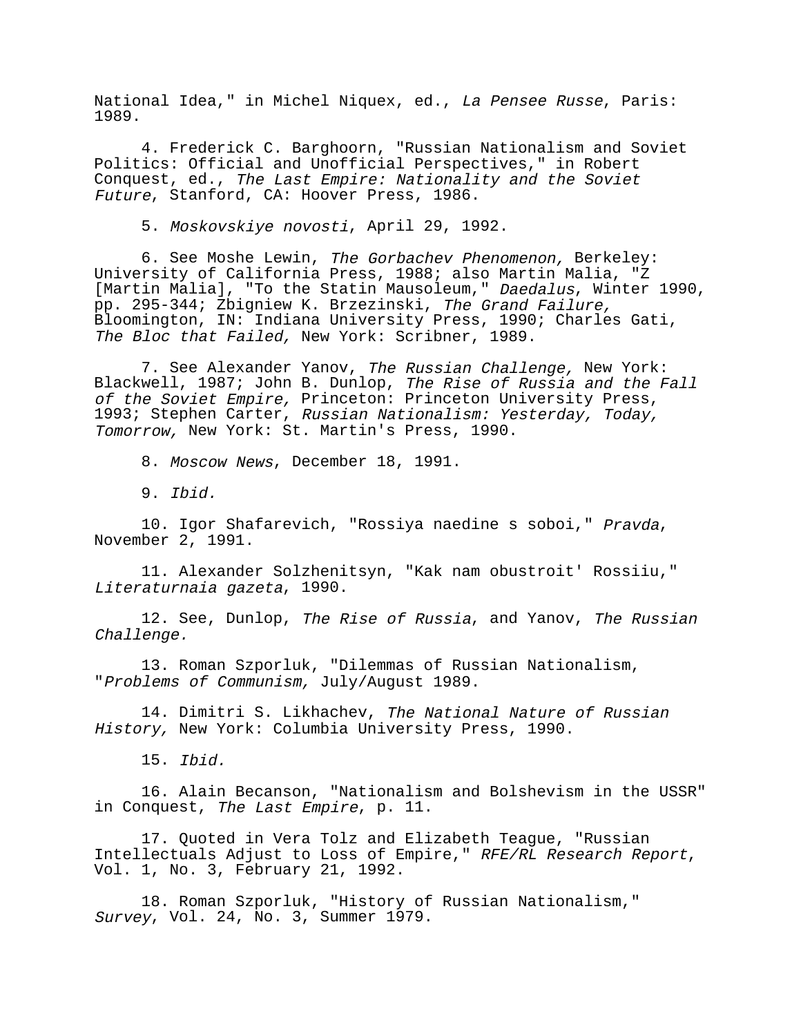National Idea," in Michel Niquex, ed., *La Pensee Russe*, Paris: 1989.

4. Frederick C. Barghoorn, "Russian Nationalism and Soviet Politics: Official and Unofficial Perspectives," in Robert Conquest, ed., *The Last Empire: Nationality and the Soviet Future*, Stanford, CA: Hoover Press, 1986.

5. *Moskovskiye novosti*, April 29, 1992.

6. See Moshe Lewin, *The Gorbachev Phenomenon,* Berkeley: University of California Press, 1988; also Martin Malia, "Z [Martin Malia], "To the Statin Mausoleum," *Daedalus*, Winter 1990, pp. 295-344; Zbigniew K. Brzezinski, *The Grand Failure,* Bloomington, IN: Indiana University Press, 1990; Charles Gati, *The Bloc that Failed,* New York: Scribner, 1989.

7. See Alexander Yanov, *The Russian Challenge,* New York: Blackwell, 1987; John B. Dunlop, *The Rise of Russia and the Fall of the Soviet Empire,* Princeton: Princeton University Press, 1993; Stephen Carter, *Russian Nationalism: Yesterday, Today, Tomorrow,* New York: St. Martin's Press, 1990.

8. *Moscow News*, December 18, 1991.

9. *Ibid.*

10. Igor Shafarevich, "Rossiya naedine s soboi," *Pravda*, November 2, 1991.

11. Alexander Solzhenitsyn, "Kak nam obustroit' Rossiiu," *Literaturnaia gazeta*, 1990.

12. See, Dunlop, *The Rise of Russia*, and Yanov, *The Russian Challenge.*

13. Roman Szporluk, "Dilemmas of Russian Nationalism, "*Problems of Communism,* July/August 1989.

14. Dimitri S. Likhachev, *The National Nature of Russian History,* New York: Columbia University Press, 1990.

15. *Ibid.*

16. Alain Becanson, "Nationalism and Bolshevism in the USSR" in Conquest, *The Last Empire*, p. 11.

17. Quoted in Vera Tolz and Elizabeth Teague, "Russian Intellectuals Adjust to Loss of Empire," *RFE/RL Research Report*, Vol. 1, No. 3, February 21, 1992.

18. Roman Szporluk, "History of Russian Nationalism," *Survey*, Vol. 24, No. 3, Summer 1979.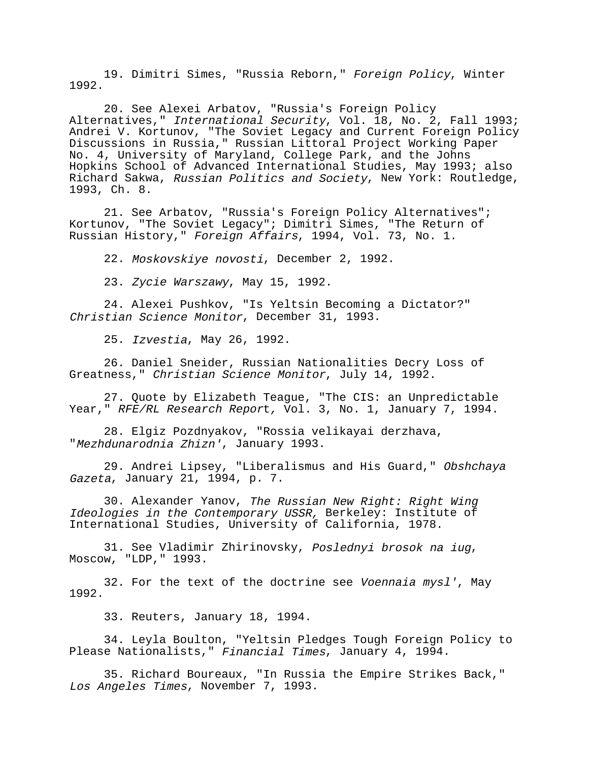19. Dimitri Simes, "Russia Reborn," *Foreign Policy*, Winter 1992.

20. See Alexei Arbatov, "Russia's Foreign Policy Alternatives," *International Security*, Vol. 18, No. 2, Fall 1993; Andrei V. Kortunov, "The Soviet Legacy and Current Foreign Policy Discussions in Russia," Russian Littoral Project Working Paper No. 4, University of Maryland, College Park, and the Johns Hopkins School of Advanced International Studies, May 1993; also Richard Sakwa, *Russian Politics and Society*, New York: Routledge, 1993, Ch. 8.

21. See Arbatov, "Russia's Foreign Policy Alternatives"; Kortunov, "The Soviet Legacy"; Dimitri Simes, "The Return of Russian History," *Foreign Affairs*, 1994, Vol. 73, No. 1.

22. *Moskovskiye novosti*, December 2, 1992.

23. *Zycie Warszawy*, May 15, 1992.

24. Alexei Pushkov, "Is Yeltsin Becoming a Dictator?" *Christian Science Monitor*, December 31, 1993.

25. *Izvestia*, May 26, 1992.

26. Daniel Sneider, Russian Nationalities Decry Loss of Greatness," *Christian Science Monitor*, July 14, 1992.

27. Quote by Elizabeth Teague, "The CIS: an Unpredictable Year," *RFE/RL Research Report,* Vol. 3, No. 1, January 7, 1994.

28. Elgiz Pozdnyakov, "Rossia velikayai derzhava, "*Mezhdunarodnia Zhizn'*, January 1993.

29. Andrei Lipsey, "Liberalismus and His Guard," *Obshchaya Gazeta*, January 21, 1994, p. 7.

30. Alexander Yanov, *The Russian New Right: Right Wing Ideologies in the Contemporary USSR,* Berkeley: Institute of International Studies, University of California, 1978.

31. See Vladimir Zhirinovsky, *Poslednyi brosok na iug*, Moscow, "LDP," 1993.

32. For the text of the doctrine see *Voennaia mysl'*, May 1992.

33. Reuters, January 18, 1994.

34. Leyla Boulton, "Yeltsin Pledges Tough Foreign Policy to Please Nationalists," *Financial Times*, January 4, 1994.

35. Richard Boureaux, "In Russia the Empire Strikes Back," *Los Angeles Times*, November 7, 1993.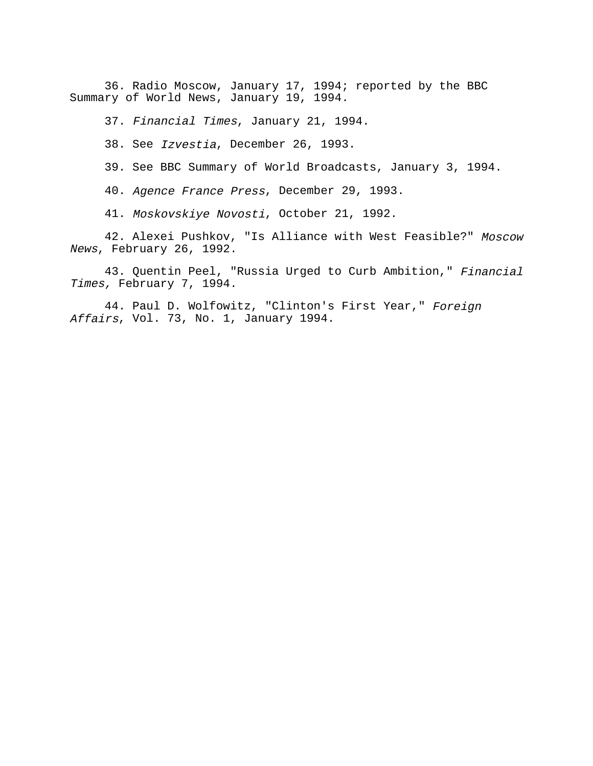36. Radio Moscow, January 17, 1994; reported by the BBC Summary of World News, January 19, 1994.

37. *Financial Times*, January 21, 1994.

38. See *Izvestia*, December 26, 1993.

39. See BBC Summary of World Broadcasts, January 3, 1994.

40. *Agence France Press*, December 29, 1993.

41. *Moskovskiye Novosti*, October 21, 1992.

42. Alexei Pushkov, "Is Alliance with West Feasible?" *Moscow News*, February 26, 1992.

43. Quentin Peel, "Russia Urged to Curb Ambition," *Financial Times,* February 7, 1994.

44. Paul D. Wolfowitz, "Clinton's First Year," *Foreign Affairs*, Vol. 73, No. 1, January 1994.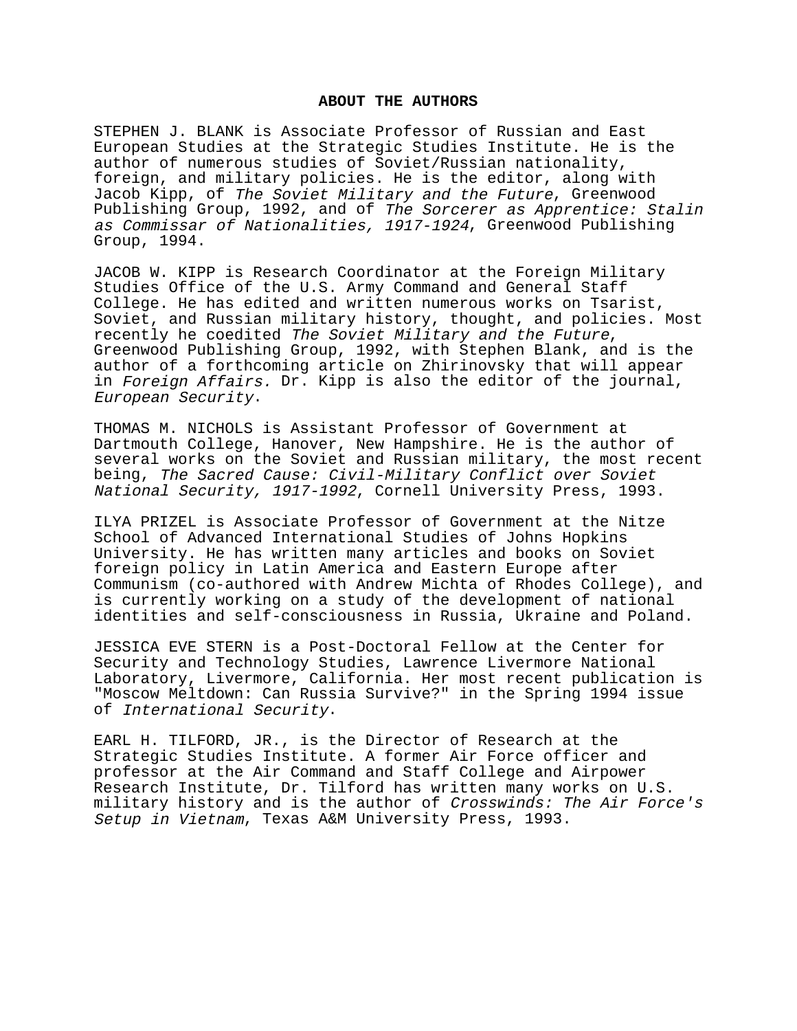## ABOUT THE AUTHORS

STEPHEN J. BLANK is Associate Professor of Russian and East European Studies at the Strategic Studies Institute. He is the author of numerous studies of Soviet/Russian nationality, foreign, and military policies. He is the editor, along with Jacob Kipp, of *The Soviet Military and the Future*, Greenwood Publishing Group, 1992, and of *The Sorcerer as Apprentice: Stalin as Commissar of Nationalities, 1917-1924*, Greenwood Publishing Group, 1994.

JACOB W. KIPP is Research Coordinator at the Foreign Military Studies Office of the U.S. Army Command and General Staff College. He has edited and written numerous works on Tsarist, Soviet, and Russian military history, thought, and policies. Most recently he coedited *The Soviet Military and the Future*, Greenwood Publishing Group, 1992, with Stephen Blank, and is the author of a forthcoming article on Zhirinovsky that will appear in *Foreign Affairs.* Dr. Kipp is also the editor of the journal, *European Security*.

THOMAS M. NICHOLS is Assistant Professor of Government at Dartmouth College, Hanover, New Hampshire. He is the author of several works on the Soviet and Russian military, the most recent being, *The Sacred Cause: Civil-Military Conflict over Soviet National Security, 1917-1992*, Cornell University Press, 1993.

ILYA PRIZEL is Associate Professor of Government at the Nitze School of Advanced International Studies of Johns Hopkins University. He has written many articles and books on Soviet foreign policy in Latin America and Eastern Europe after Communism (co-authored with Andrew Michta of Rhodes College), and is currently working on a study of the development of national identities and self-consciousness in Russia, Ukraine and Poland.

JESSICA EVE STERN is a Post-Doctoral Fellow at the Center for Security and Technology Studies, Lawrence Livermore National Laboratory, Livermore, California. Her most recent publication is "Moscow Meltdown: Can Russia Survive?" in the Spring 1994 issue of *International Security*.

EARL H. TILFORD, JR., is the Director of Research at the Strategic Studies Institute. A former Air Force officer and professor at the Air Command and Staff College and Airpower Research Institute, Dr. Tilford has written many works on U.S. military history and is the author of *Crosswinds: The Air Force's Setup in Vietnam*, Texas A&M University Press, 1993.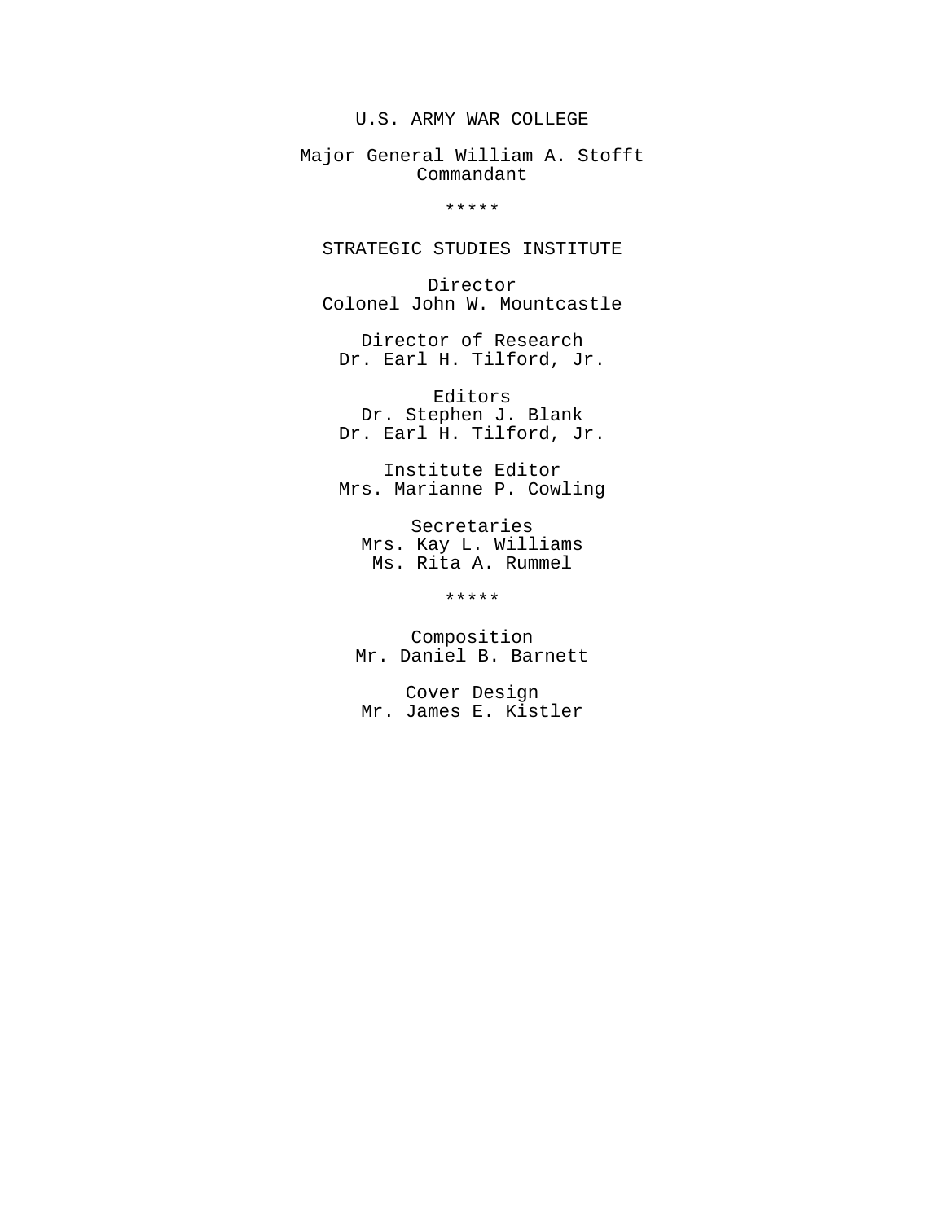U.S. ARMY WAR COLLEGE

Major General William A. Stofft
Commandant

*****

STRATEGIC STUDIES INSTITUTE

Director
Colonel John W. Mountcastle

Director of Research
Dr. Earl H. Tilford, Jr.

Editors
Dr. Stephen J. Blank
Dr. Earl H. Tilford, Jr.

Institute Editor
Mrs. Marianne P. Cowling

Secretaries
Mrs. Kay L. Williams
Ms. Rita A. Rummel

*****

Composition
Mr. Daniel B. Barnett

Cover Design
Mr. James E. Kistler